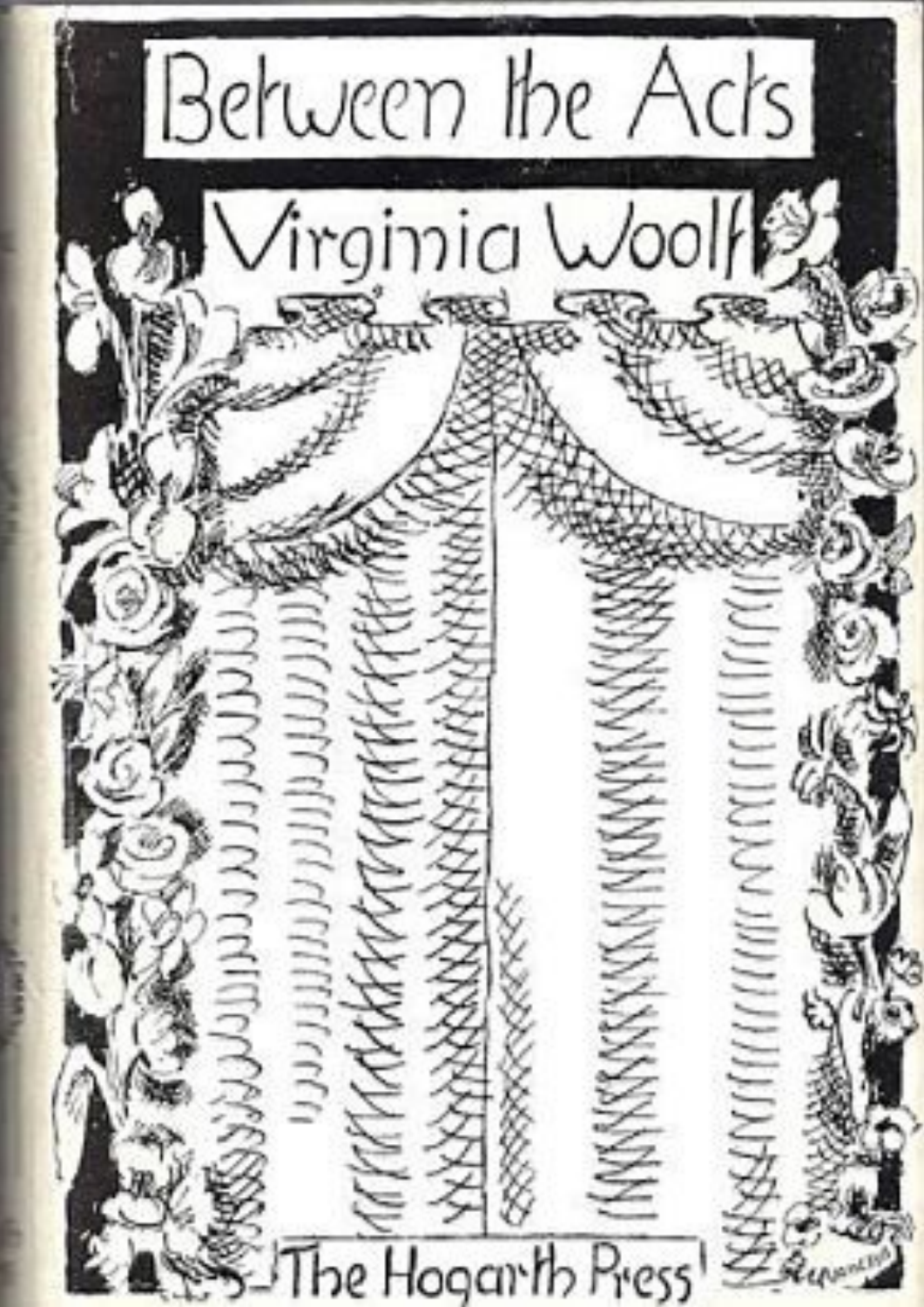# Between the Acts

## Virginia Woolf

The Hogarth Press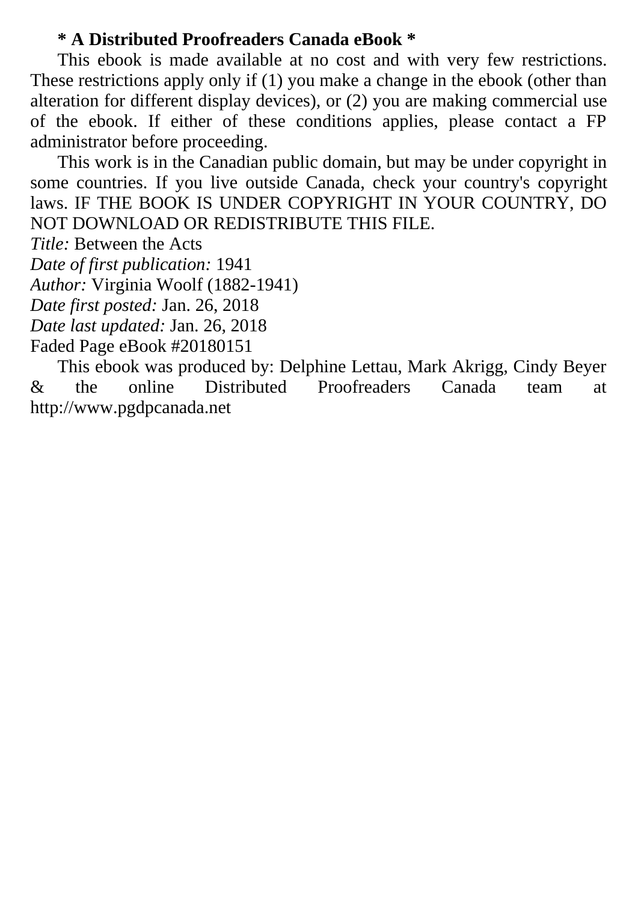**\* A Distributed Proofreaders Canada eBook \***

This ebook is made available at no cost and with very few restrictions. These restrictions apply only if (1) you make a change in the ebook (other than alteration for different display devices), or (2) you are making commercial use of the ebook. If either of these conditions applies, please contact a FP administrator before proceeding.

This work is in the Canadian public domain, but may be under copyright in some countries. If you live outside Canada, check your country's copyright laws. IF THE BOOK IS UNDER COPYRIGHT IN YOUR COUNTRY, DO NOT DOWNLOAD OR REDISTRIBUTE THIS FILE.

*Title:* Between the Acts  
*Date of first publication:* 1941  
*Author:* Virginia Woolf (1882-1941)  
*Date first posted:* Jan. 26, 2018  
*Date last updated:* Jan. 26, 2018  
Faded Page eBook #20180151

This ebook was produced by: Delphine Lettau, Mark Akrigg, Cindy Beyer & the online Distributed Proofreaders Canada team at http://www.pgdpcanada.net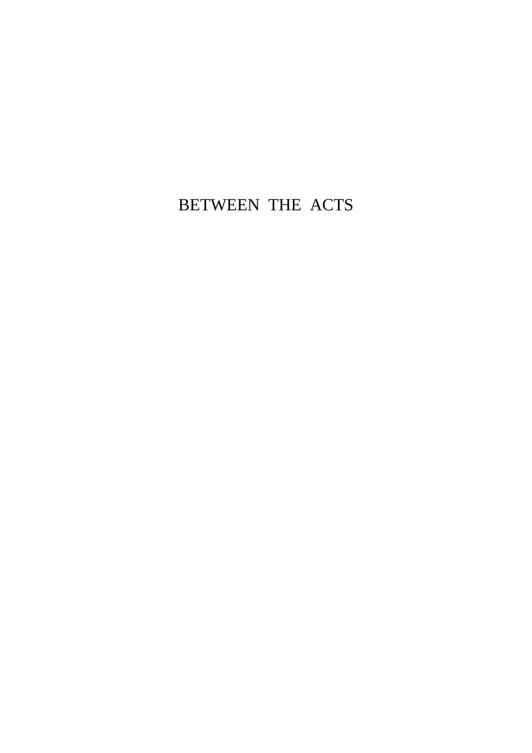# BETWEEN THE ACTS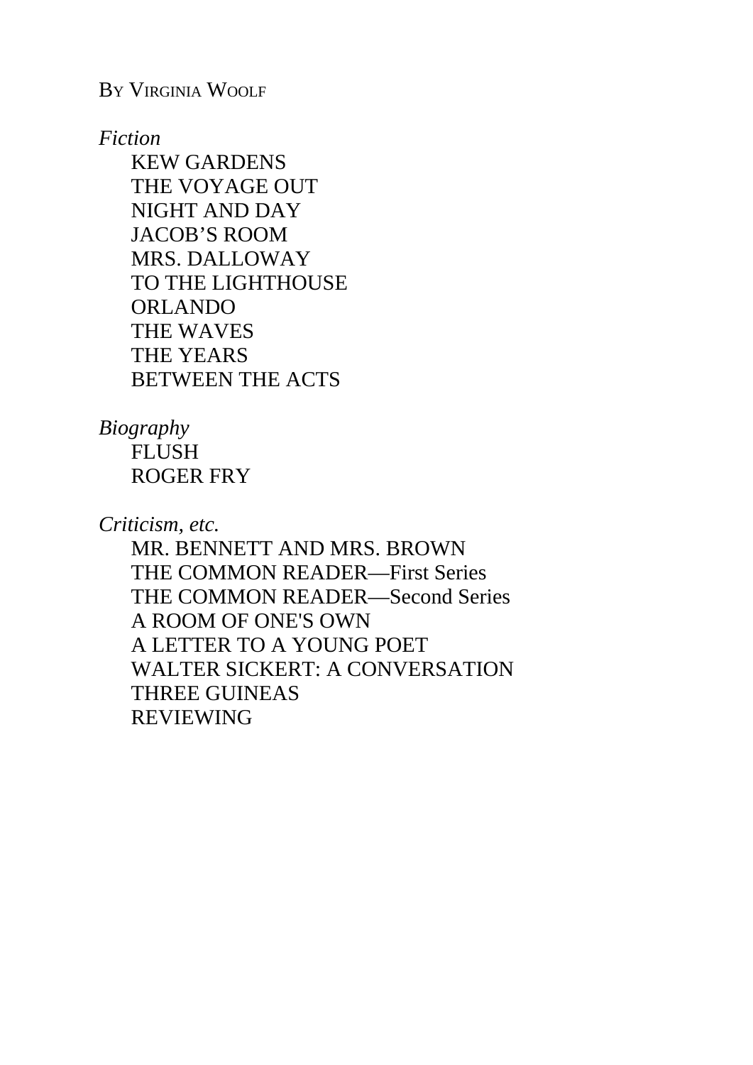BY VIRGINIA WOOLF

*Fiction*

KEW GARDENS
THE VOYAGE OUT
NIGHT AND DAY
JACOB’S ROOM
MRS. DALLOWAY
TO THE LIGHTHOUSE
ORLANDO
THE WAVES
THE YEARS
BETWEEN THE ACTS

*Biography*

FLUSH
ROGER FRY

*Criticism, etc.*

MR. BENNETT AND MRS. BROWN
THE COMMON READER—First Series
THE COMMON READER—Second Series
A ROOM OF ONE'S OWN
A LETTER TO A YOUNG POET
WALTER SICKERT: A CONVERSATION
THREE GUINEAS
REVIEWING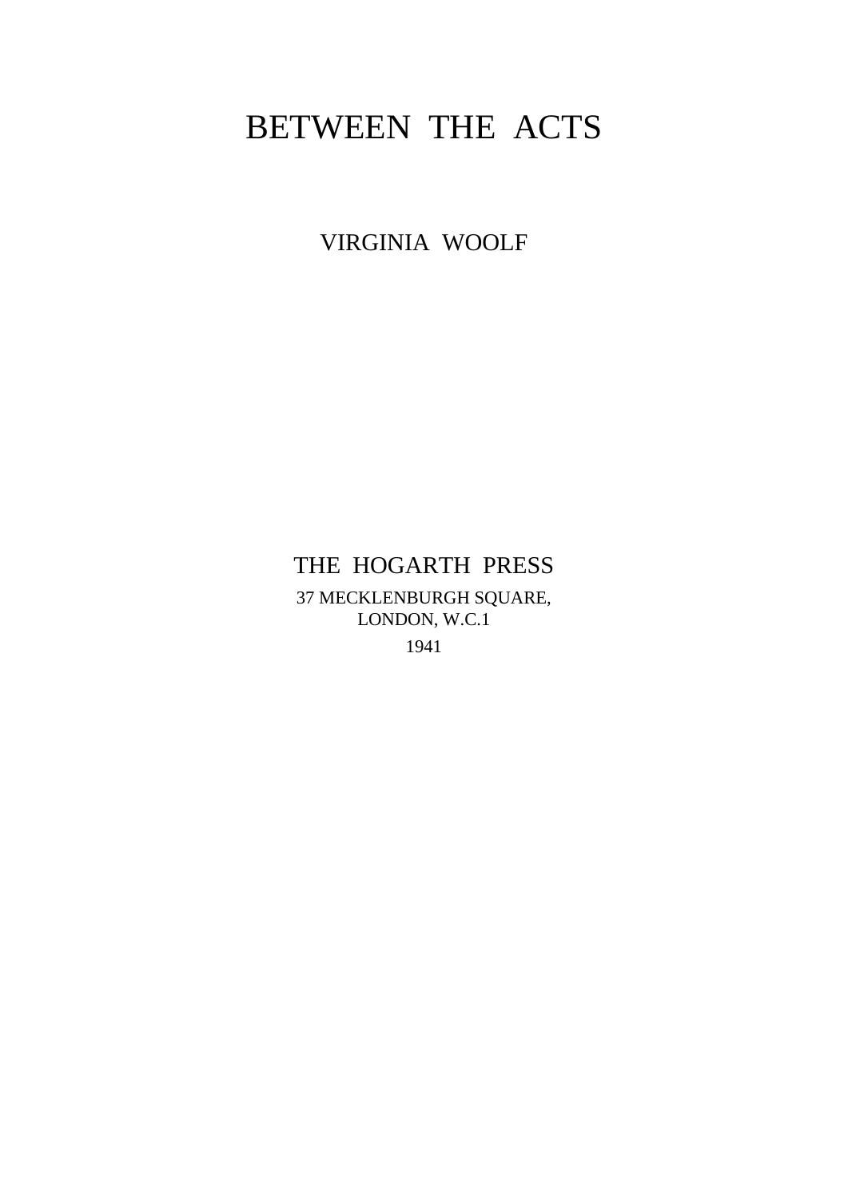# BETWEEN THE ACTS

VIRGINIA WOOLF

THE HOGARTH PRESS

37 MECKLENBURGH SQUARE,
LONDON, W.C.1

1941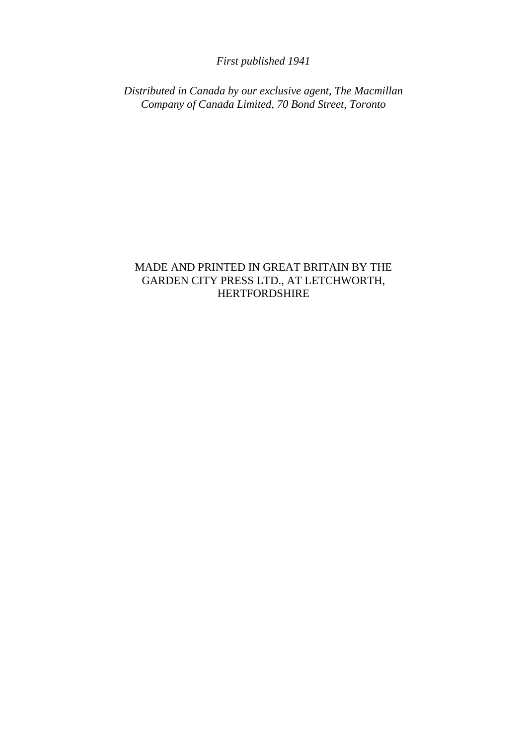*First published 1941*

*Distributed in Canada by our exclusive agent, The Macmillan Company of Canada Limited, 70 Bond Street, Toronto*

MADE AND PRINTED IN GREAT BRITAIN BY THE GARDEN CITY PRESS LTD., AT LETCHWORTH, HERTFORDSHIRE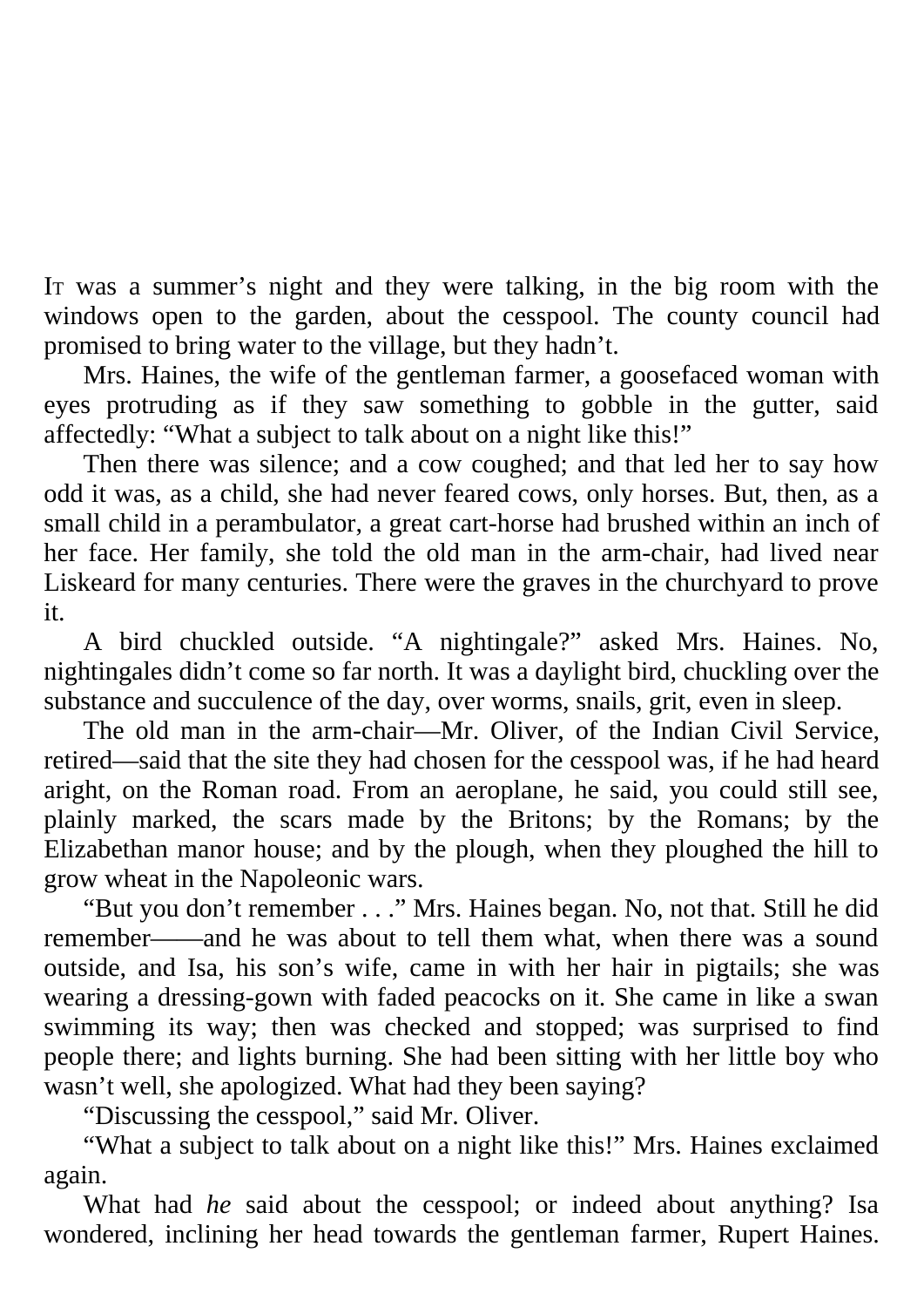It was a summer's night and they were talking, in the big room with the windows open to the garden, about the cesspool. The county council had promised to bring water to the village, but they hadn't.

Mrs. Haines, the wife of the gentleman farmer, a goosefaced woman with eyes protruding as if they saw something to gobble in the gutter, said affectedly: "What a subject to talk about on a night like this!"

Then there was silence; and a cow coughed; and that led her to say how odd it was, as a child, she had never feared cows, only horses. But, then, as a small child in a perambulator, a great cart-horse had brushed within an inch of her face. Her family, she told the old man in the arm-chair, had lived near Liskeard for many centuries. There were the graves in the churchyard to prove it.

A bird chuckled outside. "A nightingale?" asked Mrs. Haines. No, nightingales didn't come so far north. It was a daylight bird, chuckling over the substance and succulence of the day, over worms, snails, grit, even in sleep.

The old man in the arm-chair—Mr. Oliver, of the Indian Civil Service, retired—said that the site they had chosen for the cesspool was, if he had heard aright, on the Roman road. From an aeroplane, he said, you could still see, plainly marked, the scars made by the Britons; by the Romans; by the Elizabethan manor house; and by the plough, when they ploughed the hill to grow wheat in the Napoleonic wars.

"But you don't remember . . ." Mrs. Haines began. No, not that. Still he did remember——and he was about to tell them what, when there was a sound outside, and Isa, his son's wife, came in with her hair in pigtails; she was wearing a dressing-gown with faded peacocks on it. She came in like a swan swimming its way; then was checked and stopped; was surprised to find people there; and lights burning. She had been sitting with her little boy who wasn't well, she apologized. What had they been saying?

"Discussing the cesspool," said Mr. Oliver.

"What a subject to talk about on a night like this!" Mrs. Haines exclaimed again.

What had *he* said about the cesspool; or indeed about anything? Isa wondered, inclining her head towards the gentleman farmer, Rupert Haines.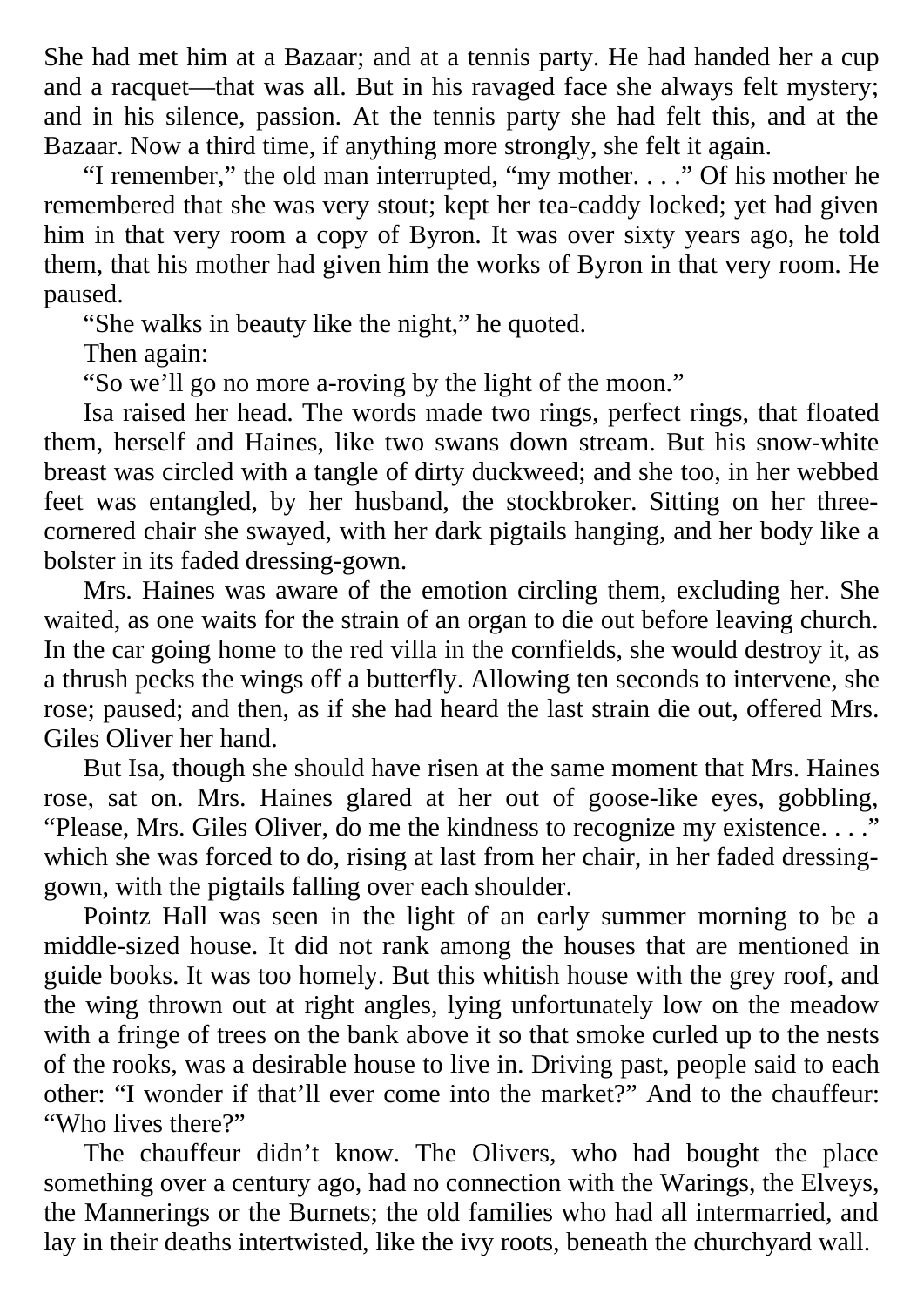She had met him at a Bazaar; and at a tennis party. He had handed her a cup and a racquet—that was all. But in his ravaged face she always felt mystery; and in his silence, passion. At the tennis party she had felt this, and at the Bazaar. Now a third time, if anything more strongly, she felt it again.

“I remember,” the old man interrupted, “my mother. . . .” Of his mother he remembered that she was very stout; kept her tea-caddy locked; yet had given him in that very room a copy of Byron. It was over sixty years ago, he told them, that his mother had given him the works of Byron in that very room. He paused.

“She walks in beauty like the night,” he quoted.

Then again:

“So we’ll go no more a-roving by the light of the moon.”

Isa raised her head. The words made two rings, perfect rings, that floated them, herself and Haines, like two swans down stream. But his snow-white breast was circled with a tangle of dirty duckweed; and she too, in her webbed feet was entangled, by her husband, the stockbroker. Sitting on her three-cornered chair she swayed, with her dark pigtails hanging, and her body like a bolster in its faded dressing-gown.

Mrs. Haines was aware of the emotion circling them, excluding her. She waited, as one waits for the strain of an organ to die out before leaving church. In the car going home to the red villa in the cornfields, she would destroy it, as a thrush pecks the wings off a butterfly. Allowing ten seconds to intervene, she rose; paused; and then, as if she had heard the last strain die out, offered Mrs. Giles Oliver her hand.

But Isa, though she should have risen at the same moment that Mrs. Haines rose, sat on. Mrs. Haines glared at her out of goose-like eyes, gobbling, “Please, Mrs. Giles Oliver, do me the kindness to recognize my existence. . . .” which she was forced to do, rising at last from her chair, in her faded dressing-gown, with the pigtails falling over each shoulder.

Pointz Hall was seen in the light of an early summer morning to be a middle-sized house. It did not rank among the houses that are mentioned in guide books. It was too homely. But this whitish house with the grey roof, and the wing thrown out at right angles, lying unfortunately low on the meadow with a fringe of trees on the bank above it so that smoke curled up to the nests of the rooks, was a desirable house to live in. Driving past, people said to each other: “I wonder if that’ll ever come into the market?” And to the chauffeur: “Who lives there?”

The chauffeur didn’t know. The Olivers, who had bought the place something over a century ago, had no connection with the Warings, the Elveys, the Mannerings or the Burnets; the old families who had all intermarried, and lay in their deaths intertwisted, like the ivy roots, beneath the churchyard wall.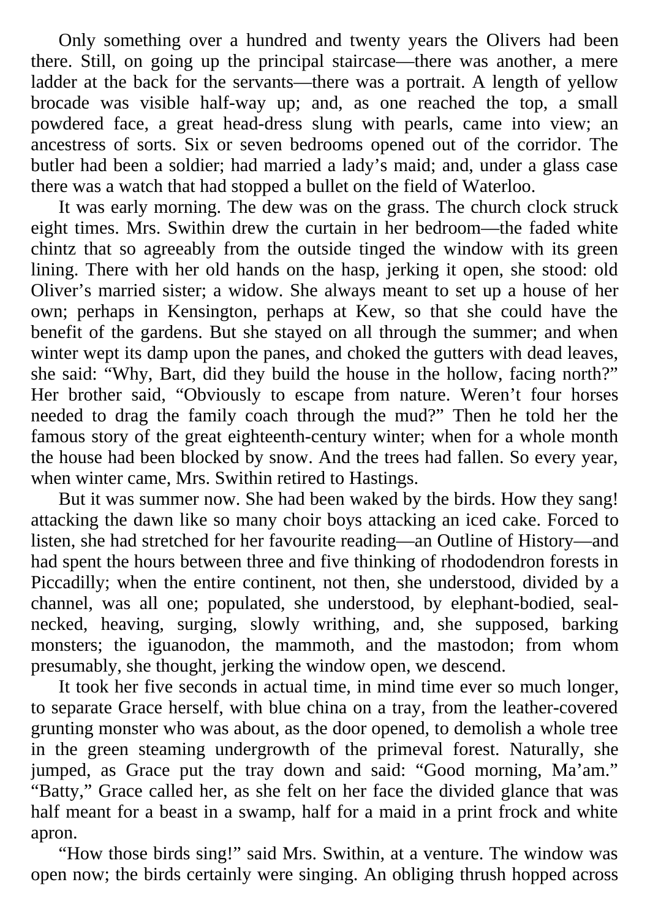Only something over a hundred and twenty years the Olivers had been there. Still, on going up the principal staircase—there was another, a mere ladder at the back for the servants—there was a portrait. A length of yellow brocade was visible half-way up; and, as one reached the top, a small powdered face, a great head-dress slung with pearls, came into view; an ancestress of sorts. Six or seven bedrooms opened out of the corridor. The butler had been a soldier; had married a lady's maid; and, under a glass case there was a watch that had stopped a bullet on the field of Waterloo.

It was early morning. The dew was on the grass. The church clock struck eight times. Mrs. Swithin drew the curtain in her bedroom—the faded white chintz that so agreeably from the outside tinged the window with its green lining. There with her old hands on the hasp, jerking it open, she stood: old Oliver's married sister; a widow. She always meant to set up a house of her own; perhaps in Kensington, perhaps at Kew, so that she could have the benefit of the gardens. But she stayed on all through the summer; and when winter wept its damp upon the panes, and choked the gutters with dead leaves, she said: "Why, Bart, did they build the house in the hollow, facing north?" Her brother said, "Obviously to escape from nature. Weren't four horses needed to drag the family coach through the mud?" Then he told her the famous story of the great eighteenth-century winter; when for a whole month the house had been blocked by snow. And the trees had fallen. So every year, when winter came, Mrs. Swithin retired to Hastings.

But it was summer now. She had been waked by the birds. How they sang! attacking the dawn like so many choir boys attacking an iced cake. Forced to listen, she had stretched for her favourite reading—an Outline of History—and had spent the hours between three and five thinking of rhododendron forests in Piccadilly; when the entire continent, not then, she understood, divided by a channel, was all one; populated, she understood, by elephant-bodied, seal-necked, heaving, surging, slowly writhing, and, she supposed, barking monsters; the iguanodon, the mammoth, and the mastodon; from whom presumably, she thought, jerking the window open, we descend.

It took her five seconds in actual time, in mind time ever so much longer, to separate Grace herself, with blue china on a tray, from the leather-covered grunting monster who was about, as the door opened, to demolish a whole tree in the green steaming undergrowth of the primeval forest. Naturally, she jumped, as Grace put the tray down and said: "Good morning, Ma'am." "Batty," Grace called her, as she felt on her face the divided glance that was half meant for a beast in a swamp, half for a maid in a print frock and white apron.

"How those birds sing!" said Mrs. Swithin, at a venture. The window was open now; the birds certainly were singing. An obliging thrush hopped across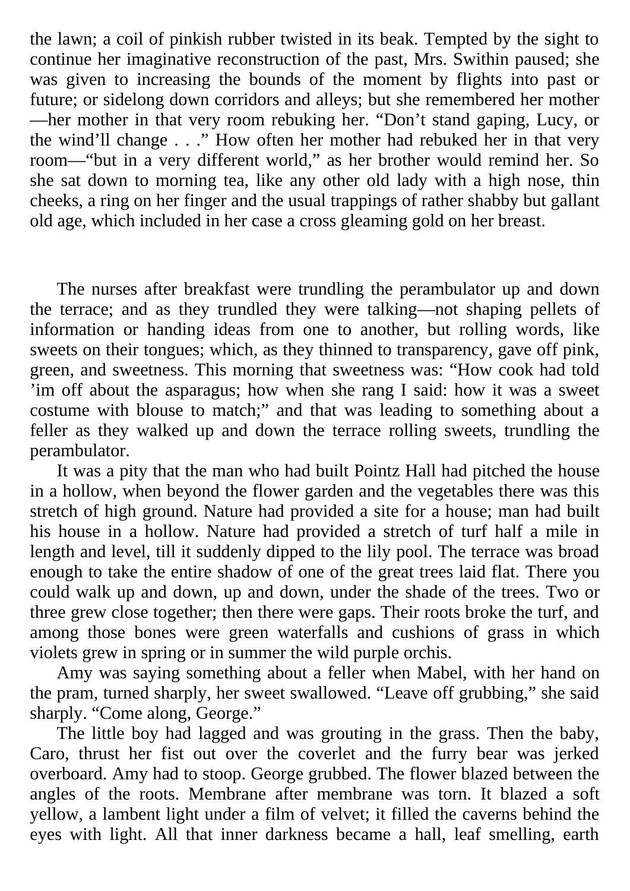the lawn; a coil of pinkish rubber twisted in its beak. Tempted by the sight to continue her imaginative reconstruction of the past, Mrs. Swithin paused; she was given to increasing the bounds of the moment by flights into past or future; or sidelong down corridors and alleys; but she remembered her mother—her mother in that very room rebuking her. "Don't stand gaping, Lucy, or the wind'll change . . ." How often her mother had rebuked her in that very room—"but in a very different world," as her brother would remind her. So she sat down to morning tea, like any other old lady with a high nose, thin cheeks, a ring on her finger and the usual trappings of rather shabby but gallant old age, which included in her case a cross gleaming gold on her breast.

The nurses after breakfast were trundling the perambulator up and down the terrace; and as they trundled they were talking—not shaping pellets of information or handing ideas from one to another, but rolling words, like sweets on their tongues; which, as they thinned to transparency, gave off pink, green, and sweetness. This morning that sweetness was: "How cook had told 'im off about the asparagus; how when she rang I said: how it was a sweet costume with blouse to match;" and that was leading to something about a feller as they walked up and down the terrace rolling sweets, trundling the perambulator.

It was a pity that the man who had built Pointz Hall had pitched the house in a hollow, when beyond the flower garden and the vegetables there was this stretch of high ground. Nature had provided a site for a house; man had built his house in a hollow. Nature had provided a stretch of turf half a mile in length and level, till it suddenly dipped to the lily pool. The terrace was broad enough to take the entire shadow of one of the great trees laid flat. There you could walk up and down, up and down, under the shade of the trees. Two or three grew close together; then there were gaps. Their roots broke the turf, and among those bones were green waterfalls and cushions of grass in which violets grew in spring or in summer the wild purple orchis.

Amy was saying something about a feller when Mabel, with her hand on the pram, turned sharply, her sweet swallowed. "Leave off grubbing," she said sharply. "Come along, George."

The little boy had lagged and was grouting in the grass. Then the baby, Caro, thrust her fist out over the coverlet and the furry bear was jerked overboard. Amy had to stoop. George grubbed. The flower blazed between the angles of the roots. Membrane after membrane was torn. It blazed a soft yellow, a lambent light under a film of velvet; it filled the caverns behind the eyes with light. All that inner darkness became a hall, leaf smelling, earth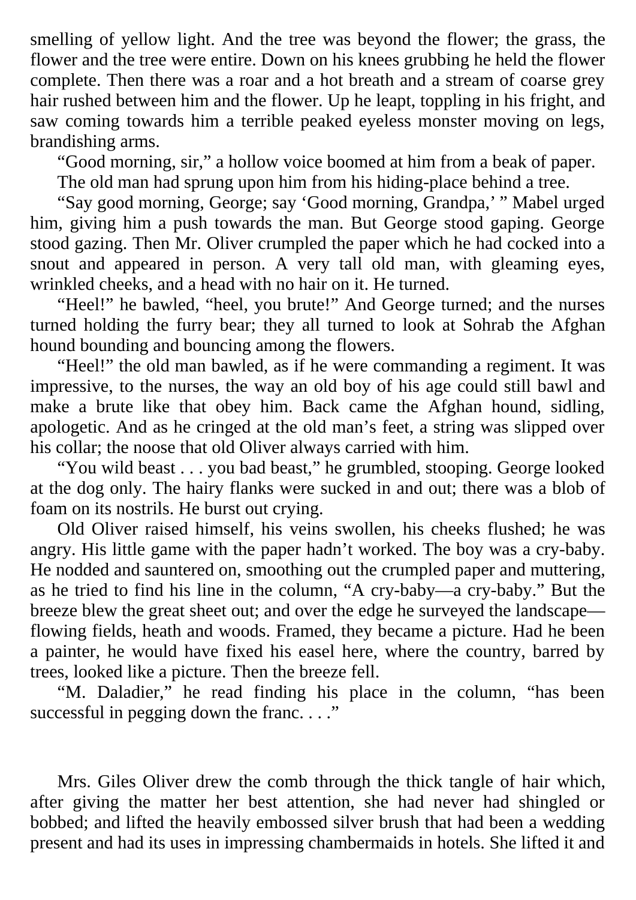smelling of yellow light. And the tree was beyond the flower; the grass, the flower and the tree were entire. Down on his knees grubbing he held the flower complete. Then there was a roar and a hot breath and a stream of coarse grey hair rushed between him and the flower. Up he leapt, toppling in his fright, and saw coming towards him a terrible peaked eyeless monster moving on legs, brandishing arms.

"Good morning, sir," a hollow voice boomed at him from a beak of paper.

The old man had sprung upon him from his hiding-place behind a tree.

"Say good morning, George; say 'Good morning, Grandpa,' " Mabel urged him, giving him a push towards the man. But George stood gaping. George stood gazing. Then Mr. Oliver crumpled the paper which he had cocked into a snout and appeared in person. A very tall old man, with gleaming eyes, wrinkled cheeks, and a head with no hair on it. He turned.

"Heel!" he bawled, "heel, you brute!" And George turned; and the nurses turned holding the furry bear; they all turned to look at Sohrab the Afghan hound bounding and bouncing among the flowers.

"Heel!" the old man bawled, as if he were commanding a regiment. It was impressive, to the nurses, the way an old boy of his age could still bawl and make a brute like that obey him. Back came the Afghan hound, sidling, apologetic. And as he cringed at the old man's feet, a string was slipped over his collar; the noose that old Oliver always carried with him.

"You wild beast . . . you bad beast," he grumbled, stooping. George looked at the dog only. The hairy flanks were sucked in and out; there was a blob of foam on its nostrils. He burst out crying.

Old Oliver raised himself, his veins swollen, his cheeks flushed; he was angry. His little game with the paper hadn't worked. The boy was a cry-baby. He nodded and sauntered on, smoothing out the crumpled paper and muttering, as he tried to find his line in the column, "A cry-baby—a cry-baby." But the breeze blew the great sheet out; and over the edge he surveyed the landscape—flowing fields, heath and woods. Framed, they became a picture. Had he been a painter, he would have fixed his easel here, where the country, barred by trees, looked like a picture. Then the breeze fell.

"M. Daladier," he read finding his place in the column, "has been successful in pegging down the franc. . . ."

Mrs. Giles Oliver drew the comb through the thick tangle of hair which, after giving the matter her best attention, she had never had shingled or bobbed; and lifted the heavily embossed silver brush that had been a wedding present and had its uses in impressing chambermaids in hotels. She lifted it and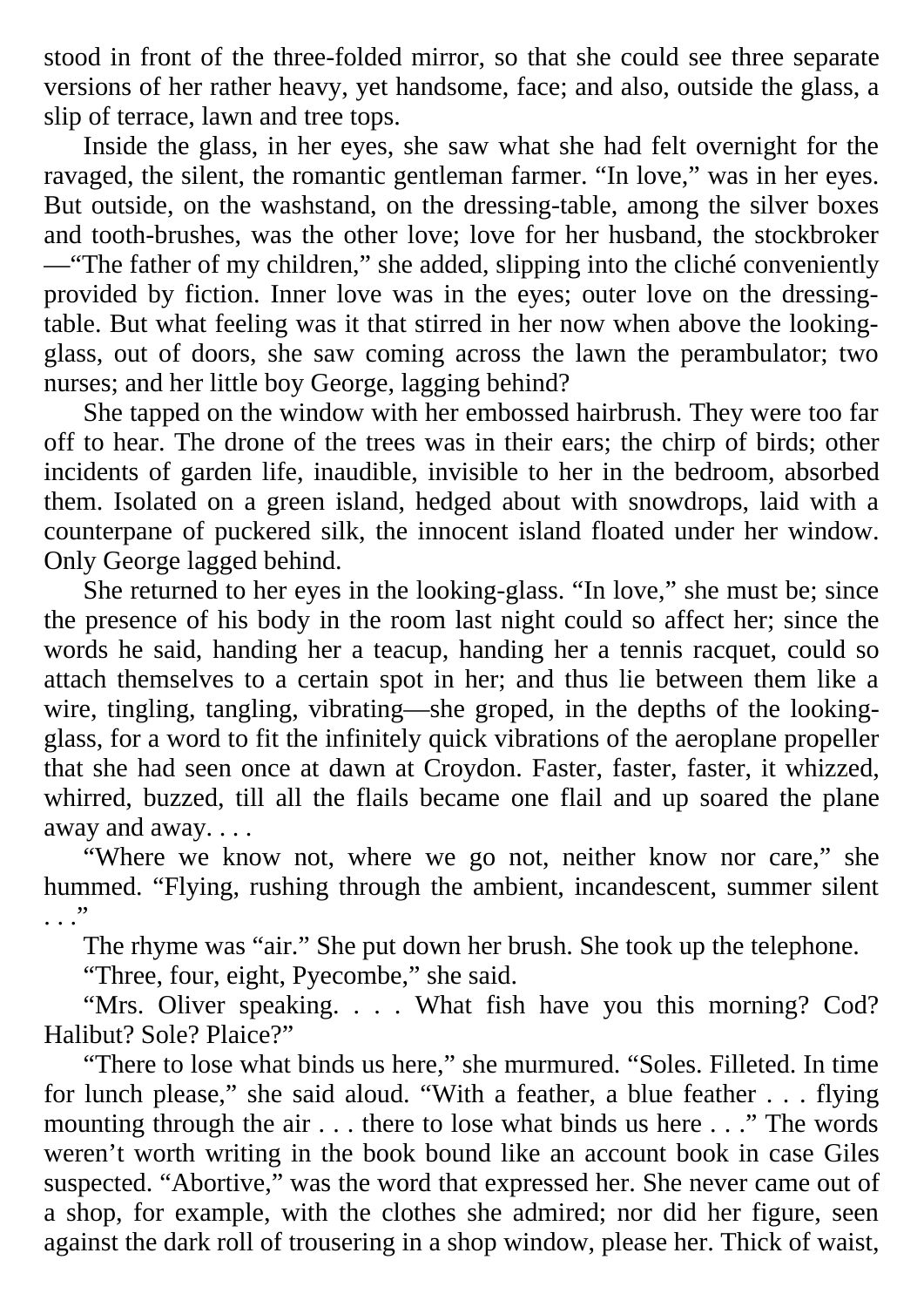stood in front of the three-folded mirror, so that she could see three separate versions of her rather heavy, yet handsome, face; and also, outside the glass, a slip of terrace, lawn and tree tops.

Inside the glass, in her eyes, she saw what she had felt overnight for the ravaged, the silent, the romantic gentleman farmer. "In love," was in her eyes. But outside, on the washstand, on the dressing-table, among the silver boxes and tooth-brushes, was the other love; love for her husband, the stockbroker—"The father of my children," she added, slipping into the cliché conveniently provided by fiction. Inner love was in the eyes; outer love on the dressing-table. But what feeling was it that stirred in her now when above the looking-glass, out of doors, she saw coming across the lawn the perambulator; two nurses; and her little boy George, lagging behind?

She tapped on the window with her embossed hairbrush. They were too far off to hear. The drone of the trees was in their ears; the chirp of birds; other incidents of garden life, inaudible, invisible to her in the bedroom, absorbed them. Isolated on a green island, hedged about with snowdrops, laid with a counterpane of puckered silk, the innocent island floated under her window. Only George lagged behind.

She returned to her eyes in the looking-glass. "In love," she must be; since the presence of his body in the room last night could so affect her; since the words he said, handing her a teacup, handing her a tennis racquet, could so attach themselves to a certain spot in her; and thus lie between them like a wire, tingling, tangling, vibrating—she groped, in the depths of the looking-glass, for a word to fit the infinitely quick vibrations of the aeroplane propeller that she had seen once at dawn at Croydon. Faster, faster, faster, it whizzed, whirred, buzzed, till all the flails became one flail and up soared the plane away and away. . . .

"Where we know not, where we go not, neither know nor care," she hummed. "Flying, rushing through the ambient, incandescent, summer silent . . ."

The rhyme was "air." She put down her brush. She took up the telephone.

"Three, four, eight, Pyecombe," she said.

"Mrs. Oliver speaking. . . . What fish have you this morning? Cod? Halibut? Sole? Plaice?"

"There to lose what binds us here," she murmured. "Soles. Filleted. In time for lunch please," she said aloud. "With a feather, a blue feather . . . flying mounting through the air . . . there to lose what binds us here . . ." The words weren't worth writing in the book bound like an account book in case Giles suspected. "Abortive," was the word that expressed her. She never came out of a shop, for example, with the clothes she admired; nor did her figure, seen against the dark roll of trousering in a shop window, please her. Thick of waist,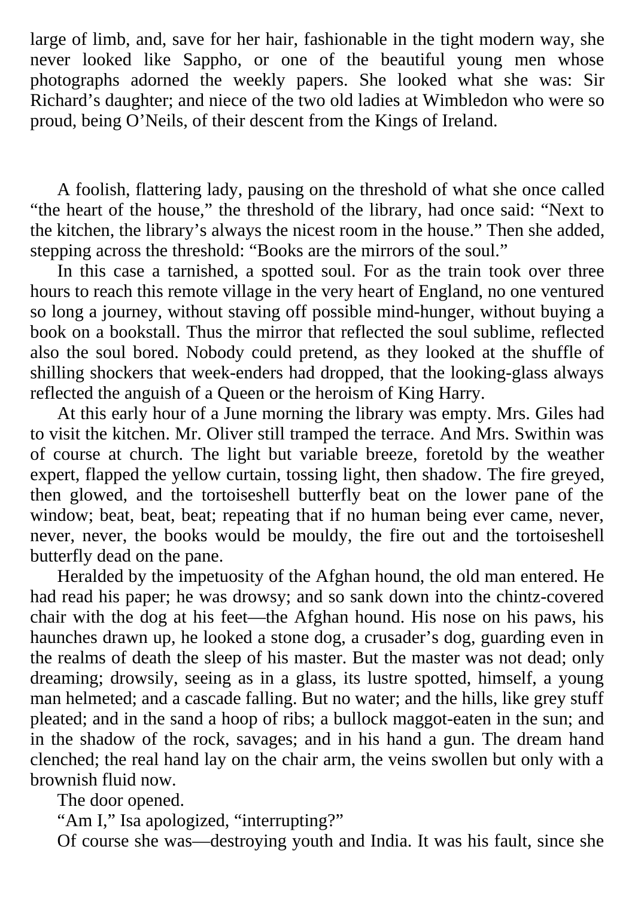large of limb, and, save for her hair, fashionable in the tight modern way, she never looked like Sappho, or one of the beautiful young men whose photographs adorned the weekly papers. She looked what she was: Sir Richard's daughter; and niece of the two old ladies at Wimbledon who were so proud, being O'Neils, of their descent from the Kings of Ireland.

A foolish, flattering lady, pausing on the threshold of what she once called "the heart of the house," the threshold of the library, had once said: "Next to the kitchen, the library's always the nicest room in the house." Then she added, stepping across the threshold: "Books are the mirrors of the soul."

In this case a tarnished, a spotted soul. For as the train took over three hours to reach this remote village in the very heart of England, no one ventured so long a journey, without staving off possible mind-hunger, without buying a book on a bookstall. Thus the mirror that reflected the soul sublime, reflected also the soul bored. Nobody could pretend, as they looked at the shuffle of shilling shockers that week-enders had dropped, that the looking-glass always reflected the anguish of a Queen or the heroism of King Harry.

At this early hour of a June morning the library was empty. Mrs. Giles had to visit the kitchen. Mr. Oliver still tramped the terrace. And Mrs. Swithin was of course at church. The light but variable breeze, foretold by the weather expert, flapped the yellow curtain, tossing light, then shadow. The fire greyed, then glowed, and the tortoiseshell butterfly beat on the lower pane of the window; beat, beat, beat; repeating that if no human being ever came, never, never, never, the books would be mouldy, the fire out and the tortoiseshell butterfly dead on the pane.

Heralded by the impetuosity of the Afghan hound, the old man entered. He had read his paper; he was drowsy; and so sank down into the chintz-covered chair with the dog at his feet—the Afghan hound. His nose on his paws, his haunches drawn up, he looked a stone dog, a crusader's dog, guarding even in the realms of death the sleep of his master. But the master was not dead; only dreaming; drowsily, seeing as in a glass, its lustre spotted, himself, a young man helmeted; and a cascade falling. But no water; and the hills, like grey stuff pleated; and in the sand a hoop of ribs; a bullock maggot-eaten in the sun; and in the shadow of the rock, savages; and in his hand a gun. The dream hand clenched; the real hand lay on the chair arm, the veins swollen but only with a brownish fluid now.

The door opened.

"Am I," Isa apologized, "interrupting?"

Of course she was—destroying youth and India. It was his fault, since she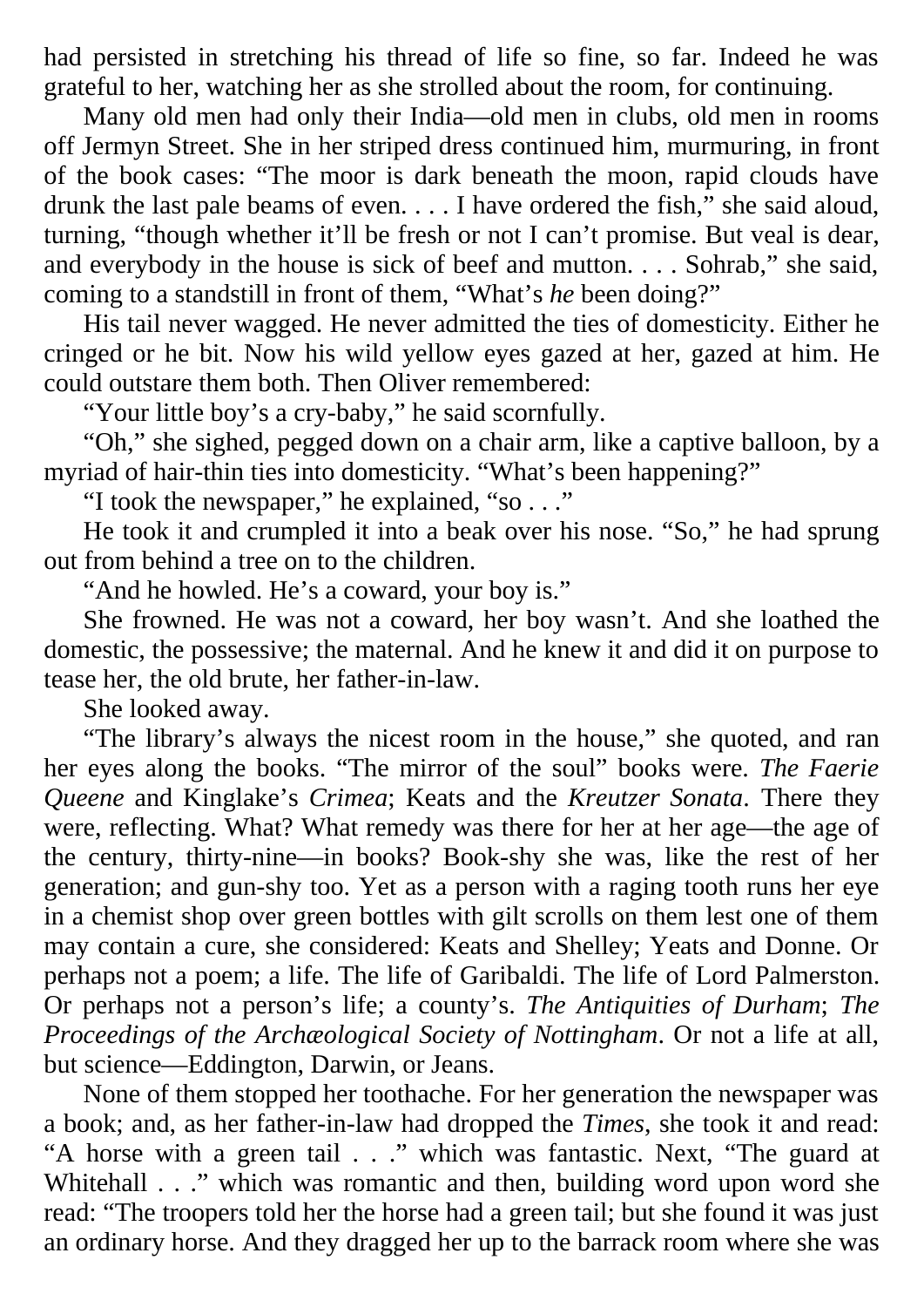had persisted in stretching his thread of life so fine, so far. Indeed he was grateful to her, watching her as she strolled about the room, for continuing.

Many old men had only their India—old men in clubs, old men in rooms off Jermyn Street. She in her striped dress continued him, murmuring, in front of the book cases: "The moor is dark beneath the moon, rapid clouds have drunk the last pale beams of even. . . . I have ordered the fish," she said aloud, turning, "though whether it'll be fresh or not I can't promise. But veal is dear, and everybody in the house is sick of beef and mutton. . . . Sohrab," she said, coming to a standstill in front of them, "What's *he* been doing?"

His tail never wagged. He never admitted the ties of domesticity. Either he cringed or he bit. Now his wild yellow eyes gazed at her, gazed at him. He could outstare them both. Then Oliver remembered:

"Your little boy's a cry-baby," he said scornfully.

"Oh," she sighed, pegged down on a chair arm, like a captive balloon, by a myriad of hair-thin ties into domesticity. "What's been happening?"

"I took the newspaper," he explained, "so . . ."

He took it and crumpled it into a beak over his nose. "So," he had sprung out from behind a tree on to the children.

"And he howled. He's a coward, your boy is."

She frowned. He was not a coward, her boy wasn't. And she loathed the domestic, the possessive; the maternal. And he knew it and did it on purpose to tease her, the old brute, her father-in-law.

She looked away.

"The library's always the nicest room in the house," she quoted, and ran her eyes along the books. "The mirror of the soul" books were. *The Faerie Queene* and Kinglake's *Crimea*; Keats and the *Kreutzer Sonata*. There they were, reflecting. What? What remedy was there for her at her age—the age of the century, thirty-nine—in books? Book-shy she was, like the rest of her generation; and gun-shy too. Yet as a person with a raging tooth runs her eye in a chemist shop over green bottles with gilt scrolls on them lest one of them may contain a cure, she considered: Keats and Shelley; Yeats and Donne. Or perhaps not a poem; a life. The life of Garibaldi. The life of Lord Palmerston. Or perhaps not a person's life; a county's. *The Antiquities of Durham*; *The Proceedings of the Archæological Society of Nottingham*. Or not a life at all, but science—Eddington, Darwin, or Jeans.

None of them stopped her toothache. For her generation the newspaper was a book; and, as her father-in-law had dropped the *Times*, she took it and read: "A horse with a green tail . . ." which was fantastic. Next, "The guard at Whitehall . . ." which was romantic and then, building word upon word she read: "The troopers told her the horse had a green tail; but she found it was just an ordinary horse. And they dragged her up to the barrack room where she was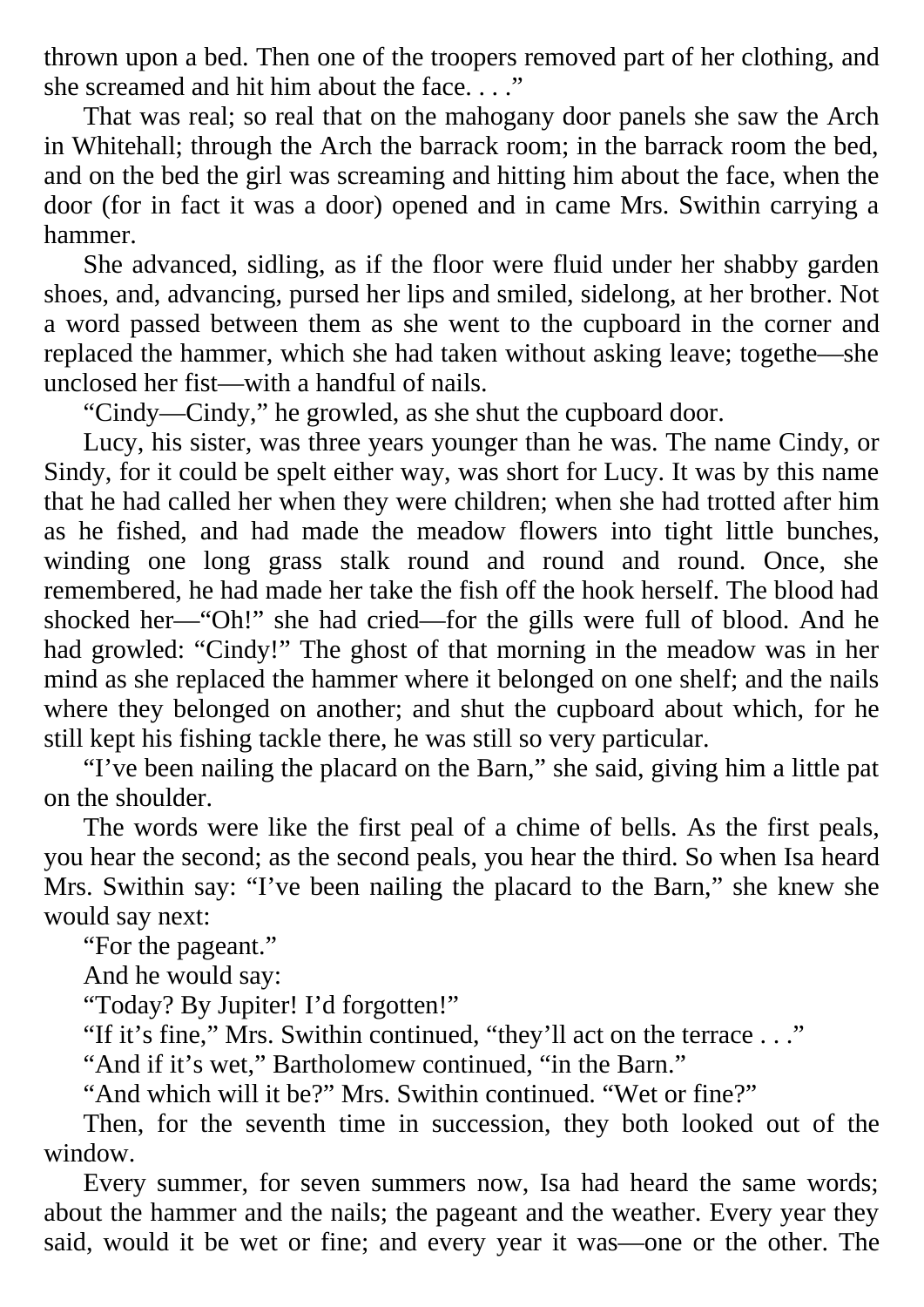thrown upon a bed. Then one of the troopers removed part of her clothing, and she screamed and hit him about the face. . . .”

That was real; so real that on the mahogany door panels she saw the Arch in Whitehall; through the Arch the barrack room; in the barrack room the bed, and on the bed the girl was screaming and hitting him about the face, when the door (for in fact it was a door) opened and in came Mrs. Swithin carrying a hammer.

She advanced, sidling, as if the floor were fluid under her shabby garden shoes, and, advancing, pursed her lips and smiled, sidelong, at her brother. Not a word passed between them as she went to the cupboard in the corner and replaced the hammer, which she had taken without asking leave; togethe—she unclosed her fist—with a handful of nails.

“Cindy—Cindy,” he growled, as she shut the cupboard door.

Lucy, his sister, was three years younger than he was. The name Cindy, or Sindy, for it could be spelt either way, was short for Lucy. It was by this name that he had called her when they were children; when she had trotted after him as he fished, and had made the meadow flowers into tight little bunches, winding one long grass stalk round and round and round. Once, she remembered, he had made her take the fish off the hook herself. The blood had shocked her—“Oh!” she had cried—for the gills were full of blood. And he had growled: “Cindy!” The ghost of that morning in the meadow was in her mind as she replaced the hammer where it belonged on one shelf; and the nails where they belonged on another; and shut the cupboard about which, for he still kept his fishing tackle there, he was still so very particular.

“I’ve been nailing the placard on the Barn,” she said, giving him a little pat on the shoulder.

The words were like the first peal of a chime of bells. As the first peals, you hear the second; as the second peals, you hear the third. So when Isa heard Mrs. Swithin say: “I’ve been nailing the placard to the Barn,” she knew she would say next:

“For the pageant.”

And he would say:

“Today? By Jupiter! I’d forgotten!”

“If it’s fine,” Mrs. Swithin continued, “they’ll act on the terrace . . .”

“And if it’s wet,” Bartholomew continued, “in the Barn.”

“And which will it be?” Mrs. Swithin continued. “Wet or fine?”

Then, for the seventh time in succession, they both looked out of the window.

Every summer, for seven summers now, Isa had heard the same words; about the hammer and the nails; the pageant and the weather. Every year they said, would it be wet or fine; and every year it was—one or the other. The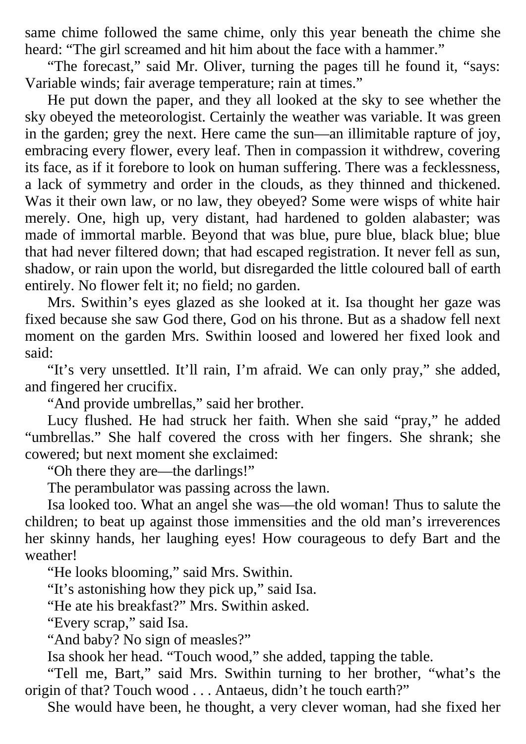same chime followed the same chime, only this year beneath the chime she heard: “The girl screamed and hit him about the face with a hammer.”

“The forecast,” said Mr. Oliver, turning the pages till he found it, “says: Variable winds; fair average temperature; rain at times.”

He put down the paper, and they all looked at the sky to see whether the sky obeyed the meteorologist. Certainly the weather was variable. It was green in the garden; grey the next. Here came the sun—an illimitable rapture of joy, embracing every flower, every leaf. Then in compassion it withdrew, covering its face, as if it forebore to look on human suffering. There was a fecklessness, a lack of symmetry and order in the clouds, as they thinned and thickened. Was it their own law, or no law, they obeyed? Some were wisps of white hair merely. One, high up, very distant, had hardened to golden alabaster; was made of immortal marble. Beyond that was blue, pure blue, black blue; blue that had never filtered down; that had escaped registration. It never fell as sun, shadow, or rain upon the world, but disregarded the little coloured ball of earth entirely. No flower felt it; no field; no garden.

Mrs. Swithin’s eyes glazed as she looked at it. Isa thought her gaze was fixed because she saw God there, God on his throne. But as a shadow fell next moment on the garden Mrs. Swithin loosed and lowered her fixed look and said:

“It’s very unsettled. It’ll rain, I’m afraid. We can only pray,” she added, and fingered her crucifix.

“And provide umbrellas,” said her brother.

Lucy flushed. He had struck her faith. When she said “pray,” he added “umbrellas.” She half covered the cross with her fingers. She shrank; she cowered; but next moment she exclaimed:

“Oh there they are—the darlings!”

The perambulator was passing across the lawn.

Isa looked too. What an angel she was—the old woman! Thus to salute the children; to beat up against those immensities and the old man’s irreverences her skinny hands, her laughing eyes! How courageous to defy Bart and the weather!

“He looks blooming,” said Mrs. Swithin.

“It’s astonishing how they pick up,” said Isa.

“He ate his breakfast?” Mrs. Swithin asked.

“Every scrap,” said Isa.

“And baby? No sign of measles?”

Isa shook her head. “Touch wood,” she added, tapping the table.

“Tell me, Bart,” said Mrs. Swithin turning to her brother, “what’s the origin of that? Touch wood . . . Antaeus, didn’t he touch earth?”

She would have been, he thought, a very clever woman, had she fixed her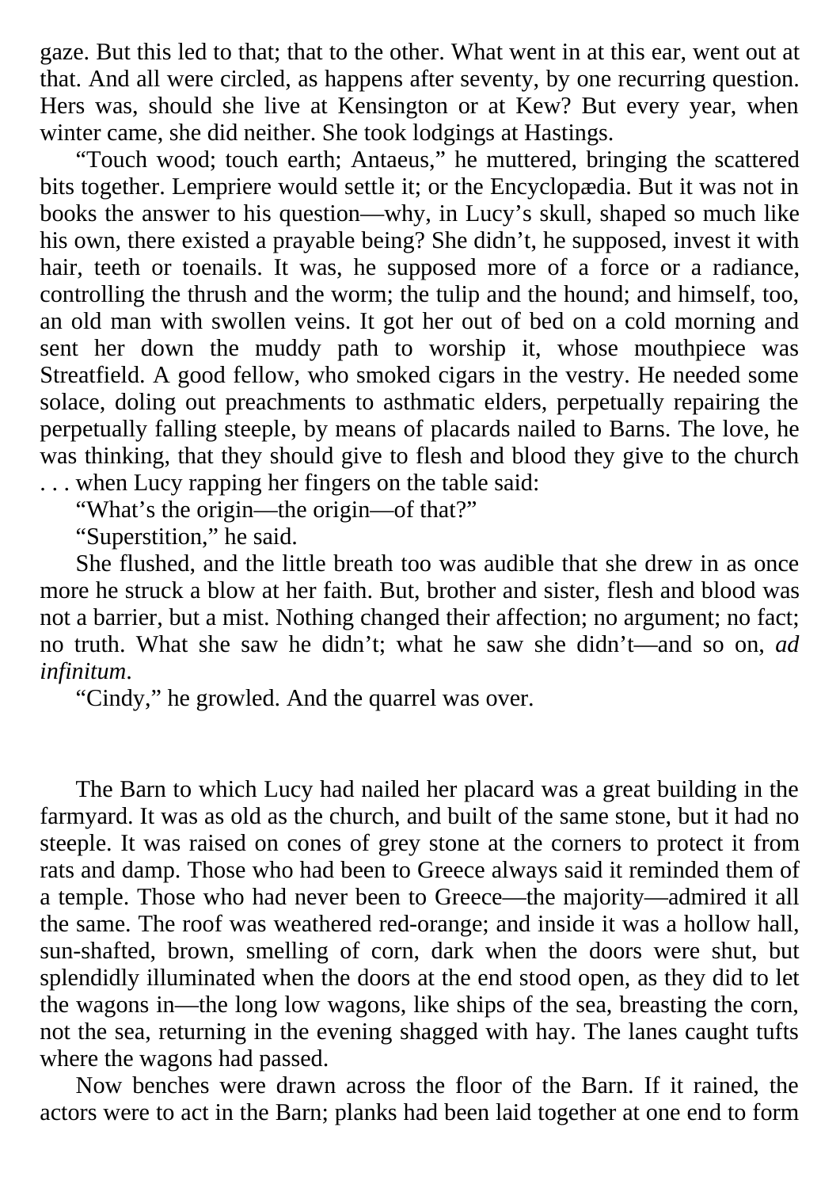gaze. But this led to that; that to the other. What went in at this ear, went out at that. And all were circled, as happens after seventy, by one recurring question. Hers was, should she live at Kensington or at Kew? But every year, when winter came, she did neither. She took lodgings at Hastings.

"Touch wood; touch earth; Antaeus," he muttered, bringing the scattered bits together. Lempriere would settle it; or the Encyclopædia. But it was not in books the answer to his question—why, in Lucy's skull, shaped so much like his own, there existed a prayable being? She didn't, he supposed, invest it with hair, teeth or toenails. It was, he supposed more of a force or a radiance, controlling the thrush and the worm; the tulip and the hound; and himself, too, an old man with swollen veins. It got her out of bed on a cold morning and sent her down the muddy path to worship it, whose mouthpiece was Streatfield. A good fellow, who smoked cigars in the vestry. He needed some solace, doling out preachments to asthmatic elders, perpetually repairing the perpetually falling steeple, by means of placards nailed to Barns. The love, he was thinking, that they should give to flesh and blood they give to the church . . . when Lucy rapping her fingers on the table said:

"What's the origin—the origin—of that?"

"Superstition," he said.

She flushed, and the little breath too was audible that she drew in as once more he struck a blow at her faith. But, brother and sister, flesh and blood was not a barrier, but a mist. Nothing changed their affection; no argument; no fact; no truth. What she saw he didn't; what he saw she didn't—and so on, *ad infinitum*.

"Cindy," he growled. And the quarrel was over.

The Barn to which Lucy had nailed her placard was a great building in the farmyard. It was as old as the church, and built of the same stone, but it had no steeple. It was raised on cones of grey stone at the corners to protect it from rats and damp. Those who had been to Greece always said it reminded them of a temple. Those who had never been to Greece—the majority—admired it all the same. The roof was weathered red-orange; and inside it was a hollow hall, sun-shafted, brown, smelling of corn, dark when the doors were shut, but splendidly illuminated when the doors at the end stood open, as they did to let the wagons in—the long low wagons, like ships of the sea, breasting the corn, not the sea, returning in the evening shagged with hay. The lanes caught tufts where the wagons had passed.

Now benches were drawn across the floor of the Barn. If it rained, the actors were to act in the Barn; planks had been laid together at one end to form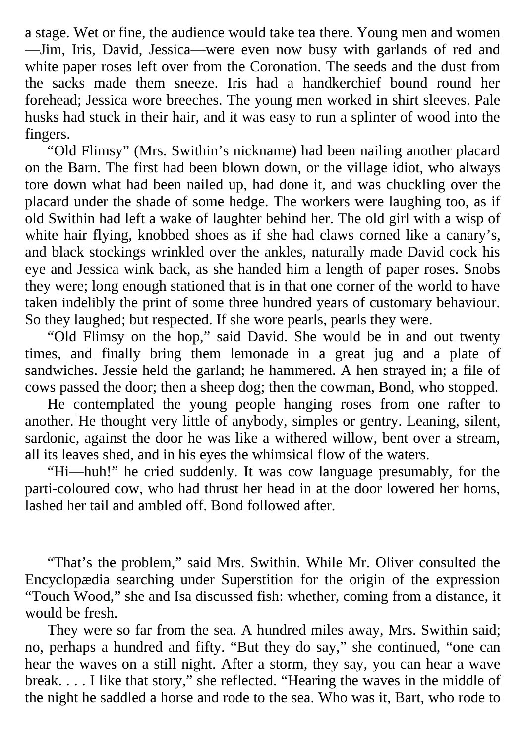a stage. Wet or fine, the audience would take tea there. Young men and women —Jim, Iris, David, Jessica—were even now busy with garlands of red and white paper roses left over from the Coronation. The seeds and the dust from the sacks made them sneeze. Iris had a handkerchief bound round her forehead; Jessica wore breeches. The young men worked in shirt sleeves. Pale husks had stuck in their hair, and it was easy to run a splinter of wood into the fingers.

"Old Flimsy" (Mrs. Swithin's nickname) had been nailing another placard on the Barn. The first had been blown down, or the village idiot, who always tore down what had been nailed up, had done it, and was chuckling over the placard under the shade of some hedge. The workers were laughing too, as if old Swithin had left a wake of laughter behind her. The old girl with a wisp of white hair flying, knobbed shoes as if she had claws corned like a canary's, and black stockings wrinkled over the ankles, naturally made David cock his eye and Jessica wink back, as she handed him a length of paper roses. Snobs they were; long enough stationed that is in that one corner of the world to have taken indelibly the print of some three hundred years of customary behaviour. So they laughed; but respected. If she wore pearls, pearls they were.

"Old Flimsy on the hop," said David. She would be in and out twenty times, and finally bring them lemonade in a great jug and a plate of sandwiches. Jessie held the garland; he hammered. A hen strayed in; a file of cows passed the door; then a sheep dog; then the cowman, Bond, who stopped.

He contemplated the young people hanging roses from one rafter to another. He thought very little of anybody, simples or gentry. Leaning, silent, sardonic, against the door he was like a withered willow, bent over a stream, all its leaves shed, and in his eyes the whimsical flow of the waters.

"Hi—huh!" he cried suddenly. It was cow language presumably, for the parti-coloured cow, who had thrust her head in at the door lowered her horns, lashed her tail and ambled off. Bond followed after.

"That's the problem," said Mrs. Swithin. While Mr. Oliver consulted the Encyclopædia searching under Superstition for the origin of the expression "Touch Wood," she and Isa discussed fish: whether, coming from a distance, it would be fresh.

They were so far from the sea. A hundred miles away, Mrs. Swithin said; no, perhaps a hundred and fifty. "But they do say," she continued, "one can hear the waves on a still night. After a storm, they say, you can hear a wave break. . . . I like that story," she reflected. "Hearing the waves in the middle of the night he saddled a horse and rode to the sea. Who was it, Bart, who rode to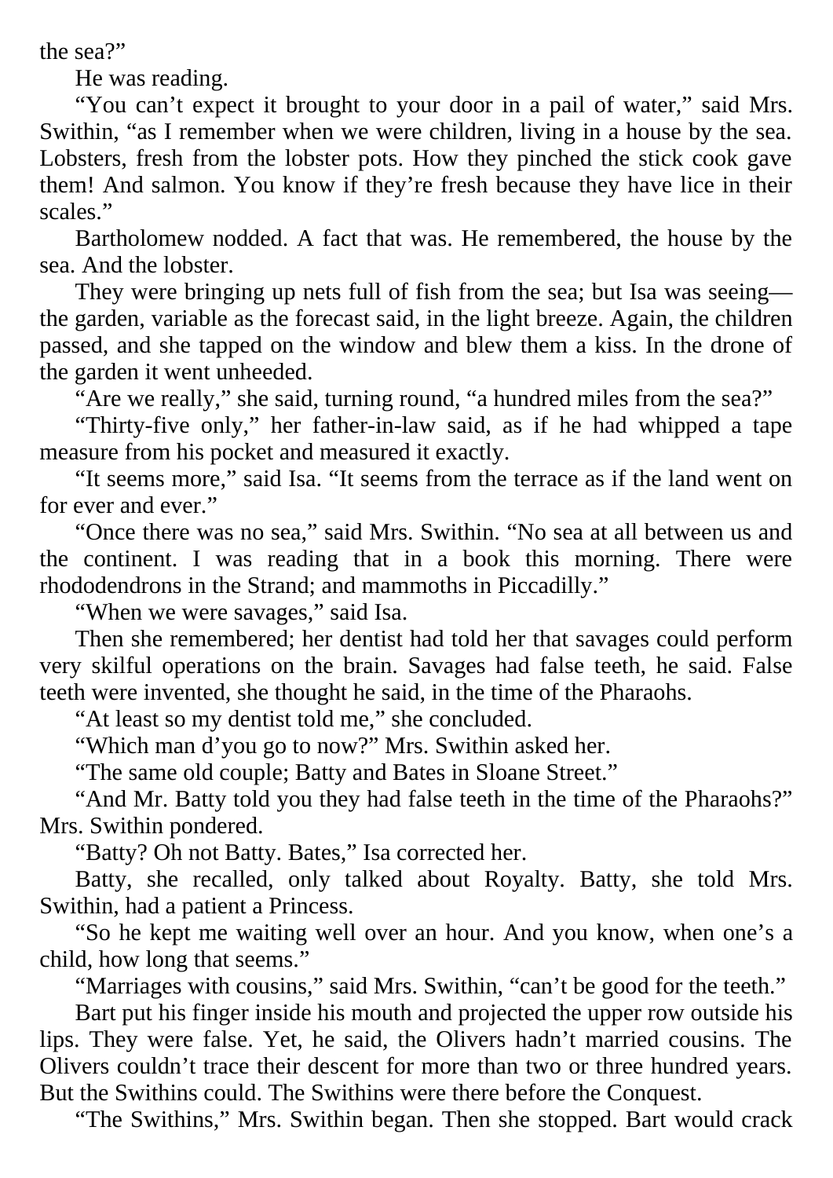the sea?"

He was reading.

"You can't expect it brought to your door in a pail of water," said Mrs. Swithin, "as I remember when we were children, living in a house by the sea. Lobsters, fresh from the lobster pots. How they pinched the stick cook gave them! And salmon. You know if they're fresh because they have lice in their scales."

Bartholomew nodded. A fact that was. He remembered, the house by the sea. And the lobster.

They were bringing up nets full of fish from the sea; but Isa was seeing—the garden, variable as the forecast said, in the light breeze. Again, the children passed, and she tapped on the window and blew them a kiss. In the drone of the garden it went unheeded.

"Are we really," she said, turning round, "a hundred miles from the sea?"

"Thirty-five only," her father-in-law said, as if he had whipped a tape measure from his pocket and measured it exactly.

"It seems more," said Isa. "It seems from the terrace as if the land went on for ever and ever."

"Once there was no sea," said Mrs. Swithin. "No sea at all between us and the continent. I was reading that in a book this morning. There were rhododendrons in the Strand; and mammoths in Piccadilly."

"When we were savages," said Isa.

Then she remembered; her dentist had told her that savages could perform very skilful operations on the brain. Savages had false teeth, he said. False teeth were invented, she thought he said, in the time of the Pharaohs.

"At least so my dentist told me," she concluded.

"Which man d'you go to now?" Mrs. Swithin asked her.

"The same old couple; Batty and Bates in Sloane Street."

"And Mr. Batty told you they had false teeth in the time of the Pharaohs?" Mrs. Swithin pondered.

"Batty? Oh not Batty. Bates," Isa corrected her.

Batty, she recalled, only talked about Royalty. Batty, she told Mrs. Swithin, had a patient a Princess.

"So he kept me waiting well over an hour. And you know, when one's a child, how long that seems."

"Marriages with cousins," said Mrs. Swithin, "can't be good for the teeth."

Bart put his finger inside his mouth and projected the upper row outside his lips. They were false. Yet, he said, the Olivers hadn't married cousins. The Olivers couldn't trace their descent for more than two or three hundred years. But the Swithins could. The Swithins were there before the Conquest.

"The Swithins," Mrs. Swithin began. Then she stopped. Bart would crack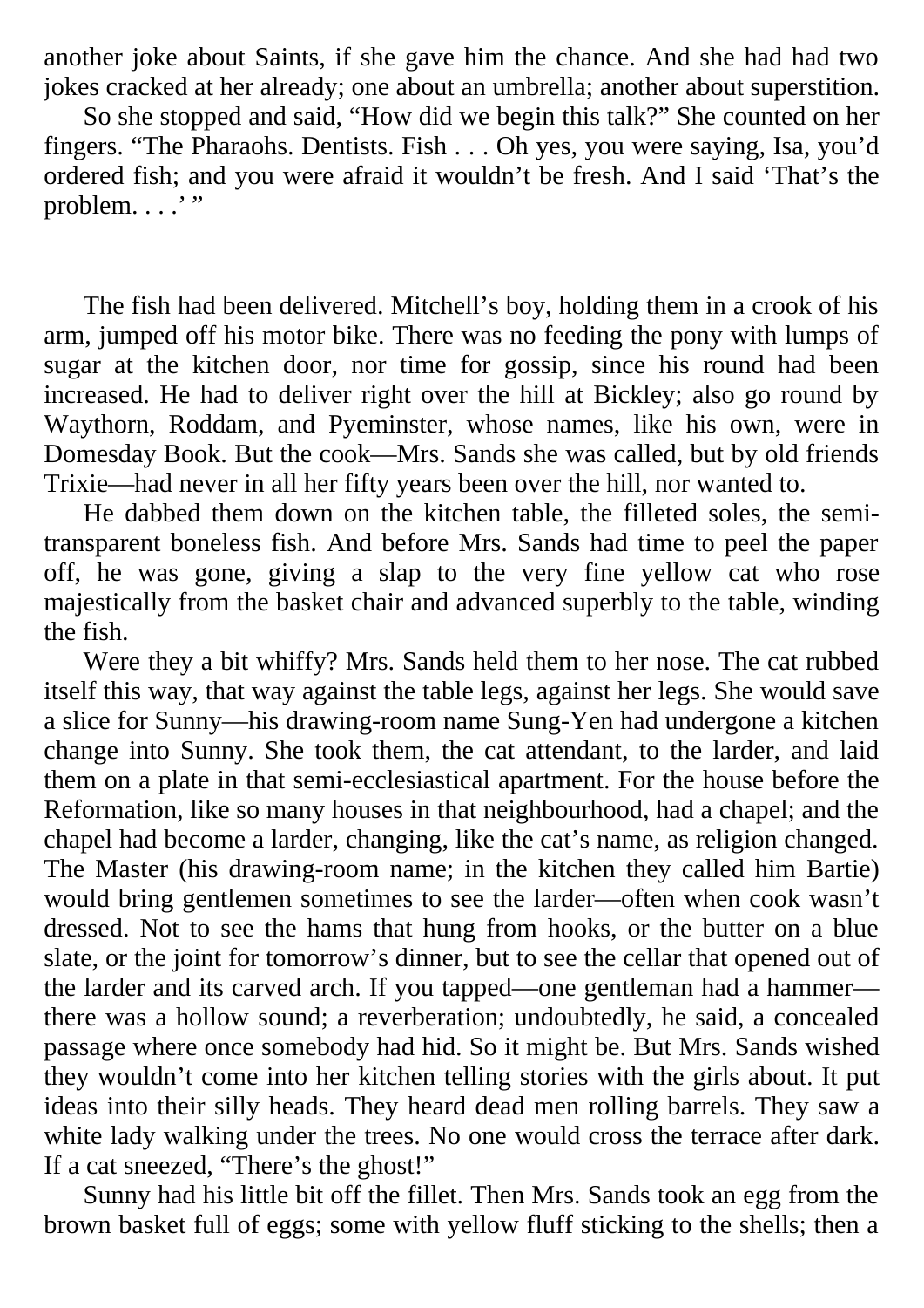another joke about Saints, if she gave him the chance. And she had had two jokes cracked at her already; one about an umbrella; another about superstition.

So she stopped and said, "How did we begin this talk?" She counted on her fingers. "The Pharaohs. Dentists. Fish . . . Oh yes, you were saying, Isa, you'd ordered fish; and you were afraid it wouldn't be fresh. And I said 'That's the problem. . . .' "

The fish had been delivered. Mitchell's boy, holding them in a crook of his arm, jumped off his motor bike. There was no feeding the pony with lumps of sugar at the kitchen door, nor time for gossip, since his round had been increased. He had to deliver right over the hill at Bickley; also go round by Waythorn, Roddam, and Pyeminster, whose names, like his own, were in Domesday Book. But the cook—Mrs. Sands she was called, but by old friends Trixie—had never in all her fifty years been over the hill, nor wanted to.

He dabbed them down on the kitchen table, the filleted soles, the semi-transparent boneless fish. And before Mrs. Sands had time to peel the paper off, he was gone, giving a slap to the very fine yellow cat who rose majestically from the basket chair and advanced superbly to the table, winding the fish.

Were they a bit whiffy? Mrs. Sands held them to her nose. The cat rubbed itself this way, that way against the table legs, against her legs. She would save a slice for Sunny—his drawing-room name Sung-Yen had undergone a kitchen change into Sunny. She took them, the cat attendant, to the larder, and laid them on a plate in that semi-ecclesiastical apartment. For the house before the Reformation, like so many houses in that neighbourhood, had a chapel; and the chapel had become a larder, changing, like the cat's name, as religion changed. The Master (his drawing-room name; in the kitchen they called him Bartie) would bring gentlemen sometimes to see the larder—often when cook wasn't dressed. Not to see the hams that hung from hooks, or the butter on a blue slate, or the joint for tomorrow's dinner, but to see the cellar that opened out of the larder and its carved arch. If you tapped—one gentleman had a hammer—there was a hollow sound; a reverberation; undoubtedly, he said, a concealed passage where once somebody had hid. So it might be. But Mrs. Sands wished they wouldn't come into her kitchen telling stories with the girls about. It put ideas into their silly heads. They heard dead men rolling barrels. They saw a white lady walking under the trees. No one would cross the terrace after dark. If a cat sneezed, "There's the ghost!"

Sunny had his little bit off the fillet. Then Mrs. Sands took an egg from the brown basket full of eggs; some with yellow fluff sticking to the shells; then a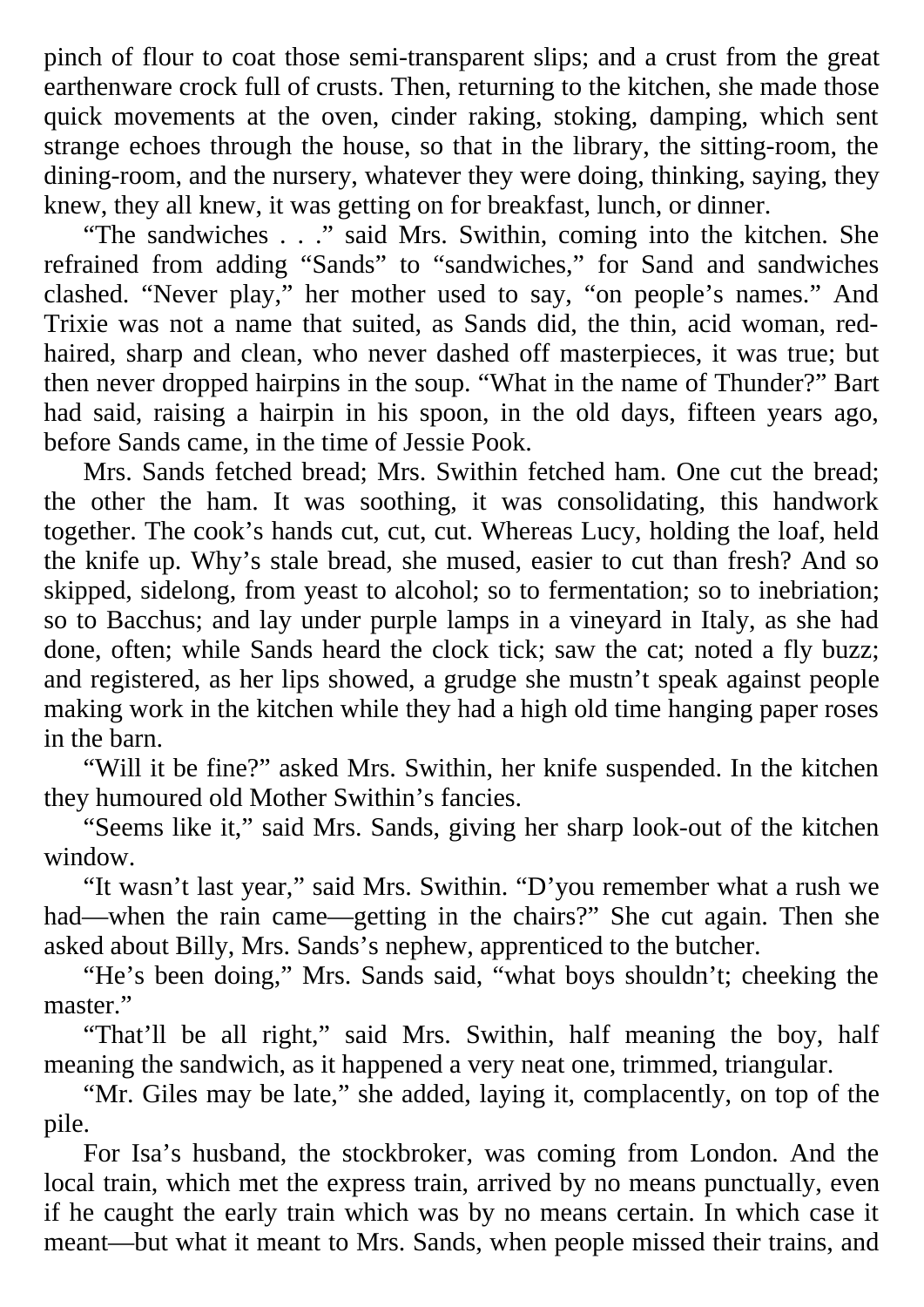pinch of flour to coat those semi-transparent slips; and a crust from the great earthenware crock full of crusts. Then, returning to the kitchen, she made those quick movements at the oven, cinder raking, stoking, damping, which sent strange echoes through the house, so that in the library, the sitting-room, the dining-room, and the nursery, whatever they were doing, thinking, saying, they knew, they all knew, it was getting on for breakfast, lunch, or dinner.

"The sandwiches . . ." said Mrs. Swithin, coming into the kitchen. She refrained from adding "Sands" to "sandwiches," for Sand and sandwiches clashed. "Never play," her mother used to say, "on people's names." And Trixie was not a name that suited, as Sands did, the thin, acid woman, red-haired, sharp and clean, who never dashed off masterpieces, it was true; but then never dropped hairpins in the soup. "What in the name of Thunder?" Bart had said, raising a hairpin in his spoon, in the old days, fifteen years ago, before Sands came, in the time of Jessie Pook.

Mrs. Sands fetched bread; Mrs. Swithin fetched ham. One cut the bread; the other the ham. It was soothing, it was consolidating, this handwork together. The cook's hands cut, cut, cut. Whereas Lucy, holding the loaf, held the knife up. Why's stale bread, she mused, easier to cut than fresh? And so skipped, sidelong, from yeast to alcohol; so to fermentation; so to inebriation; so to Bacchus; and lay under purple lamps in a vineyard in Italy, as she had done, often; while Sands heard the clock tick; saw the cat; noted a fly buzz; and registered, as her lips showed, a grudge she mustn't speak against people making work in the kitchen while they had a high old time hanging paper roses in the barn.

"Will it be fine?" asked Mrs. Swithin, her knife suspended. In the kitchen they humoured old Mother Swithin's fancies.

"Seems like it," said Mrs. Sands, giving her sharp look-out of the kitchen window.

"It wasn't last year," said Mrs. Swithin. "D'you remember what a rush we had—when the rain came—getting in the chairs?" She cut again. Then she asked about Billy, Mrs. Sands's nephew, apprenticed to the butcher.

"He's been doing," Mrs. Sands said, "what boys shouldn't; cheeking the master."

"That'll be all right," said Mrs. Swithin, half meaning the boy, half meaning the sandwich, as it happened a very neat one, trimmed, triangular.

"Mr. Giles may be late," she added, laying it, complacently, on top of the pile.

For Isa's husband, the stockbroker, was coming from London. And the local train, which met the express train, arrived by no means punctually, even if he caught the early train which was by no means certain. In which case it meant—but what it meant to Mrs. Sands, when people missed their trains, and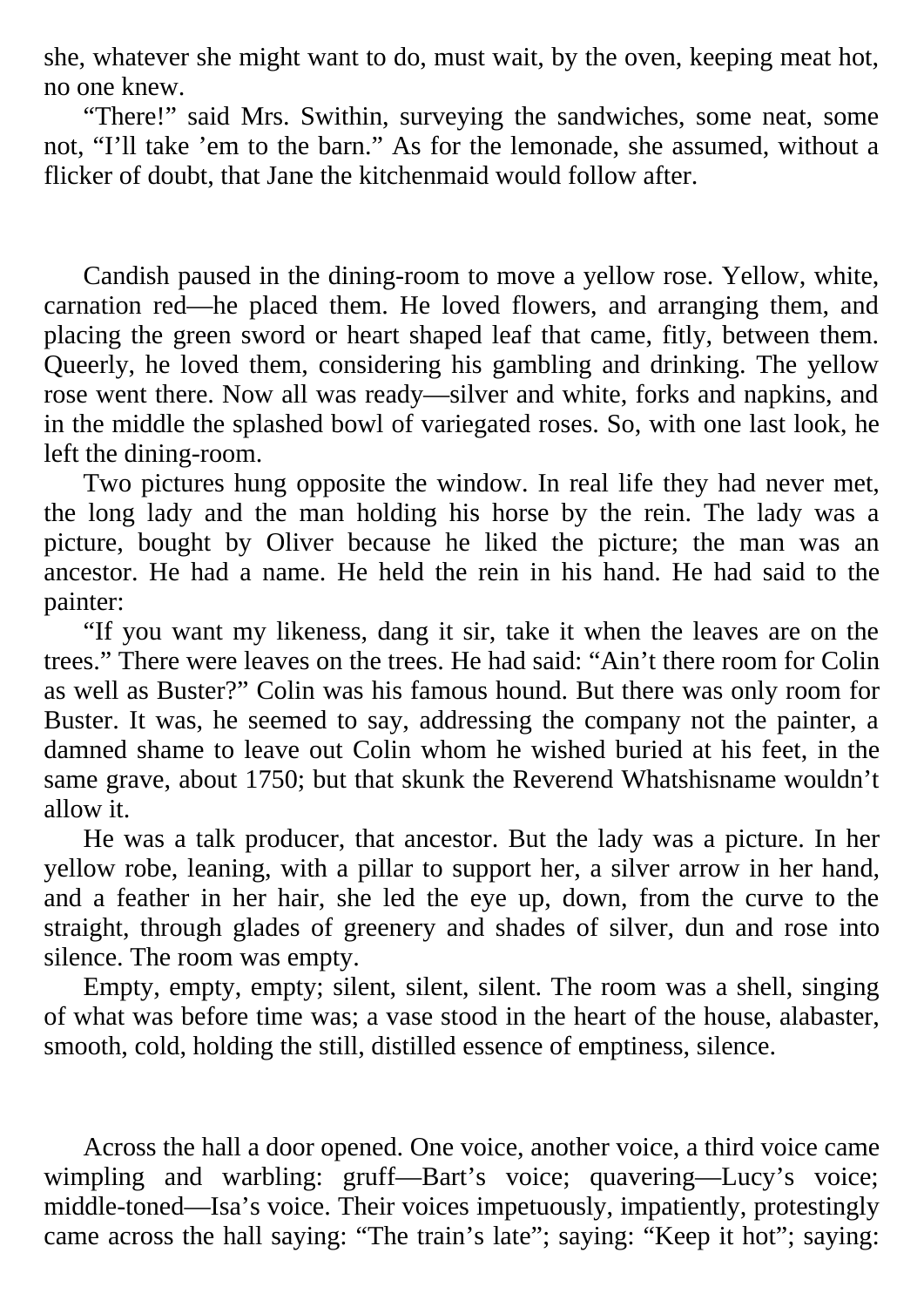she, whatever she might want to do, must wait, by the oven, keeping meat hot, no one knew.

“There!” said Mrs. Swithin, surveying the sandwiches, some neat, some not, “I’ll take ’em to the barn.” As for the lemonade, she assumed, without a flicker of doubt, that Jane the kitchenmaid would follow after.

Candish paused in the dining-room to move a yellow rose. Yellow, white, carnation red—he placed them. He loved flowers, and arranging them, and placing the green sword or heart shaped leaf that came, fitly, between them. Queerly, he loved them, considering his gambling and drinking. The yellow rose went there. Now all was ready—silver and white, forks and napkins, and in the middle the splashed bowl of variegated roses. So, with one last look, he left the dining-room.

Two pictures hung opposite the window. In real life they had never met, the long lady and the man holding his horse by the rein. The lady was a picture, bought by Oliver because he liked the picture; the man was an ancestor. He had a name. He held the rein in his hand. He had said to the painter:

“If you want my likeness, dang it sir, take it when the leaves are on the trees.” There were leaves on the trees. He had said: “Ain’t there room for Colin as well as Buster?” Colin was his famous hound. But there was only room for Buster. It was, he seemed to say, addressing the company not the painter, a damned shame to leave out Colin whom he wished buried at his feet, in the same grave, about 1750; but that skunk the Reverend Whatshisname wouldn’t allow it.

He was a talk producer, that ancestor. But the lady was a picture. In her yellow robe, leaning, with a pillar to support her, a silver arrow in her hand, and a feather in her hair, she led the eye up, down, from the curve to the straight, through glades of greenery and shades of silver, dun and rose into silence. The room was empty.

Empty, empty, empty; silent, silent, silent. The room was a shell, singing of what was before time was; a vase stood in the heart of the house, alabaster, smooth, cold, holding the still, distilled essence of emptiness, silence.

Across the hall a door opened. One voice, another voice, a third voice came wimpling and warbling: gruff—Bart’s voice; quavering—Lucy’s voice; middle-toned—Isa’s voice. Their voices impetuously, impatiently, protestingly came across the hall saying: “The train’s late”; saying: “Keep it hot”; saying: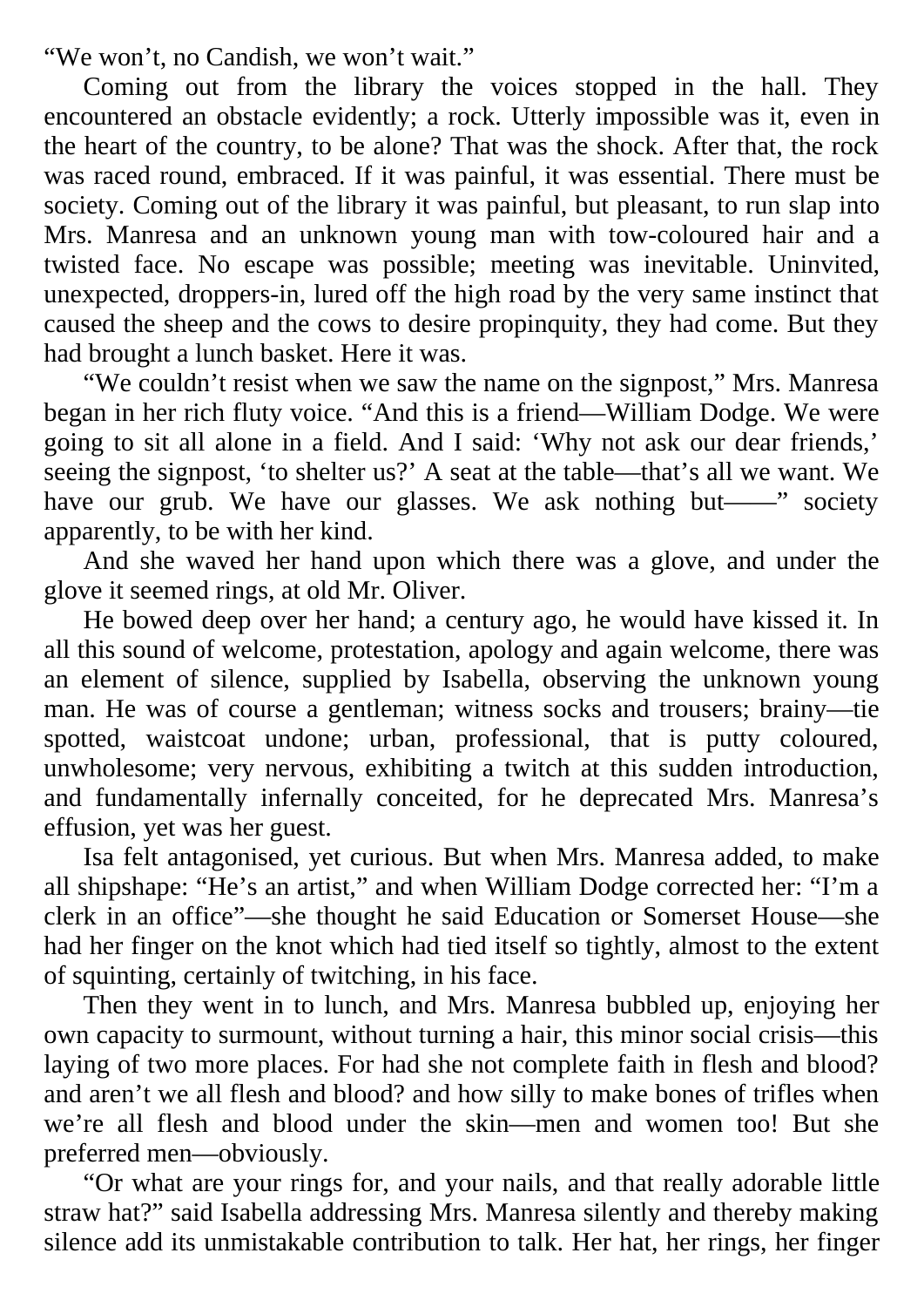"We won't, no Candish, we won't wait."

Coming out from the library the voices stopped in the hall. They encountered an obstacle evidently; a rock. Utterly impossible was it, even in the heart of the country, to be alone? That was the shock. After that, the rock was raced round, embraced. If it was painful, it was essential. There must be society. Coming out of the library it was painful, but pleasant, to run slap into Mrs. Manresa and an unknown young man with tow-coloured hair and a twisted face. No escape was possible; meeting was inevitable. Uninvited, unexpected, droppers-in, lured off the high road by the very same instinct that caused the sheep and the cows to desire propinquity, they had come. But they had brought a lunch basket. Here it was.

"We couldn't resist when we saw the name on the signpost," Mrs. Manresa began in her rich fluty voice. "And this is a friend—William Dodge. We were going to sit all alone in a field. And I said: 'Why not ask our dear friends,' seeing the signpost, 'to shelter us?' A seat at the table—that's all we want. We have our grub. We have our glasses. We ask nothing but——" society apparently, to be with her kind.

And she waved her hand upon which there was a glove, and under the glove it seemed rings, at old Mr. Oliver.

He bowed deep over her hand; a century ago, he would have kissed it. In all this sound of welcome, protestation, apology and again welcome, there was an element of silence, supplied by Isabella, observing the unknown young man. He was of course a gentleman; witness socks and trousers; brainy—tie spotted, waistcoat undone; urban, professional, that is putty coloured, unwholesome; very nervous, exhibiting a twitch at this sudden introduction, and fundamentally infernally conceited, for he deprecated Mrs. Manresa's effusion, yet was her guest.

Isa felt antagonised, yet curious. But when Mrs. Manresa added, to make all shipshape: "He's an artist," and when William Dodge corrected her: "I'm a clerk in an office"—she thought he said Education or Somerset House—she had her finger on the knot which had tied itself so tightly, almost to the extent of squinting, certainly of twitching, in his face.

Then they went in to lunch, and Mrs. Manresa bubbled up, enjoying her own capacity to surmount, without turning a hair, this minor social crisis—this laying of two more places. For had she not complete faith in flesh and blood? and aren't we all flesh and blood? and how silly to make bones of trifles when we're all flesh and blood under the skin—men and women too! But she preferred men—obviously.

"Or what are your rings for, and your nails, and that really adorable little straw hat?" said Isabella addressing Mrs. Manresa silently and thereby making silence add its unmistakable contribution to talk. Her hat, her rings, her finger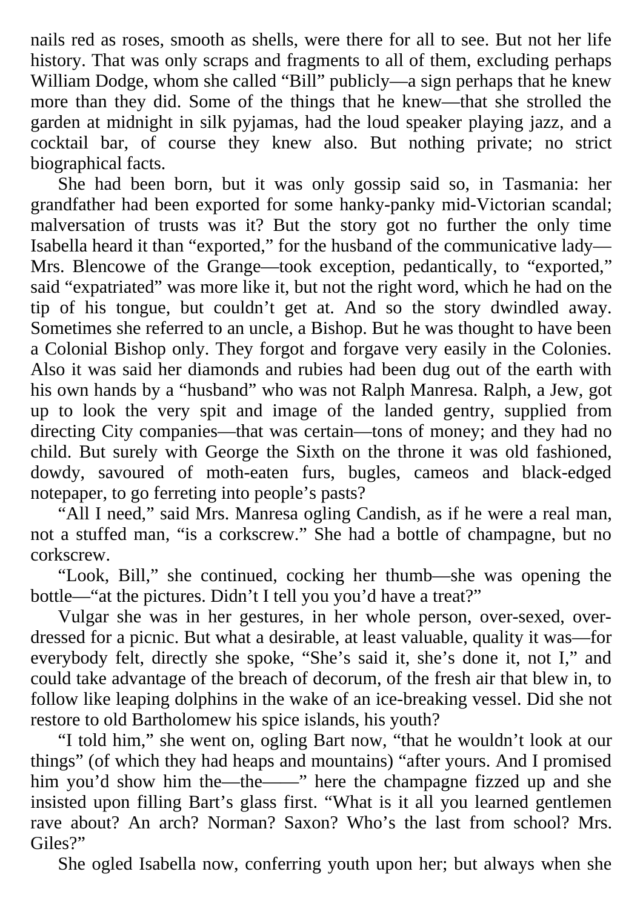nails red as roses, smooth as shells, were there for all to see. But not her life history. That was only scraps and fragments to all of them, excluding perhaps William Dodge, whom she called "Bill" publicly—a sign perhaps that he knew more than they did. Some of the things that he knew—that she strolled the garden at midnight in silk pyjamas, had the loud speaker playing jazz, and a cocktail bar, of course they knew also. But nothing private; no strict biographical facts.

She had been born, but it was only gossip said so, in Tasmania: her grandfather had been exported for some hanky-panky mid-Victorian scandal; malversation of trusts was it? But the story got no further the only time Isabella heard it than "exported," for the husband of the communicative lady—Mrs. Blencowe of the Grange—took exception, pedantically, to "exported," said "expatriated" was more like it, but not the right word, which he had on the tip of his tongue, but couldn't get at. And so the story dwindled away. Sometimes she referred to an uncle, a Bishop. But he was thought to have been a Colonial Bishop only. They forgot and forgave very easily in the Colonies. Also it was said her diamonds and rubies had been dug out of the earth with his own hands by a "husband" who was not Ralph Manresa. Ralph, a Jew, got up to look the very spit and image of the landed gentry, supplied from directing City companies—that was certain—tons of money; and they had no child. But surely with George the Sixth on the throne it was old fashioned, dowdy, savoured of moth-eaten furs, bugles, cameos and black-edged notepaper, to go ferreting into people's pasts?

"All I need," said Mrs. Manresa ogling Candish, as if he were a real man, not a stuffed man, "is a corkscrew." She had a bottle of champagne, but no corkscrew.

"Look, Bill," she continued, cocking her thumb—she was opening the bottle—"at the pictures. Didn't I tell you you'd have a treat?"

Vulgar she was in her gestures, in her whole person, over-sexed, over-dressed for a picnic. But what a desirable, at least valuable, quality it was—for everybody felt, directly she spoke, "She's said it, she's done it, not I," and could take advantage of the breach of decorum, of the fresh air that blew in, to follow like leaping dolphins in the wake of an ice-breaking vessel. Did she not restore to old Bartholomew his spice islands, his youth?

"I told him," she went on, ogling Bart now, "that he wouldn't look at our things" (of which they had heaps and mountains) "after yours. And I promised him you'd show him the—the——" here the champagne fizzed up and she insisted upon filling Bart's glass first. "What is it all you learned gentlemen rave about? An arch? Norman? Saxon? Who's the last from school? Mrs. Giles?"

She ogled Isabella now, conferring youth upon her; but always when she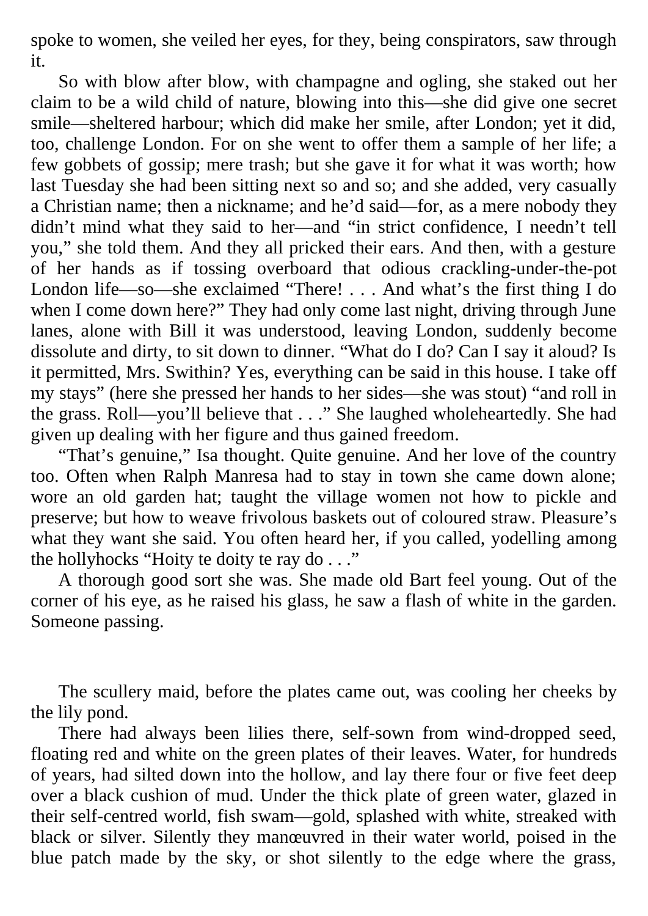spoke to women, she veiled her eyes, for they, being conspirators, saw through it.

So with blow after blow, with champagne and ogling, she staked out her claim to be a wild child of nature, blowing into this—she did give one secret smile—sheltered harbour; which did make her smile, after London; yet it did, too, challenge London. For on she went to offer them a sample of her life; a few gobbets of gossip; mere trash; but she gave it for what it was worth; how last Tuesday she had been sitting next so and so; and she added, very casually a Christian name; then a nickname; and he'd said—for, as a mere nobody they didn't mind what they said to her—and "in strict confidence, I needn't tell you," she told them. And they all pricked their ears. And then, with a gesture of her hands as if tossing overboard that odious crackling-under-the-pot London life—so—she exclaimed "There! . . . And what's the first thing I do when I come down here?" They had only come last night, driving through June lanes, alone with Bill it was understood, leaving London, suddenly become dissolute and dirty, to sit down to dinner. "What do I do? Can I say it aloud? Is it permitted, Mrs. Swithin? Yes, everything can be said in this house. I take off my stays" (here she pressed her hands to her sides—she was stout) "and roll in the grass. Roll—you'll believe that . . ." She laughed wholeheartedly. She had given up dealing with her figure and thus gained freedom.

"That's genuine," Isa thought. Quite genuine. And her love of the country too. Often when Ralph Manresa had to stay in town she came down alone; wore an old garden hat; taught the village women not how to pickle and preserve; but how to weave frivolous baskets out of coloured straw. Pleasure's what they want she said. You often heard her, if you called, yodelling among the hollyhocks "Hoity te doity te ray do . . ."

A thorough good sort she was. She made old Bart feel young. Out of the corner of his eye, as he raised his glass, he saw a flash of white in the garden. Someone passing.

The scullery maid, before the plates came out, was cooling her cheeks by the lily pond.

There had always been lilies there, self-sown from wind-dropped seed, floating red and white on the green plates of their leaves. Water, for hundreds of years, had silted down into the hollow, and lay there four or five feet deep over a black cushion of mud. Under the thick plate of green water, glazed in their self-centred world, fish swam—gold, splashed with white, streaked with black or silver. Silently they manœuvred in their water world, poised in the blue patch made by the sky, or shot silently to the edge where the grass,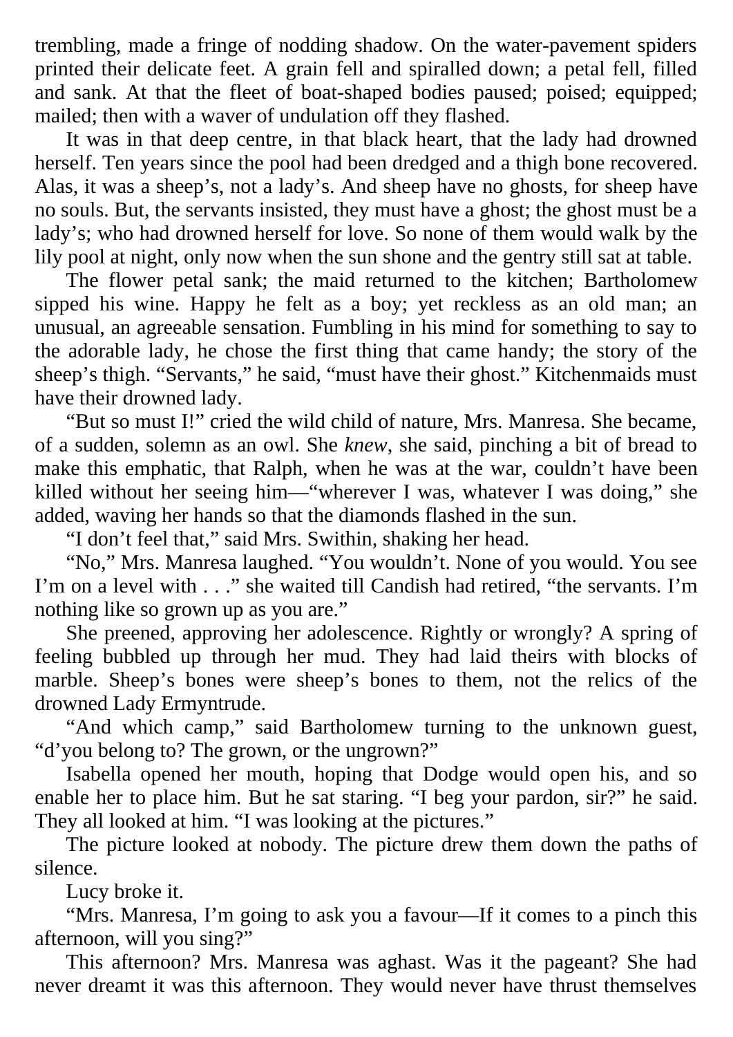trembling, made a fringe of nodding shadow. On the water-pavement spiders printed their delicate feet. A grain fell and spiralled down; a petal fell, filled and sank. At that the fleet of boat-shaped bodies paused; poised; equipped; mailed; then with a waver of undulation off they flashed.

It was in that deep centre, in that black heart, that the lady had drowned herself. Ten years since the pool had been dredged and a thigh bone recovered. Alas, it was a sheep's, not a lady's. And sheep have no ghosts, for sheep have no souls. But, the servants insisted, they must have a ghost; the ghost must be a lady's; who had drowned herself for love. So none of them would walk by the lily pool at night, only now when the sun shone and the gentry still sat at table.

The flower petal sank; the maid returned to the kitchen; Bartholomew sipped his wine. Happy he felt as a boy; yet reckless as an old man; an unusual, an agreeable sensation. Fumbling in his mind for something to say to the adorable lady, he chose the first thing that came handy; the story of the sheep's thigh. "Servants," he said, "must have their ghost." Kitchenmaids must have their drowned lady.

"But so must I!" cried the wild child of nature, Mrs. Manresa. She became, of a sudden, solemn as an owl. She *knew*, she said, pinching a bit of bread to make this emphatic, that Ralph, when he was at the war, couldn't have been killed without her seeing him—"wherever I was, whatever I was doing," she added, waving her hands so that the diamonds flashed in the sun.

"I don't feel that," said Mrs. Swithin, shaking her head.

"No," Mrs. Manresa laughed. "You wouldn't. None of you would. You see I'm on a level with . . ." she waited till Candish had retired, "the servants. I'm nothing like so grown up as you are."

She preened, approving her adolescence. Rightly or wrongly? A spring of feeling bubbled up through her mud. They had laid theirs with blocks of marble. Sheep's bones were sheep's bones to them, not the relics of the drowned Lady Ermyntrude.

"And which camp," said Bartholomew turning to the unknown guest, "d'you belong to? The grown, or the ungrown?"

Isabella opened her mouth, hoping that Dodge would open his, and so enable her to place him. But he sat staring. "I beg your pardon, sir?" he said. They all looked at him. "I was looking at the pictures."

The picture looked at nobody. The picture drew them down the paths of silence.

Lucy broke it.

"Mrs. Manresa, I'm going to ask you a favour—If it comes to a pinch this afternoon, will you sing?"

This afternoon? Mrs. Manresa was aghast. Was it the pageant? She had never dreamt it was this afternoon. They would never have thrust themselves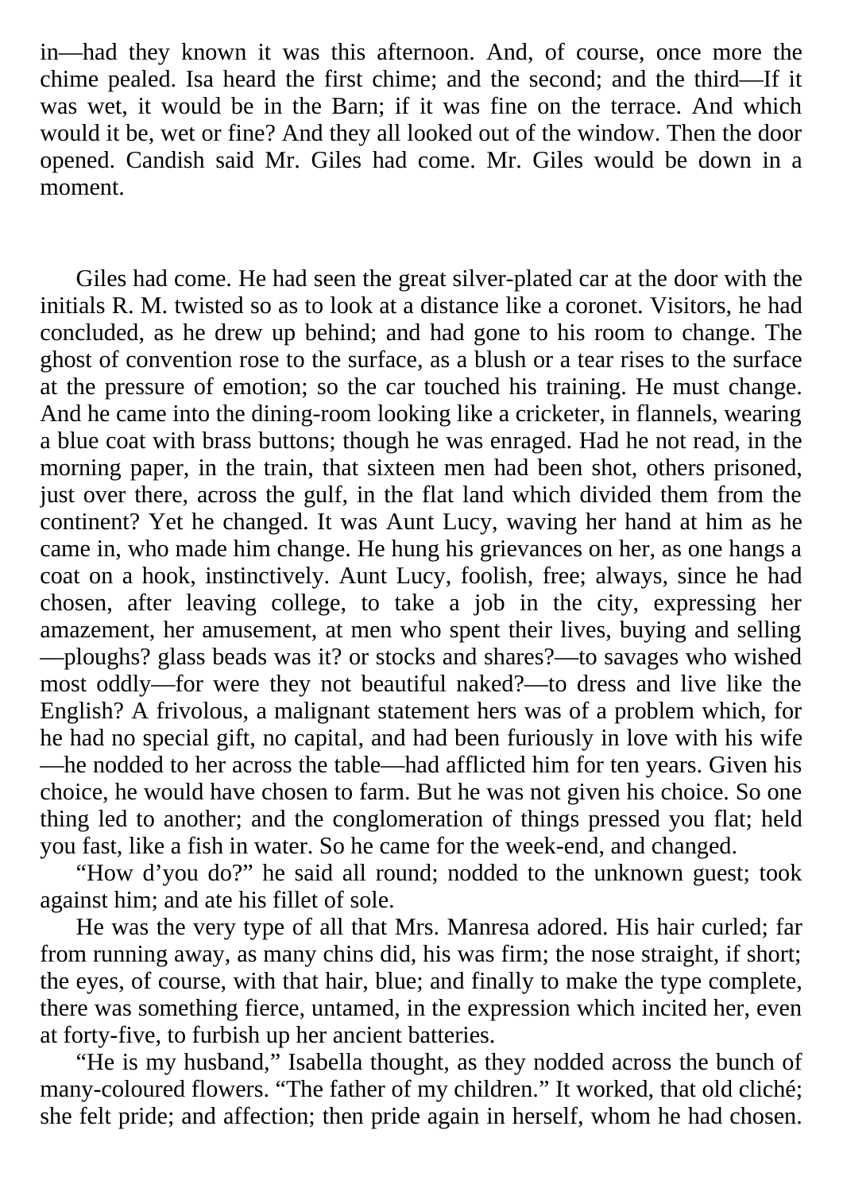in—had they known it was this afternoon. And, of course, once more the chime pealed. Isa heard the first chime; and the second; and the third—If it was wet, it would be in the Barn; if it was fine on the terrace. And which would it be, wet or fine? And they all looked out of the window. Then the door opened. Candish said Mr. Giles had come. Mr. Giles would be down in a moment.

Giles had come. He had seen the great silver-plated car at the door with the initials R. M. twisted so as to look at a distance like a coronet. Visitors, he had concluded, as he drew up behind; and had gone to his room to change. The ghost of convention rose to the surface, as a blush or a tear rises to the surface at the pressure of emotion; so the car touched his training. He must change. And he came into the dining-room looking like a cricketer, in flannels, wearing a blue coat with brass buttons; though he was enraged. Had he not read, in the morning paper, in the train, that sixteen men had been shot, others prisoned, just over there, across the gulf, in the flat land which divided them from the continent? Yet he changed. It was Aunt Lucy, waving her hand at him as he came in, who made him change. He hung his grievances on her, as one hangs a coat on a hook, instinctively. Aunt Lucy, foolish, free; always, since he had chosen, after leaving college, to take a job in the city, expressing her amazement, her amusement, at men who spent their lives, buying and selling—ploughs? glass beads was it? or stocks and shares?—to savages who wished most oddly—for were they not beautiful naked?—to dress and live like the English? A frivolous, a malignant statement hers was of a problem which, for he had no special gift, no capital, and had been furiously in love with his wife—he nodded to her across the table—had afflicted him for ten years. Given his choice, he would have chosen to farm. But he was not given his choice. So one thing led to another; and the conglomeration of things pressed you flat; held you fast, like a fish in water. So he came for the week-end, and changed.

"How d'you do?" he said all round; nodded to the unknown guest; took against him; and ate his fillet of sole.

He was the very type of all that Mrs. Manresa adored. His hair curled; far from running away, as many chins did, his was firm; the nose straight, if short; the eyes, of course, with that hair, blue; and finally to make the type complete, there was something fierce, untamed, in the expression which incited her, even at forty-five, to furbish up her ancient batteries.

"He is my husband," Isabella thought, as they nodded across the bunch of many-coloured flowers. "The father of my children." It worked, that old cliché; she felt pride; and affection; then pride again in herself, whom he had chosen.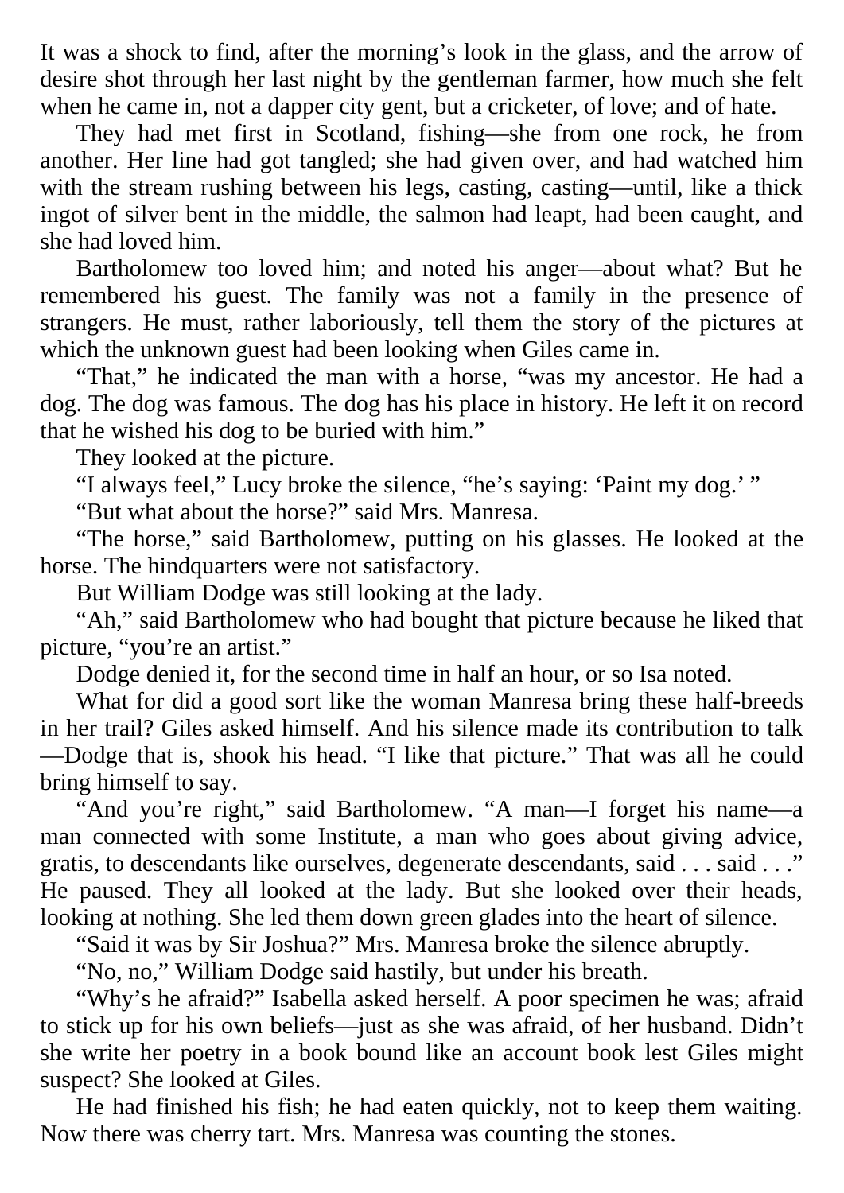It was a shock to find, after the morning's look in the glass, and the arrow of desire shot through her last night by the gentleman farmer, how much she felt when he came in, not a dapper city gent, but a cricketer, of love; and of hate.

They had met first in Scotland, fishing—she from one rock, he from another. Her line had got tangled; she had given over, and had watched him with the stream rushing between his legs, casting, casting—until, like a thick ingot of silver bent in the middle, the salmon had leapt, had been caught, and she had loved him.

Bartholomew too loved him; and noted his anger—about what? But he remembered his guest. The family was not a family in the presence of strangers. He must, rather laboriously, tell them the story of the pictures at which the unknown guest had been looking when Giles came in.

"That," he indicated the man with a horse, "was my ancestor. He had a dog. The dog was famous. The dog has his place in history. He left it on record that he wished his dog to be buried with him."

They looked at the picture.

"I always feel," Lucy broke the silence, "he's saying: 'Paint my dog.' "

"But what about the horse?" said Mrs. Manresa.

"The horse," said Bartholomew, putting on his glasses. He looked at the horse. The hindquarters were not satisfactory.

But William Dodge was still looking at the lady.

"Ah," said Bartholomew who had bought that picture because he liked that picture, "you're an artist."

Dodge denied it, for the second time in half an hour, or so Isa noted.

What for did a good sort like the woman Manresa bring these half-breeds in her trail? Giles asked himself. And his silence made its contribution to talk—Dodge that is, shook his head. "I like that picture." That was all he could bring himself to say.

"And you're right," said Bartholomew. "A man—I forget his name—a man connected with some Institute, a man who goes about giving advice, gratis, to descendants like ourselves, degenerate descendants, said . . . said . . ." He paused. They all looked at the lady. But she looked over their heads, looking at nothing. She led them down green glades into the heart of silence.

"Said it was by Sir Joshua?" Mrs. Manresa broke the silence abruptly.

"No, no," William Dodge said hastily, but under his breath.

"Why's he afraid?" Isabella asked herself. A poor specimen he was; afraid to stick up for his own beliefs—just as she was afraid, of her husband. Didn't she write her poetry in a book bound like an account book lest Giles might suspect? She looked at Giles.

He had finished his fish; he had eaten quickly, not to keep them waiting. Now there was cherry tart. Mrs. Manresa was counting the stones.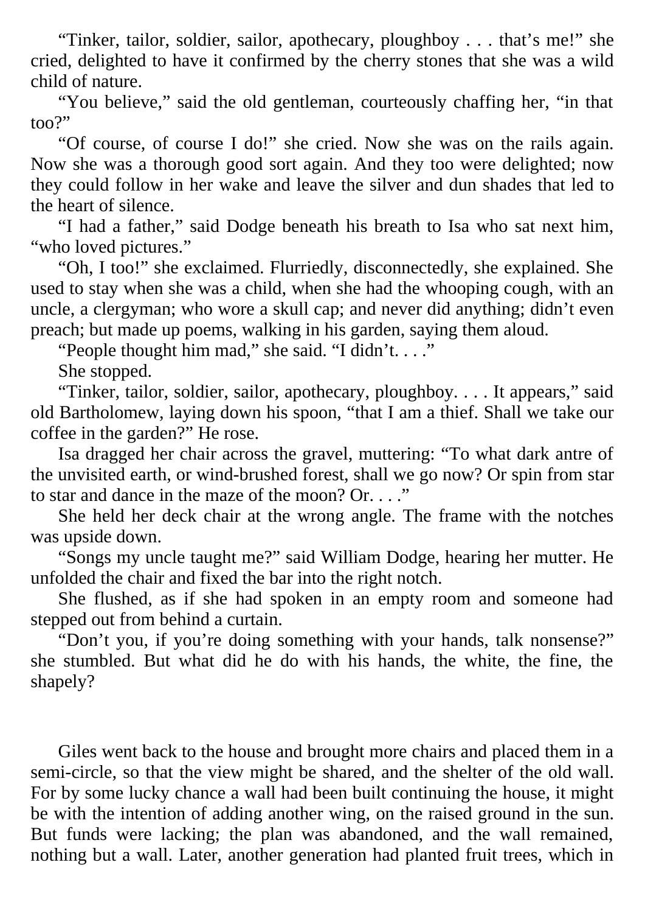"Tinker, tailor, soldier, sailor, apothecary, ploughboy . . . that's me!" she cried, delighted to have it confirmed by the cherry stones that she was a wild child of nature.

"You believe," said the old gentleman, courteously chaffing her, "in that too?"

"Of course, of course I do!" she cried. Now she was on the rails again. Now she was a thorough good sort again. And they too were delighted; now they could follow in her wake and leave the silver and dun shades that led to the heart of silence.

"I had a father," said Dodge beneath his breath to Isa who sat next him, "who loved pictures."

"Oh, I too!" she exclaimed. Flurriedly, disconnectedly, she explained. She used to stay when she was a child, when she had the whooping cough, with an uncle, a clergyman; who wore a skull cap; and never did anything; didn't even preach; but made up poems, walking in his garden, saying them aloud.

"People thought him mad," she said. "I didn't. . . ."

She stopped.

"Tinker, tailor, soldier, sailor, apothecary, ploughboy. . . . It appears," said old Bartholomew, laying down his spoon, "that I am a thief. Shall we take our coffee in the garden?" He rose.

Isa dragged her chair across the gravel, muttering: "To what dark antre of the unvisited earth, or wind-brushed forest, shall we go now? Or spin from star to star and dance in the maze of the moon? Or. . . ."

She held her deck chair at the wrong angle. The frame with the notches was upside down.

"Songs my uncle taught me?" said William Dodge, hearing her mutter. He unfolded the chair and fixed the bar into the right notch.

She flushed, as if she had spoken in an empty room and someone had stepped out from behind a curtain.

"Don't you, if you're doing something with your hands, talk nonsense?" she stumbled. But what did he do with his hands, the white, the fine, the shapely?

Giles went back to the house and brought more chairs and placed them in a semi-circle, so that the view might be shared, and the shelter of the old wall. For by some lucky chance a wall had been built continuing the house, it might be with the intention of adding another wing, on the raised ground in the sun. But funds were lacking; the plan was abandoned, and the wall remained, nothing but a wall. Later, another generation had planted fruit trees, which in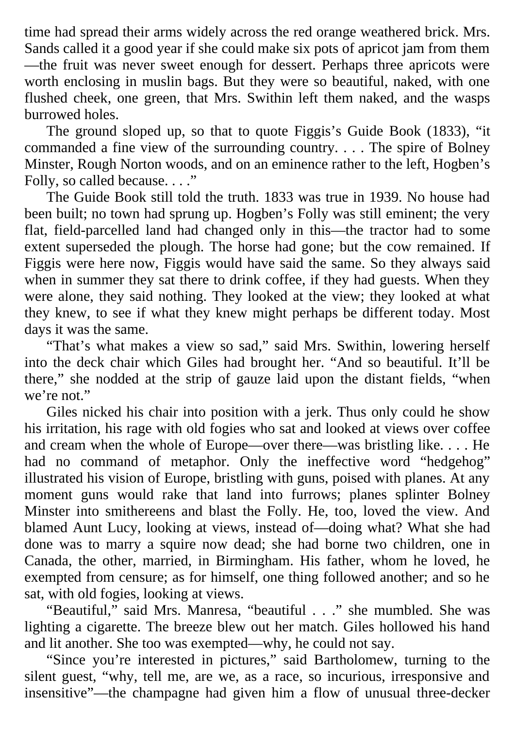time had spread their arms widely across the red orange weathered brick. Mrs. Sands called it a good year if she could make six pots of apricot jam from them—the fruit was never sweet enough for dessert. Perhaps three apricots were worth enclosing in muslin bags. But they were so beautiful, naked, with one flushed cheek, one green, that Mrs. Swithin left them naked, and the wasps burrowed holes.

The ground sloped up, so that to quote Figgis's Guide Book (1833), "it commanded a fine view of the surrounding country. . . . The spire of Bolney Minster, Rough Norton woods, and on an eminence rather to the left, Hogben's Folly, so called because. . . ."

The Guide Book still told the truth. 1833 was true in 1939. No house had been built; no town had sprung up. Hogben's Folly was still eminent; the very flat, field-parcelled land had changed only in this—the tractor had to some extent superseded the plough. The horse had gone; but the cow remained. If Figgis were here now, Figgis would have said the same. So they always said when in summer they sat there to drink coffee, if they had guests. When they were alone, they said nothing. They looked at the view; they looked at what they knew, to see if what they knew might perhaps be different today. Most days it was the same.

"That's what makes a view so sad," said Mrs. Swithin, lowering herself into the deck chair which Giles had brought her. "And so beautiful. It'll be there," she nodded at the strip of gauze laid upon the distant fields, "when we're not."

Giles nicked his chair into position with a jerk. Thus only could he show his irritation, his rage with old fogies who sat and looked at views over coffee and cream when the whole of Europe—over there—was bristling like. . . . He had no command of metaphor. Only the ineffective word "hedgehog" illustrated his vision of Europe, bristling with guns, poised with planes. At any moment guns would rake that land into furrows; planes splinter Bolney Minster into smithereens and blast the Folly. He, too, loved the view. And blamed Aunt Lucy, looking at views, instead of—doing what? What she had done was to marry a squire now dead; she had borne two children, one in Canada, the other, married, in Birmingham. His father, whom he loved, he exempted from censure; as for himself, one thing followed another; and so he sat, with old fogies, looking at views.

"Beautiful," said Mrs. Manresa, "beautiful . . ." she mumbled. She was lighting a cigarette. The breeze blew out her match. Giles hollowed his hand and lit another. She too was exempted—why, he could not say.

"Since you're interested in pictures," said Bartholomew, turning to the silent guest, "why, tell me, are we, as a race, so incurious, irresponsive and insensitive"—the champagne had given him a flow of unusual three-decker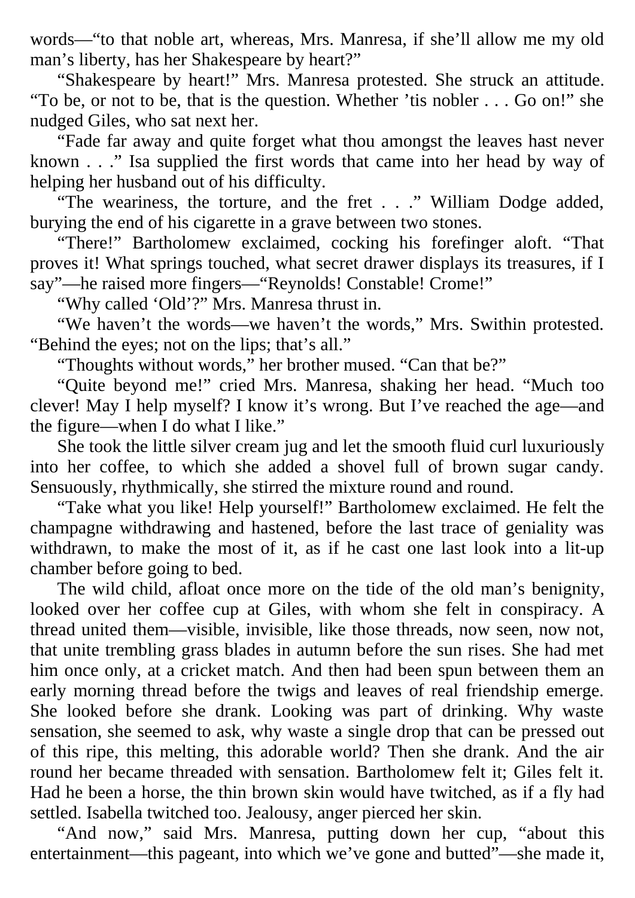words—“to that noble art, whereas, Mrs. Manresa, if she’ll allow me my old man’s liberty, has her Shakespeare by heart?”

“Shakespeare by heart!” Mrs. Manresa protested. She struck an attitude. “To be, or not to be, that is the question. Whether ’tis nobler . . . Go on!” she nudged Giles, who sat next her.

“Fade far away and quite forget what thou amongst the leaves hast never known . . .” Isa supplied the first words that came into her head by way of helping her husband out of his difficulty.

“The weariness, the torture, and the fret . . .” William Dodge added, burying the end of his cigarette in a grave between two stones.

“There!” Bartholomew exclaimed, cocking his forefinger aloft. “That proves it! What springs touched, what secret drawer displays its treasures, if I say”—he raised more fingers—“Reynolds! Constable! Crome!”

“Why called ‘Old’?” Mrs. Manresa thrust in.

“We haven’t the words—we haven’t the words,” Mrs. Swithin protested. “Behind the eyes; not on the lips; that’s all.”

“Thoughts without words,” her brother mused. “Can that be?”

“Quite beyond me!” cried Mrs. Manresa, shaking her head. “Much too clever! May I help myself? I know it’s wrong. But I’ve reached the age—and the figure—when I do what I like.”

She took the little silver cream jug and let the smooth fluid curl luxuriously into her coffee, to which she added a shovel full of brown sugar candy. Sensuously, rhythmically, she stirred the mixture round and round.

“Take what you like! Help yourself!” Bartholomew exclaimed. He felt the champagne withdrawing and hastened, before the last trace of geniality was withdrawn, to make the most of it, as if he cast one last look into a lit-up chamber before going to bed.

The wild child, afloat once more on the tide of the old man’s benignity, looked over her coffee cup at Giles, with whom she felt in conspiracy. A thread united them—visible, invisible, like those threads, now seen, now not, that unite trembling grass blades in autumn before the sun rises. She had met him once only, at a cricket match. And then had been spun between them an early morning thread before the twigs and leaves of real friendship emerge. She looked before she drank. Looking was part of drinking. Why waste sensation, she seemed to ask, why waste a single drop that can be pressed out of this ripe, this melting, this adorable world? Then she drank. And the air round her became threaded with sensation. Bartholomew felt it; Giles felt it. Had he been a horse, the thin brown skin would have twitched, as if a fly had settled. Isabella twitched too. Jealousy, anger pierced her skin.

“And now,” said Mrs. Manresa, putting down her cup, “about this entertainment—this pageant, into which we’ve gone and butted”—she made it,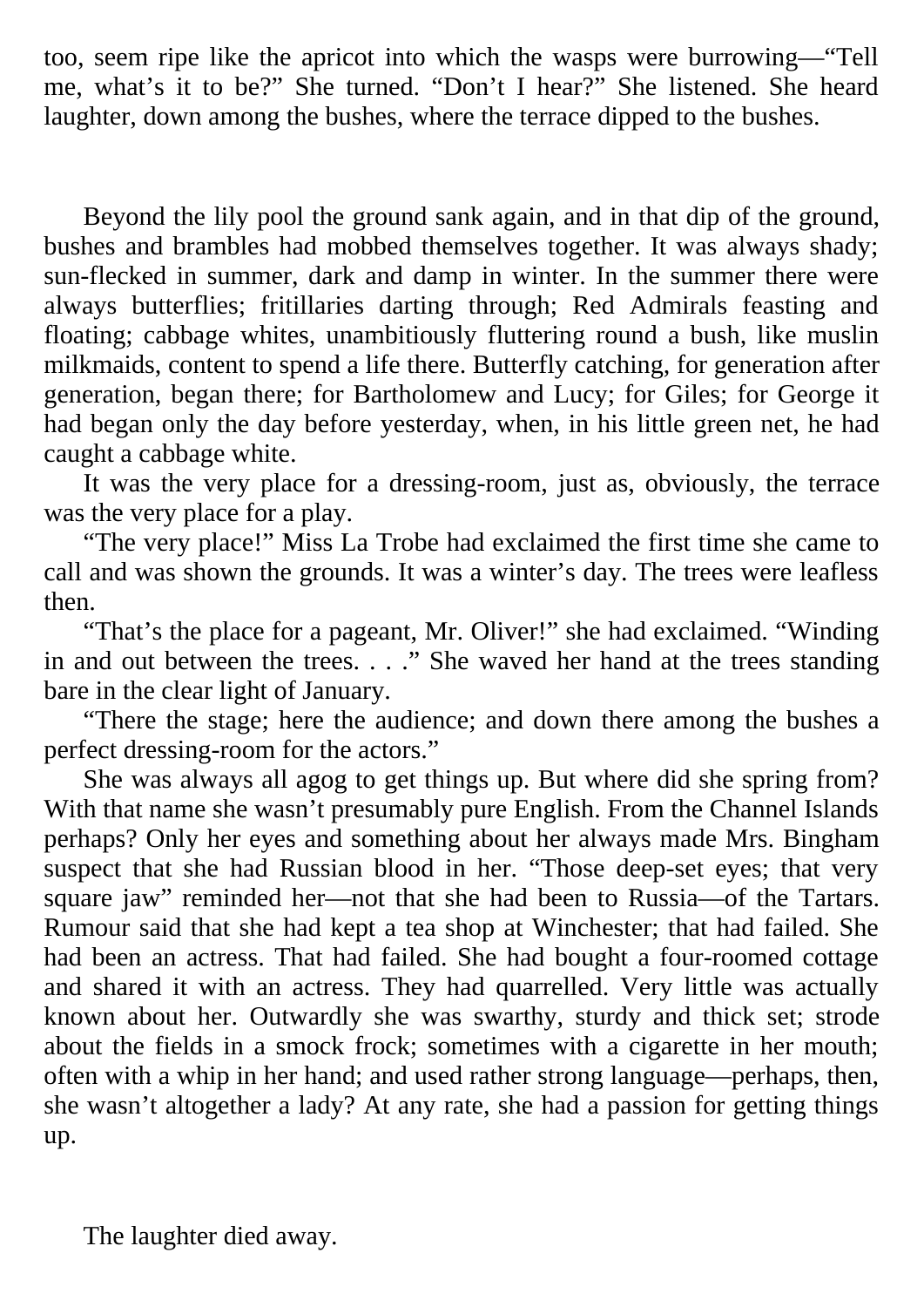too, seem ripe like the apricot into which the wasps were burrowing—“Tell me, what’s it to be?” She turned. “Don’t I hear?” She listened. She heard laughter, down among the bushes, where the terrace dipped to the bushes.

Beyond the lily pool the ground sank again, and in that dip of the ground, bushes and brambles had mobbed themselves together. It was always shady; sun-flecked in summer, dark and damp in winter. In the summer there were always butterflies; fritillaries darting through; Red Admirals feasting and floating; cabbage whites, unambitiously fluttering round a bush, like muslin milkmaids, content to spend a life there. Butterfly catching, for generation after generation, began there; for Bartholomew and Lucy; for Giles; for George it had began only the day before yesterday, when, in his little green net, he had caught a cabbage white.

It was the very place for a dressing-room, just as, obviously, the terrace was the very place for a play.

“The very place!” Miss La Trobe had exclaimed the first time she came to call and was shown the grounds. It was a winter’s day. The trees were leafless then.

“That’s the place for a pageant, Mr. Oliver!” she had exclaimed. “Winding in and out between the trees. . . .” She waved her hand at the trees standing bare in the clear light of January.

“There the stage; here the audience; and down there among the bushes a perfect dressing-room for the actors.”

She was always all agog to get things up. But where did she spring from? With that name she wasn’t presumably pure English. From the Channel Islands perhaps? Only her eyes and something about her always made Mrs. Bingham suspect that she had Russian blood in her. “Those deep-set eyes; that very square jaw” reminded her—not that she had been to Russia—of the Tartars. Rumour said that she had kept a tea shop at Winchester; that had failed. She had been an actress. That had failed. She had bought a four-roomed cottage and shared it with an actress. They had quarrelled. Very little was actually known about her. Outwardly she was swarthy, sturdy and thick set; strode about the fields in a smock frock; sometimes with a cigarette in her mouth; often with a whip in her hand; and used rather strong language—perhaps, then, she wasn’t altogether a lady? At any rate, she had a passion for getting things up.

The laughter died away.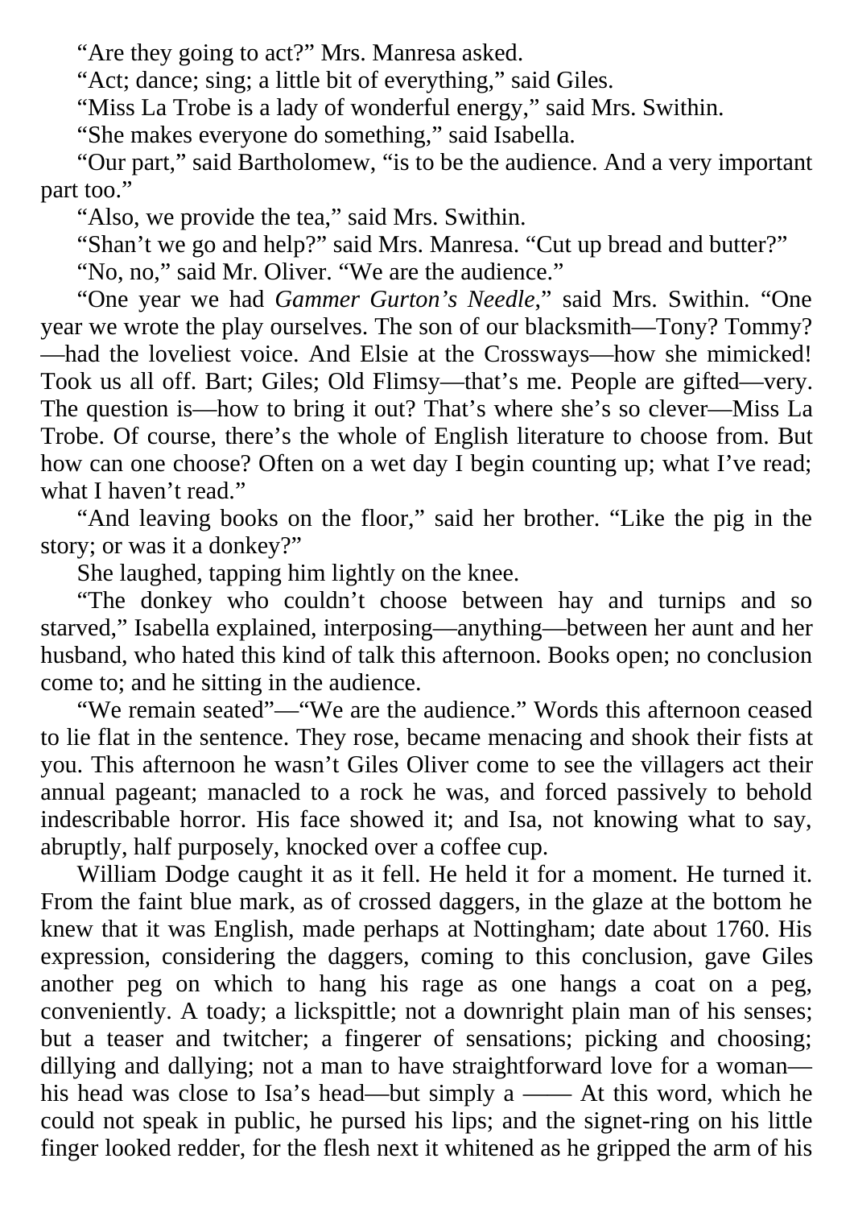"Are they going to act?" Mrs. Manresa asked.

"Act; dance; sing; a little bit of everything," said Giles.

"Miss La Trobe is a lady of wonderful energy," said Mrs. Swithin.

"She makes everyone do something," said Isabella.

"Our part," said Bartholomew, "is to be the audience. And a very important part too."

"Also, we provide the tea," said Mrs. Swithin.

"Shan't we go and help?" said Mrs. Manresa. "Cut up bread and butter?"

"No, no," said Mr. Oliver. "We are the audience."

"One year we had *Gammer Gurton's Needle*," said Mrs. Swithin. "One year we wrote the play ourselves. The son of our blacksmith—Tony? Tommy?—had the loveliest voice. And Elsie at the Crossways—how she mimicked! Took us all off. Bart; Giles; Old Flimsy—that's me. People are gifted—very. The question is—how to bring it out? That's where she's so clever—Miss La Trobe. Of course, there's the whole of English literature to choose from. But how can one choose? Often on a wet day I begin counting up; what I've read; what I haven't read."

"And leaving books on the floor," said her brother. "Like the pig in the story; or was it a donkey?"

She laughed, tapping him lightly on the knee.

"The donkey who couldn't choose between hay and turnips and so starved," Isabella explained, interposing—anything—between her aunt and her husband, who hated this kind of talk this afternoon. Books open; no conclusion come to; and he sitting in the audience.

"We remain seated"—"We are the audience." Words this afternoon ceased to lie flat in the sentence. They rose, became menacing and shook their fists at you. This afternoon he wasn't Giles Oliver come to see the villagers act their annual pageant; manacled to a rock he was, and forced passively to behold indescribable horror. His face showed it; and Isa, not knowing what to say, abruptly, half purposely, knocked over a coffee cup.

William Dodge caught it as it fell. He held it for a moment. He turned it. From the faint blue mark, as of crossed daggers, in the glaze at the bottom he knew that it was English, made perhaps at Nottingham; date about 1760. His expression, considering the daggers, coming to this conclusion, gave Giles another peg on which to hang his rage as one hangs a coat on a peg, conveniently. A toady; a lickspittle; not a downright plain man of his senses; but a teaser and twitcher; a fingerer of sensations; picking and choosing; dillying and dallying; not a man to have straightforward love for a woman—his head was close to Isa's head—but simply a —— At this word, which he could not speak in public, he pursed his lips; and the signet-ring on his little finger looked redder, for the flesh next it whitened as he gripped the arm of his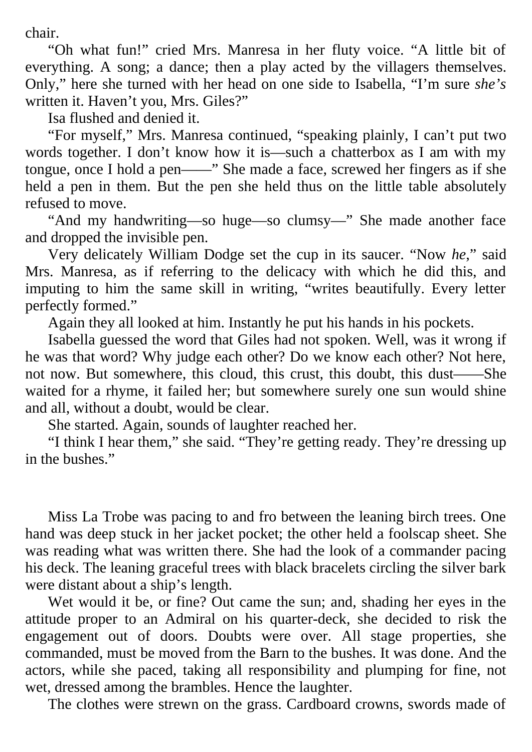chair.

"Oh what fun!" cried Mrs. Manresa in her fluty voice. "A little bit of everything. A song; a dance; then a play acted by the villagers themselves. Only," here she turned with her head on one side to Isabella, "I'm sure *she's* written it. Haven't you, Mrs. Giles?"

Isa flushed and denied it.

"For myself," Mrs. Manresa continued, "speaking plainly, I can't put two words together. I don't know how it is—such a chatterbox as I am with my tongue, once I hold a pen——" She made a face, screwed her fingers as if she held a pen in them. But the pen she held thus on the little table absolutely refused to move.

"And my handwriting—so huge—so clumsy—" She made another face and dropped the invisible pen.

Very delicately William Dodge set the cup in its saucer. "Now *he*," said Mrs. Manresa, as if referring to the delicacy with which he did this, and imputing to him the same skill in writing, "writes beautifully. Every letter perfectly formed."

Again they all looked at him. Instantly he put his hands in his pockets.

Isabella guessed the word that Giles had not spoken. Well, was it wrong if he was that word? Why judge each other? Do we know each other? Not here, not now. But somewhere, this cloud, this crust, this doubt, this dust——She waited for a rhyme, it failed her; but somewhere surely one sun would shine and all, without a doubt, would be clear.

She started. Again, sounds of laughter reached her.

"I think I hear them," she said. "They're getting ready. They're dressing up in the bushes."

Miss La Trobe was pacing to and fro between the leaning birch trees. One hand was deep stuck in her jacket pocket; the other held a foolscap sheet. She was reading what was written there. She had the look of a commander pacing his deck. The leaning graceful trees with black bracelets circling the silver bark were distant about a ship's length.

Wet would it be, or fine? Out came the sun; and, shading her eyes in the attitude proper to an Admiral on his quarter-deck, she decided to risk the engagement out of doors. Doubts were over. All stage properties, she commanded, must be moved from the Barn to the bushes. It was done. And the actors, while she paced, taking all responsibility and plumping for fine, not wet, dressed among the brambles. Hence the laughter.

The clothes were strewn on the grass. Cardboard crowns, swords made of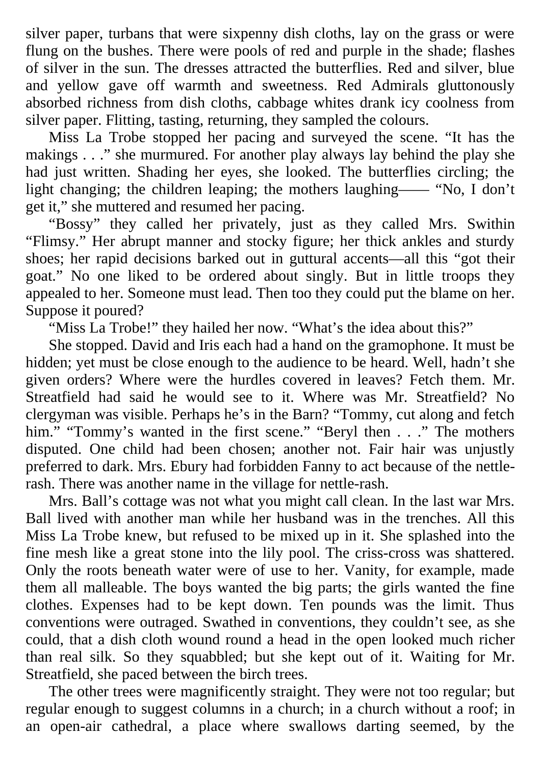silver paper, turbans that were sixpenny dish cloths, lay on the grass or were flung on the bushes. There were pools of red and purple in the shade; flashes of silver in the sun. The dresses attracted the butterflies. Red and silver, blue and yellow gave off warmth and sweetness. Red Admirals gluttonously absorbed richness from dish cloths, cabbage whites drank icy coolness from silver paper. Flitting, tasting, returning, they sampled the colours.

Miss La Trobe stopped her pacing and surveyed the scene. "It has the makings . . ." she murmured. For another play always lay behind the play she had just written. Shading her eyes, she looked. The butterflies circling; the light changing; the children leaping; the mothers laughing—— "No, I don't get it," she muttered and resumed her pacing.

"Bossy" they called her privately, just as they called Mrs. Swithin "Flimsy." Her abrupt manner and stocky figure; her thick ankles and sturdy shoes; her rapid decisions barked out in guttural accents—all this "got their goat." No one liked to be ordered about singly. But in little troops they appealed to her. Someone must lead. Then too they could put the blame on her. Suppose it poured?

"Miss La Trobe!" they hailed her now. "What's the idea about this?"

She stopped. David and Iris each had a hand on the gramophone. It must be hidden; yet must be close enough to the audience to be heard. Well, hadn't she given orders? Where were the hurdles covered in leaves? Fetch them. Mr. Streatfield had said he would see to it. Where was Mr. Streatfield? No clergyman was visible. Perhaps he's in the Barn? "Tommy, cut along and fetch him." "Tommy's wanted in the first scene." "Beryl then . . ." The mothers disputed. One child had been chosen; another not. Fair hair was unjustly preferred to dark. Mrs. Ebury had forbidden Fanny to act because of the nettle-rash. There was another name in the village for nettle-rash.

Mrs. Ball's cottage was not what you might call clean. In the last war Mrs. Ball lived with another man while her husband was in the trenches. All this Miss La Trobe knew, but refused to be mixed up in it. She splashed into the fine mesh like a great stone into the lily pool. The criss-cross was shattered. Only the roots beneath water were of use to her. Vanity, for example, made them all malleable. The boys wanted the big parts; the girls wanted the fine clothes. Expenses had to be kept down. Ten pounds was the limit. Thus conventions were outraged. Swathed in conventions, they couldn't see, as she could, that a dish cloth wound round a head in the open looked much richer than real silk. So they squabbled; but she kept out of it. Waiting for Mr. Streatfield, she paced between the birch trees.

The other trees were magnificently straight. They were not too regular; but regular enough to suggest columns in a church; in a church without a roof; in an open-air cathedral, a place where swallows darting seemed, by the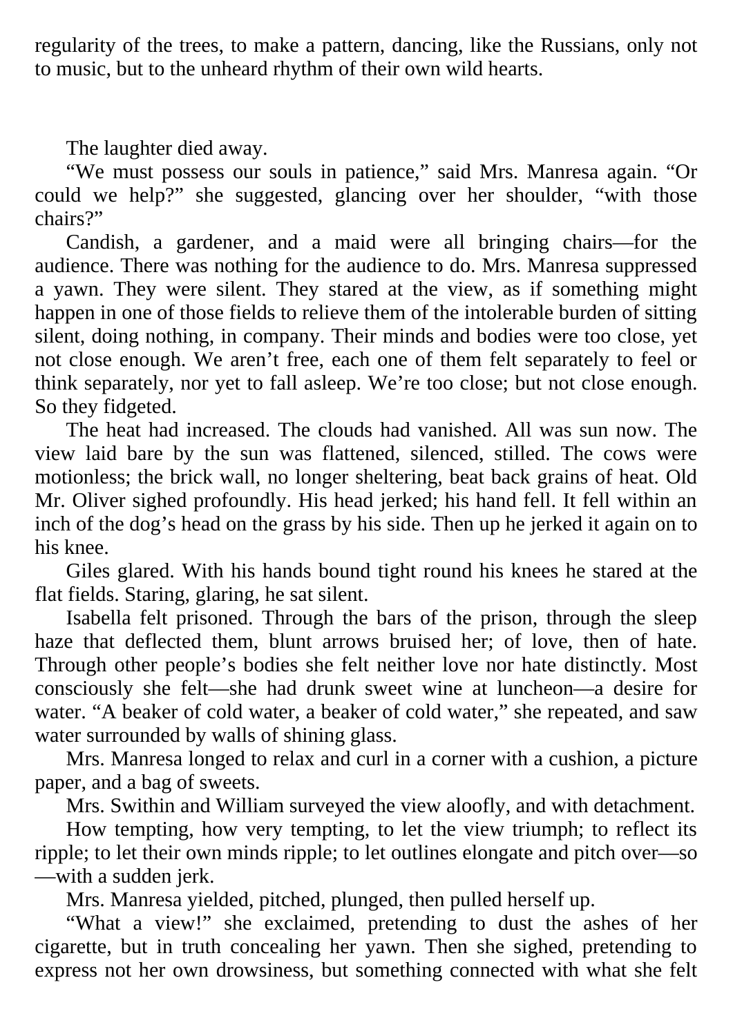regularity of the trees, to make a pattern, dancing, like the Russians, only not to music, but to the unheard rhythm of their own wild hearts.

The laughter died away.

"We must possess our souls in patience," said Mrs. Manresa again. "Or could we help?" she suggested, glancing over her shoulder, "with those chairs?"

Candish, a gardener, and a maid were all bringing chairs—for the audience. There was nothing for the audience to do. Mrs. Manresa suppressed a yawn. They were silent. They stared at the view, as if something might happen in one of those fields to relieve them of the intolerable burden of sitting silent, doing nothing, in company. Their minds and bodies were too close, yet not close enough. We aren't free, each one of them felt separately to feel or think separately, nor yet to fall asleep. We're too close; but not close enough. So they fidgeted.

The heat had increased. The clouds had vanished. All was sun now. The view laid bare by the sun was flattened, silenced, stilled. The cows were motionless; the brick wall, no longer sheltering, beat back grains of heat. Old Mr. Oliver sighed profoundly. His head jerked; his hand fell. It fell within an inch of the dog's head on the grass by his side. Then up he jerked it again on to his knee.

Giles glared. With his hands bound tight round his knees he stared at the flat fields. Staring, glaring, he sat silent.

Isabella felt prisoned. Through the bars of the prison, through the sleep haze that deflected them, blunt arrows bruised her; of love, then of hate. Through other people's bodies she felt neither love nor hate distinctly. Most consciously she felt—she had drunk sweet wine at luncheon—a desire for water. "A beaker of cold water, a beaker of cold water," she repeated, and saw water surrounded by walls of shining glass.

Mrs. Manresa longed to relax and curl in a corner with a cushion, a picture paper, and a bag of sweets.

Mrs. Swithin and William surveyed the view aloofly, and with detachment.

How tempting, how very tempting, to let the view triumph; to reflect its ripple; to let their own minds ripple; to let outlines elongate and pitch over—so—with a sudden jerk.

Mrs. Manresa yielded, pitched, plunged, then pulled herself up.

"What a view!" she exclaimed, pretending to dust the ashes of her cigarette, but in truth concealing her yawn. Then she sighed, pretending to express not her own drowsiness, but something connected with what she felt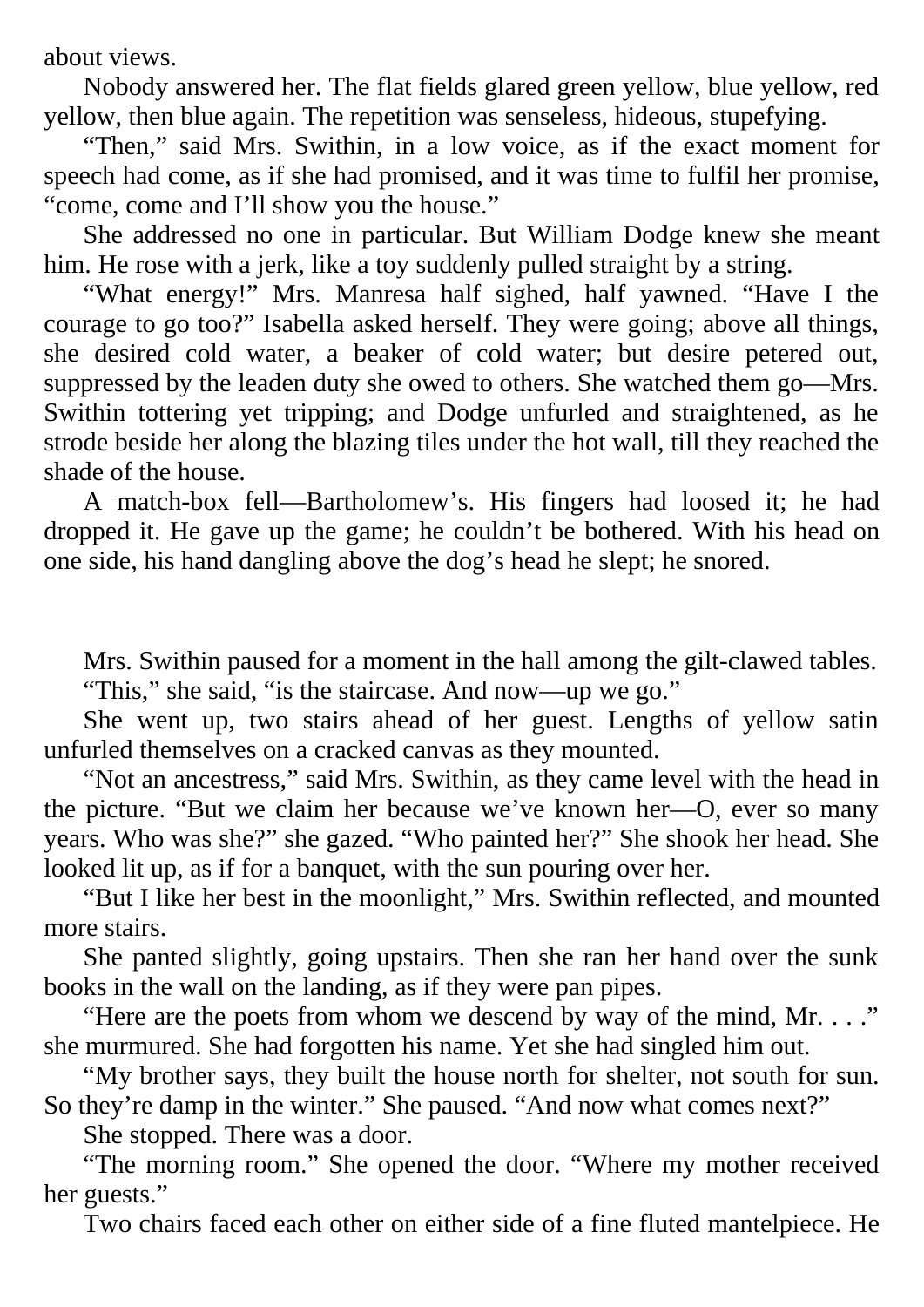about views.

Nobody answered her. The flat fields glared green yellow, blue yellow, red yellow, then blue again. The repetition was senseless, hideous, stupefying.

“Then,” said Mrs. Swithin, in a low voice, as if the exact moment for speech had come, as if she had promised, and it was time to fulfil her promise, “come, come and I’ll show you the house.”

She addressed no one in particular. But William Dodge knew she meant him. He rose with a jerk, like a toy suddenly pulled straight by a string.

“What energy!” Mrs. Manresa half sighed, half yawned. “Have I the courage to go too?” Isabella asked herself. They were going; above all things, she desired cold water, a beaker of cold water; but desire petered out, suppressed by the leaden duty she owed to others. She watched them go—Mrs. Swithin tottering yet tripping; and Dodge unfurled and straightened, as he strode beside her along the blazing tiles under the hot wall, till they reached the shade of the house.

A match-box fell—Bartholomew’s. His fingers had loosed it; he had dropped it. He gave up the game; he couldn’t be bothered. With his head on one side, his hand dangling above the dog’s head he slept; he snored.

Mrs. Swithin paused for a moment in the hall among the gilt-clawed tables.

“This,” she said, “is the staircase. And now—up we go.”

She went up, two stairs ahead of her guest. Lengths of yellow satin unfurled themselves on a cracked canvas as they mounted.

“Not an ancestress,” said Mrs. Swithin, as they came level with the head in the picture. “But we claim her because we’ve known her—O, ever so many years. Who was she?” she gazed. “Who painted her?” She shook her head. She looked lit up, as if for a banquet, with the sun pouring over her.

“But I like her best in the moonlight,” Mrs. Swithin reflected, and mounted more stairs.

She panted slightly, going upstairs. Then she ran her hand over the sunk books in the wall on the landing, as if they were pan pipes.

“Here are the poets from whom we descend by way of the mind, Mr. . . .” she murmured. She had forgotten his name. Yet she had singled him out.

“My brother says, they built the house north for shelter, not south for sun. So they’re damp in the winter.” She paused. “And now what comes next?”

She stopped. There was a door.

“The morning room.” She opened the door. “Where my mother received her guests.”

Two chairs faced each other on either side of a fine fluted mantelpiece. He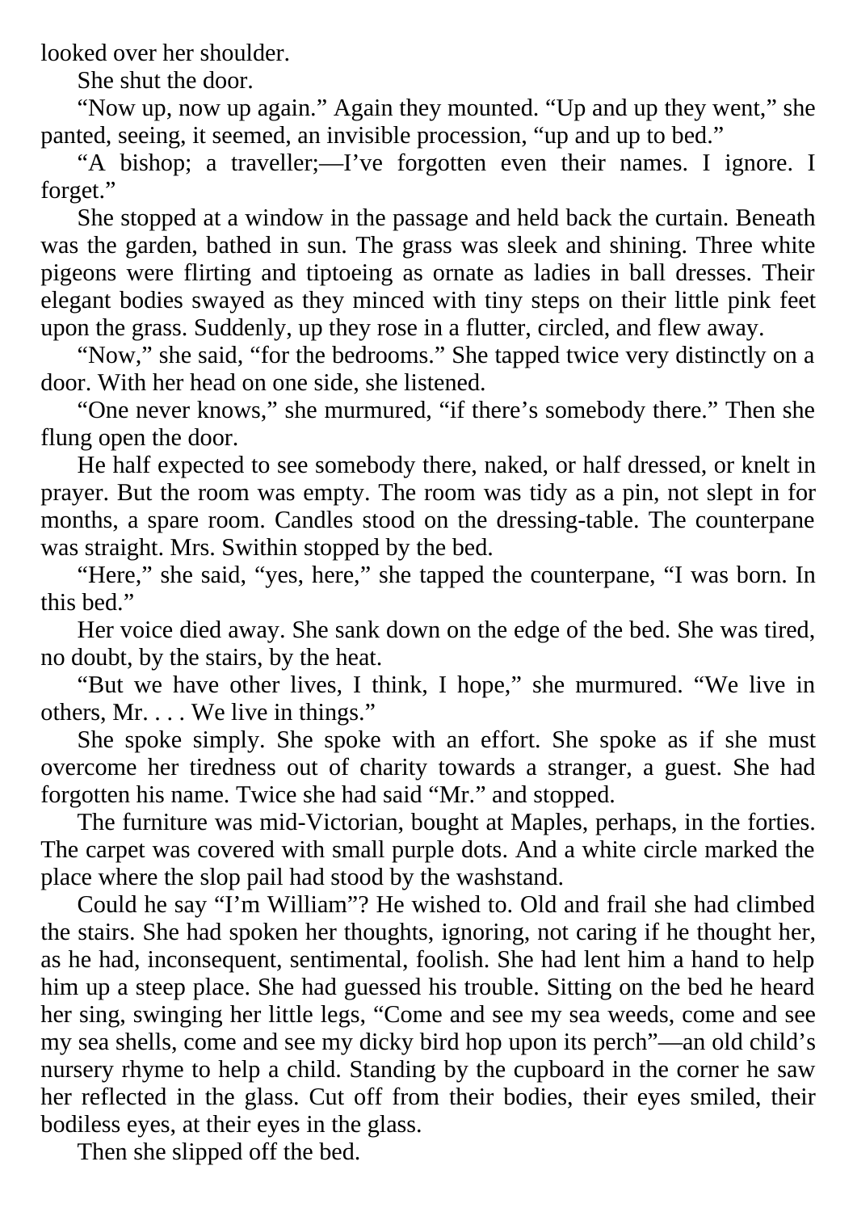looked over her shoulder.

She shut the door.

"Now up, now up again." Again they mounted. "Up and up they went," she panted, seeing, it seemed, an invisible procession, "up and up to bed."

"A bishop; a traveller;—I've forgotten even their names. I ignore. I forget."

She stopped at a window in the passage and held back the curtain. Beneath was the garden, bathed in sun. The grass was sleek and shining. Three white pigeons were flirting and tiptoeing as ornate as ladies in ball dresses. Their elegant bodies swayed as they minced with tiny steps on their little pink feet upon the grass. Suddenly, up they rose in a flutter, circled, and flew away.

"Now," she said, "for the bedrooms." She tapped twice very distinctly on a door. With her head on one side, she listened.

"One never knows," she murmured, "if there's somebody there." Then she flung open the door.

He half expected to see somebody there, naked, or half dressed, or knelt in prayer. But the room was empty. The room was tidy as a pin, not slept in for months, a spare room. Candles stood on the dressing-table. The counterpane was straight. Mrs. Swithin stopped by the bed.

"Here," she said, "yes, here," she tapped the counterpane, "I was born. In this bed."

Her voice died away. She sank down on the edge of the bed. She was tired, no doubt, by the stairs, by the heat.

"But we have other lives, I think, I hope," she murmured. "We live in others, Mr. . . . We live in things."

She spoke simply. She spoke with an effort. She spoke as if she must overcome her tiredness out of charity towards a stranger, a guest. She had forgotten his name. Twice she had said "Mr." and stopped.

The furniture was mid-Victorian, bought at Maples, perhaps, in the forties. The carpet was covered with small purple dots. And a white circle marked the place where the slop pail had stood by the washstand.

Could he say "I'm William"? He wished to. Old and frail she had climbed the stairs. She had spoken her thoughts, ignoring, not caring if he thought her, as he had, inconsequent, sentimental, foolish. She had lent him a hand to help him up a steep place. She had guessed his trouble. Sitting on the bed he heard her sing, swinging her little legs, "Come and see my sea weeds, come and see my sea shells, come and see my dicky bird hop upon its perch"—an old child's nursery rhyme to help a child. Standing by the cupboard in the corner he saw her reflected in the glass. Cut off from their bodies, their eyes smiled, their bodiless eyes, at their eyes in the glass.

Then she slipped off the bed.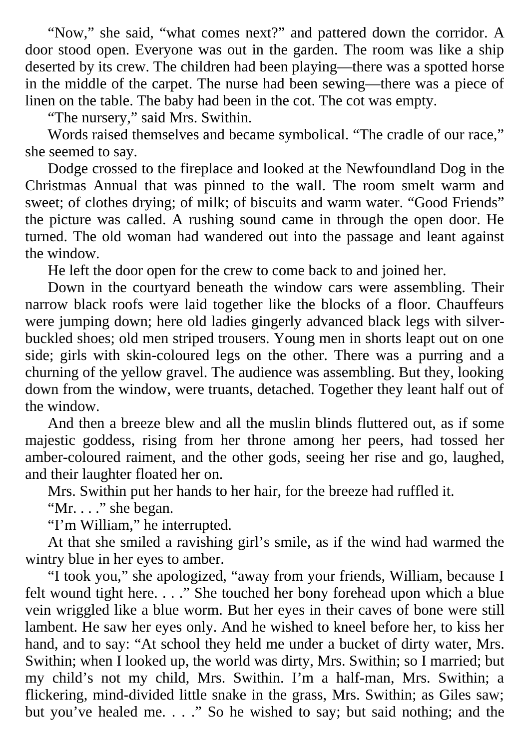"Now," she said, "what comes next?" and pattered down the corridor. A door stood open. Everyone was out in the garden. The room was like a ship deserted by its crew. The children had been playing—there was a spotted horse in the middle of the carpet. The nurse had been sewing—there was a piece of linen on the table. The baby had been in the cot. The cot was empty.

"The nursery," said Mrs. Swithin.

Words raised themselves and became symbolical. "The cradle of our race," she seemed to say.

Dodge crossed to the fireplace and looked at the Newfoundland Dog in the Christmas Annual that was pinned to the wall. The room smelt warm and sweet; of clothes drying; of milk; of biscuits and warm water. "Good Friends" the picture was called. A rushing sound came in through the open door. He turned. The old woman had wandered out into the passage and leant against the window.

He left the door open for the crew to come back to and joined her.

Down in the courtyard beneath the window cars were assembling. Their narrow black roofs were laid together like the blocks of a floor. Chauffeurs were jumping down; here old ladies gingerly advanced black legs with silver-buckled shoes; old men striped trousers. Young men in shorts leapt out on one side; girls with skin-coloured legs on the other. There was a purring and a churning of the yellow gravel. The audience was assembling. But they, looking down from the window, were truants, detached. Together they leant half out of the window.

And then a breeze blew and all the muslin blinds fluttered out, as if some majestic goddess, rising from her throne among her peers, had tossed her amber-coloured raiment, and the other gods, seeing her rise and go, laughed, and their laughter floated her on.

Mrs. Swithin put her hands to her hair, for the breeze had ruffled it.

"Mr. . . ." she began.

"I'm William," he interrupted.

At that she smiled a ravishing girl's smile, as if the wind had warmed the wintry blue in her eyes to amber.

"I took you," she apologized, "away from your friends, William, because I felt wound tight here. . . ." She touched her bony forehead upon which a blue vein wriggled like a blue worm. But her eyes in their caves of bone were still lambent. He saw her eyes only. And he wished to kneel before her, to kiss her hand, and to say: "At school they held me under a bucket of dirty water, Mrs. Swithin; when I looked up, the world was dirty, Mrs. Swithin; so I married; but my child's not my child, Mrs. Swithin. I'm a half-man, Mrs. Swithin; a flickering, mind-divided little snake in the grass, Mrs. Swithin; as Giles saw; but you've healed me. . . ." So he wished to say; but said nothing; and the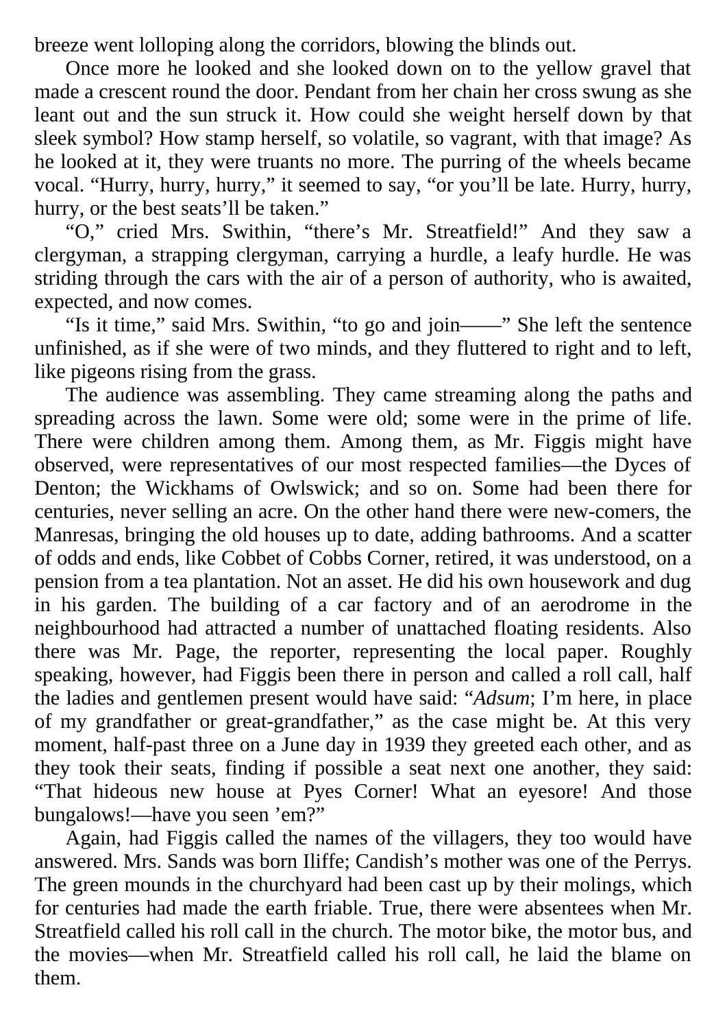breeze went lolloping along the corridors, blowing the blinds out.

Once more he looked and she looked down on to the yellow gravel that made a crescent round the door. Pendant from her chain her cross swung as she leant out and the sun struck it. How could she weight herself down by that sleek symbol? How stamp herself, so volatile, so vagrant, with that image? As he looked at it, they were truants no more. The purring of the wheels became vocal. "Hurry, hurry, hurry," it seemed to say, "or you'll be late. Hurry, hurry, hurry, or the best seats'll be taken."

"O," cried Mrs. Swithin, "there's Mr. Streatfield!" And they saw a clergyman, a strapping clergyman, carrying a hurdle, a leafy hurdle. He was striding through the cars with the air of a person of authority, who is awaited, expected, and now comes.

"Is it time," said Mrs. Swithin, "to go and join——" She left the sentence unfinished, as if she were of two minds, and they fluttered to right and to left, like pigeons rising from the grass.

The audience was assembling. They came streaming along the paths and spreading across the lawn. Some were old; some were in the prime of life. There were children among them. Among them, as Mr. Figgis might have observed, were representatives of our most respected families—the Dyces of Denton; the Wickhams of Owlswick; and so on. Some had been there for centuries, never selling an acre. On the other hand there were new-comers, the Manresas, bringing the old houses up to date, adding bathrooms. And a scatter of odds and ends, like Cobbet of Cobbs Corner, retired, it was understood, on a pension from a tea plantation. Not an asset. He did his own housework and dug in his garden. The building of a car factory and of an aerodrome in the neighbourhood had attracted a number of unattached floating residents. Also there was Mr. Page, the reporter, representing the local paper. Roughly speaking, however, had Figgis been there in person and called a roll call, half the ladies and gentlemen present would have said: "*Adsum*; I'm here, in place of my grandfather or great-grandfather," as the case might be. At this very moment, half-past three on a June day in 1939 they greeted each other, and as they took their seats, finding if possible a seat next one another, they said: "That hideous new house at Pyes Corner! What an eyesore! And those bungalows!—have you seen 'em?"

Again, had Figgis called the names of the villagers, they too would have answered. Mrs. Sands was born Iliffe; Candish's mother was one of the Perrys. The green mounds in the churchyard had been cast up by their molings, which for centuries had made the earth friable. True, there were absentees when Mr. Streatfield called his roll call in the church. The motor bike, the motor bus, and the movies—when Mr. Streatfield called his roll call, he laid the blame on them.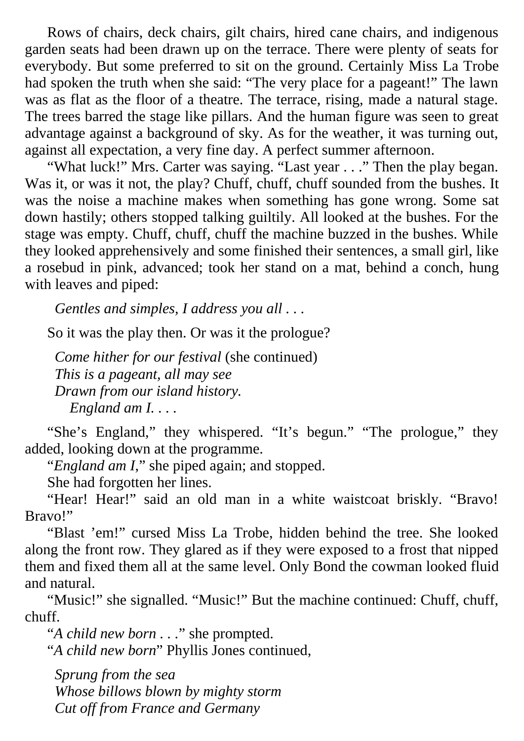Rows of chairs, deck chairs, gilt chairs, hired cane chairs, and indigenous garden seats had been drawn up on the terrace. There were plenty of seats for everybody. But some preferred to sit on the ground. Certainly Miss La Trobe had spoken the truth when she said: "The very place for a pageant!" The lawn was as flat as the floor of a theatre. The terrace, rising, made a natural stage. The trees barred the stage like pillars. And the human figure was seen to great advantage against a background of sky. As for the weather, it was turning out, against all expectation, a very fine day. A perfect summer afternoon.

"What luck!" Mrs. Carter was saying. "Last year . . ." Then the play began. Was it, or was it not, the play? Chuff, chuff, chuff sounded from the bushes. It was the noise a machine makes when something has gone wrong. Some sat down hastily; others stopped talking guiltily. All looked at the bushes. For the stage was empty. Chuff, chuff, chuff the machine buzzed in the bushes. While they looked apprehensively and some finished their sentences, a small girl, like a rosebud in pink, advanced; took her stand on a mat, behind a conch, hung with leaves and piped:

*Gentles and simples, I address you all . . .*

So it was the play then. Or was it the prologue?

*Come hither for our festival* (she continued)
*This is a pageant, all may see*
*Drawn from our island history.*
*England am I. . . .*

"She's England," they whispered. "It's begun." "The prologue," they added, looking down at the programme.

"*England am I*," she piped again; and stopped.

She had forgotten her lines.

"Hear! Hear!" said an old man in a white waistcoat briskly. "Bravo! Bravo!"

"Blast 'em!" cursed Miss La Trobe, hidden behind the tree. She looked along the front row. They glared as if they were exposed to a frost that nipped them and fixed them all at the same level. Only Bond the cowman looked fluid and natural.

"Music!" she signalled. "Music!" But the machine continued: Chuff, chuff, chuff.

"*A child new born . . .*" she prompted.

"*A child new born*" Phyllis Jones continued,

*Sprung from the sea*
*Whose billows blown by mighty storm*
*Cut off from France and Germany*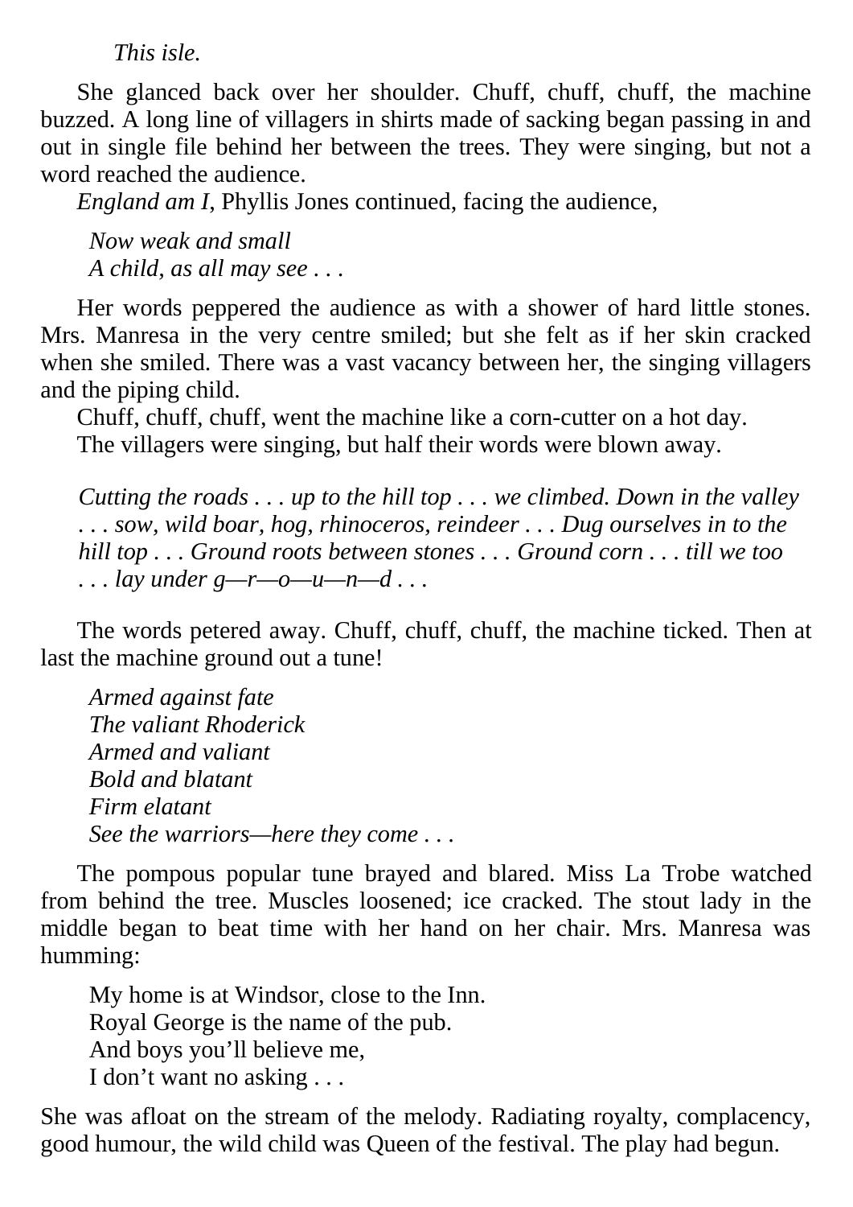*This isle.*

She glanced back over her shoulder. Chuff, chuff, chuff, the machine buzzed. A long line of villagers in shirts made of sacking began passing in and out in single file behind her between the trees. They were singing, but not a word reached the audience.

*England am I*, Phyllis Jones continued, facing the audience,

*Now weak and small*
*A child, as all may see . . .*

Her words peppered the audience as with a shower of hard little stones. Mrs. Manresa in the very centre smiled; but she felt as if her skin cracked when she smiled. There was a vast vacancy between her, the singing villagers and the piping child.

Chuff, chuff, chuff, went the machine like a corn-cutter on a hot day.

The villagers were singing, but half their words were blown away.

*Cutting the roads . . . up to the hill top . . . we climbed. Down in the valley . . . sow, wild boar, hog, rhinoceros, reindeer . . . Dug ourselves in to the hill top . . . Ground roots between stones . . . Ground corn . . . till we too . . . lay under g—r—o—u—n—d . . .*

The words petered away. Chuff, chuff, chuff, the machine ticked. Then at last the machine ground out a tune!

*Armed against fate*
*The valiant Rhoderick*
*Armed and valiant*
*Bold and blatant*
*Firm elatant*
*See the warriors—here they come . . .*

The pompous popular tune brayed and blared. Miss La Trobe watched from behind the tree. Muscles loosened; ice cracked. The stout lady in the middle began to beat time with her hand on her chair. Mrs. Manresa was humming:

My home is at Windsor, close to the Inn.
Royal George is the name of the pub.
And boys you'll believe me,
I don't want no asking . . .

She was afloat on the stream of the melody. Radiating royalty, complacency, good humour, the wild child was Queen of the festival. The play had begun.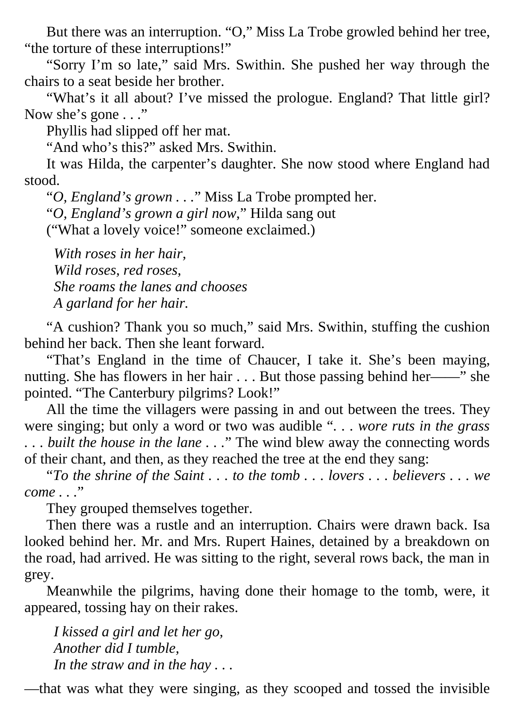But there was an interruption. "O," Miss La Trobe growled behind her tree, "the torture of these interruptions!"

"Sorry I'm so late," said Mrs. Swithin. She pushed her way through the chairs to a seat beside her brother.

"What's it all about? I've missed the prologue. England? That little girl? Now she's gone . . ."

Phyllis had slipped off her mat.

"And who's this?" asked Mrs. Swithin.

It was Hilda, the carpenter's daughter. She now stood where England had stood.

"*O, England's grown* . . ." Miss La Trobe prompted her.

"*O, England's grown a girl now*," Hilda sang out

("What a lovely voice!" someone exclaimed.)

> *With roses in her hair,*
> *Wild roses, red roses,*
> *She roams the lanes and chooses*
> *A garland for her hair.*

"A cushion? Thank you so much," said Mrs. Swithin, stuffing the cushion behind her back. Then she leant forward.

"That's England in the time of Chaucer, I take it. She's been maying, nutting. She has flowers in her hair . . . But those passing behind her——" she pointed. "The Canterbury pilgrims? Look!"

All the time the villagers were passing in and out between the trees. They were singing; but only a word or two was audible ". . . *wore ruts in the grass* . . . *built the house in the lane* . . ." The wind blew away the connecting words of their chant, and then, as they reached the tree at the end they sang:

"*To the shrine of the Saint* . . . *to the tomb* . . . *lovers* . . . *believers* . . . *we come* . . ."

They grouped themselves together.

Then there was a rustle and an interruption. Chairs were drawn back. Isa looked behind her. Mr. and Mrs. Rupert Haines, detained by a breakdown on the road, had arrived. He was sitting to the right, several rows back, the man in grey.

Meanwhile the pilgrims, having done their homage to the tomb, were, it appeared, tossing hay on their rakes.

> *I kissed a girl and let her go,*
> *Another did I tumble,*
> *In the straw and in the hay* . . .

—that was what they were singing, as they scooped and tossed the invisible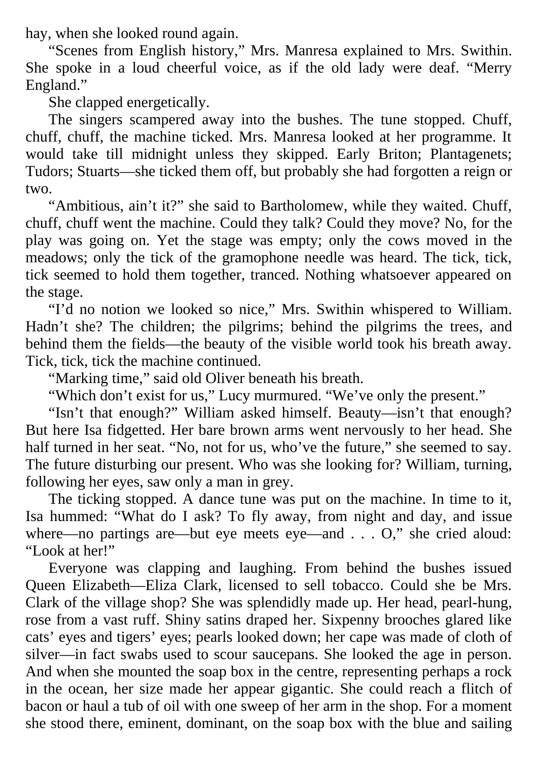hay, when she looked round again.

“Scenes from English history,” Mrs. Manresa explained to Mrs. Swithin. She spoke in a loud cheerful voice, as if the old lady were deaf. “Merry England.”

She clapped energetically.

The singers scampered away into the bushes. The tune stopped. Chuff, chuff, chuff, the machine ticked. Mrs. Manresa looked at her programme. It would take till midnight unless they skipped. Early Briton; Plantagenets; Tudors; Stuarts—she ticked them off, but probably she had forgotten a reign or two.

“Ambitious, ain’t it?” she said to Bartholomew, while they waited. Chuff, chuff, chuff went the machine. Could they talk? Could they move? No, for the play was going on. Yet the stage was empty; only the cows moved in the meadows; only the tick of the gramophone needle was heard. The tick, tick, tick seemed to hold them together, tranced. Nothing whatsoever appeared on the stage.

“I’d no notion we looked so nice,” Mrs. Swithin whispered to William. Hadn’t she? The children; the pilgrims; behind the pilgrims the trees, and behind them the fields—the beauty of the visible world took his breath away. Tick, tick, tick the machine continued.

“Marking time,” said old Oliver beneath his breath.

“Which don’t exist for us,” Lucy murmured. “We’ve only the present.”

“Isn’t that enough?” William asked himself. Beauty—isn’t that enough? But here Isa fidgetted. Her bare brown arms went nervously to her head. She half turned in her seat. “No, not for us, who’ve the future,” she seemed to say. The future disturbing our present. Who was she looking for? William, turning, following her eyes, saw only a man in grey.

The ticking stopped. A dance tune was put on the machine. In time to it, Isa hummed: “What do I ask? To fly away, from night and day, and issue where—no partings are—but eye meets eye—and . . . O,” she cried aloud: “Look at her!”

Everyone was clapping and laughing. From behind the bushes issued Queen Elizabeth—Eliza Clark, licensed to sell tobacco. Could she be Mrs. Clark of the village shop? She was splendidly made up. Her head, pearl-hung, rose from a vast ruff. Shiny satins draped her. Sixpenny brooches glared like cats’ eyes and tigers’ eyes; pearls looked down; her cape was made of cloth of silver—in fact swabs used to scour saucepans. She looked the age in person. And when she mounted the soap box in the centre, representing perhaps a rock in the ocean, her size made her appear gigantic. She could reach a flitch of bacon or haul a tub of oil with one sweep of her arm in the shop. For a moment she stood there, eminent, dominant, on the soap box with the blue and sailing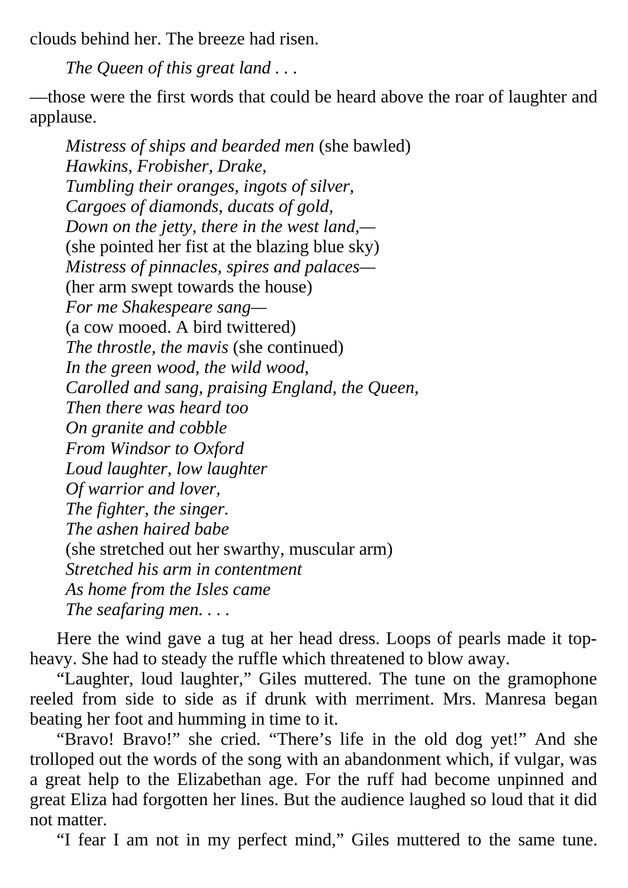clouds behind her. The breeze had risen.

*The Queen of this great land . . .*

—those were the first words that could be heard above the roar of laughter and applause.

*Mistress of ships and bearded men* (she bawled)  
*Hawkins, Frobisher, Drake,*  
*Tumbling their oranges, ingots of silver,*  
*Cargoes of diamonds, ducats of gold,*  
*Down on the jetty, there in the west land,—*  
(she pointed her fist at the blazing blue sky)  
*Mistress of pinnacles, spires and palaces—*  
(her arm swept towards the house)  
*For me Shakespeare sang—*  
(a cow mooed. A bird twittered)  
*The throstle, the mavis* (she continued)  
*In the green wood, the wild wood,*  
*Carolled and sang, praising England, the Queen,*  
*Then there was heard too*  
*On granite and cobble*  
*From Windsor to Oxford*  
*Loud laughter, low laughter*  
*Of warrior and lover,*  
*The fighter, the singer.*  
*The ashen haired babe*  
(she stretched out her swarthy, muscular arm)  
*Stretched his arm in contentment*  
*As home from the Isles came*  
*The seafaring men. . . .*

Here the wind gave a tug at her head dress. Loops of pearls made it top-heavy. She had to steady the ruffle which threatened to blow away.

"Laughter, loud laughter," Giles muttered. The tune on the gramophone reeled from side to side as if drunk with merriment. Mrs. Manresa began beating her foot and humming in time to it.

"Bravo! Bravo!" she cried. "There's life in the old dog yet!" And she trolloped out the words of the song with an abandonment which, if vulgar, was a great help to the Elizabethan age. For the ruff had become unpinned and great Eliza had forgotten her lines. But the audience laughed so loud that it did not matter.

"I fear I am not in my perfect mind," Giles muttered to the same tune.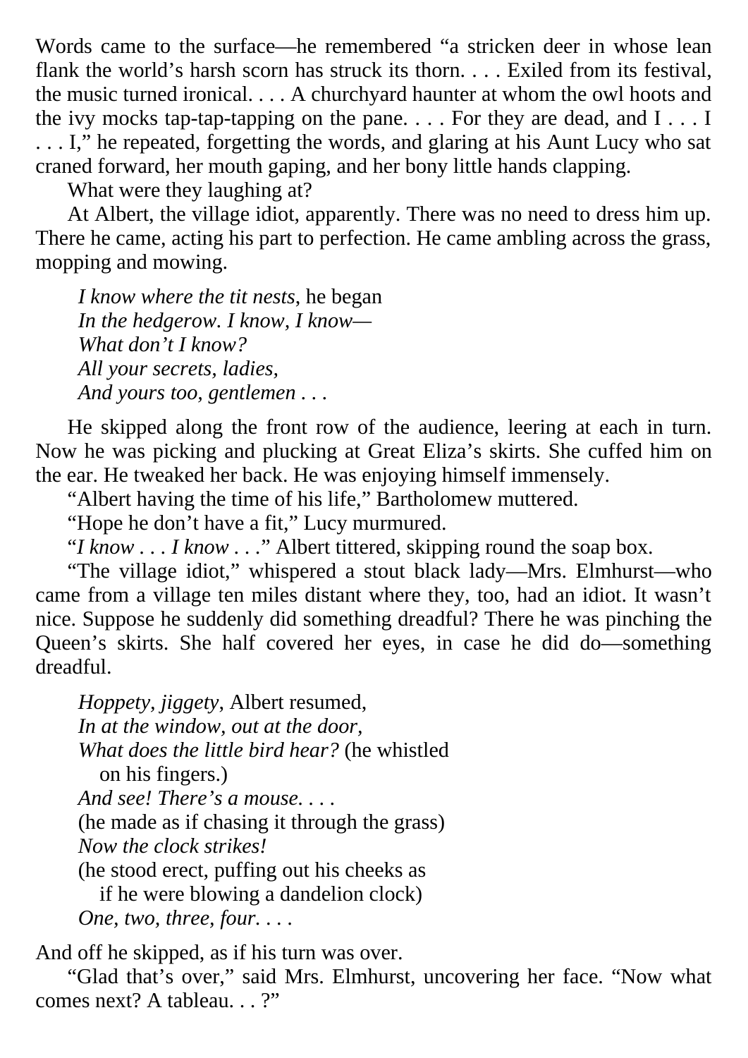Words came to the surface—he remembered “a stricken deer in whose lean flank the world’s harsh scorn has struck its thorn. . . . Exiled from its festival, the music turned ironical. . . . A churchyard haunter at whom the owl hoots and the ivy mocks tap-tap-tapping on the pane. . . . For they are dead, and I . . . I . . . I,” he repeated, forgetting the words, and glaring at his Aunt Lucy who sat craned forward, her mouth gaping, and her bony little hands clapping.

What were they laughing at?

At Albert, the village idiot, apparently. There was no need to dress him up. There he came, acting his part to perfection. He came ambling across the grass, mopping and mowing.

> *I know where the tit nests*, he began
> *In the hedgerow. I know, I know—*
> *What don’t I know?*
> *All your secrets, ladies,*
> *And yours too, gentlemen* . . .

He skipped along the front row of the audience, leering at each in turn. Now he was picking and plucking at Great Eliza’s skirts. She cuffed him on the ear. He tweaked her back. He was enjoying himself immensely.

“Albert having the time of his life,” Bartholomew muttered.

“Hope he don’t have a fit,” Lucy murmured.

“*I know . . . I know* . . .” Albert tittered, skipping round the soap box.

“The village idiot,” whispered a stout black lady—Mrs. Elmhurst—who came from a village ten miles distant where they, too, had an idiot. It wasn’t nice. Suppose he suddenly did something dreadful? There he was pinching the Queen’s skirts. She half covered her eyes, in case he did do—something dreadful.

> *Hoppety, jiggety*, Albert resumed,
> *In at the window, out at the door,*
> *What does the little bird hear?* (he whistled on his fingers.)
> *And see! There’s a mouse. . . .*
> (he made as if chasing it through the grass)
> *Now the clock strikes!*
> (he stood erect, puffing out his cheeks as if he were blowing a dandelion clock)
> *One, two, three, four. . . .*

And off he skipped, as if his turn was over.

“Glad that’s over,” said Mrs. Elmhurst, uncovering her face. “Now what comes next? A tableau. . . ?”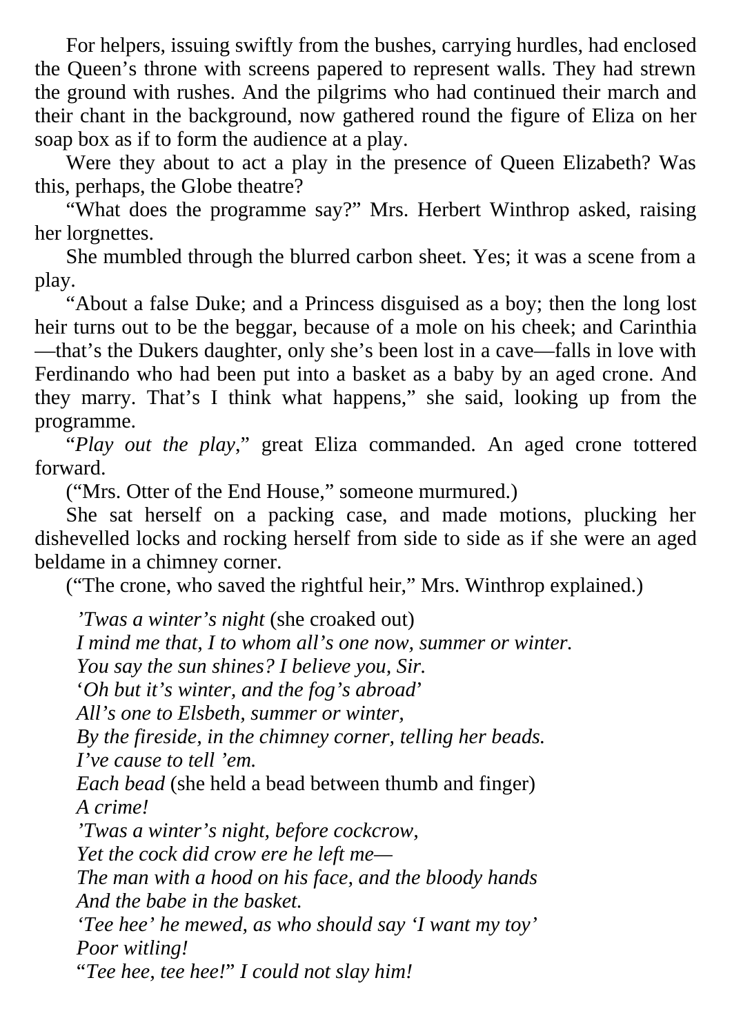For helpers, issuing swiftly from the bushes, carrying hurdles, had enclosed the Queen's throne with screens papered to represent walls. They had strewn the ground with rushes. And the pilgrims who had continued their march and their chant in the background, now gathered round the figure of Eliza on her soap box as if to form the audience at a play.

Were they about to act a play in the presence of Queen Elizabeth? Was this, perhaps, the Globe theatre?

"What does the programme say?" Mrs. Herbert Winthrop asked, raising her lorgnettes.

She mumbled through the blurred carbon sheet. Yes; it was a scene from a play.

"About a false Duke; and a Princess disguised as a boy; then the long lost heir turns out to be the beggar, because of a mole on his cheek; and Carinthia—that's the Dukers daughter, only she's been lost in a cave—falls in love with Ferdinando who had been put into a basket as a baby by an aged crone. And they marry. That's I think what happens," she said, looking up from the programme.

"*Play out the play*," great Eliza commanded. An aged crone tottered forward.

("Mrs. Otter of the End House," someone murmured.)

She sat herself on a packing case, and made motions, plucking her dishevelled locks and rocking herself from side to side as if she were an aged beldame in a chimney corner.

("The crone, who saved the rightful heir," Mrs. Winthrop explained.)

> *'Twas a winter's night* (she croaked out)
> *I mind me that, I to whom all's one now, summer or winter.*
> *You say the sun shines? I believe you, Sir.*
> '*Oh but it's winter, and the fog's abroad*'
> *All's one to Elsbeth, summer or winter,*
> *By the fireside, in the chimney corner, telling her beads.*
> *I've cause to tell 'em.*
> *Each bead* (she held a bead between thumb and finger)
> *A crime!*
> *'Twas a winter's night, before cockcrow,*
> *Yet the cock did crow ere he left me—*
> *The man with a hood on his face, and the bloody hands*
> *And the babe in the basket.*
> *'Tee hee' he mewed, as who should say 'I want my toy'*
> *Poor witling!*
> "*Tee hee, tee hee!*" *I could not slay him!*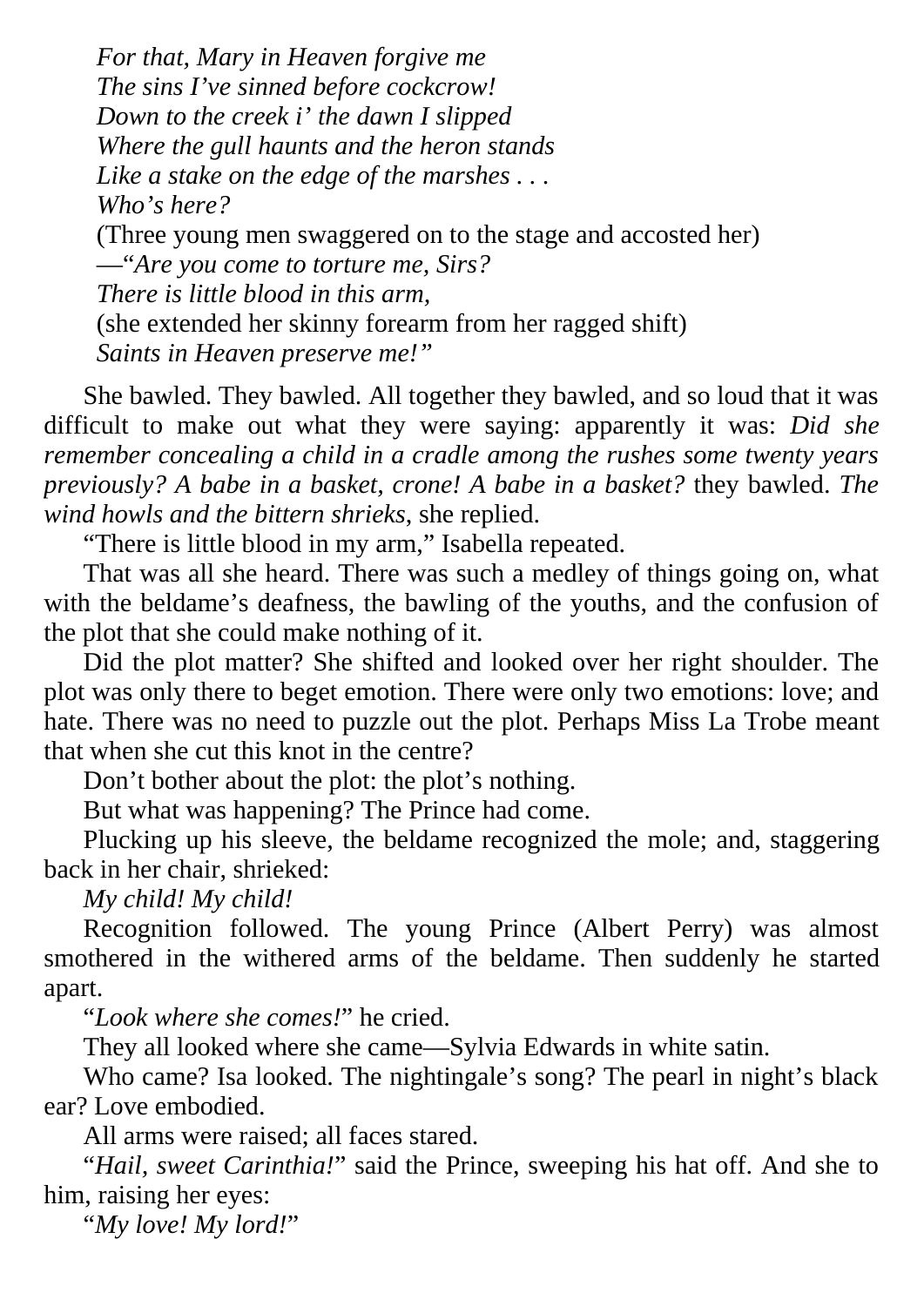*For that, Mary in Heaven forgive me*
*The sins I've sinned before cockcrow!*
*Down to the creek i' the dawn I slipped*
*Where the gull haunts and the heron stands*
*Like a stake on the edge of the marshes . . .*
*Who's here?*
(Three young men swaggered on to the stage and accosted her)
—"*Are you come to torture me, Sirs?*
*There is little blood in this arm,*
(she extended her skinny forearm from her ragged shift)
*Saints in Heaven preserve me!"*

She bawled. They bawled. All together they bawled, and so loud that it was difficult to make out what they were saying: apparently it was: *Did she remember concealing a child in a cradle among the rushes some twenty years previously? A babe in a basket, crone! A babe in a basket?* they bawled. *The wind howls and the bittern shrieks*, she replied.

"There is little blood in my arm," Isabella repeated.

That was all she heard. There was such a medley of things going on, what with the beldame's deafness, the bawling of the youths, and the confusion of the plot that she could make nothing of it.

Did the plot matter? She shifted and looked over her right shoulder. The plot was only there to beget emotion. There were only two emotions: love; and hate. There was no need to puzzle out the plot. Perhaps Miss La Trobe meant that when she cut this knot in the centre?

Don't bother about the plot: the plot's nothing.

But what was happening? The Prince had come.

Plucking up his sleeve, the beldame recognized the mole; and, staggering back in her chair, shrieked:

*My child! My child!*

Recognition followed. The young Prince (Albert Perry) was almost smothered in the withered arms of the beldame. Then suddenly he started apart.

"*Look where she comes!*" he cried.

They all looked where she came—Sylvia Edwards in white satin.

Who came? Isa looked. The nightingale's song? The pearl in night's black ear? Love embodied.

All arms were raised; all faces stared.

"*Hail, sweet Carinthia!*" said the Prince, sweeping his hat off. And she to him, raising her eyes:

"*My love! My lord!*"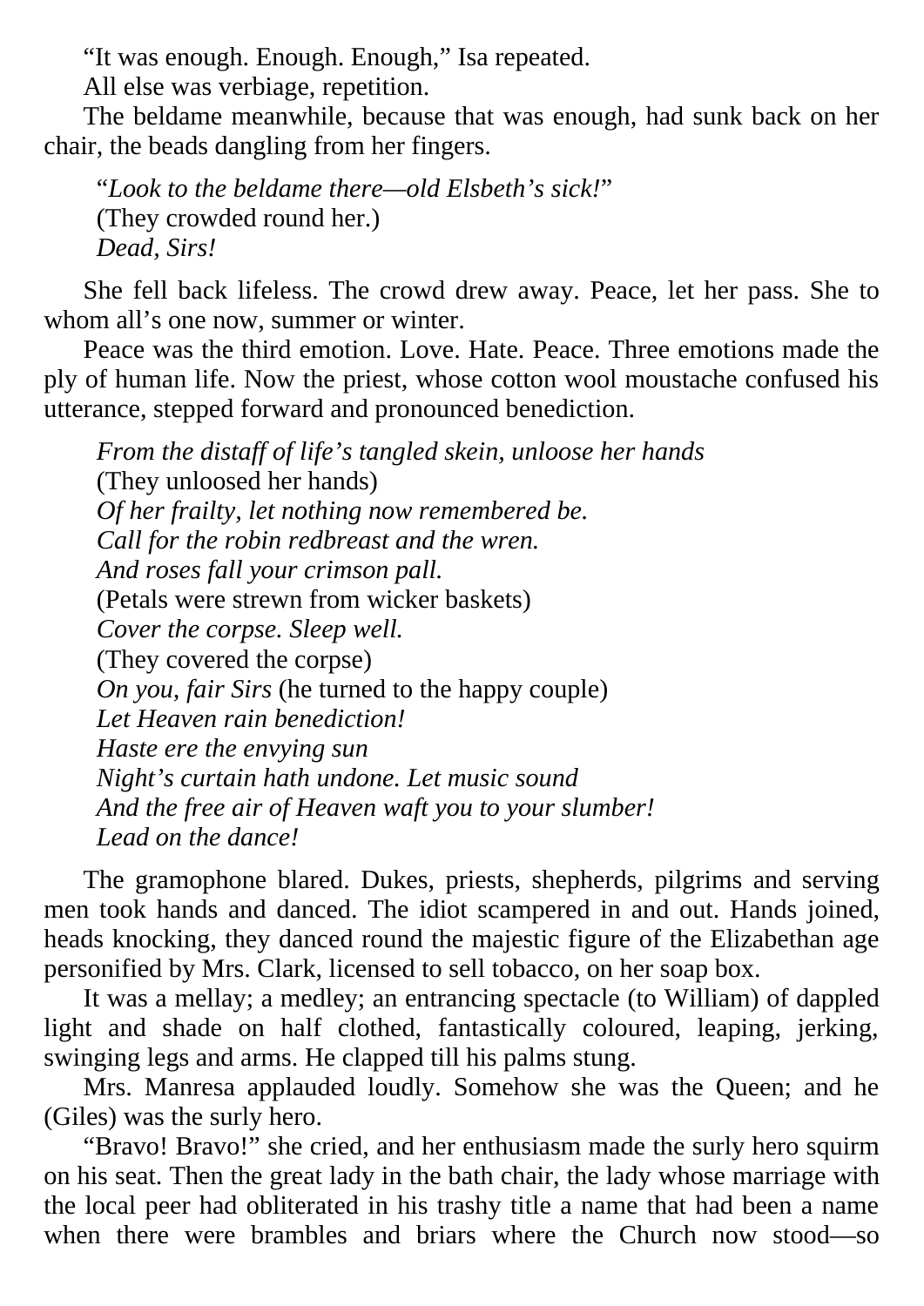"It was enough. Enough. Enough," Isa repeated.

All else was verbiage, repetition.

The beldame meanwhile, because that was enough, had sunk back on her chair, the beads dangling from her fingers.

> "*Look to the beldame there—old Elsbeth's sick!*"
> (They crowded round her.)
> *Dead, Sirs!*

She fell back lifeless. The crowd drew away. Peace, let her pass. She to whom all's one now, summer or winter.

Peace was the third emotion. Love. Hate. Peace. Three emotions made the ply of human life. Now the priest, whose cotton wool moustache confused his utterance, stepped forward and pronounced benediction.

> *From the distaff of life's tangled skein, unloose her hands*
> (They unloosed her hands)
> *Of her frailty, let nothing now remembered be.*
> *Call for the robin redbreast and the wren.*
> *And roses fall your crimson pall.*
> (Petals were strewn from wicker baskets)
> *Cover the corpse. Sleep well.*
> (They covered the corpse)
> *On you, fair Sirs* (he turned to the happy couple)
> *Let Heaven rain benediction!*
> *Haste ere the envying sun*
> *Night's curtain hath undone. Let music sound*
> *And the free air of Heaven waft you to your slumber!*
> *Lead on the dance!*

The gramophone blared. Dukes, priests, shepherds, pilgrims and serving men took hands and danced. The idiot scampered in and out. Hands joined, heads knocking, they danced round the majestic figure of the Elizabethan age personified by Mrs. Clark, licensed to sell tobacco, on her soap box.

It was a mellay; a medley; an entrancing spectacle (to William) of dappled light and shade on half clothed, fantastically coloured, leaping, jerking, swinging legs and arms. He clapped till his palms stung.

Mrs. Manresa applauded loudly. Somehow she was the Queen; and he (Giles) was the surly hero.

"Bravo! Bravo!" she cried, and her enthusiasm made the surly hero squirm on his seat. Then the great lady in the bath chair, the lady whose marriage with the local peer had obliterated in his trashy title a name that had been a name when there were brambles and briars where the Church now stood—so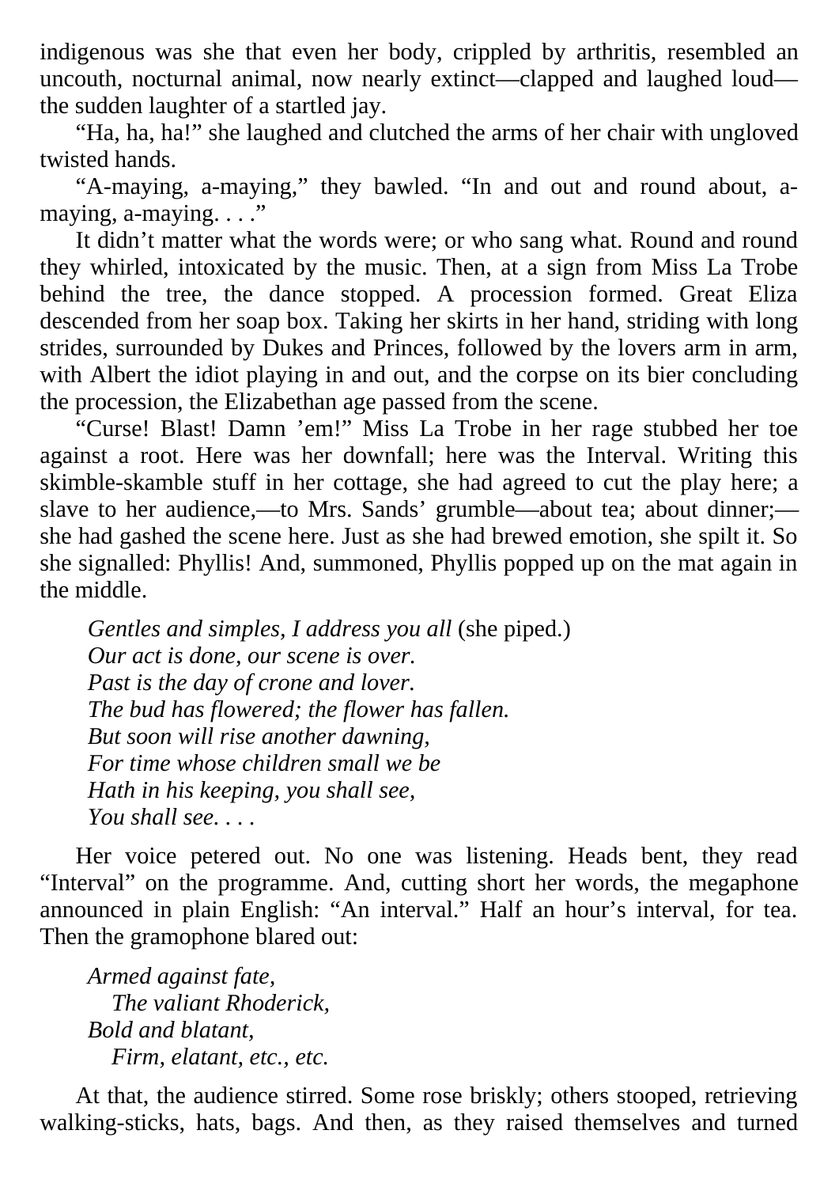indigenous was she that even her body, crippled by arthritis, resembled an uncouth, nocturnal animal, now nearly extinct—clapped and laughed loud—the sudden laughter of a startled jay.

"Ha, ha, ha!" she laughed and clutched the arms of her chair with ungloved twisted hands.

"A-maying, a-maying," they bawled. "In and out and round about, a-maying, a-maying. . . ."

It didn't matter what the words were; or who sang what. Round and round they whirled, intoxicated by the music. Then, at a sign from Miss La Trobe behind the tree, the dance stopped. A procession formed. Great Eliza descended from her soap box. Taking her skirts in her hand, striding with long strides, surrounded by Dukes and Princes, followed by the lovers arm in arm, with Albert the idiot playing in and out, and the corpse on its bier concluding the procession, the Elizabethan age passed from the scene.

"Curse! Blast! Damn 'em!" Miss La Trobe in her rage stubbed her toe against a root. Here was her downfall; here was the Interval. Writing this skimble-skamble stuff in her cottage, she had agreed to cut the play here; a slave to her audience,—to Mrs. Sands' grumble—about tea; about dinner;—she had gashed the scene here. Just as she had brewed emotion, she spilt it. So she signalled: Phyllis! And, summoned, Phyllis popped up on the mat again in the middle.

> *Gentles and simples, I address you all* (she piped.)
> *Our act is done, our scene is over.*
> *Past is the day of crone and lover.*
> *The bud has flowered; the flower has fallen.*
> *But soon will rise another dawning,*
> *For time whose children small we be*
> *Hath in his keeping, you shall see,*
> *You shall see. . . .*

Her voice petered out. No one was listening. Heads bent, they read "Interval" on the programme. And, cutting short her words, the megaphone announced in plain English: "An interval." Half an hour's interval, for tea. Then the gramophone blared out:

> *Armed against fate,*
> *The valiant Rhoderick,*
> *Bold and blatant,*
> *Firm, elatant, etc., etc.*

At that, the audience stirred. Some rose briskly; others stooped, retrieving walking-sticks, hats, bags. And then, as they raised themselves and turned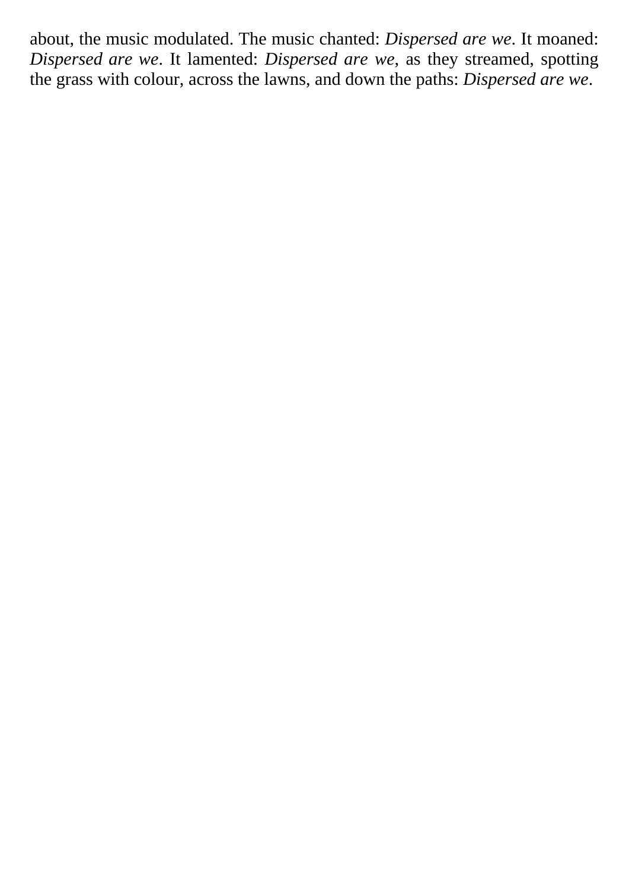about, the music modulated. The music chanted: *Dispersed are we*. It moaned: *Dispersed are we*. It lamented: *Dispersed are we*, as they streamed, spotting the grass with colour, across the lawns, and down the paths: *Dispersed are we*.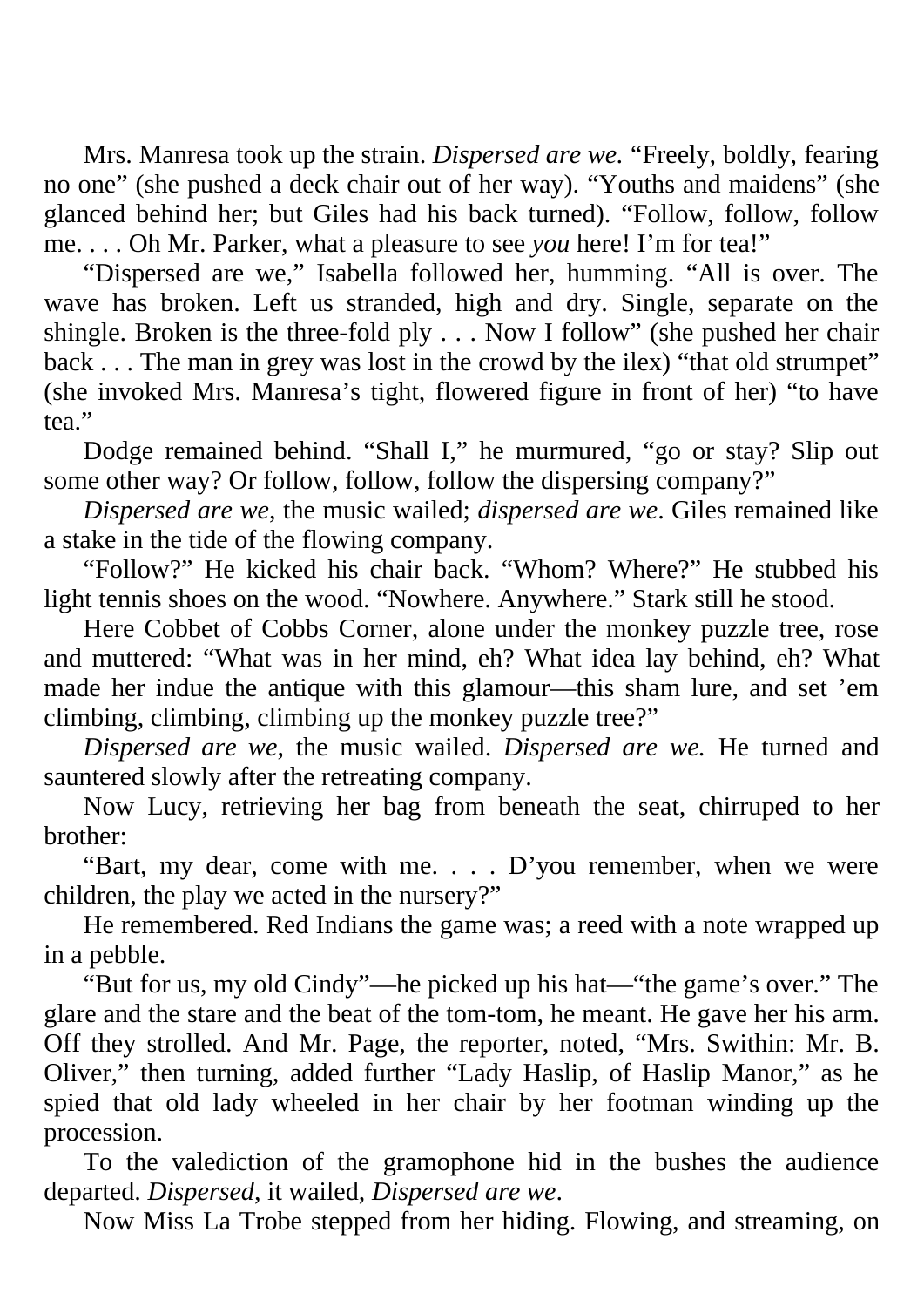Mrs. Manresa took up the strain. *Dispersed are we.* "Freely, boldly, fearing no one" (she pushed a deck chair out of her way). "Youths and maidens" (she glanced behind her; but Giles had his back turned). "Follow, follow, follow me. . . . Oh Mr. Parker, what a pleasure to see *you* here! I'm for tea!"

"Dispersed are we," Isabella followed her, humming. "All is over. The wave has broken. Left us stranded, high and dry. Single, separate on the shingle. Broken is the three-fold ply . . . Now I follow" (she pushed her chair back . . . The man in grey was lost in the crowd by the ilex) "that old strumpet" (she invoked Mrs. Manresa's tight, flowered figure in front of her) "to have tea."

Dodge remained behind. "Shall I," he murmured, "go or stay? Slip out some other way? Or follow, follow, follow the dispersing company?"

*Dispersed are we*, the music wailed; *dispersed are we*. Giles remained like a stake in the tide of the flowing company.

"Follow?" He kicked his chair back. "Whom? Where?" He stubbed his light tennis shoes on the wood. "Nowhere. Anywhere." Stark still he stood.

Here Cobbet of Cobbs Corner, alone under the monkey puzzle tree, rose and muttered: "What was in her mind, eh? What idea lay behind, eh? What made her indue the antique with this glamour—this sham lure, and set 'em climbing, climbing, climbing up the monkey puzzle tree?"

*Dispersed are we*, the music wailed. *Dispersed are we.* He turned and sauntered slowly after the retreating company.

Now Lucy, retrieving her bag from beneath the seat, chirruped to her brother:

"Bart, my dear, come with me. . . . D'you remember, when we were children, the play we acted in the nursery?"

He remembered. Red Indians the game was; a reed with a note wrapped up in a pebble.

"But for us, my old Cindy"—he picked up his hat—"the game's over." The glare and the stare and the beat of the tom-tom, he meant. He gave her his arm. Off they strolled. And Mr. Page, the reporter, noted, "Mrs. Swithin: Mr. B. Oliver," then turning, added further "Lady Haslip, of Haslip Manor," as he spied that old lady wheeled in her chair by her footman winding up the procession.

To the valediction of the gramophone hid in the bushes the audience departed. *Dispersed*, it wailed, *Dispersed are we*.

Now Miss La Trobe stepped from her hiding. Flowing, and streaming, on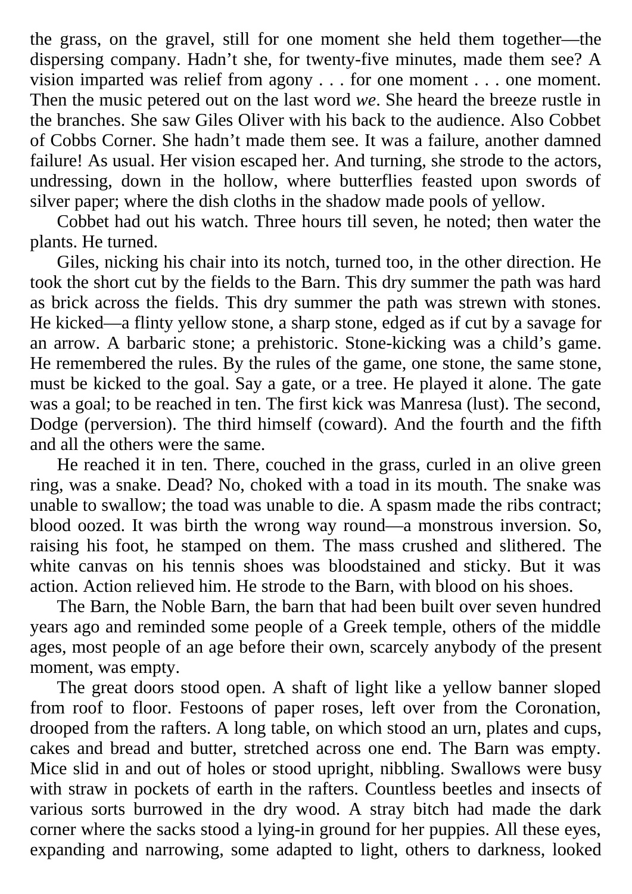the grass, on the gravel, still for one moment she held them together—the dispersing company. Hadn't she, for twenty-five minutes, made them see? A vision imparted was relief from agony . . . for one moment . . . one moment. Then the music petered out on the last word *we*. She heard the breeze rustle in the branches. She saw Giles Oliver with his back to the audience. Also Cobbet of Cobbs Corner. She hadn't made them see. It was a failure, another damned failure! As usual. Her vision escaped her. And turning, she strode to the actors, undressing, down in the hollow, where butterflies feasted upon swords of silver paper; where the dish cloths in the shadow made pools of yellow.

Cobbet had out his watch. Three hours till seven, he noted; then water the plants. He turned.

Giles, nicking his chair into its notch, turned too, in the other direction. He took the short cut by the fields to the Barn. This dry summer the path was hard as brick across the fields. This dry summer the path was strewn with stones. He kicked—a flinty yellow stone, a sharp stone, edged as if cut by a savage for an arrow. A barbaric stone; a prehistoric. Stone-kicking was a child's game. He remembered the rules. By the rules of the game, one stone, the same stone, must be kicked to the goal. Say a gate, or a tree. He played it alone. The gate was a goal; to be reached in ten. The first kick was Manresa (lust). The second, Dodge (perversion). The third himself (coward). And the fourth and the fifth and all the others were the same.

He reached it in ten. There, couched in the grass, curled in an olive green ring, was a snake. Dead? No, choked with a toad in its mouth. The snake was unable to swallow; the toad was unable to die. A spasm made the ribs contract; blood oozed. It was birth the wrong way round—a monstrous inversion. So, raising his foot, he stamped on them. The mass crushed and slithered. The white canvas on his tennis shoes was bloodstained and sticky. But it was action. Action relieved him. He strode to the Barn, with blood on his shoes.

The Barn, the Noble Barn, the barn that had been built over seven hundred years ago and reminded some people of a Greek temple, others of the middle ages, most people of an age before their own, scarcely anybody of the present moment, was empty.

The great doors stood open. A shaft of light like a yellow banner sloped from roof to floor. Festoons of paper roses, left over from the Coronation, drooped from the rafters. A long table, on which stood an urn, plates and cups, cakes and bread and butter, stretched across one end. The Barn was empty. Mice slid in and out of holes or stood upright, nibbling. Swallows were busy with straw in pockets of earth in the rafters. Countless beetles and insects of various sorts burrowed in the dry wood. A stray bitch had made the dark corner where the sacks stood a lying-in ground for her puppies. All these eyes, expanding and narrowing, some adapted to light, others to darkness, looked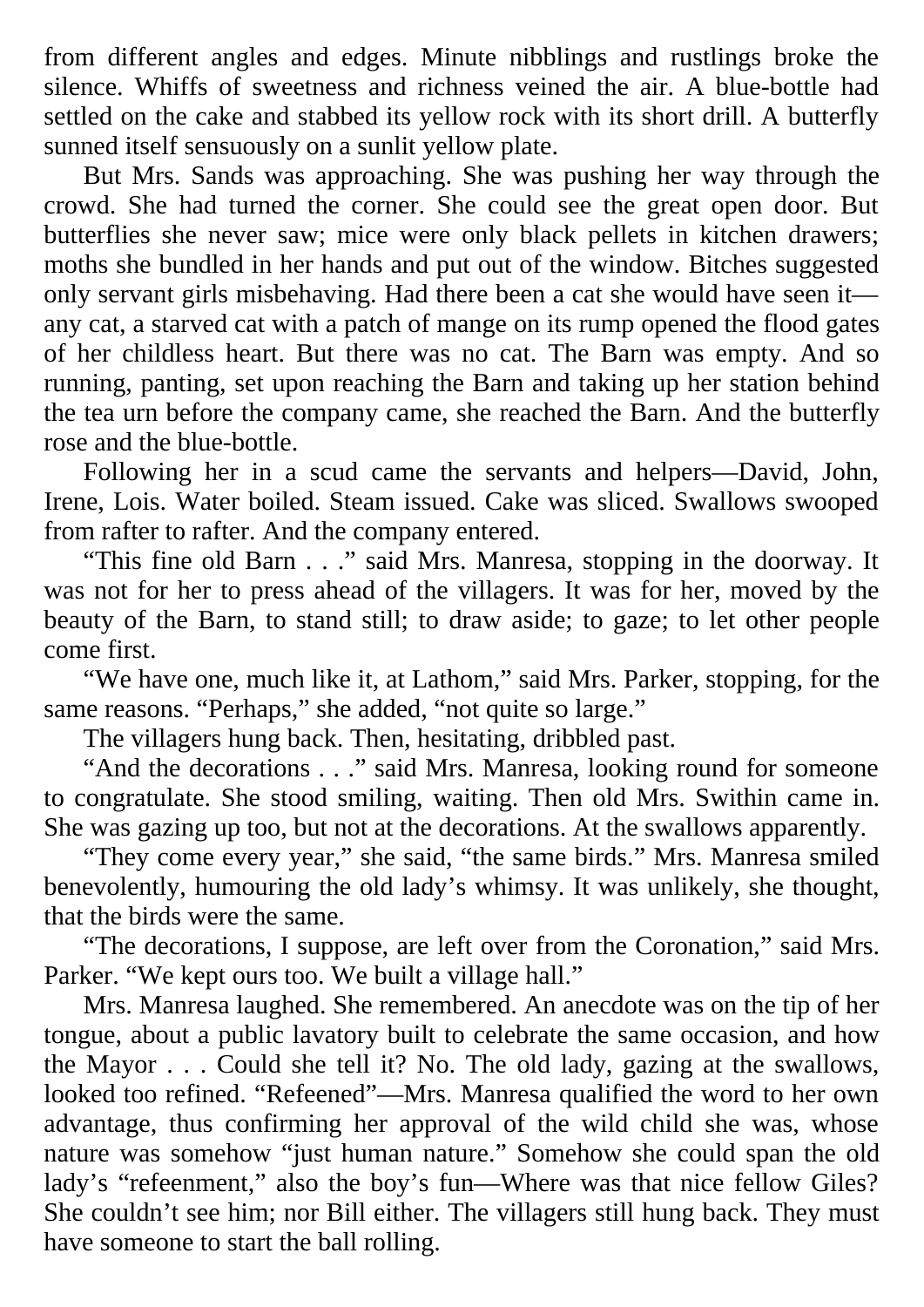from different angles and edges. Minute nibblings and rustlings broke the silence. Whiffs of sweetness and richness veined the air. A blue-bottle had settled on the cake and stabbed its yellow rock with its short drill. A butterfly sunned itself sensuously on a sunlit yellow plate.

But Mrs. Sands was approaching. She was pushing her way through the crowd. She had turned the corner. She could see the great open door. But butterflies she never saw; mice were only black pellets in kitchen drawers; moths she bundled in her hands and put out of the window. Bitches suggested only servant girls misbehaving. Had there been a cat she would have seen it—any cat, a starved cat with a patch of mange on its rump opened the flood gates of her childless heart. But there was no cat. The Barn was empty. And so running, panting, set upon reaching the Barn and taking up her station behind the tea urn before the company came, she reached the Barn. And the butterfly rose and the blue-bottle.

Following her in a scud came the servants and helpers—David, John, Irene, Lois. Water boiled. Steam issued. Cake was sliced. Swallows swooped from rafter to rafter. And the company entered.

"This fine old Barn . . ." said Mrs. Manresa, stopping in the doorway. It was not for her to press ahead of the villagers. It was for her, moved by the beauty of the Barn, to stand still; to draw aside; to gaze; to let other people come first.

"We have one, much like it, at Lathom," said Mrs. Parker, stopping, for the same reasons. "Perhaps," she added, "not quite so large."

The villagers hung back. Then, hesitating, dribbled past.

"And the decorations . . ." said Mrs. Manresa, looking round for someone to congratulate. She stood smiling, waiting. Then old Mrs. Swithin came in. She was gazing up too, but not at the decorations. At the swallows apparently.

"They come every year," she said, "the same birds." Mrs. Manresa smiled benevolently, humouring the old lady's whimsy. It was unlikely, she thought, that the birds were the same.

"The decorations, I suppose, are left over from the Coronation," said Mrs. Parker. "We kept ours too. We built a village hall."

Mrs. Manresa laughed. She remembered. An anecdote was on the tip of her tongue, about a public lavatory built to celebrate the same occasion, and how the Mayor . . . Could she tell it? No. The old lady, gazing at the swallows, looked too refined. "Refeened"—Mrs. Manresa qualified the word to her own advantage, thus confirming her approval of the wild child she was, whose nature was somehow "just human nature." Somehow she could span the old lady's "refeenment," also the boy's fun—Where was that nice fellow Giles? She couldn't see him; nor Bill either. The villagers still hung back. They must have someone to start the ball rolling.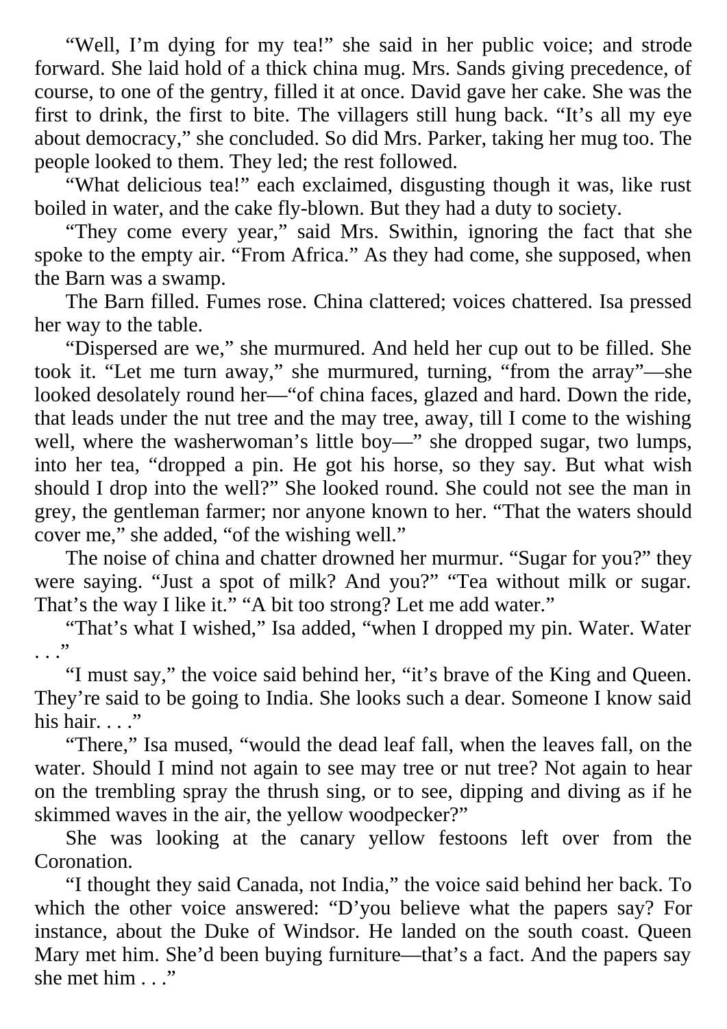"Well, I'm dying for my tea!" she said in her public voice; and strode forward. She laid hold of a thick china mug. Mrs. Sands giving precedence, of course, to one of the gentry, filled it at once. David gave her cake. She was the first to drink, the first to bite. The villagers still hung back. "It's all my eye about democracy," she concluded. So did Mrs. Parker, taking her mug too. The people looked to them. They led; the rest followed.

"What delicious tea!" each exclaimed, disgusting though it was, like rust boiled in water, and the cake fly-blown. But they had a duty to society.

"They come every year," said Mrs. Swithin, ignoring the fact that she spoke to the empty air. "From Africa." As they had come, she supposed, when the Barn was a swamp.

The Barn filled. Fumes rose. China clattered; voices chattered. Isa pressed her way to the table.

"Dispersed are we," she murmured. And held her cup out to be filled. She took it. "Let me turn away," she murmured, turning, "from the array"—she looked desolately round her—"of china faces, glazed and hard. Down the ride, that leads under the nut tree and the may tree, away, till I come to the wishing well, where the washerwoman's little boy—" she dropped sugar, two lumps, into her tea, "dropped a pin. He got his horse, so they say. But what wish should I drop into the well?" She looked round. She could not see the man in grey, the gentleman farmer; nor anyone known to her. "That the waters should cover me," she added, "of the wishing well."

The noise of china and chatter drowned her murmur. "Sugar for you?" they were saying. "Just a spot of milk? And you?" "Tea without milk or sugar. That's the way I like it." "A bit too strong? Let me add water."

"That's what I wished," Isa added, "when I dropped my pin. Water. Water . . ."

"I must say," the voice said behind her, "it's brave of the King and Queen. They're said to be going to India. She looks such a dear. Someone I know said his hair. . . ."

"There," Isa mused, "would the dead leaf fall, when the leaves fall, on the water. Should I mind not again to see may tree or nut tree? Not again to hear on the trembling spray the thrush sing, or to see, dipping and diving as if he skimmed waves in the air, the yellow woodpecker?"

She was looking at the canary yellow festoons left over from the Coronation.

"I thought they said Canada, not India," the voice said behind her back. To which the other voice answered: "D'you believe what the papers say? For instance, about the Duke of Windsor. He landed on the south coast. Queen Mary met him. She'd been buying furniture—that's a fact. And the papers say she met him . . ."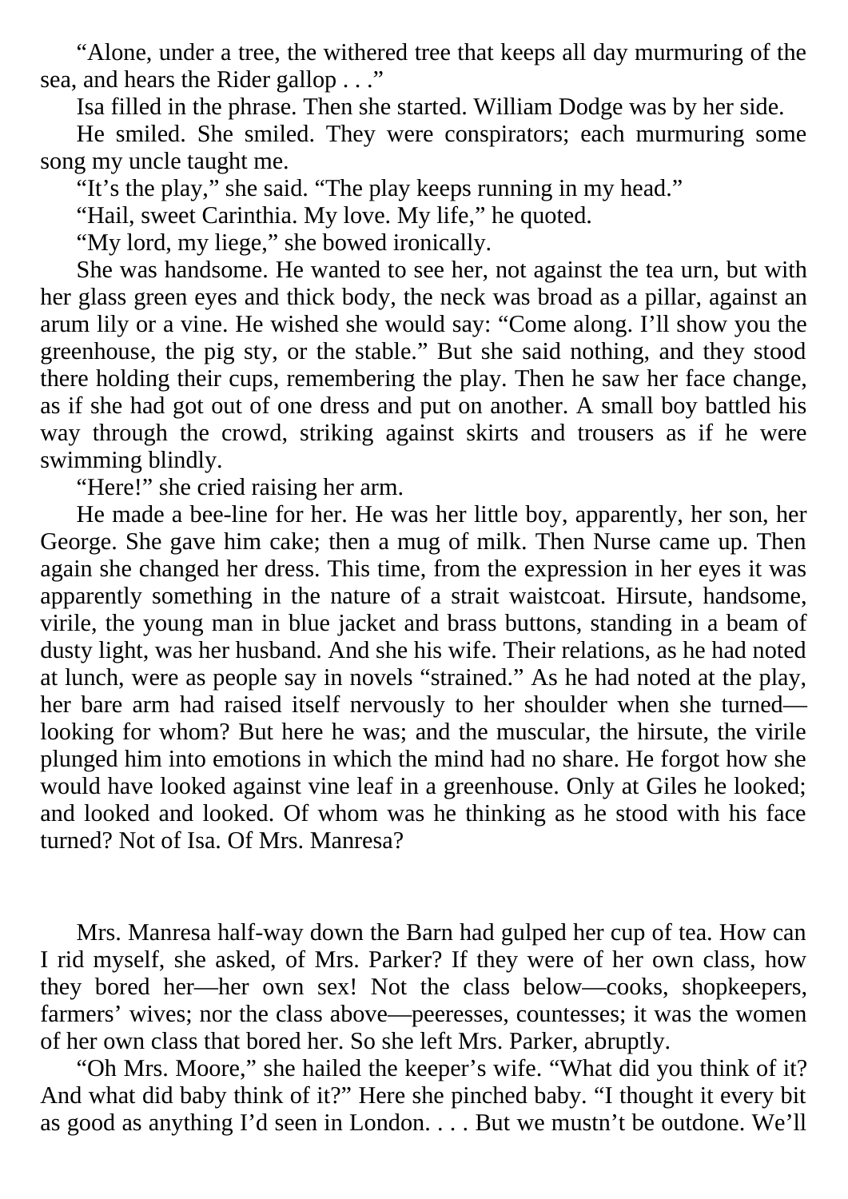"Alone, under a tree, the withered tree that keeps all day murmuring of the sea, and hears the Rider gallop . . ."

Isa filled in the phrase. Then she started. William Dodge was by her side.

He smiled. She smiled. They were conspirators; each murmuring some song my uncle taught me.

"It's the play," she said. "The play keeps running in my head."

"Hail, sweet Carinthia. My love. My life," he quoted.

"My lord, my liege," she bowed ironically.

She was handsome. He wanted to see her, not against the tea urn, but with her glass green eyes and thick body, the neck was broad as a pillar, against an arum lily or a vine. He wished she would say: "Come along. I'll show you the greenhouse, the pig sty, or the stable." But she said nothing, and they stood there holding their cups, remembering the play. Then he saw her face change, as if she had got out of one dress and put on another. A small boy battled his way through the crowd, striking against skirts and trousers as if he were swimming blindly.

"Here!" she cried raising her arm.

He made a bee-line for her. He was her little boy, apparently, her son, her George. She gave him cake; then a mug of milk. Then Nurse came up. Then again she changed her dress. This time, from the expression in her eyes it was apparently something in the nature of a strait waistcoat. Hirsute, handsome, virile, the young man in blue jacket and brass buttons, standing in a beam of dusty light, was her husband. And she his wife. Their relations, as he had noted at lunch, were as people say in novels "strained." As he had noted at the play, her bare arm had raised itself nervously to her shoulder when she turned—looking for whom? But here he was; and the muscular, the hirsute, the virile plunged him into emotions in which the mind had no share. He forgot how she would have looked against vine leaf in a greenhouse. Only at Giles he looked; and looked and looked. Of whom was he thinking as he stood with his face turned? Not of Isa. Of Mrs. Manresa?

Mrs. Manresa half-way down the Barn had gulped her cup of tea. How can I rid myself, she asked, of Mrs. Parker? If they were of her own class, how they bored her—her own sex! Not the class below—cooks, shopkeepers, farmers' wives; nor the class above—peeresses, countesses; it was the women of her own class that bored her. So she left Mrs. Parker, abruptly.

"Oh Mrs. Moore," she hailed the keeper's wife. "What did you think of it? And what did baby think of it?" Here she pinched baby. "I thought it every bit as good as anything I'd seen in London. . . . But we mustn't be outdone. We'll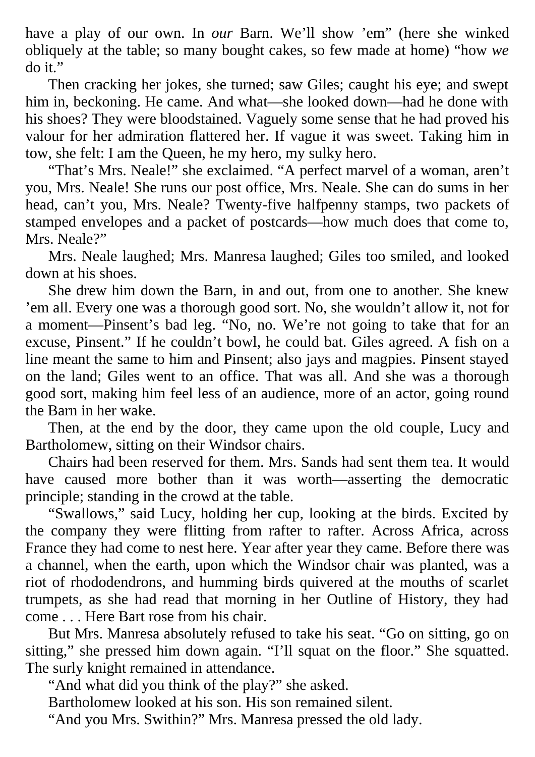have a play of our own. In *our* Barn. We'll show 'em" (here she winked obliquely at the table; so many bought cakes, so few made at home) "how *we* do it."

Then cracking her jokes, she turned; saw Giles; caught his eye; and swept him in, beckoning. He came. And what—she looked down—had he done with his shoes? They were bloodstained. Vaguely some sense that he had proved his valour for her admiration flattered her. If vague it was sweet. Taking him in tow, she felt: I am the Queen, he my hero, my sulky hero.

"That's Mrs. Neale!" she exclaimed. "A perfect marvel of a woman, aren't you, Mrs. Neale! She runs our post office, Mrs. Neale. She can do sums in her head, can't you, Mrs. Neale? Twenty-five halfpenny stamps, two packets of stamped envelopes and a packet of postcards—how much does that come to, Mrs. Neale?"

Mrs. Neale laughed; Mrs. Manresa laughed; Giles too smiled, and looked down at his shoes.

She drew him down the Barn, in and out, from one to another. She knew 'em all. Every one was a thorough good sort. No, she wouldn't allow it, not for a moment—Pinsent's bad leg. "No, no. We're not going to take that for an excuse, Pinsent." If he couldn't bowl, he could bat. Giles agreed. A fish on a line meant the same to him and Pinsent; also jays and magpies. Pinsent stayed on the land; Giles went to an office. That was all. And she was a thorough good sort, making him feel less of an audience, more of an actor, going round the Barn in her wake.

Then, at the end by the door, they came upon the old couple, Lucy and Bartholomew, sitting on their Windsor chairs.

Chairs had been reserved for them. Mrs. Sands had sent them tea. It would have caused more bother than it was worth—asserting the democratic principle; standing in the crowd at the table.

"Swallows," said Lucy, holding her cup, looking at the birds. Excited by the company they were flitting from rafter to rafter. Across Africa, across France they had come to nest here. Year after year they came. Before there was a channel, when the earth, upon which the Windsor chair was planted, was a riot of rhododendrons, and humming birds quivered at the mouths of scarlet trumpets, as she had read that morning in her Outline of History, they had come . . . Here Bart rose from his chair.

But Mrs. Manresa absolutely refused to take his seat. "Go on sitting, go on sitting," she pressed him down again. "I'll squat on the floor." She squatted. The surly knight remained in attendance.

"And what did you think of the play?" she asked.

Bartholomew looked at his son. His son remained silent.

"And you Mrs. Swithin?" Mrs. Manresa pressed the old lady.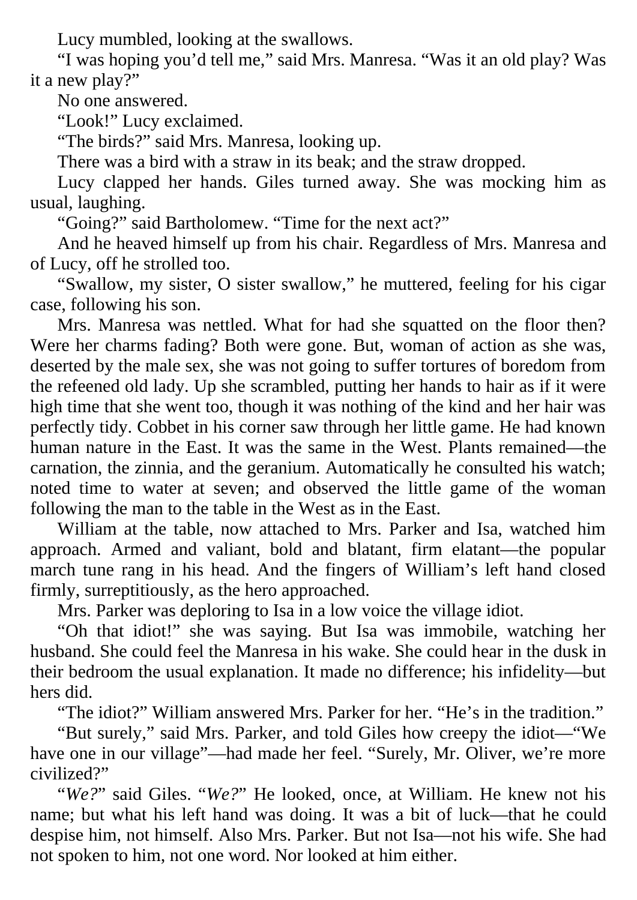Lucy mumbled, looking at the swallows.

"I was hoping you'd tell me," said Mrs. Manresa. "Was it an old play? Was it a new play?"

No one answered.

"Look!" Lucy exclaimed.

"The birds?" said Mrs. Manresa, looking up.

There was a bird with a straw in its beak; and the straw dropped.

Lucy clapped her hands. Giles turned away. She was mocking him as usual, laughing.

"Going?" said Bartholomew. "Time for the next act?"

And he heaved himself up from his chair. Regardless of Mrs. Manresa and of Lucy, off he strolled too.

"Swallow, my sister, O sister swallow," he muttered, feeling for his cigar case, following his son.

Mrs. Manresa was nettled. What for had she squatted on the floor then? Were her charms fading? Both were gone. But, woman of action as she was, deserted by the male sex, she was not going to suffer tortures of boredom from the refeened old lady. Up she scrambled, putting her hands to hair as if it were high time that she went too, though it was nothing of the kind and her hair was perfectly tidy. Cobbet in his corner saw through her little game. He had known human nature in the East. It was the same in the West. Plants remained—the carnation, the zinnia, and the geranium. Automatically he consulted his watch; noted time to water at seven; and observed the little game of the woman following the man to the table in the West as in the East.

William at the table, now attached to Mrs. Parker and Isa, watched him approach. Armed and valiant, bold and blatant, firm elatant—the popular march tune rang in his head. And the fingers of William's left hand closed firmly, surreptitiously, as the hero approached.

Mrs. Parker was deploring to Isa in a low voice the village idiot.

"Oh that idiot!" she was saying. But Isa was immobile, watching her husband. She could feel the Manresa in his wake. She could hear in the dusk in their bedroom the usual explanation. It made no difference; his infidelity—but hers did.

"The idiot?" William answered Mrs. Parker for her. "He's in the tradition."

"But surely," said Mrs. Parker, and told Giles how creepy the idiot—"We have one in our village"—had made her feel. "Surely, Mr. Oliver, we're more civilized?"

"*We?*" said Giles. "*We?*" He looked, once, at William. He knew not his name; but what his left hand was doing. It was a bit of luck—that he could despise him, not himself. Also Mrs. Parker. But not Isa—not his wife. She had not spoken to him, not one word. Nor looked at him either.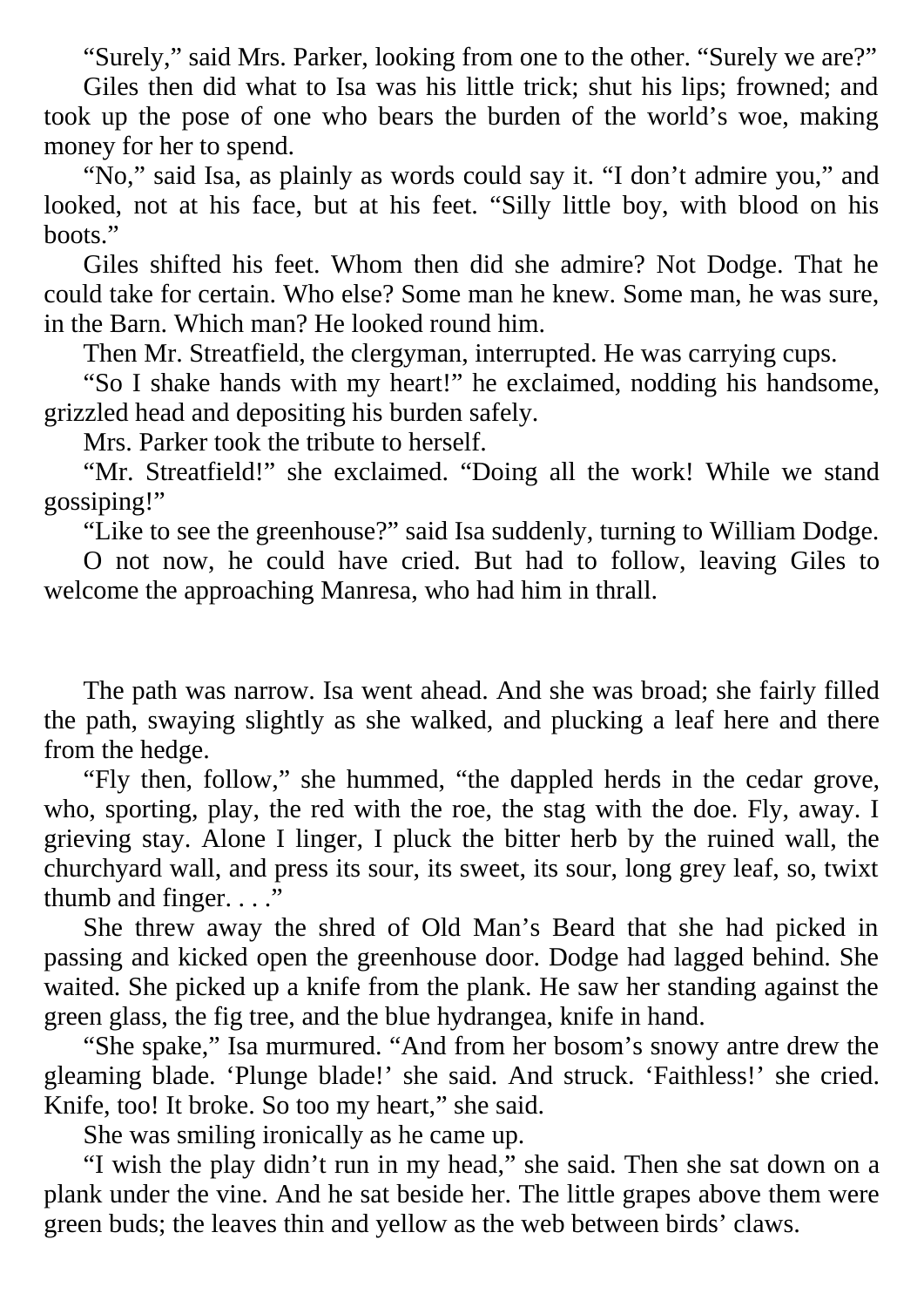"Surely," said Mrs. Parker, looking from one to the other. "Surely we are?"

Giles then did what to Isa was his little trick; shut his lips; frowned; and took up the pose of one who bears the burden of the world's woe, making money for her to spend.

"No," said Isa, as plainly as words could say it. "I don't admire you," and looked, not at his face, but at his feet. "Silly little boy, with blood on his boots."

Giles shifted his feet. Whom then did she admire? Not Dodge. That he could take for certain. Who else? Some man he knew. Some man, he was sure, in the Barn. Which man? He looked round him.

Then Mr. Streatfield, the clergyman, interrupted. He was carrying cups.

"So I shake hands with my heart!" he exclaimed, nodding his handsome, grizzled head and depositing his burden safely.

Mrs. Parker took the tribute to herself.

"Mr. Streatfield!" she exclaimed. "Doing all the work! While we stand gossiping!"

"Like to see the greenhouse?" said Isa suddenly, turning to William Dodge.

O not now, he could have cried. But had to follow, leaving Giles to welcome the approaching Manresa, who had him in thrall.

The path was narrow. Isa went ahead. And she was broad; she fairly filled the path, swaying slightly as she walked, and plucking a leaf here and there from the hedge.

"Fly then, follow," she hummed, "the dappled herds in the cedar grove, who, sporting, play, the red with the roe, the stag with the doe. Fly, away. I grieving stay. Alone I linger, I pluck the bitter herb by the ruined wall, the churchyard wall, and press its sour, its sweet, its sour, long grey leaf, so, twixt thumb and finger. . . ."

She threw away the shred of Old Man's Beard that she had picked in passing and kicked open the greenhouse door. Dodge had lagged behind. She waited. She picked up a knife from the plank. He saw her standing against the green glass, the fig tree, and the blue hydrangea, knife in hand.

"She spake," Isa murmured. "And from her bosom's snowy antre drew the gleaming blade. 'Plunge blade!' she said. And struck. 'Faithless!' she cried. Knife, too! It broke. So too my heart," she said.

She was smiling ironically as he came up.

"I wish the play didn't run in my head," she said. Then she sat down on a plank under the vine. And he sat beside her. The little grapes above them were green buds; the leaves thin and yellow as the web between birds' claws.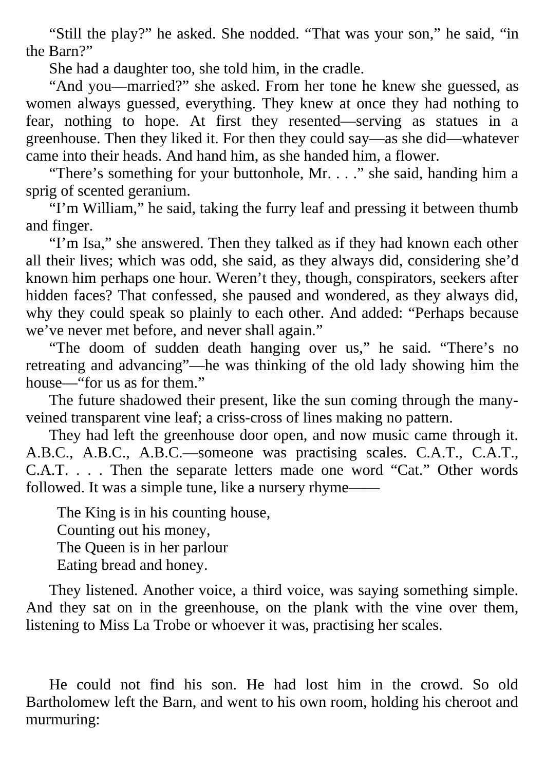"Still the play?" he asked. She nodded. "That was your son," he said, "in the Barn?"

She had a daughter too, she told him, in the cradle.

"And you—married?" she asked. From her tone he knew she guessed, as women always guessed, everything. They knew at once they had nothing to fear, nothing to hope. At first they resented—serving as statues in a greenhouse. Then they liked it. For then they could say—as she did—whatever came into their heads. And hand him, as she handed him, a flower.

"There's something for your buttonhole, Mr. . . ." she said, handing him a sprig of scented geranium.

"I'm William," he said, taking the furry leaf and pressing it between thumb and finger.

"I'm Isa," she answered. Then they talked as if they had known each other all their lives; which was odd, she said, as they always did, considering she'd known him perhaps one hour. Weren't they, though, conspirators, seekers after hidden faces? That confessed, she paused and wondered, as they always did, why they could speak so plainly to each other. And added: "Perhaps because we've never met before, and never shall again."

"The doom of sudden death hanging over us," he said. "There's no retreating and advancing"—he was thinking of the old lady showing him the house—"for us as for them."

The future shadowed their present, like the sun coming through the many-veined transparent vine leaf; a criss-cross of lines making no pattern.

They had left the greenhouse door open, and now music came through it. A.B.C., A.B.C., A.B.C.—someone was practising scales. C.A.T., C.A.T., C.A.T. . . . Then the separate letters made one word "Cat." Other words followed. It was a simple tune, like a nursery rhyme——

> The King is in his counting house,
> Counting out his money,
> The Queen is in her parlour
> Eating bread and honey.

They listened. Another voice, a third voice, was saying something simple. And they sat on in the greenhouse, on the plank with the vine over them, listening to Miss La Trobe or whoever it was, practising her scales.

He could not find his son. He had lost him in the crowd. So old Bartholomew left the Barn, and went to his own room, holding his cheroot and murmuring: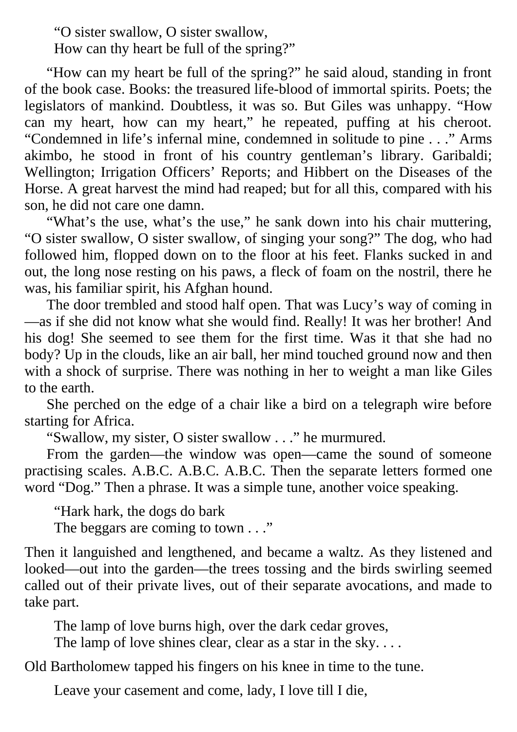> "O sister swallow, O sister swallow,
> How can thy heart be full of the spring?"

"How can my heart be full of the spring?" he said aloud, standing in front of the book case. Books: the treasured life-blood of immortal spirits. Poets; the legislators of mankind. Doubtless, it was so. But Giles was unhappy. "How can my heart, how can my heart," he repeated, puffing at his cheroot. "Condemned in life's infernal mine, condemned in solitude to pine . . ." Arms akimbo, he stood in front of his country gentleman's library. Garibaldi; Wellington; Irrigation Officers' Reports; and Hibbert on the Diseases of the Horse. A great harvest the mind had reaped; but for all this, compared with his son, he did not care one damn.

"What's the use, what's the use," he sank down into his chair muttering, "O sister swallow, O sister swallow, of singing your song?" The dog, who had followed him, flopped down on to the floor at his feet. Flanks sucked in and out, the long nose resting on his paws, a fleck of foam on the nostril, there he was, his familiar spirit, his Afghan hound.

The door trembled and stood half open. That was Lucy's way of coming in—as if she did not know what she would find. Really! It was her brother! And his dog! She seemed to see them for the first time. Was it that she had no body? Up in the clouds, like an air ball, her mind touched ground now and then with a shock of surprise. There was nothing in her to weight a man like Giles to the earth.

She perched on the edge of a chair like a bird on a telegraph wire before starting for Africa.

"Swallow, my sister, O sister swallow . . ." he murmured.

From the garden—the window was open—came the sound of someone practising scales. A.B.C. A.B.C. A.B.C. Then the separate letters formed one word "Dog." Then a phrase. It was a simple tune, another voice speaking.

> "Hark hark, the dogs do bark
> The beggars are coming to town . . ."

Then it languished and lengthened, and became a waltz. As they listened and looked—out into the garden—the trees tossing and the birds swirling seemed called out of their private lives, out of their separate avocations, and made to take part.

> The lamp of love burns high, over the dark cedar groves,
> The lamp of love shines clear, clear as a star in the sky. . . .

Old Bartholomew tapped his fingers on his knee in time to the tune.

> Leave your casement and come, lady, I love till I die,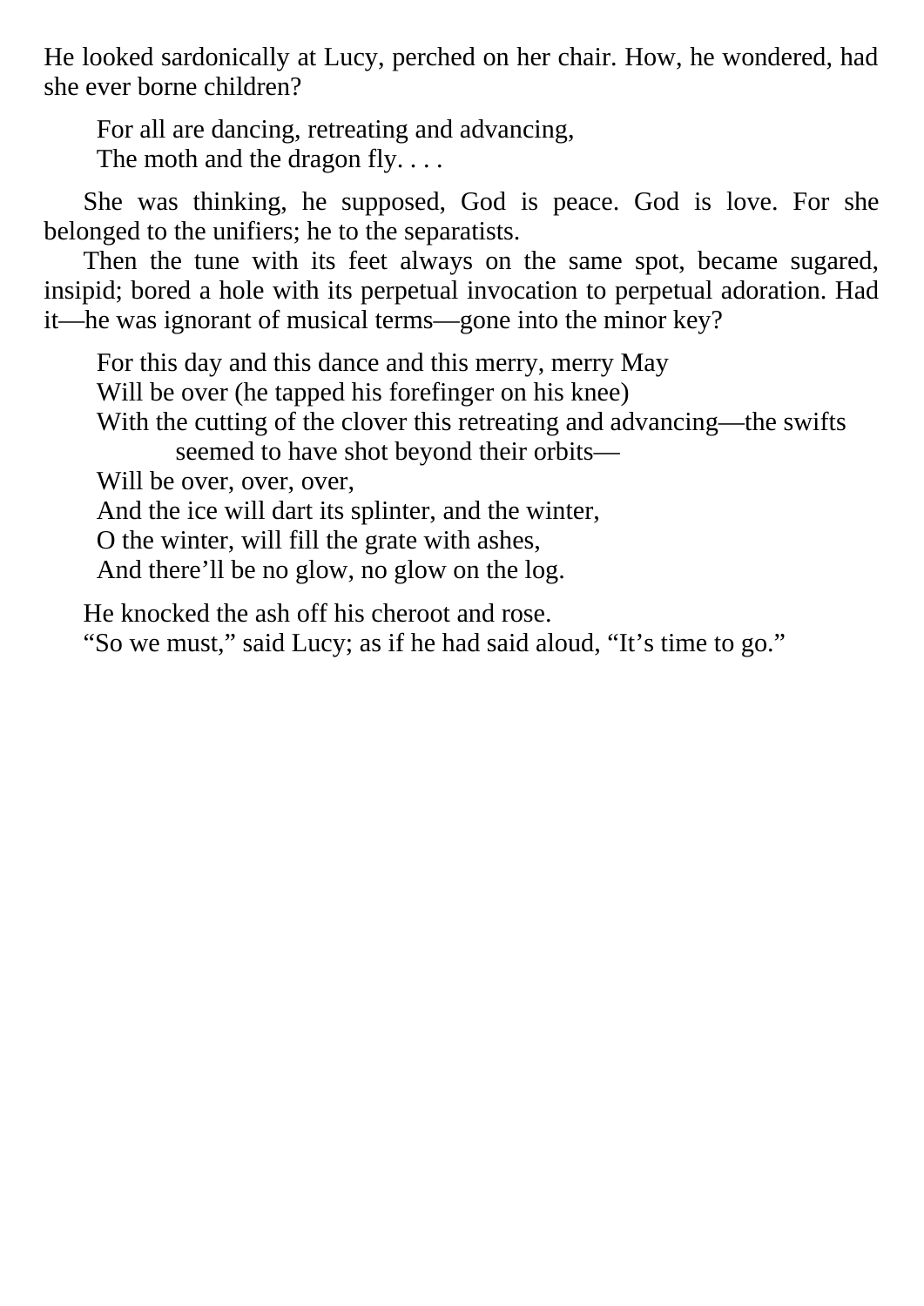He looked sardonically at Lucy, perched on her chair. How, he wondered, had she ever borne children?

> For all are dancing, retreating and advancing,
> The moth and the dragon fly. . . .

She was thinking, he supposed, God is peace. God is love. For she belonged to the unifiers; he to the separatists.

Then the tune with its feet always on the same spot, became sugared, insipid; bored a hole with its perpetual invocation to perpetual adoration. Had it—he was ignorant of musical terms—gone into the minor key?

> For this day and this dance and this merry, merry May
> Will be over (he tapped his forefinger on his knee)
> With the cutting of the clover this retreating and advancing—the swifts seemed to have shot beyond their orbits—
> Will be over, over, over,
> And the ice will dart its splinter, and the winter,
> O the winter, will fill the grate with ashes,
> And there'll be no glow, no glow on the log.

He knocked the ash off his cheroot and rose.

"So we must," said Lucy; as if he had said aloud, "It's time to go."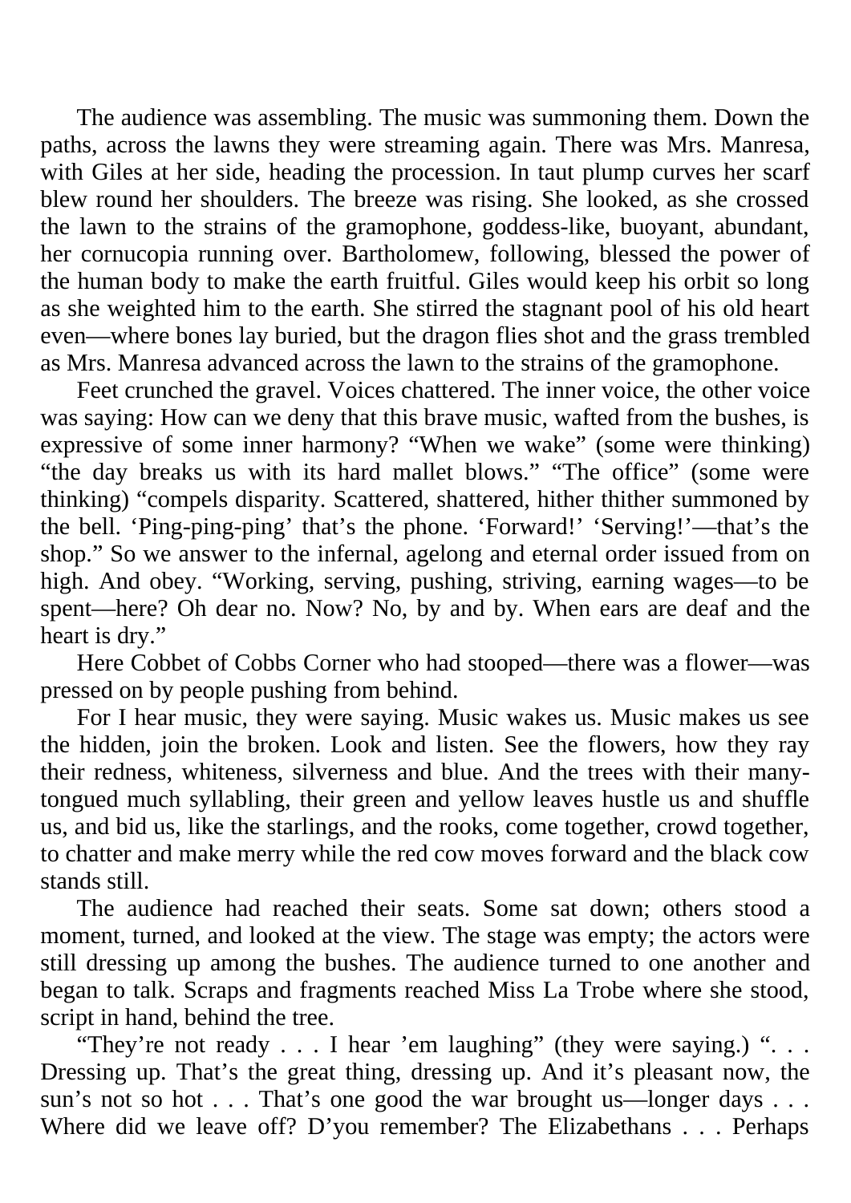The audience was assembling. The music was summoning them. Down the paths, across the lawns they were streaming again. There was Mrs. Manresa, with Giles at her side, heading the procession. In taut plump curves her scarf blew round her shoulders. The breeze was rising. She looked, as she crossed the lawn to the strains of the gramophone, goddess-like, buoyant, abundant, her cornucopia running over. Bartholomew, following, blessed the power of the human body to make the earth fruitful. Giles would keep his orbit so long as she weighted him to the earth. She stirred the stagnant pool of his old heart even—where bones lay buried, but the dragon flies shot and the grass trembled as Mrs. Manresa advanced across the lawn to the strains of the gramophone.

Feet crunched the gravel. Voices chattered. The inner voice, the other voice was saying: How can we deny that this brave music, wafted from the bushes, is expressive of some inner harmony? "When we wake" (some were thinking) "the day breaks us with its hard mallet blows." "The office" (some were thinking) "compels disparity. Scattered, shattered, hither thither summoned by the bell. 'Ping-ping-ping' that's the phone. 'Forward!' 'Serving!'—that's the shop." So we answer to the infernal, agelong and eternal order issued from on high. And obey. "Working, serving, pushing, striving, earning wages—to be spent—here? Oh dear no. Now? No, by and by. When ears are deaf and the heart is dry."

Here Cobbet of Cobbs Corner who had stooped—there was a flower—was pressed on by people pushing from behind.

For I hear music, they were saying. Music wakes us. Music makes us see the hidden, join the broken. Look and listen. See the flowers, how they ray their redness, whiteness, silverness and blue. And the trees with their many-tongued much syllabling, their green and yellow leaves hustle us and shuffle us, and bid us, like the starlings, and the rooks, come together, crowd together, to chatter and make merry while the red cow moves forward and the black cow stands still.

The audience had reached their seats. Some sat down; others stood a moment, turned, and looked at the view. The stage was empty; the actors were still dressing up among the bushes. The audience turned to one another and began to talk. Scraps and fragments reached Miss La Trobe where she stood, script in hand, behind the tree.

"They're not ready . . . I hear 'em laughing" (they were saying.) ". . . Dressing up. That's the great thing, dressing up. And it's pleasant now, the sun's not so hot . . . That's one good the war brought us—longer days . . . Where did we leave off? D'you remember? The Elizabethans . . . Perhaps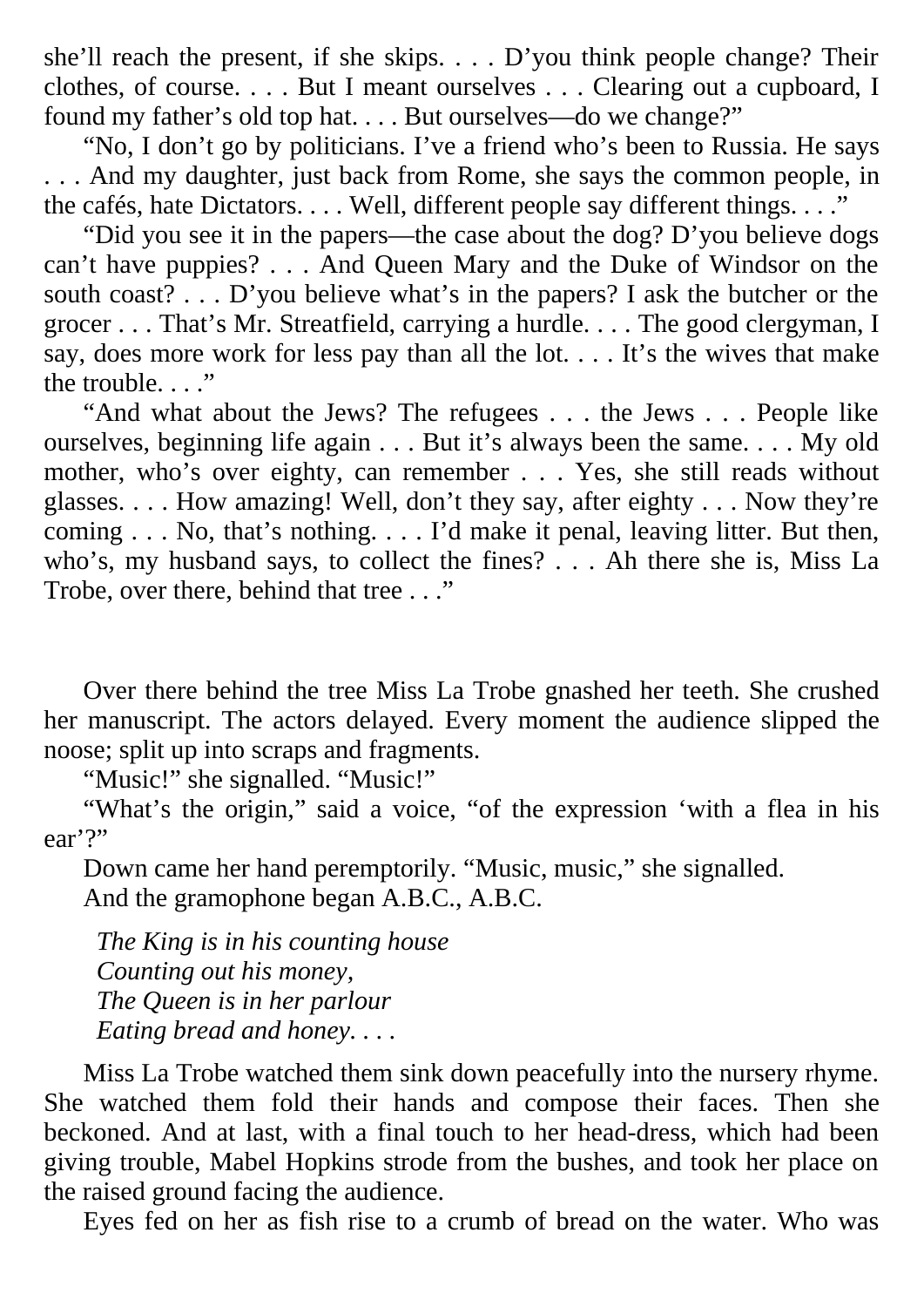she'll reach the present, if she skips. . . . D'you think people change? Their clothes, of course. . . . But I meant ourselves . . . Clearing out a cupboard, I found my father's old top hat. . . . But ourselves—do we change?"

"No, I don't go by politicians. I've a friend who's been to Russia. He says . . . And my daughter, just back from Rome, she says the common people, in the cafés, hate Dictators. . . . Well, different people say different things. . . ."

"Did you see it in the papers—the case about the dog? D'you believe dogs can't have puppies? . . . And Queen Mary and the Duke of Windsor on the south coast? . . . D'you believe what's in the papers? I ask the butcher or the grocer . . . That's Mr. Streatfield, carrying a hurdle. . . . The good clergyman, I say, does more work for less pay than all the lot. . . . It's the wives that make the trouble. . . ."

"And what about the Jews? The refugees . . . the Jews . . . People like ourselves, beginning life again . . . But it's always been the same. . . . My old mother, who's over eighty, can remember . . . Yes, she still reads without glasses. . . . How amazing! Well, don't they say, after eighty . . . Now they're coming . . . No, that's nothing. . . . I'd make it penal, leaving litter. But then, who's, my husband says, to collect the fines? . . . Ah there she is, Miss La Trobe, over there, behind that tree . . ."

Over there behind the tree Miss La Trobe gnashed her teeth. She crushed her manuscript. The actors delayed. Every moment the audience slipped the noose; split up into scraps and fragments.

"Music!" she signalled. "Music!"

"What's the origin," said a voice, "of the expression 'with a flea in his ear'?"

Down came her hand peremptorily. "Music, music," she signalled.

And the gramophone began A.B.C., A.B.C.

*The King is in his counting house*
*Counting out his money,*
*The Queen is in her parlour*
*Eating bread and honey. . . .*

Miss La Trobe watched them sink down peacefully into the nursery rhyme. She watched them fold their hands and compose their faces. Then she beckoned. And at last, with a final touch to her head-dress, which had been giving trouble, Mabel Hopkins strode from the bushes, and took her place on the raised ground facing the audience.

Eyes fed on her as fish rise to a crumb of bread on the water. Who was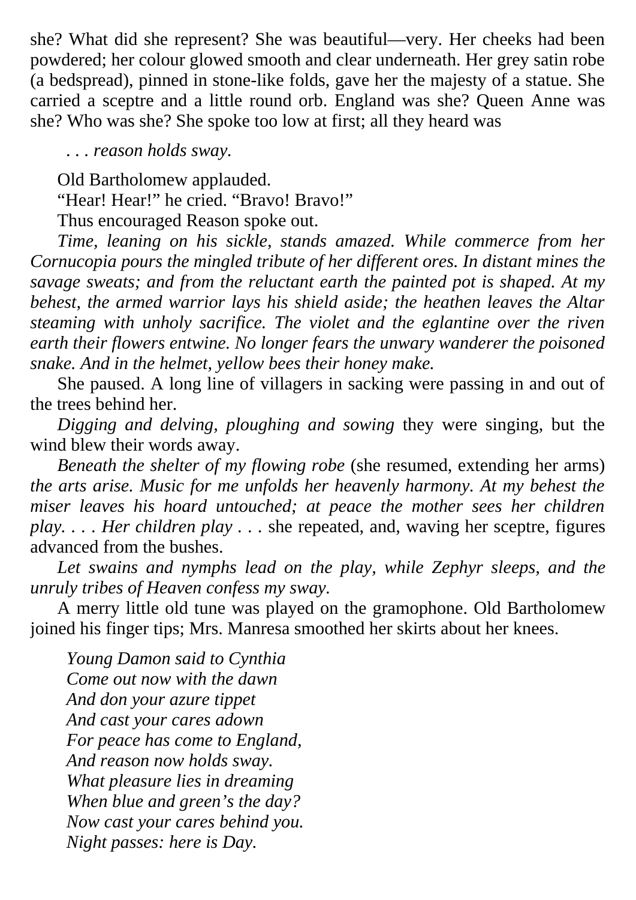she? What did she represent? She was beautiful—very. Her cheeks had been powdered; her colour glowed smooth and clear underneath. Her grey satin robe (a bedspread), pinned in stone-like folds, gave her the majesty of a statue. She carried a sceptre and a little round orb. England was she? Queen Anne was she? Who was she? She spoke too low at first; all they heard was

*. . . reason holds sway.*

Old Bartholomew applauded.

“Hear! Hear!” he cried. “Bravo! Bravo!”

Thus encouraged Reason spoke out.

*Time, leaning on his sickle, stands amazed. While commerce from her Cornucopia pours the mingled tribute of her different ores. In distant mines the savage sweats; and from the reluctant earth the painted pot is shaped. At my behest, the armed warrior lays his shield aside; the heathen leaves the Altar steaming with unholy sacrifice. The violet and the eglantine over the riven earth their flowers entwine. No longer fears the unwary wanderer the poisoned snake. And in the helmet, yellow bees their honey make.*

She paused. A long line of villagers in sacking were passing in and out of the trees behind her.

*Digging and delving, ploughing and sowing* they were singing, but the wind blew their words away.

*Beneath the shelter of my flowing robe* (she resumed, extending her arms) *the arts arise. Music for me unfolds her heavenly harmony. At my behest the miser leaves his hoard untouched; at peace the mother sees her children play. . . . Her children play* . . . she repeated, and, waving her sceptre, figures advanced from the bushes.

*Let swains and nymphs lead on the play, while Zephyr sleeps, and the unruly tribes of Heaven confess my sway.*

A merry little old tune was played on the gramophone. Old Bartholomew joined his finger tips; Mrs. Manresa smoothed her skirts about her knees.

*Young Damon said to Cynthia*
*Come out now with the dawn*
*And don your azure tippet*
*And cast your cares adown*
*For peace has come to England,*
*And reason now holds sway.*
*What pleasure lies in dreaming*
*When blue and green’s the day?*
*Now cast your cares behind you.*
*Night passes: here is Day.*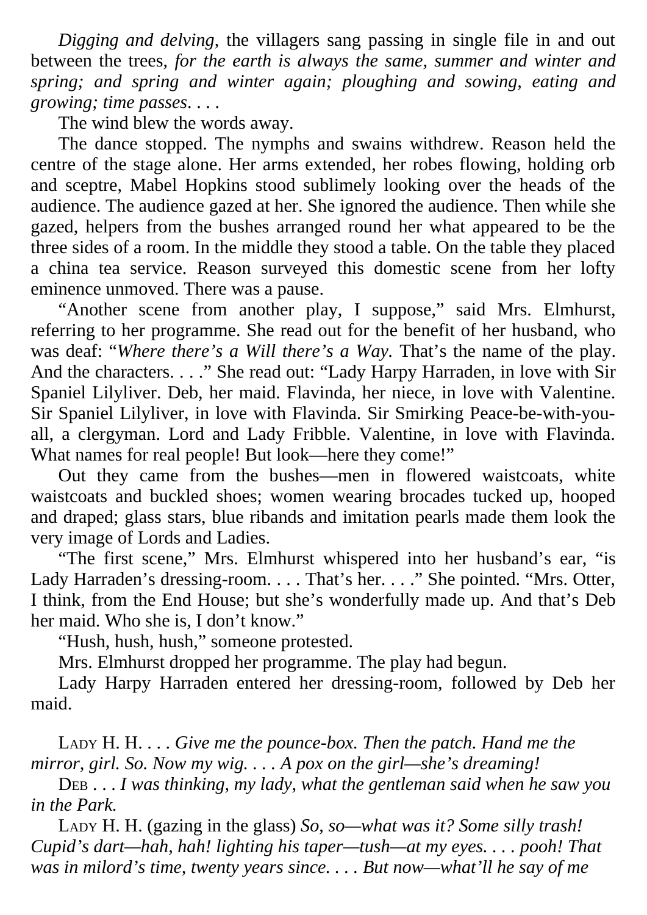*Digging and delving*, the villagers sang passing in single file in and out between the trees, *for the earth is always the same, summer and winter and spring; and spring and winter again; ploughing and sowing, eating and growing; time passes*. . . .

The wind blew the words away.

The dance stopped. The nymphs and swains withdrew. Reason held the centre of the stage alone. Her arms extended, her robes flowing, holding orb and sceptre, Mabel Hopkins stood sublimely looking over the heads of the audience. The audience gazed at her. She ignored the audience. Then while she gazed, helpers from the bushes arranged round her what appeared to be the three sides of a room. In the middle they stood a table. On the table they placed a china tea service. Reason surveyed this domestic scene from her lofty eminence unmoved. There was a pause.

"Another scene from another play, I suppose," said Mrs. Elmhurst, referring to her programme. She read out for the benefit of her husband, who was deaf: "*Where there's a Will there's a Way.* That's the name of the play. And the characters. . . ." She read out: "Lady Harpy Harraden, in love with Sir Spaniel Lilyliver. Deb, her maid. Flavinda, her niece, in love with Valentine. Sir Spaniel Lilyliver, in love with Flavinda. Sir Smirking Peace-be-with-you-all, a clergyman. Lord and Lady Fribble. Valentine, in love with Flavinda. What names for real people! But look—here they come!"

Out they came from the bushes—men in flowered waistcoats, white waistcoats and buckled shoes; women wearing brocades tucked up, hooped and draped; glass stars, blue ribands and imitation pearls made them look the very image of Lords and Ladies.

"The first scene," Mrs. Elmhurst whispered into her husband's ear, "is Lady Harraden's dressing-room. . . . That's her. . . ." She pointed. "Mrs. Otter, I think, from the End House; but she's wonderfully made up. And that's Deb her maid. Who she is, I don't know."

"Hush, hush, hush," someone protested.

Mrs. Elmhurst dropped her programme. The play had begun.

Lady Harpy Harraden entered her dressing-room, followed by Deb her maid.

LADY H. H. . . . *Give me the pounce-box. Then the patch. Hand me the mirror, girl. So. Now my wig. . . . A pox on the girl—she's dreaming!*

DEB . . . *I was thinking, my lady, what the gentleman said when he saw you in the Park.*

LADY H. H. (gazing in the glass) *So, so—what was it? Some silly trash! Cupid's dart—hah, hah! lighting his taper—tush—at my eyes. . . . pooh! That was in milord's time, twenty years since. . . . But now—what'll he say of me*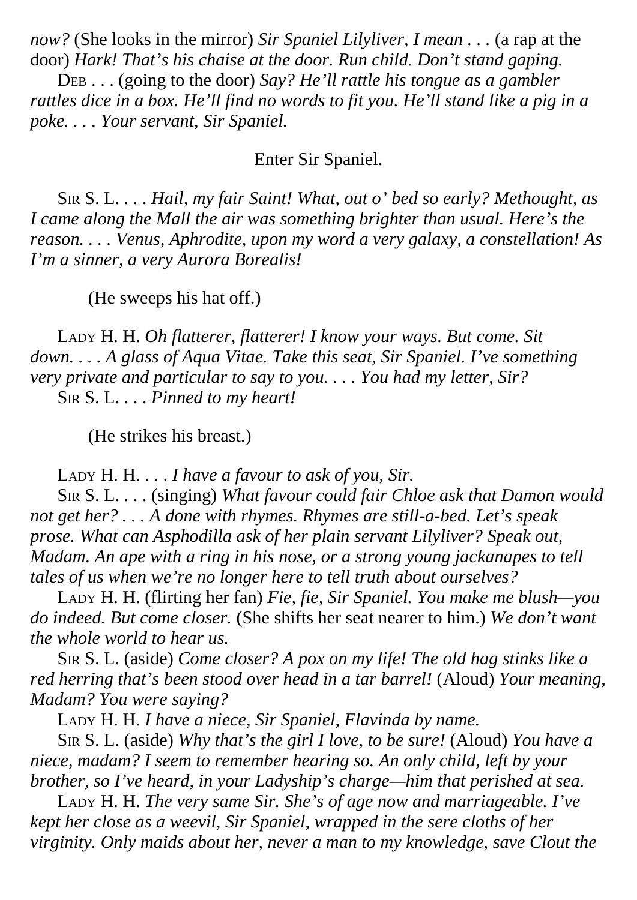*now?* (She looks in the mirror) *Sir Spaniel Lilyliver, I mean* . . . (a rap at the door) *Hark! That's his chaise at the door. Run child. Don't stand gaping.*

DEB . . . (going to the door) *Say? He'll rattle his tongue as a gambler rattles dice in a box. He'll find no words to fit you. He'll stand like a pig in a poke. . . . Your servant, Sir Spaniel.*

Enter Sir Spaniel.

SIR S. L. . . . *Hail, my fair Saint! What, out o' bed so early? Methought, as I came along the Mall the air was something brighter than usual. Here's the reason. . . . Venus, Aphrodite, upon my word a very galaxy, a constellation! As I'm a sinner, a very Aurora Borealis!*

(He sweeps his hat off.)

LADY H. H. *Oh flatterer, flatterer! I know your ways. But come. Sit down. . . . A glass of Aqua Vitae. Take this seat, Sir Spaniel. I've something very private and particular to say to you. . . . You had my letter, Sir?*

SIR S. L. . . . *Pinned to my heart!*

(He strikes his breast.)

LADY H. H. . . . *I have a favour to ask of you, Sir.*

SIR S. L. . . . (singing) *What favour could fair Chloe ask that Damon would not get her? . . . A done with rhymes. Rhymes are still-a-bed. Let's speak prose. What can Asphodilla ask of her plain servant Lilyliver? Speak out, Madam. An ape with a ring in his nose, or a strong young jackanapes to tell tales of us when we're no longer here to tell truth about ourselves?*

LADY H. H. (flirting her fan) *Fie, fie, Sir Spaniel. You make me blush—you do indeed. But come closer.* (She shifts her seat nearer to him.) *We don't want the whole world to hear us.*

SIR S. L. (aside) *Come closer? A pox on my life! The old hag stinks like a red herring that's been stood over head in a tar barrel!* (Aloud) *Your meaning, Madam? You were saying?*

LADY H. H. *I have a niece, Sir Spaniel, Flavinda by name.*

SIR S. L. (aside) *Why that's the girl I love, to be sure!* (Aloud) *You have a niece, madam? I seem to remember hearing so. An only child, left by your brother, so I've heard, in your Ladyship's charge—him that perished at sea.*

LADY H. H. *The very same Sir. She's of age now and marriageable. I've kept her close as a weevil, Sir Spaniel, wrapped in the sere cloths of her virginity. Only maids about her, never a man to my knowledge, save Clout the*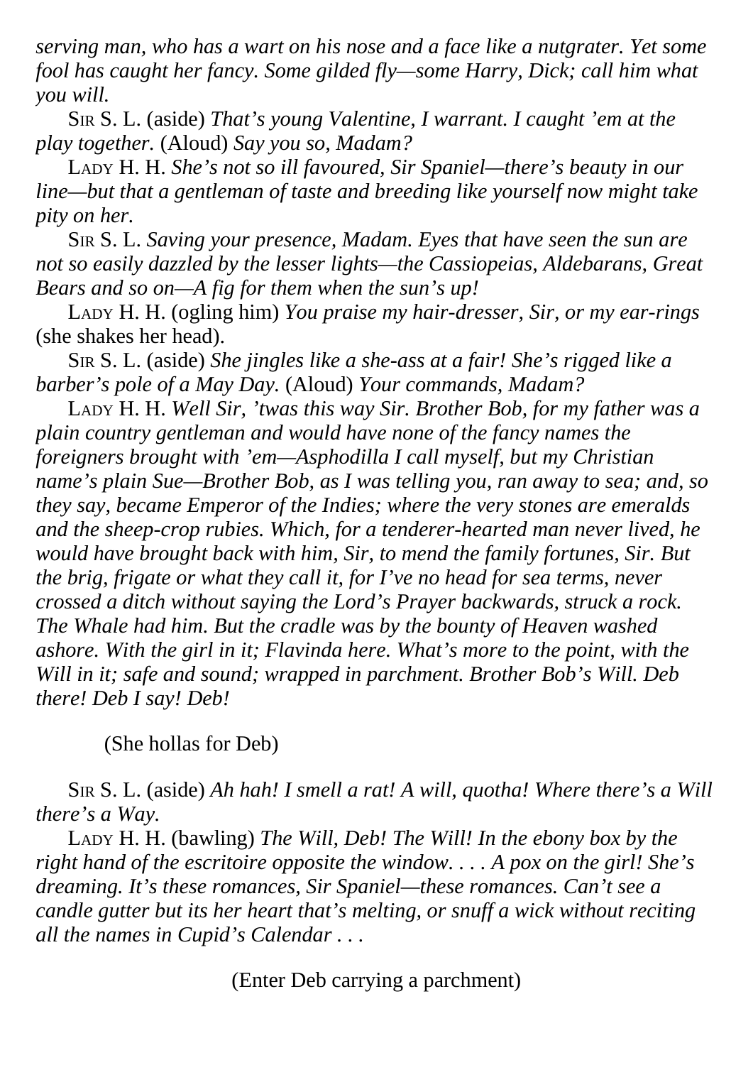*serving man, who has a wart on his nose and a face like a nutgrater. Yet some fool has caught her fancy. Some gilded fly—some Harry, Dick; call him what you will.*

SIR S. L. (aside) *That's young Valentine, I warrant. I caught 'em at the play together.* (Aloud) *Say you so, Madam?*

LADY H. H. *She's not so ill favoured, Sir Spaniel—there's beauty in our line—but that a gentleman of taste and breeding like yourself now might take pity on her.*

SIR S. L. *Saving your presence, Madam. Eyes that have seen the sun are not so easily dazzled by the lesser lights—the Cassiopeias, Aldebarans, Great Bears and so on—A fig for them when the sun's up!*

LADY H. H. (ogling him) *You praise my hair-dresser, Sir, or my ear-rings* (she shakes her head).

SIR S. L. (aside) *She jingles like a she-ass at a fair! She's rigged like a barber's pole of a May Day.* (Aloud) *Your commands, Madam?*

LADY H. H. *Well Sir, 'twas this way Sir. Brother Bob, for my father was a plain country gentleman and would have none of the fancy names the foreigners brought with 'em—Asphodilla I call myself, but my Christian name's plain Sue—Brother Bob, as I was telling you, ran away to sea; and, so they say, became Emperor of the Indies; where the very stones are emeralds and the sheep-crop rubies. Which, for a tenderer-hearted man never lived, he would have brought back with him, Sir, to mend the family fortunes, Sir. But the brig, frigate or what they call it, for I've no head for sea terms, never crossed a ditch without saying the Lord's Prayer backwards, struck a rock. The Whale had him. But the cradle was by the bounty of Heaven washed ashore. With the girl in it; Flavinda here. What's more to the point, with the Will in it; safe and sound; wrapped in parchment. Brother Bob's Will. Deb there! Deb I say! Deb!*

(She hollas for Deb)

SIR S. L. (aside) *Ah hah! I smell a rat! A will, quotha! Where there's a Will there's a Way.*

LADY H. H. (bawling) *The Will, Deb! The Will! In the ebony box by the right hand of the escritoire opposite the window. . . . A pox on the girl! She's dreaming. It's these romances, Sir Spaniel—these romances. Can't see a candle gutter but its her heart that's melting, or snuff a wick without reciting all the names in Cupid's Calendar . . .*

(Enter Deb carrying a parchment)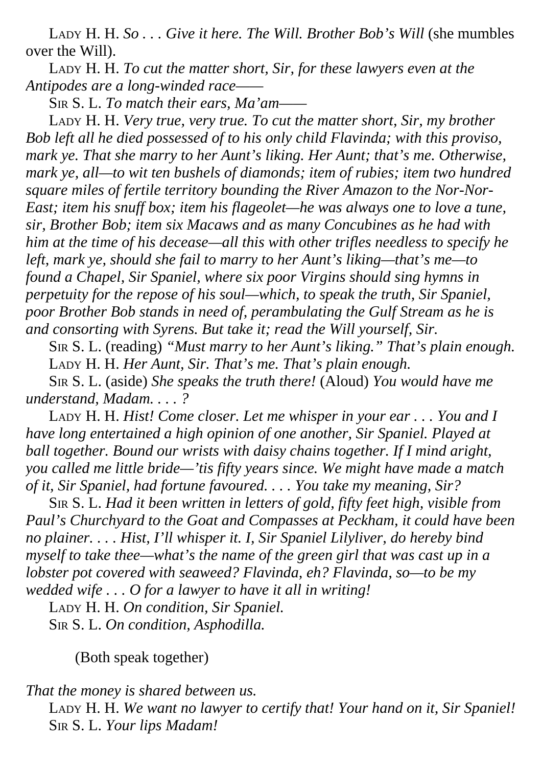Lady H. H. *So . . . Give it here. The Will. Brother Bob's Will* (she mumbles over the Will).

Lady H. H. *To cut the matter short, Sir, for these lawyers even at the Antipodes are a long-winded race——*

Sir S. L. *To match their ears, Ma'am——*

Lady H. H. *Very true, very true. To cut the matter short, Sir, my brother Bob left all he died possessed of to his only child Flavinda; with this proviso, mark ye. That she marry to her Aunt's liking. Her Aunt; that's me. Otherwise, mark ye, all—to wit ten bushels of diamonds; item of rubies; item two hundred square miles of fertile territory bounding the River Amazon to the Nor-Nor-East; item his snuff box; item his flageolet—he was always one to love a tune, sir, Brother Bob; item six Macaws and as many Concubines as he had with him at the time of his decease—all this with other trifles needless to specify he left, mark ye, should she fail to marry to her Aunt's liking—that's me—to found a Chapel, Sir Spaniel, where six poor Virgins should sing hymns in perpetuity for the repose of his soul—which, to speak the truth, Sir Spaniel, poor Brother Bob stands in need of, perambulating the Gulf Stream as he is and consorting with Syrens. But take it; read the Will yourself, Sir.*

Sir S. L. (reading) *"Must marry to her Aunt's liking." That's plain enough.*

Lady H. H. *Her Aunt, Sir. That's me. That's plain enough.*

Sir S. L. (aside) *She speaks the truth there!* (Aloud) *You would have me understand, Madam. . . . ?*

Lady H. H. *Hist! Come closer. Let me whisper in your ear . . . You and I have long entertained a high opinion of one another, Sir Spaniel. Played at ball together. Bound our wrists with daisy chains together. If I mind aright, you called me little bride—'tis fifty years since. We might have made a match of it, Sir Spaniel, had fortune favoured. . . . You take my meaning, Sir?*

Sir S. L. *Had it been written in letters of gold, fifty feet high, visible from Paul's Churchyard to the Goat and Compasses at Peckham, it could have been no plainer. . . . Hist, I'll whisper it. I, Sir Spaniel Lilyliver, do hereby bind myself to take thee—what's the name of the green girl that was cast up in a lobster pot covered with seaweed? Flavinda, eh? Flavinda, so—to be my wedded wife . . . O for a lawyer to have it all in writing!*

Lady H. H. *On condition, Sir Spaniel.*

Sir S. L. *On condition, Asphodilla.*

(Both speak together)

*That the money is shared between us.*

Lady H. H. *We want no lawyer to certify that! Your hand on it, Sir Spaniel!*

Sir S. L. *Your lips Madam!*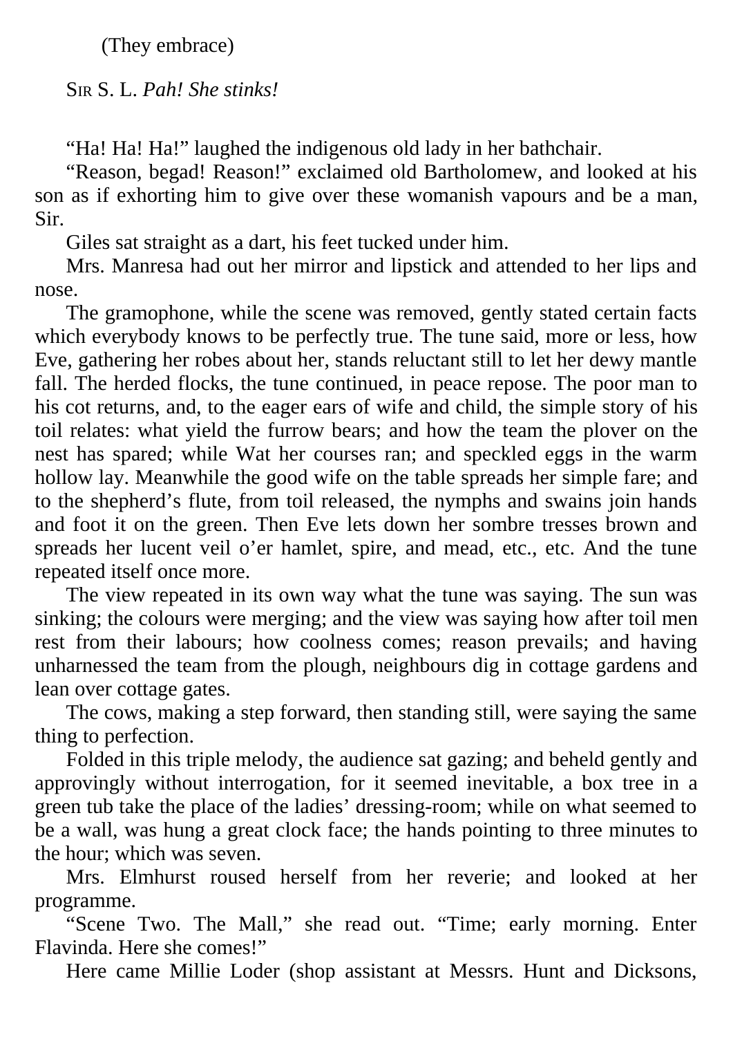(They embrace)

Sir S. L. *Pah! She stinks!*

"Ha! Ha! Ha!" laughed the indigenous old lady in her bathchair.

"Reason, begad! Reason!" exclaimed old Bartholomew, and looked at his son as if exhorting him to give over these womanish vapours and be a man, Sir.

Giles sat straight as a dart, his feet tucked under him.

Mrs. Manresa had out her mirror and lipstick and attended to her lips and nose.

The gramophone, while the scene was removed, gently stated certain facts which everybody knows to be perfectly true. The tune said, more or less, how Eve, gathering her robes about her, stands reluctant still to let her dewy mantle fall. The herded flocks, the tune continued, in peace repose. The poor man to his cot returns, and, to the eager ears of wife and child, the simple story of his toil relates: what yield the furrow bears; and how the team the plover on the nest has spared; while Wat her courses ran; and speckled eggs in the warm hollow lay. Meanwhile the good wife on the table spreads her simple fare; and to the shepherd's flute, from toil released, the nymphs and swains join hands and foot it on the green. Then Eve lets down her sombre tresses brown and spreads her lucent veil o'er hamlet, spire, and mead, etc., etc. And the tune repeated itself once more.

The view repeated in its own way what the tune was saying. The sun was sinking; the colours were merging; and the view was saying how after toil men rest from their labours; how coolness comes; reason prevails; and having unharnessed the team from the plough, neighbours dig in cottage gardens and lean over cottage gates.

The cows, making a step forward, then standing still, were saying the same thing to perfection.

Folded in this triple melody, the audience sat gazing; and beheld gently and approvingly without interrogation, for it seemed inevitable, a box tree in a green tub take the place of the ladies' dressing-room; while on what seemed to be a wall, was hung a great clock face; the hands pointing to three minutes to the hour; which was seven.

Mrs. Elmhurst roused herself from her reverie; and looked at her programme.

"Scene Two. The Mall," she read out. "Time; early morning. Enter Flavinda. Here she comes!"

Here came Millie Loder (shop assistant at Messrs. Hunt and Dicksons,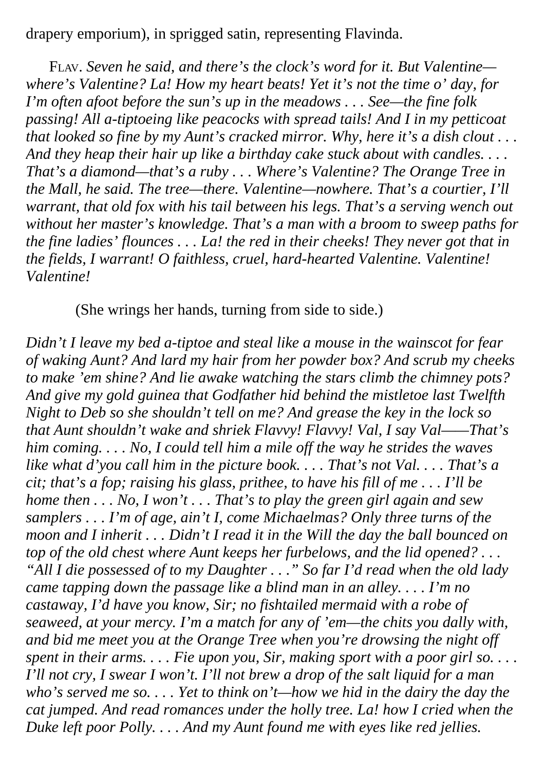drapery emporium), in sprigged satin, representing Flavinda.

FLAV. *Seven he said, and there's the clock's word for it. But Valentine—where's Valentine? La! How my heart beats! Yet it's not the time o' day, for I'm often afoot before the sun's up in the meadows . . . See—the fine folk passing! All a-tiptoeing like peacocks with spread tails! And I in my petticoat that looked so fine by my Aunt's cracked mirror. Why, here it's a dish clout . . . And they heap their hair up like a birthday cake stuck about with candles. . . . That's a diamond—that's a ruby . . . Where's Valentine? The Orange Tree in the Mall, he said. The tree—there. Valentine—nowhere. That's a courtier, I'll warrant, that old fox with his tail between his legs. That's a serving wench out without her master's knowledge. That's a man with a broom to sweep paths for the fine ladies' flounces . . . La! the red in their cheeks! They never got that in the fields, I warrant! O faithless, cruel, hard-hearted Valentine. Valentine! Valentine!*

(She wrings her hands, turning from side to side.)

*Didn't I leave my bed a-tiptoe and steal like a mouse in the wainscot for fear of waking Aunt? And lard my hair from her powder box? And scrub my cheeks to make 'em shine? And lie awake watching the stars climb the chimney pots? And give my gold guinea that Godfather hid behind the mistletoe last Twelfth Night to Deb so she shouldn't tell on me? And grease the key in the lock so that Aunt shouldn't wake and shriek Flavvy! Flavvy! Val, I say Val——That's him coming. . . . No, I could tell him a mile off the way he strides the waves like what d'you call him in the picture book. . . . That's not Val. . . . That's a cit; that's a fop; raising his glass, prithee, to have his fill of me . . . I'll be home then . . . No, I won't . . . That's to play the green girl again and sew samplers . . . I'm of age, ain't I, come Michaelmas? Only three turns of the moon and I inherit . . . Didn't I read it in the Will the day the ball bounced on top of the old chest where Aunt keeps her furbelows, and the lid opened? . . . "All I die possessed of to my Daughter . . ." So far I'd read when the old lady came tapping down the passage like a blind man in an alley. . . . I'm no castaway, I'd have you know, Sir; no fishtailed mermaid with a robe of seaweed, at your mercy. I'm a match for any of 'em—the chits you dally with, and bid me meet you at the Orange Tree when you're drowsing the night off spent in their arms. . . . Fie upon you, Sir, making sport with a poor girl so. . . . I'll not cry, I swear I won't. I'll not brew a drop of the salt liquid for a man who's served me so. . . . Yet to think on't—how we hid in the dairy the day the cat jumped. And read romances under the holly tree. La! how I cried when the Duke left poor Polly. . . . And my Aunt found me with eyes like red jellies.*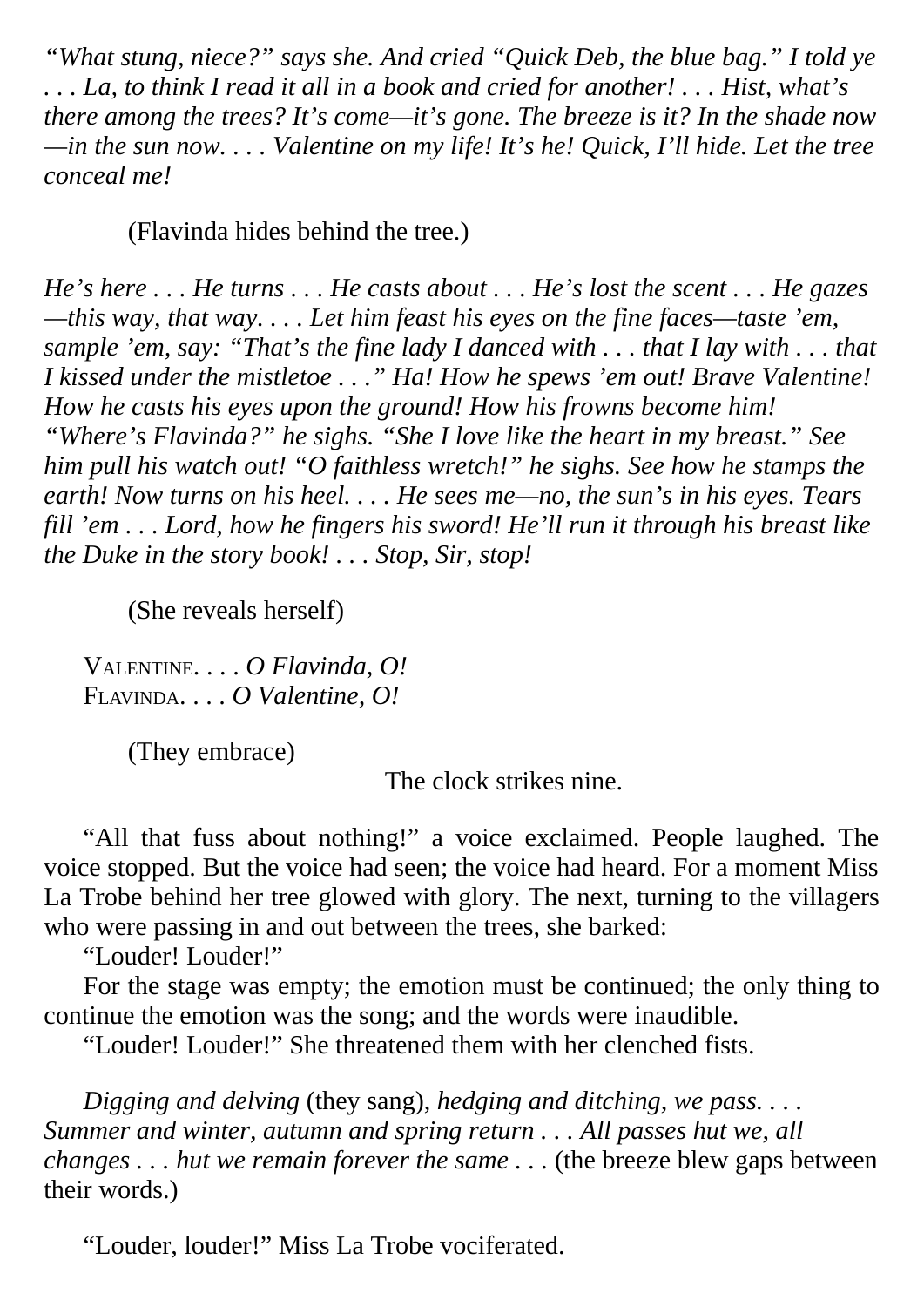*"What stung, niece?" says she. And cried "Quick Deb, the blue bag." I told ye . . . La, to think I read it all in a book and cried for another! . . . Hist, what's there among the trees? It's come—it's gone. The breeze is it? In the shade now—in the sun now. . . . Valentine on my life! It's he! Quick, I'll hide. Let the tree conceal me!*

(Flavinda hides behind the tree.)

*He's here . . . He turns . . . He casts about . . . He's lost the scent . . . He gazes—this way, that way. . . . Let him feast his eyes on the fine faces—taste 'em, sample 'em, say: "That's the fine lady I danced with . . . that I lay with . . . that I kissed under the mistletoe . . ." Ha! How he spews 'em out! Brave Valentine! How he casts his eyes upon the ground! How his frowns become him! "Where's Flavinda?" he sighs. "She I love like the heart in my breast." See him pull his watch out! "O faithless wretch!" he sighs. See how he stamps the earth! Now turns on his heel. . . . He sees me—no, the sun's in his eyes. Tears fill 'em . . . Lord, how he fingers his sword! He'll run it through his breast like the Duke in the story book! . . . Stop, Sir, stop!*

(She reveals herself)

VALENTINE. . . . *O Flavinda, O!*
FLAVINDA. . . . *O Valentine, O!*

(They embrace)

The clock strikes nine.

"All that fuss about nothing!" a voice exclaimed. People laughed. The voice stopped. But the voice had seen; the voice had heard. For a moment Miss La Trobe behind her tree glowed with glory. The next, turning to the villagers who were passing in and out between the trees, she barked:

"Louder! Louder!"

For the stage was empty; the emotion must be continued; the only thing to continue the emotion was the song; and the words were inaudible.

"Louder! Louder!" She threatened them with her clenched fists.

*Digging and delving* (they sang), *hedging and ditching, we pass. . . . Summer and winter, autumn and spring return . . . All passes hut we, all changes . . . hut we remain forever the same . . .* (the breeze blew gaps between their words.)

"Louder, louder!" Miss La Trobe vociferated.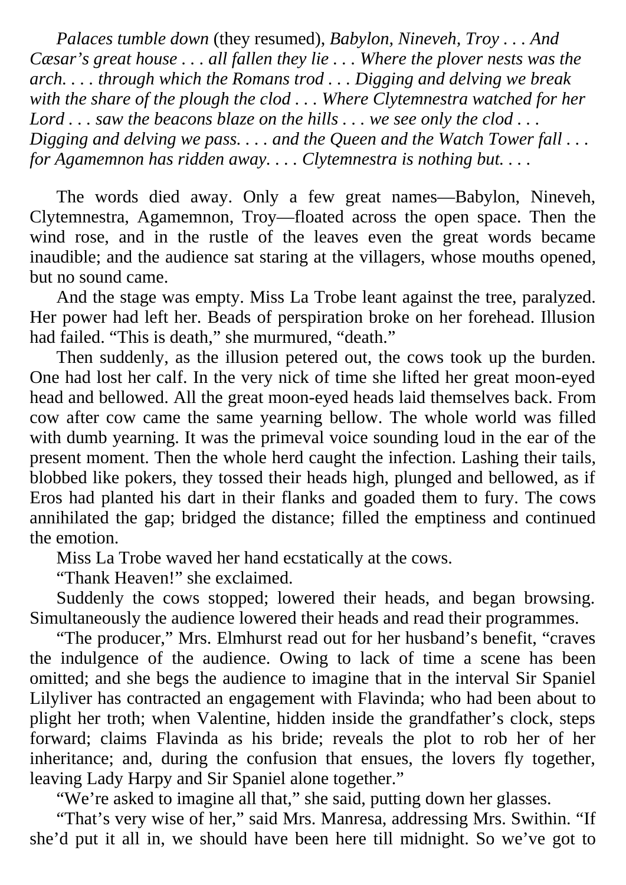*Palaces tumble down* (they resumed), *Babylon, Nineveh, Troy . . . And Cæsar's great house . . . all fallen they lie . . . Where the plover nests was the arch. . . . through which the Romans trod . . . Digging and delving we break with the share of the plough the clod . . . Where Clytemnestra watched for her Lord . . . saw the beacons blaze on the hills . . . we see only the clod . . . Digging and delving we pass. . . . and the Queen and the Watch Tower fall . . . for Agamemnon has ridden away. . . . Clytemnestra is nothing but. . . .*

The words died away. Only a few great names—Babylon, Nineveh, Clytemnestra, Agamemnon, Troy—floated across the open space. Then the wind rose, and in the rustle of the leaves even the great words became inaudible; and the audience sat staring at the villagers, whose mouths opened, but no sound came.

And the stage was empty. Miss La Trobe leant against the tree, paralyzed. Her power had left her. Beads of perspiration broke on her forehead. Illusion had failed. "This is death," she murmured, "death."

Then suddenly, as the illusion petered out, the cows took up the burden. One had lost her calf. In the very nick of time she lifted her great moon-eyed head and bellowed. All the great moon-eyed heads laid themselves back. From cow after cow came the same yearning bellow. The whole world was filled with dumb yearning. It was the primeval voice sounding loud in the ear of the present moment. Then the whole herd caught the infection. Lashing their tails, blobbed like pokers, they tossed their heads high, plunged and bellowed, as if Eros had planted his dart in their flanks and goaded them to fury. The cows annihilated the gap; bridged the distance; filled the emptiness and continued the emotion.

Miss La Trobe waved her hand ecstatically at the cows.

"Thank Heaven!" she exclaimed.

Suddenly the cows stopped; lowered their heads, and began browsing. Simultaneously the audience lowered their heads and read their programmes.

"The producer," Mrs. Elmhurst read out for her husband's benefit, "craves the indulgence of the audience. Owing to lack of time a scene has been omitted; and she begs the audience to imagine that in the interval Sir Spaniel Lilyliver has contracted an engagement with Flavinda; who had been about to plight her troth; when Valentine, hidden inside the grandfather's clock, steps forward; claims Flavinda as his bride; reveals the plot to rob her of her inheritance; and, during the confusion that ensues, the lovers fly together, leaving Lady Harpy and Sir Spaniel alone together."

"We're asked to imagine all that," she said, putting down her glasses.

"That's very wise of her," said Mrs. Manresa, addressing Mrs. Swithin. "If she'd put it all in, we should have been here till midnight. So we've got to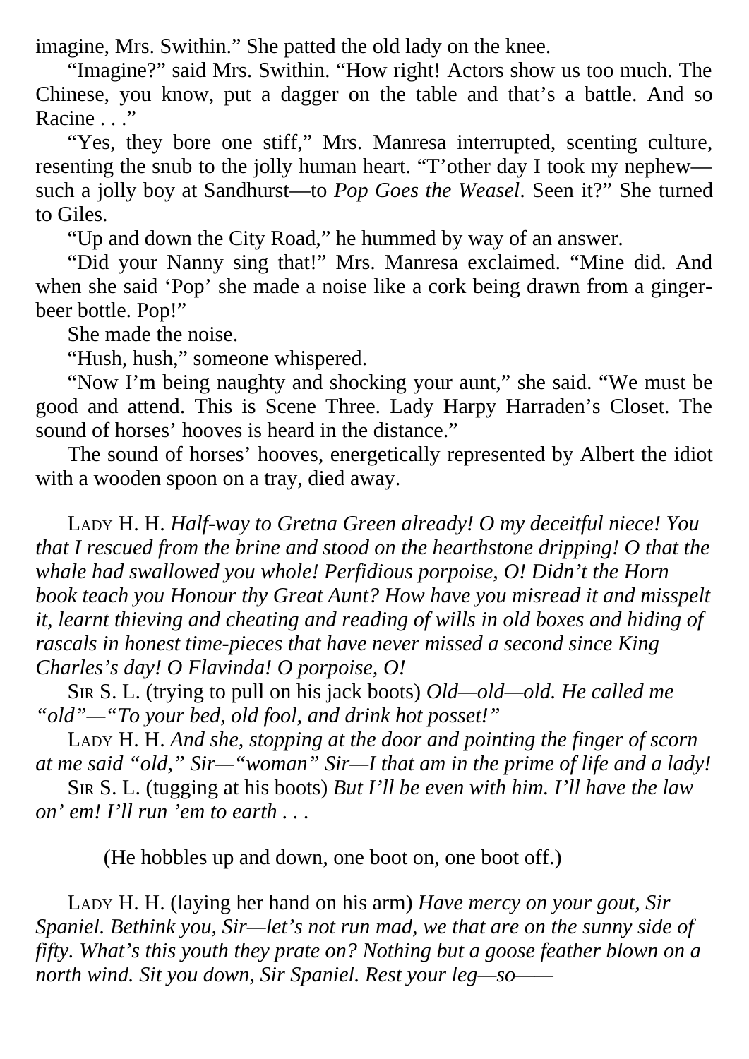imagine, Mrs. Swithin." She patted the old lady on the knee.

"Imagine?" said Mrs. Swithin. "How right! Actors show us too much. The Chinese, you know, put a dagger on the table and that's a battle. And so Racine . . ."

"Yes, they bore one stiff," Mrs. Manresa interrupted, scenting culture, resenting the snub to the jolly human heart. "T'other day I took my nephew—such a jolly boy at Sandhurst—to *Pop Goes the Weasel*. Seen it?" She turned to Giles.

"Up and down the City Road," he hummed by way of an answer.

"Did your Nanny sing that!" Mrs. Manresa exclaimed. "Mine did. And when she said 'Pop' she made a noise like a cork being drawn from a ginger-beer bottle. Pop!"

She made the noise.

"Hush, hush," someone whispered.

"Now I'm being naughty and shocking your aunt," she said. "We must be good and attend. This is Scene Three. Lady Harpy Harraden's Closet. The sound of horses' hooves is heard in the distance."

The sound of horses' hooves, energetically represented by Albert the idiot with a wooden spoon on a tray, died away.

LADY H. H. *Half-way to Gretna Green already! O my deceitful niece! You that I rescued from the brine and stood on the hearthstone dripping! O that the whale had swallowed you whole! Perfidious porpoise, O! Didn't the Horn book teach you Honour thy Great Aunt? How have you misread it and misspelt it, learnt thieving and cheating and reading of wills in old boxes and hiding of rascals in honest time-pieces that have never missed a second since King Charles's day! O Flavinda! O porpoise, O!*

SIR S. L. (trying to pull on his jack boots) *Old—old—old. He called me "old"—"To your bed, old fool, and drink hot posset!"*

LADY H. H. *And she, stopping at the door and pointing the finger of scorn at me said "old," Sir—"woman" Sir—I that am in the prime of life and a lady!*

SIR S. L. (tugging at his boots) *But I'll be even with him. I'll have the law on' em! I'll run 'em to earth . . .*

(He hobbles up and down, one boot on, one boot off.)

LADY H. H. (laying her hand on his arm) *Have mercy on your gout, Sir Spaniel. Bethink you, Sir—let's not run mad, we that are on the sunny side of fifty. What's this youth they prate on? Nothing but a goose feather blown on a north wind. Sit you down, Sir Spaniel. Rest your leg—so——*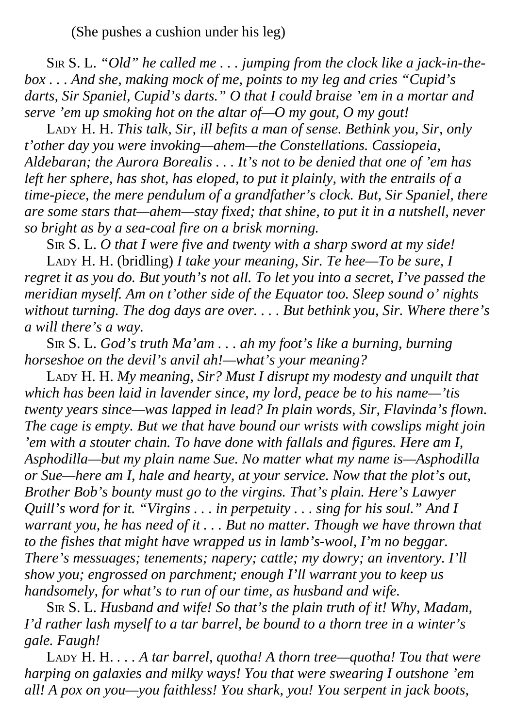(She pushes a cushion under his leg)

Sir S. L. *"Old" he called me . . . jumping from the clock like a jack-in-the-box . . . And she, making mock of me, points to my leg and cries "Cupid's darts, Sir Spaniel, Cupid's darts." O that I could braise 'em in a mortar and serve 'em up smoking hot on the altar of—O my gout, O my gout!*

Lady H. H. *This talk, Sir, ill befits a man of sense. Bethink you, Sir, only t'other day you were invoking—ahem—the Constellations. Cassiopeia, Aldebaran; the Aurora Borealis . . . It's not to be denied that one of 'em has left her sphere, has shot, has eloped, to put it plainly, with the entrails of a time-piece, the mere pendulum of a grandfather's clock. But, Sir Spaniel, there are some stars that—ahem—stay fixed; that shine, to put it in a nutshell, never so bright as by a sea-coal fire on a brisk morning.*

Sir S. L. *O that I were five and twenty with a sharp sword at my side!*

Lady H. H. (bridling) *I take your meaning, Sir. Te hee—To be sure, I regret it as you do. But youth's not all. To let you into a secret, I've passed the meridian myself. Am on t'other side of the Equator too. Sleep sound o' nights without turning. The dog days are over. . . . But bethink you, Sir. Where there's a will there's a way.*

Sir S. L. *God's truth Ma'am . . . ah my foot's like a burning, burning horseshoe on the devil's anvil ah!—what's your meaning?*

Lady H. H. *My meaning, Sir? Must I disrupt my modesty and unquilt that which has been laid in lavender since, my lord, peace be to his name—'tis twenty years since—was lapped in lead? In plain words, Sir, Flavinda's flown. The cage is empty. But we that have bound our wrists with cowslips might join 'em with a stouter chain. To have done with fallals and figures. Here am I, Asphodilla—but my plain name Sue. No matter what my name is—Asphodilla or Sue—here am I, hale and hearty, at your service. Now that the plot's out, Brother Bob's bounty must go to the virgins. That's plain. Here's Lawyer Quill's word for it. "Virgins . . . in perpetuity . . . sing for his soul." And I warrant you, he has need of it . . . But no matter. Though we have thrown that to the fishes that might have wrapped us in lamb's-wool, I'm no beggar. There's messuages; tenements; napery; cattle; my dowry; an inventory. I'll show you; engrossed on parchment; enough I'll warrant you to keep us handsomely, for what's to run of our time, as husband and wife.*

Sir S. L. *Husband and wife! So that's the plain truth of it! Why, Madam, I'd rather lash myself to a tar barrel, be bound to a thorn tree in a winter's gale. Faugh!*

Lady H. H. . . . *A tar barrel, quotha! A thorn tree—quotha! Tou that were harping on galaxies and milky ways! You that were swearing I outshone 'em all! A pox on you—you faithless! You shark, you! You serpent in jack boots,*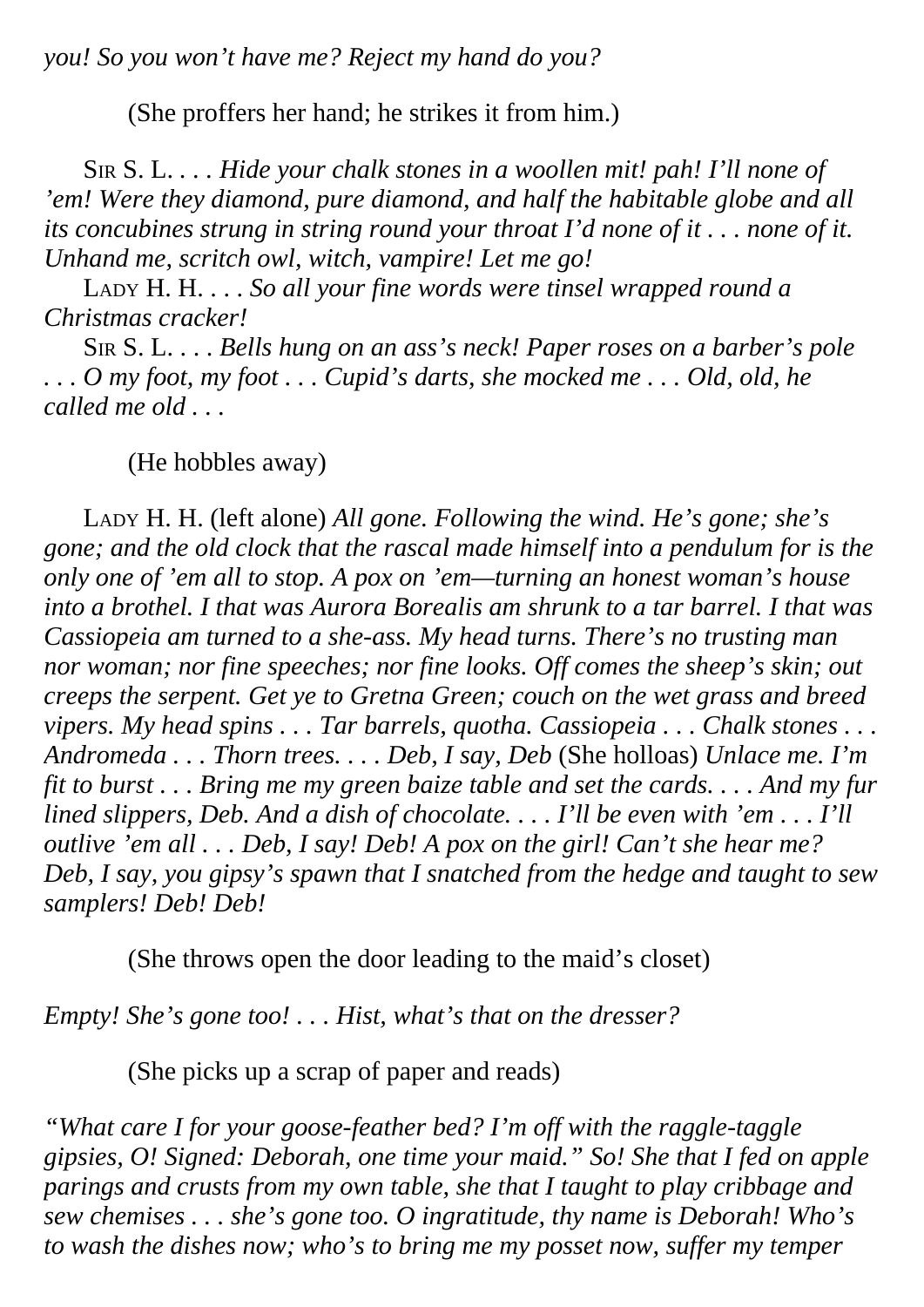*you! So you won't have me? Reject my hand do you?*

(She proffers her hand; he strikes it from him.)

Sir S. L. . . . *Hide your chalk stones in a woollen mit! pah! I'll none of 'em! Were they diamond, pure diamond, and half the habitable globe and all its concubines strung in string round your throat I'd none of it . . . none of it. Unhand me, scritch owl, witch, vampire! Let me go!*

Lady H. H. . . . *So all your fine words were tinsel wrapped round a Christmas cracker!*

Sir S. L. . . . *Bells hung on an ass's neck! Paper roses on a barber's pole . . . O my foot, my foot . . . Cupid's darts, she mocked me . . . Old, old, he called me old . . .*

(He hobbles away)

Lady H. H. (left alone) *All gone. Following the wind. He's gone; she's gone; and the old clock that the rascal made himself into a pendulum for is the only one of 'em all to stop. A pox on 'em—turning an honest woman's house into a brothel. I that was Aurora Borealis am shrunk to a tar barrel. I that was Cassiopeia am turned to a she-ass. My head turns. There's no trusting man nor woman; nor fine speeches; nor fine looks. Off comes the sheep's skin; out creeps the serpent. Get ye to Gretna Green; couch on the wet grass and breed vipers. My head spins . . . Tar barrels, quotha. Cassiopeia . . . Chalk stones . . . Andromeda . . . Thorn trees. . . . Deb, I say, Deb* (She holloas) *Unlace me. I'm fit to burst . . . Bring me my green baize table and set the cards. . . . And my fur lined slippers, Deb. And a dish of chocolate. . . . I'll be even with 'em . . . I'll outlive 'em all . . . Deb, I say! Deb! A pox on the girl! Can't she hear me? Deb, I say, you gipsy's spawn that I snatched from the hedge and taught to sew samplers! Deb! Deb!*

(She throws open the door leading to the maid's closet)

*Empty! She's gone too! . . . Hist, what's that on the dresser?*

(She picks up a scrap of paper and reads)

*"What care I for your goose-feather bed? I'm off with the raggle-taggle gipsies, O! Signed: Deborah, one time your maid." So! She that I fed on apple parings and crusts from my own table, she that I taught to play cribbage and sew chemises . . . she's gone too. O ingratitude, thy name is Deborah! Who's to wash the dishes now; who's to bring me my posset now, suffer my temper*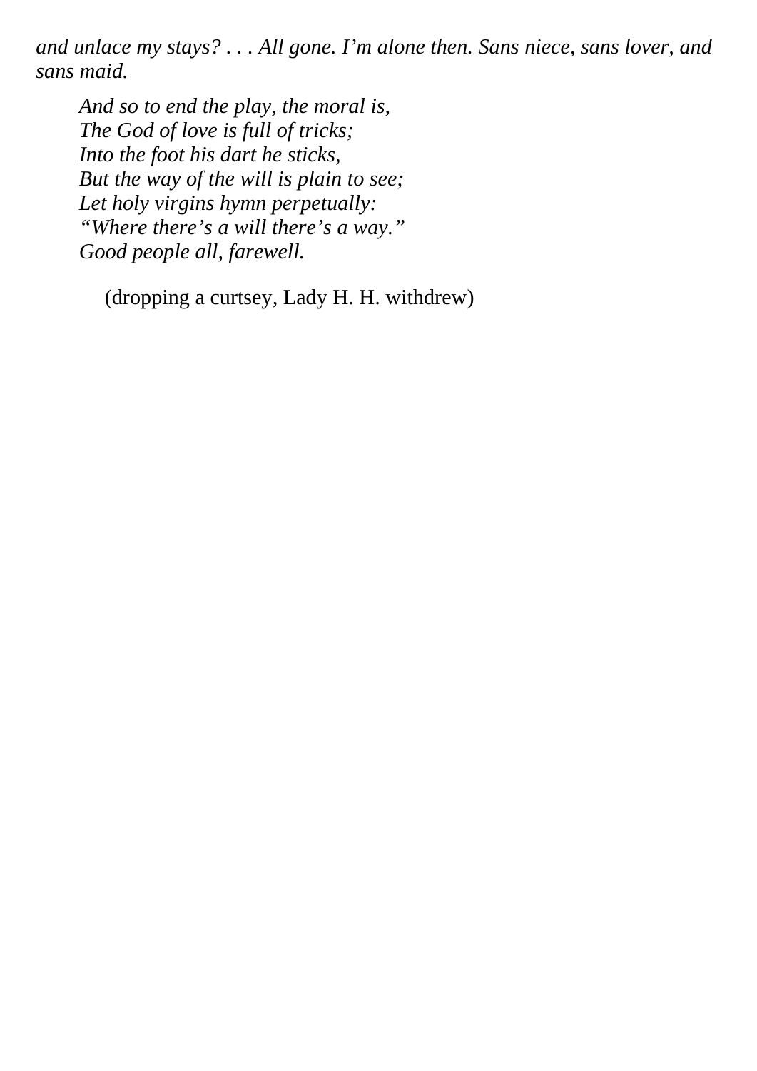*and unlace my stays? . . . All gone. I'm alone then. Sans niece, sans lover, and sans maid.*

> *And so to end the play, the moral is,*
> *The God of love is full of tricks;*
> *Into the foot his dart he sticks,*
> *But the way of the will is plain to see;*
> *Let holy virgins hymn perpetually:*
> *"Where there's a will there's a way."*
> *Good people all, farewell.*

(dropping a curtsey, Lady H. H. withdrew)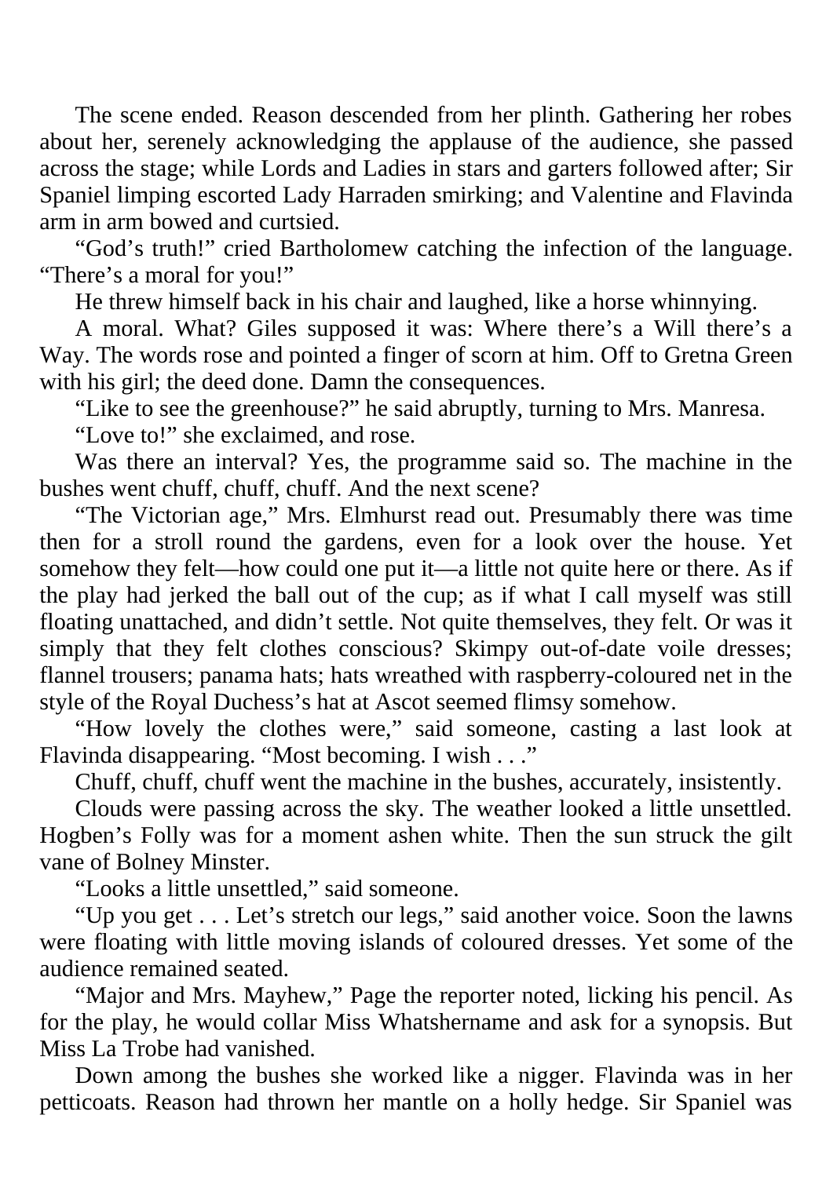The scene ended. Reason descended from her plinth. Gathering her robes about her, serenely acknowledging the applause of the audience, she passed across the stage; while Lords and Ladies in stars and garters followed after; Sir Spaniel limping escorted Lady Harraden smirking; and Valentine and Flavinda arm in arm bowed and curtsied.

"God's truth!" cried Bartholomew catching the infection of the language. "There's a moral for you!"

He threw himself back in his chair and laughed, like a horse whinnying.

A moral. What? Giles supposed it was: Where there's a Will there's a Way. The words rose and pointed a finger of scorn at him. Off to Gretna Green with his girl; the deed done. Damn the consequences.

"Like to see the greenhouse?" he said abruptly, turning to Mrs. Manresa.

"Love to!" she exclaimed, and rose.

Was there an interval? Yes, the programme said so. The machine in the bushes went chuff, chuff, chuff. And the next scene?

"The Victorian age," Mrs. Elmhurst read out. Presumably there was time then for a stroll round the gardens, even for a look over the house. Yet somehow they felt—how could one put it—a little not quite here or there. As if the play had jerked the ball out of the cup; as if what I call myself was still floating unattached, and didn't settle. Not quite themselves, they felt. Or was it simply that they felt clothes conscious? Skimpy out-of-date voile dresses; flannel trousers; panama hats; hats wreathed with raspberry-coloured net in the style of the Royal Duchess's hat at Ascot seemed flimsy somehow.

"How lovely the clothes were," said someone, casting a last look at Flavinda disappearing. "Most becoming. I wish . . ."

Chuff, chuff, chuff went the machine in the bushes, accurately, insistently.

Clouds were passing across the sky. The weather looked a little unsettled. Hogben's Folly was for a moment ashen white. Then the sun struck the gilt vane of Bolney Minster.

"Looks a little unsettled," said someone.

"Up you get . . . Let's stretch our legs," said another voice. Soon the lawns were floating with little moving islands of coloured dresses. Yet some of the audience remained seated.

"Major and Mrs. Mayhew," Page the reporter noted, licking his pencil. As for the play, he would collar Miss Whatshername and ask for a synopsis. But Miss La Trobe had vanished.

Down among the bushes she worked like a nigger. Flavinda was in her petticoats. Reason had thrown her mantle on a holly hedge. Sir Spaniel was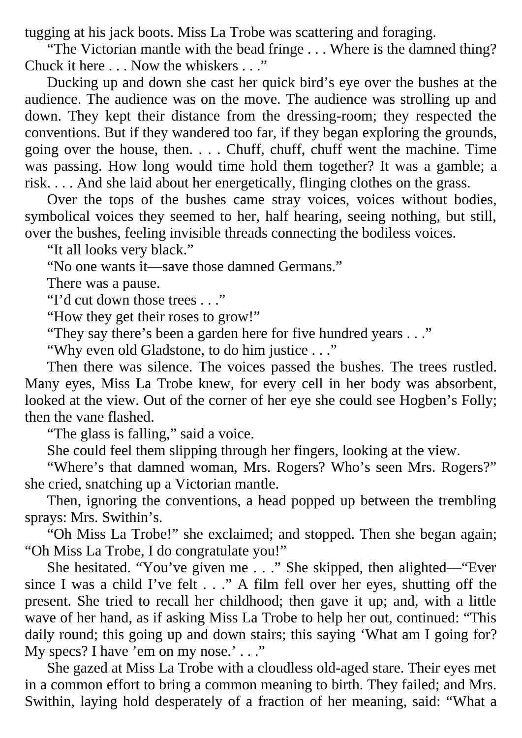tugging at his jack boots. Miss La Trobe was scattering and foraging.

"The Victorian mantle with the bead fringe . . . Where is the damned thing? Chuck it here . . . Now the whiskers . . ."

Ducking up and down she cast her quick bird's eye over the bushes at the audience. The audience was on the move. The audience was strolling up and down. They kept their distance from the dressing-room; they respected the conventions. But if they wandered too far, if they began exploring the grounds, going over the house, then. . . . Chuff, chuff, chuff went the machine. Time was passing. How long would time hold them together? It was a gamble; a risk. . . . And she laid about her energetically, flinging clothes on the grass.

Over the tops of the bushes came stray voices, voices without bodies, symbolical voices they seemed to her, half hearing, seeing nothing, but still, over the bushes, feeling invisible threads connecting the bodiless voices.

"It all looks very black."

"No one wants it—save those damned Germans."

There was a pause.

"I'd cut down those trees . . ."

"How they get their roses to grow!"

"They say there's been a garden here for five hundred years . . ."

"Why even old Gladstone, to do him justice . . ."

Then there was silence. The voices passed the bushes. The trees rustled. Many eyes, Miss La Trobe knew, for every cell in her body was absorbent, looked at the view. Out of the corner of her eye she could see Hogben's Folly; then the vane flashed.

"The glass is falling," said a voice.

She could feel them slipping through her fingers, looking at the view.

"Where's that damned woman, Mrs. Rogers? Who's seen Mrs. Rogers?" she cried, snatching up a Victorian mantle.

Then, ignoring the conventions, a head popped up between the trembling sprays: Mrs. Swithin's.

"Oh Miss La Trobe!" she exclaimed; and stopped. Then she began again; "Oh Miss La Trobe, I do congratulate you!"

She hesitated. "You've given me . . ." She skipped, then alighted—"Ever since I was a child I've felt . . ." A film fell over her eyes, shutting off the present. She tried to recall her childhood; then gave it up; and, with a little wave of her hand, as if asking Miss La Trobe to help her out, continued: "This daily round; this going up and down stairs; this saying 'What am I going for? My specs? I have 'em on my nose.' . . ."

She gazed at Miss La Trobe with a cloudless old-aged stare. Their eyes met in a common effort to bring a common meaning to birth. They failed; and Mrs. Swithin, laying hold desperately of a fraction of her meaning, said: "What a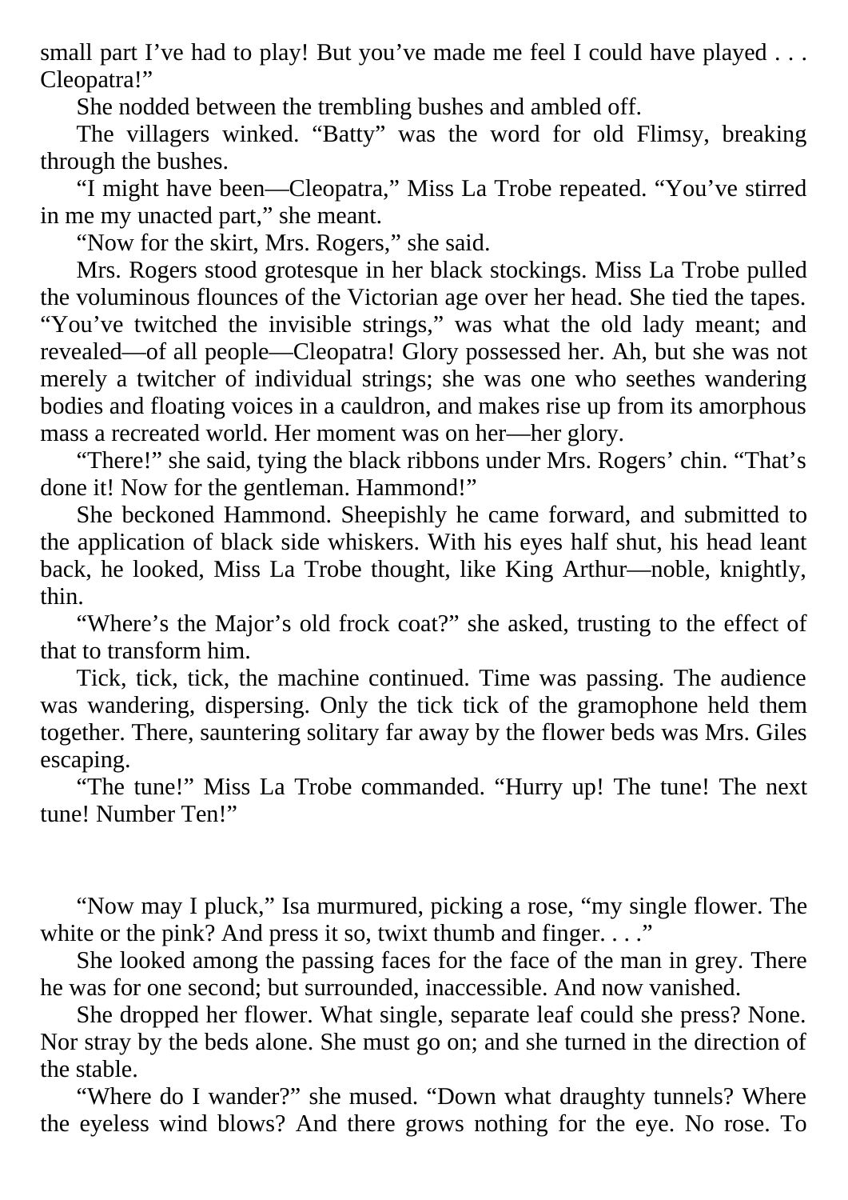small part I've had to play! But you've made me feel I could have played . . . Cleopatra!"

She nodded between the trembling bushes and ambled off.

The villagers winked. "Batty" was the word for old Flimsy, breaking through the bushes.

"I might have been—Cleopatra," Miss La Trobe repeated. "You've stirred in me my unacted part," she meant.

"Now for the skirt, Mrs. Rogers," she said.

Mrs. Rogers stood grotesque in her black stockings. Miss La Trobe pulled the voluminous flounces of the Victorian age over her head. She tied the tapes. "You've twitched the invisible strings," was what the old lady meant; and revealed—of all people—Cleopatra! Glory possessed her. Ah, but she was not merely a twitcher of individual strings; she was one who seethes wandering bodies and floating voices in a cauldron, and makes rise up from its amorphous mass a recreated world. Her moment was on her—her glory.

"There!" she said, tying the black ribbons under Mrs. Rogers' chin. "That's done it! Now for the gentleman. Hammond!"

She beckoned Hammond. Sheepishly he came forward, and submitted to the application of black side whiskers. With his eyes half shut, his head leant back, he looked, Miss La Trobe thought, like King Arthur—noble, knightly, thin.

"Where's the Major's old frock coat?" she asked, trusting to the effect of that to transform him.

Tick, tick, tick, the machine continued. Time was passing. The audience was wandering, dispersing. Only the tick tick of the gramophone held them together. There, sauntering solitary far away by the flower beds was Mrs. Giles escaping.

"The tune!" Miss La Trobe commanded. "Hurry up! The tune! The next tune! Number Ten!"

"Now may I pluck," Isa murmured, picking a rose, "my single flower. The white or the pink? And press it so, twixt thumb and finger. . . ."

She looked among the passing faces for the face of the man in grey. There he was for one second; but surrounded, inaccessible. And now vanished.

She dropped her flower. What single, separate leaf could she press? None. Nor stray by the beds alone. She must go on; and she turned in the direction of the stable.

"Where do I wander?" she mused. "Down what draughty tunnels? Where the eyeless wind blows? And there grows nothing for the eye. No rose. To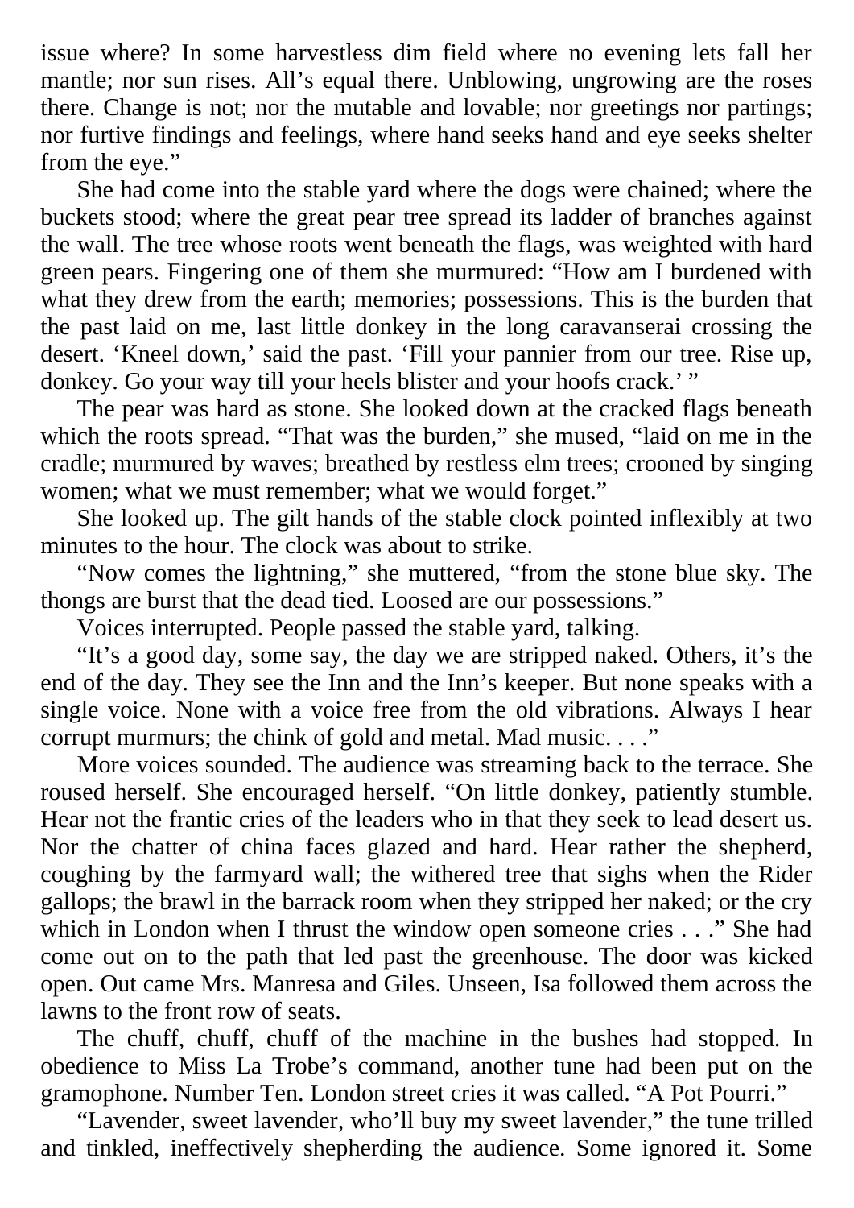issue where? In some harvestless dim field where no evening lets fall her mantle; nor sun rises. All's equal there. Unblowing, ungrowing are the roses there. Change is not; nor the mutable and lovable; nor greetings nor partings; nor furtive findings and feelings, where hand seeks hand and eye seeks shelter from the eye."

She had come into the stable yard where the dogs were chained; where the buckets stood; where the great pear tree spread its ladder of branches against the wall. The tree whose roots went beneath the flags, was weighted with hard green pears. Fingering one of them she murmured: "How am I burdened with what they drew from the earth; memories; possessions. This is the burden that the past laid on me, last little donkey in the long caravanserai crossing the desert. 'Kneel down,' said the past. 'Fill your pannier from our tree. Rise up, donkey. Go your way till your heels blister and your hoofs crack.' "

The pear was hard as stone. She looked down at the cracked flags beneath which the roots spread. "That was the burden," she mused, "laid on me in the cradle; murmured by waves; breathed by restless elm trees; crooned by singing women; what we must remember; what we would forget."

She looked up. The gilt hands of the stable clock pointed inflexibly at two minutes to the hour. The clock was about to strike.

"Now comes the lightning," she muttered, "from the stone blue sky. The thongs are burst that the dead tied. Loosed are our possessions."

Voices interrupted. People passed the stable yard, talking.

"It's a good day, some say, the day we are stripped naked. Others, it's the end of the day. They see the Inn and the Inn's keeper. But none speaks with a single voice. None with a voice free from the old vibrations. Always I hear corrupt murmurs; the chink of gold and metal. Mad music. . . ."

More voices sounded. The audience was streaming back to the terrace. She roused herself. She encouraged herself. "On little donkey, patiently stumble. Hear not the frantic cries of the leaders who in that they seek to lead desert us. Nor the chatter of china faces glazed and hard. Hear rather the shepherd, coughing by the farmyard wall; the withered tree that sighs when the Rider gallops; the brawl in the barrack room when they stripped her naked; or the cry which in London when I thrust the window open someone cries . . ." She had come out on to the path that led past the greenhouse. The door was kicked open. Out came Mrs. Manresa and Giles. Unseen, Isa followed them across the lawns to the front row of seats.

The chuff, chuff, chuff of the machine in the bushes had stopped. In obedience to Miss La Trobe's command, another tune had been put on the gramophone. Number Ten. London street cries it was called. "A Pot Pourri."

"Lavender, sweet lavender, who'll buy my sweet lavender," the tune trilled and tinkled, ineffectively shepherding the audience. Some ignored it. Some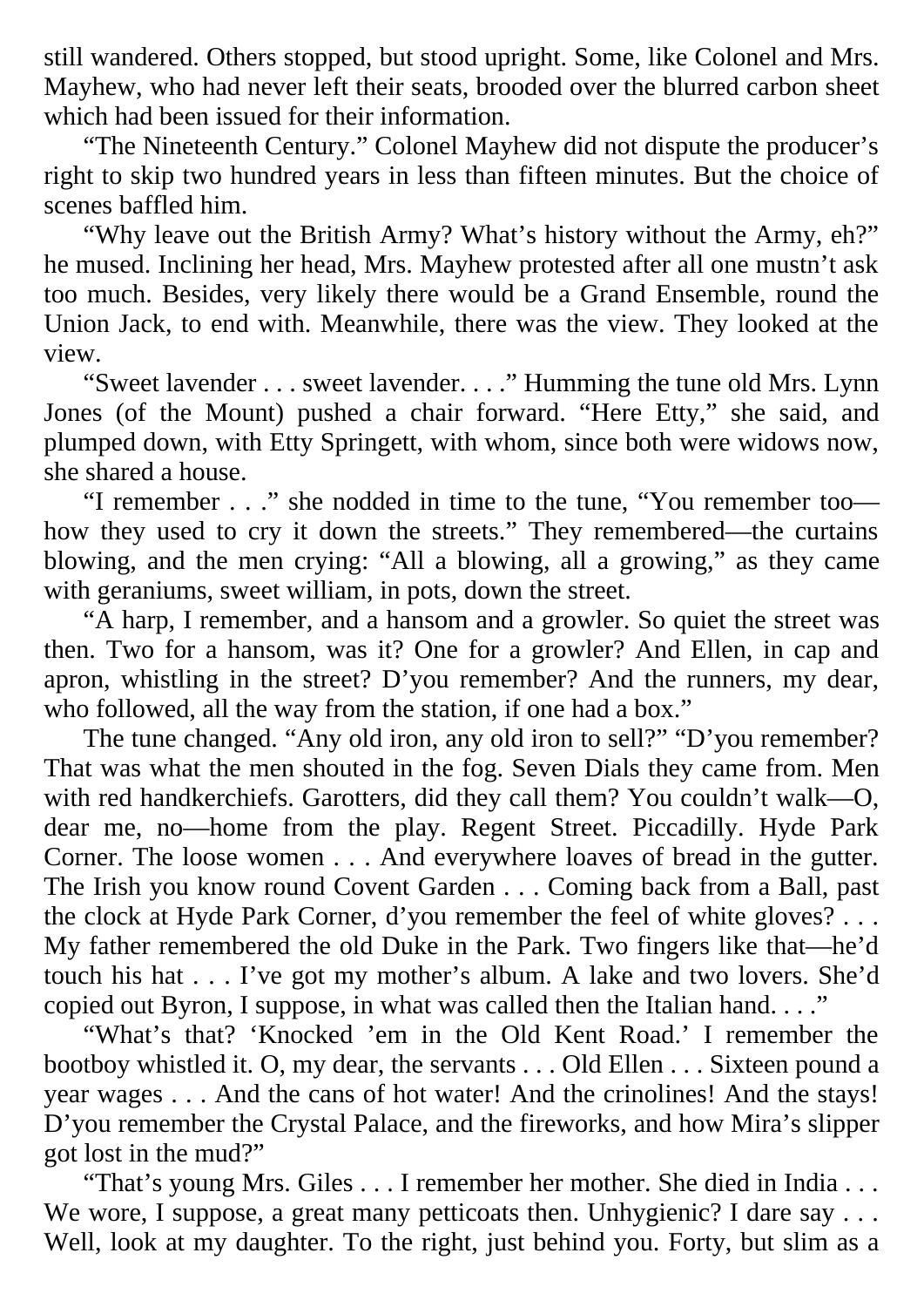still wandered. Others stopped, but stood upright. Some, like Colonel and Mrs. Mayhew, who had never left their seats, brooded over the blurred carbon sheet which had been issued for their information.

"The Nineteenth Century." Colonel Mayhew did not dispute the producer's right to skip two hundred years in less than fifteen minutes. But the choice of scenes baffled him.

"Why leave out the British Army? What's history without the Army, eh?" he mused. Inclining her head, Mrs. Mayhew protested after all one mustn't ask too much. Besides, very likely there would be a Grand Ensemble, round the Union Jack, to end with. Meanwhile, there was the view. They looked at the view.

"Sweet lavender . . . sweet lavender. . . ." Humming the tune old Mrs. Lynn Jones (of the Mount) pushed a chair forward. "Here Etty," she said, and plumped down, with Etty Springett, with whom, since both were widows now, she shared a house.

"I remember . . ." she nodded in time to the tune, "You remember too—how they used to cry it down the streets." They remembered—the curtains blowing, and the men crying: "All a blowing, all a growing," as they came with geraniums, sweet william, in pots, down the street.

"A harp, I remember, and a hansom and a growler. So quiet the street was then. Two for a hansom, was it? One for a growler? And Ellen, in cap and apron, whistling in the street? D'you remember? And the runners, my dear, who followed, all the way from the station, if one had a box."

The tune changed. "Any old iron, any old iron to sell?" "D'you remember? That was what the men shouted in the fog. Seven Dials they came from. Men with red handkerchiefs. Garotters, did they call them? You couldn't walk—O, dear me, no—home from the play. Regent Street. Piccadilly. Hyde Park Corner. The loose women . . . And everywhere loaves of bread in the gutter. The Irish you know round Covent Garden . . . Coming back from a Ball, past the clock at Hyde Park Corner, d'you remember the feel of white gloves? . . . My father remembered the old Duke in the Park. Two fingers like that—he'd touch his hat . . . I've got my mother's album. A lake and two lovers. She'd copied out Byron, I suppose, in what was called then the Italian hand. . . ."

"What's that? 'Knocked 'em in the Old Kent Road.' I remember the bootboy whistled it. O, my dear, the servants . . . Old Ellen . . . Sixteen pound a year wages . . . And the cans of hot water! And the crinolines! And the stays! D'you remember the Crystal Palace, and the fireworks, and how Mira's slipper got lost in the mud?"

"That's young Mrs. Giles . . . I remember her mother. She died in India . . . We wore, I suppose, a great many petticoats then. Unhygienic? I dare say . . . Well, look at my daughter. To the right, just behind you. Forty, but slim as a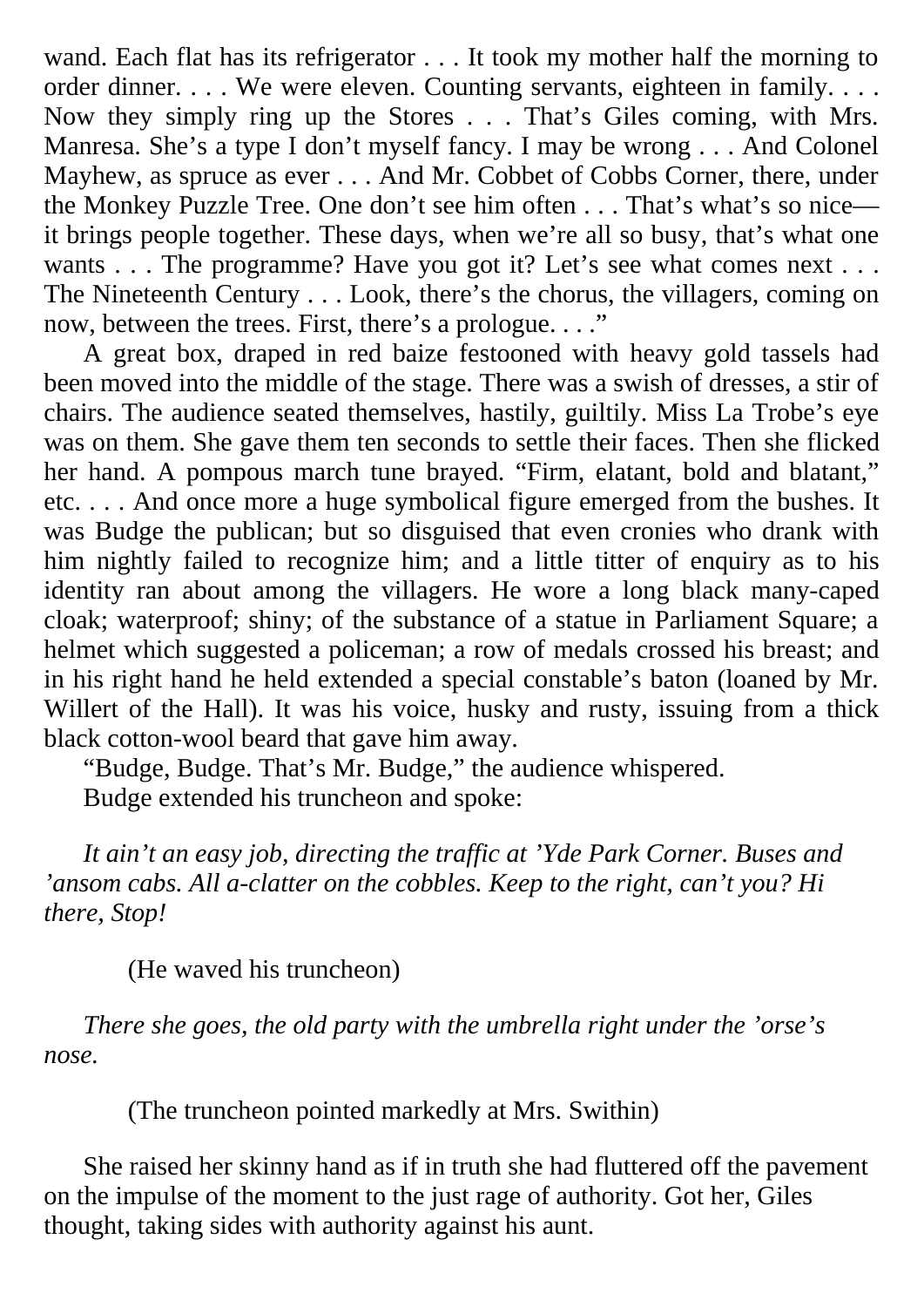wand. Each flat has its refrigerator . . . It took my mother half the morning to order dinner. . . . We were eleven. Counting servants, eighteen in family. . . . Now they simply ring up the Stores . . . That's Giles coming, with Mrs. Manresa. She's a type I don't myself fancy. I may be wrong . . . And Colonel Mayhew, as spruce as ever . . . And Mr. Cobbet of Cobbs Corner, there, under the Monkey Puzzle Tree. One don't see him often . . . That's what's so nice—it brings people together. These days, when we're all so busy, that's what one wants . . . The programme? Have you got it? Let's see what comes next . . . The Nineteenth Century . . . Look, there's the chorus, the villagers, coming on now, between the trees. First, there's a prologue. . . ."

A great box, draped in red baize festooned with heavy gold tassels had been moved into the middle of the stage. There was a swish of dresses, a stir of chairs. The audience seated themselves, hastily, guiltily. Miss La Trobe's eye was on them. She gave them ten seconds to settle their faces. Then she flicked her hand. A pompous march tune brayed. "Firm, elatant, bold and blatant," etc. . . . And once more a huge symbolical figure emerged from the bushes. It was Budge the publican; but so disguised that even cronies who drank with him nightly failed to recognize him; and a little titter of enquiry as to his identity ran about among the villagers. He wore a long black many-caped cloak; waterproof; shiny; of the substance of a statue in Parliament Square; a helmet which suggested a policeman; a row of medals crossed his breast; and in his right hand he held extended a special constable's baton (loaned by Mr. Willert of the Hall). It was his voice, husky and rusty, issuing from a thick black cotton-wool beard that gave him away.

"Budge, Budge. That's Mr. Budge," the audience whispered.

Budge extended his truncheon and spoke:

*It ain't an easy job, directing the traffic at 'Yde Park Corner. Buses and 'ansom cabs. All a-clatter on the cobbles. Keep to the right, can't you? Hi there, Stop!*

(He waved his truncheon)

*There she goes, the old party with the umbrella right under the 'orse's nose.*

(The truncheon pointed markedly at Mrs. Swithin)

She raised her skinny hand as if in truth she had fluttered off the pavement on the impulse of the moment to the just rage of authority. Got her, Giles thought, taking sides with authority against his aunt.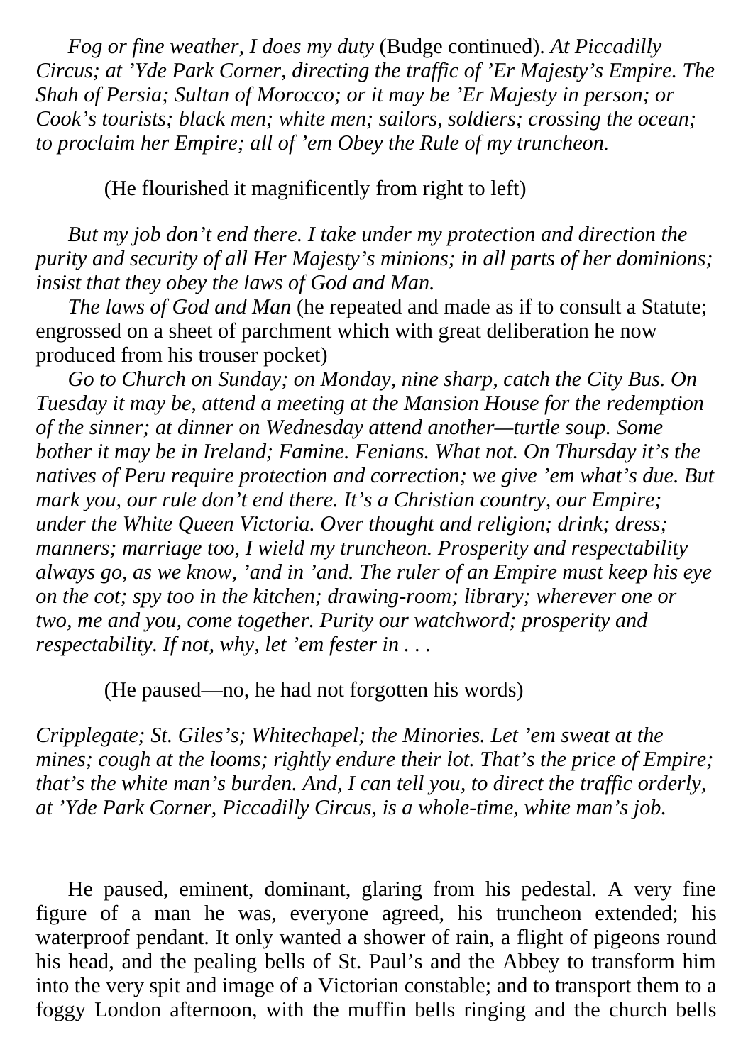*Fog or fine weather, I does my duty* (Budge continued). *At Piccadilly Circus; at 'Yde Park Corner, directing the traffic of 'Er Majesty's Empire. The Shah of Persia; Sultan of Morocco; or it may be 'Er Majesty in person; or Cook's tourists; black men; white men; sailors, soldiers; crossing the ocean; to proclaim her Empire; all of 'em Obey the Rule of my truncheon.*

(He flourished it magnificently from right to left)

*But my job don't end there. I take under my protection and direction the purity and security of all Her Majesty's minions; in all parts of her dominions; insist that they obey the laws of God and Man.*

*The laws of God and Man* (he repeated and made as if to consult a Statute; engrossed on a sheet of parchment which with great deliberation he now produced from his trouser pocket)

*Go to Church on Sunday; on Monday, nine sharp, catch the City Bus. On Tuesday it may be, attend a meeting at the Mansion House for the redemption of the sinner; at dinner on Wednesday attend another—turtle soup. Some bother it may be in Ireland; Famine. Fenians. What not. On Thursday it's the natives of Peru require protection and correction; we give 'em what's due. But mark you, our rule don't end there. It's a Christian country, our Empire; under the White Queen Victoria. Over thought and religion; drink; dress; manners; marriage too, I wield my truncheon. Prosperity and respectability always go, as we know, 'and in 'and. The ruler of an Empire must keep his eye on the cot; spy too in the kitchen; drawing-room; library; wherever one or two, me and you, come together. Purity our watchword; prosperity and respectability. If not, why, let 'em fester in . . .*

(He paused—no, he had not forgotten his words)

*Cripplegate; St. Giles's; Whitechapel; the Minories. Let 'em sweat at the mines; cough at the looms; rightly endure their lot. That's the price of Empire; that's the white man's burden. And, I can tell you, to direct the traffic orderly, at 'Yde Park Corner, Piccadilly Circus, is a whole-time, white man's job.*

He paused, eminent, dominant, glaring from his pedestal. A very fine figure of a man he was, everyone agreed, his truncheon extended; his waterproof pendant. It only wanted a shower of rain, a flight of pigeons round his head, and the pealing bells of St. Paul's and the Abbey to transform him into the very spit and image of a Victorian constable; and to transport them to a foggy London afternoon, with the muffin bells ringing and the church bells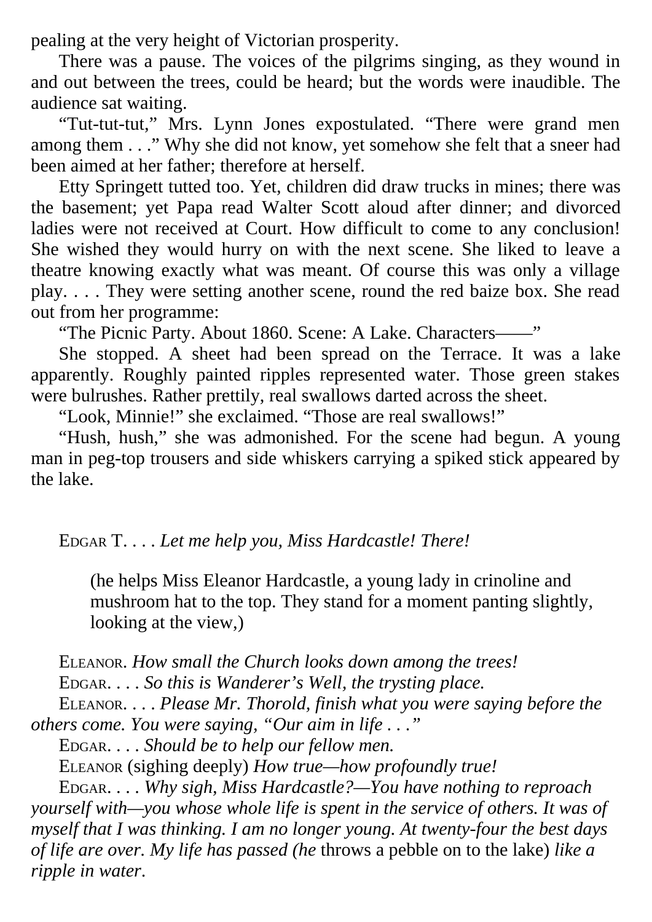pealing at the very height of Victorian prosperity.

There was a pause. The voices of the pilgrims singing, as they wound in and out between the trees, could be heard; but the words were inaudible. The audience sat waiting.

"Tut-tut-tut," Mrs. Lynn Jones expostulated. "There were grand men among them . . ." Why she did not know, yet somehow she felt that a sneer had been aimed at her father; therefore at herself.

Etty Springett tutted too. Yet, children did draw trucks in mines; there was the basement; yet Papa read Walter Scott aloud after dinner; and divorced ladies were not received at Court. How difficult to come to any conclusion! She wished they would hurry on with the next scene. She liked to leave a theatre knowing exactly what was meant. Of course this was only a village play. . . . They were setting another scene, round the red baize box. She read out from her programme:

"The Picnic Party. About 1860. Scene: A Lake. Characters——"

She stopped. A sheet had been spread on the Terrace. It was a lake apparently. Roughly painted ripples represented water. Those green stakes were bulrushes. Rather prettily, real swallows darted across the sheet.

"Look, Minnie!" she exclaimed. "Those are real swallows!"

"Hush, hush," she was admonished. For the scene had begun. A young man in peg-top trousers and side whiskers carrying a spiked stick appeared by the lake.

EDGAR T. . . . *Let me help you, Miss Hardcastle! There!*

> (he helps Miss Eleanor Hardcastle, a young lady in crinoline and mushroom hat to the top. They stand for a moment panting slightly, looking at the view,)

ELEANOR. *How small the Church looks down among the trees!*

EDGAR. . . . *So this is Wanderer's Well, the trysting place.*

ELEANOR. . . . *Please Mr. Thorold, finish what you were saying before the others come. You were saying, "Our aim in life . . ."*

EDGAR. . . . *Should be to help our fellow men.*

ELEANOR (sighing deeply) *How true—how profoundly true!*

EDGAR. . . . *Why sigh, Miss Hardcastle?—You have nothing to reproach yourself with—you whose whole life is spent in the service of others. It was of myself that I was thinking. I am no longer young. At twenty-four the best days of life are over. My life has passed (he* throws a pebble on to the lake) *like a ripple in water.*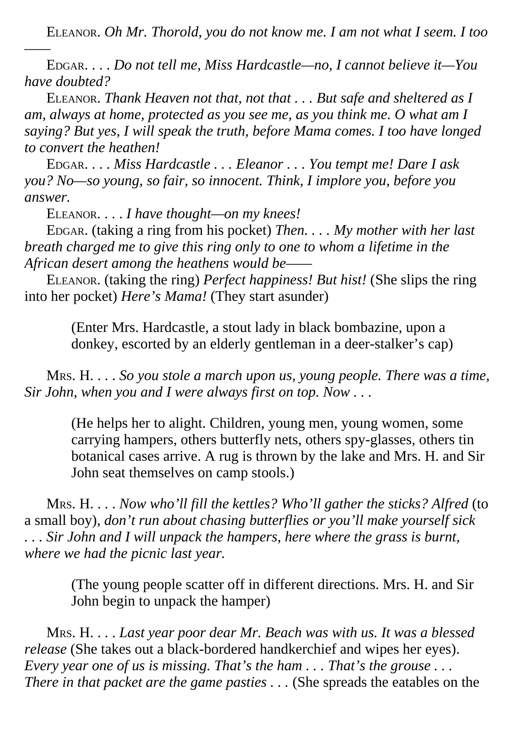ELEANOR. *Oh Mr. Thorold, you do not know me. I am not what I seem. I too* ——

EDGAR. . . . *Do not tell me, Miss Hardcastle—no, I cannot believe it—You have doubted?*

ELEANOR. *Thank Heaven not that, not that . . . But safe and sheltered as I am, always at home, protected as you see me, as you think me. O what am I saying? But yes, I will speak the truth, before Mama comes. I too have longed to convert the heathen!*

EDGAR. . . . *Miss Hardcastle . . . Eleanor . . . You tempt me! Dare I ask you? No—so young, so fair, so innocent. Think, I implore you, before you answer.*

ELEANOR. . . . *I have thought—on my knees!*

EDGAR. (taking a ring from his pocket) *Then. . . . My mother with her last breath charged me to give this ring only to one to whom a lifetime in the African desert among the heathens would be*——

ELEANOR. (taking the ring) *Perfect happiness! But hist!* (She slips the ring into her pocket) *Here's Mama!* (They start asunder)

> (Enter Mrs. Hardcastle, a stout lady in black bombazine, upon a donkey, escorted by an elderly gentleman in a deer-stalker's cap)

MRS. H. . . . *So you stole a march upon us, young people. There was a time, Sir John, when you and I were always first on top. Now . . .*

> (He helps her to alight. Children, young men, young women, some carrying hampers, others butterfly nets, others spy-glasses, others tin botanical cases arrive. A rug is thrown by the lake and Mrs. H. and Sir John seat themselves on camp stools.)

MRS. H. . . . *Now who'll fill the kettles? Who'll gather the sticks? Alfred* (to a small boy), *don't run about chasing butterflies or you'll make yourself sick . . . Sir John and I will unpack the hampers, here where the grass is burnt, where we had the picnic last year.*

> (The young people scatter off in different directions. Mrs. H. and Sir John begin to unpack the hamper)

MRS. H. . . . *Last year poor dear Mr. Beach was with us. It was a blessed release* (She takes out a black-bordered handkerchief and wipes her eyes). *Every year one of us is missing. That's the ham . . . That's the grouse . . . There in that packet are the game pasties . . .* (She spreads the eatables on the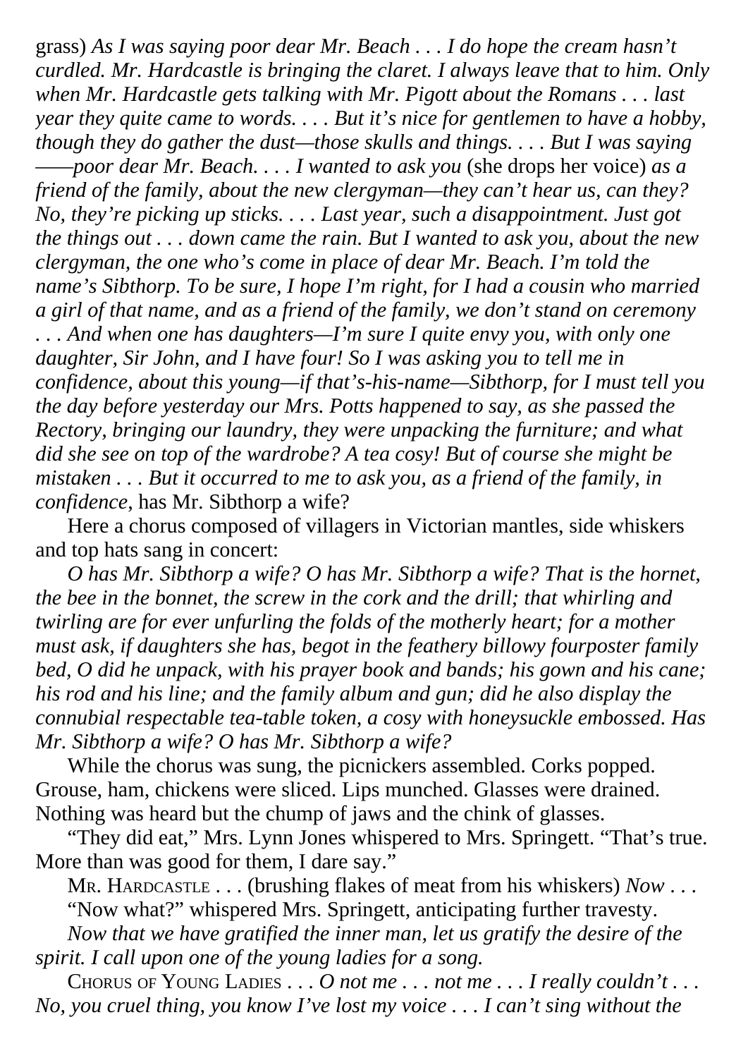grass) *As I was saying poor dear Mr. Beach . . . I do hope the cream hasn't curdled. Mr. Hardcastle is bringing the claret. I always leave that to him. Only when Mr. Hardcastle gets talking with Mr. Pigott about the Romans . . . last year they quite came to words. . . . But it's nice for gentlemen to have a hobby, though they do gather the dust—those skulls and things. . . . But I was saying ——poor dear Mr. Beach. . . . I wanted to ask you* (she drops her voice) *as a friend of the family, about the new clergyman—they can't hear us, can they? No, they're picking up sticks. . . . Last year, such a disappointment. Just got the things out . . . down came the rain. But I wanted to ask you, about the new clergyman, the one who's come in place of dear Mr. Beach. I'm told the name's Sibthorp. To be sure, I hope I'm right, for I had a cousin who married a girl of that name, and as a friend of the family, we don't stand on ceremony . . . And when one has daughters—I'm sure I quite envy you, with only one daughter, Sir John, and I have four! So I was asking you to tell me in confidence, about this young—if that's-his-name—Sibthorp, for I must tell you the day before yesterday our Mrs. Potts happened to say, as she passed the Rectory, bringing our laundry, they were unpacking the furniture; and what did she see on top of the wardrobe? A tea cosy! But of course she might be mistaken . . . But it occurred to me to ask you, as a friend of the family, in confidence*, has Mr. Sibthorp a wife?

Here a chorus composed of villagers in Victorian mantles, side whiskers and top hats sang in concert:

*O has Mr. Sibthorp a wife? O has Mr. Sibthorp a wife? That is the hornet, the bee in the bonnet, the screw in the cork and the drill; that whirling and twirling are for ever unfurling the folds of the motherly heart; for a mother must ask, if daughters she has, begot in the feathery billowy fourposter family bed, O did he unpack, with his prayer book and bands; his gown and his cane; his rod and his line; and the family album and gun; did he also display the connubial respectable tea-table token, a cosy with honeysuckle embossed. Has Mr. Sibthorp a wife? O has Mr. Sibthorp a wife?*

While the chorus was sung, the picnickers assembled. Corks popped. Grouse, ham, chickens were sliced. Lips munched. Glasses were drained. Nothing was heard but the chump of jaws and the chink of glasses.

"They did eat," Mrs. Lynn Jones whispered to Mrs. Springett. "That's true. More than was good for them, I dare say."

MR. HARDCASTLE . . . (brushing flakes of meat from his whiskers) *Now . . .*

"Now what?" whispered Mrs. Springett, anticipating further travesty.

*Now that we have gratified the inner man, let us gratify the desire of the spirit. I call upon one of the young ladies for a song.*

CHORUS OF YOUNG LADIES . . . *O not me . . . not me . . . I really couldn't . . . No, you cruel thing, you know I've lost my voice . . . I can't sing without the*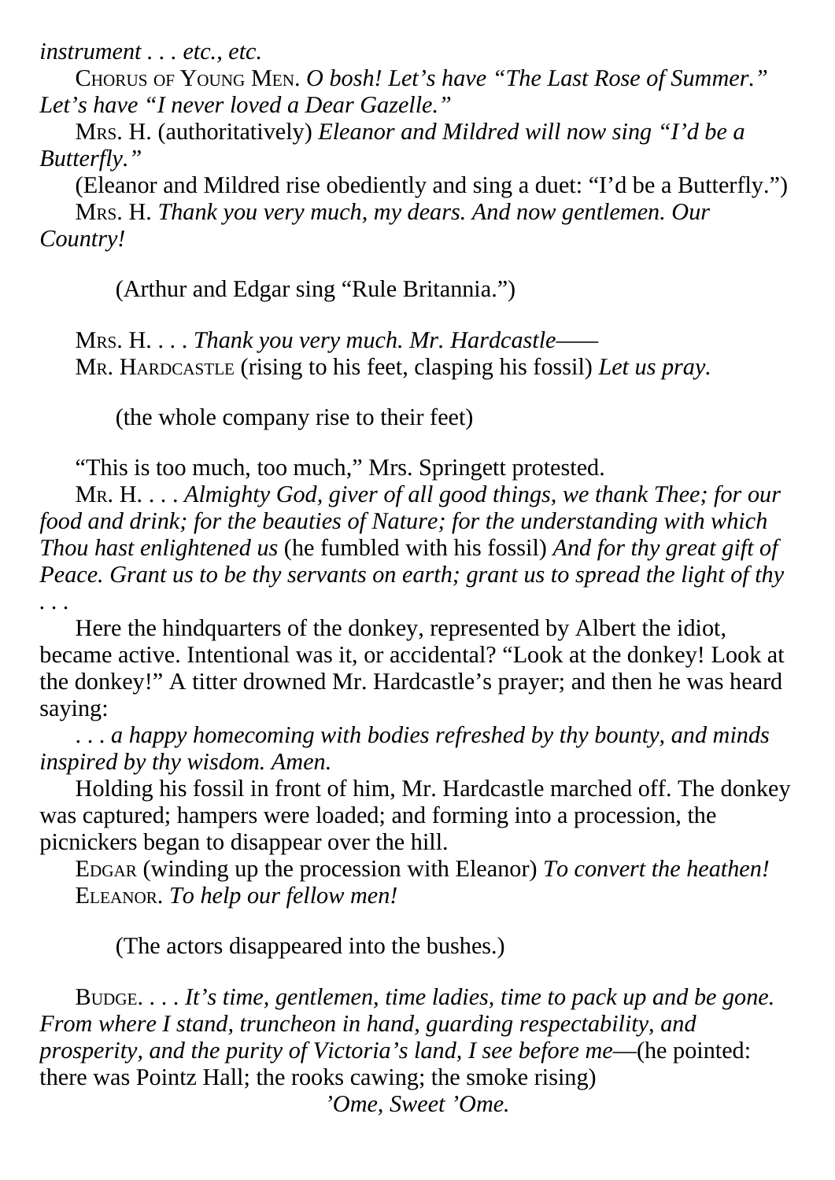*instrument . . . etc., etc.*

CHORUS OF YOUNG MEN. *O bosh! Let's have "The Last Rose of Summer." Let's have "I never loved a Dear Gazelle."*

MRS. H. (authoritatively) *Eleanor and Mildred will now sing "I'd be a Butterfly."*

(Eleanor and Mildred rise obediently and sing a duet: "I'd be a Butterfly.")

MRS. H. *Thank you very much, my dears. And now gentlemen. Our Country!*

(Arthur and Edgar sing "Rule Britannia.")

MRS. H. . . . *Thank you very much. Mr. Hardcastle——*

MR. HARDCASTLE (rising to his feet, clasping his fossil) *Let us pray.*

(the whole company rise to their feet)

"This is too much, too much," Mrs. Springett protested.

MR. H. . . . *Almighty God, giver of all good things, we thank Thee; for our food and drink; for the beauties of Nature; for the understanding with which Thou hast enlightened us* (he fumbled with his fossil) *And for thy great gift of Peace. Grant us to be thy servants on earth; grant us to spread the light of thy . . .*

Here the hindquarters of the donkey, represented by Albert the idiot, became active. Intentional was it, or accidental? "Look at the donkey! Look at the donkey!" A titter drowned Mr. Hardcastle's prayer; and then he was heard saying:

*. . . a happy homecoming with bodies refreshed by thy bounty, and minds inspired by thy wisdom. Amen.*

Holding his fossil in front of him, Mr. Hardcastle marched off. The donkey was captured; hampers were loaded; and forming into a procession, the picnickers began to disappear over the hill.

EDGAR (winding up the procession with Eleanor) *To convert the heathen!*

ELEANOR. *To help our fellow men!*

(The actors disappeared into the bushes.)

BUDGE. . . . *It's time, gentlemen, time ladies, time to pack up and be gone. From where I stand, truncheon in hand, guarding respectability, and prosperity, and the purity of Victoria's land, I see before me*—(he pointed: there was Pointz Hall; the rooks cawing; the smoke rising)

*'Ome, Sweet 'Ome.*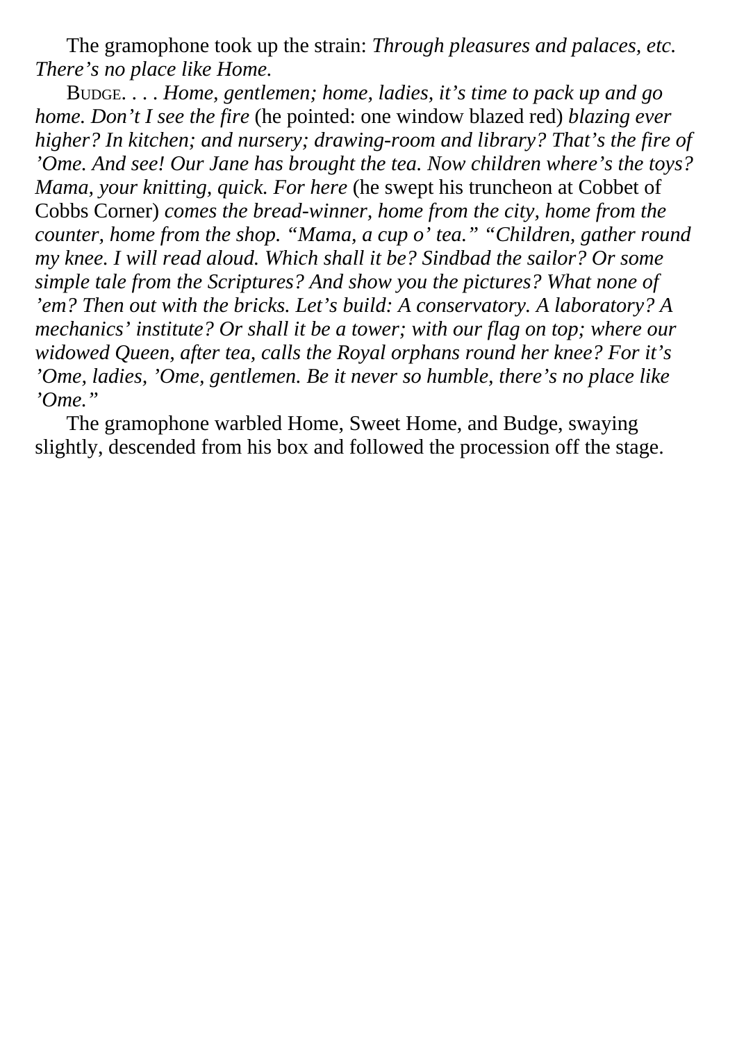The gramophone took up the strain: *Through pleasures and palaces, etc. There's no place like Home.*

BUDGE. . . . *Home, gentlemen; home, ladies, it's time to pack up and go home. Don't I see the fire* (he pointed: one window blazed red) *blazing ever higher? In kitchen; and nursery; drawing-room and library? That's the fire of 'Ome. And see! Our Jane has brought the tea. Now children where's the toys? Mama, your knitting, quick. For here* (he swept his truncheon at Cobbet of Cobbs Corner) *comes the bread-winner, home from the city, home from the counter, home from the shop. "Mama, a cup o' tea." "Children, gather round my knee. I will read aloud. Which shall it be? Sindbad the sailor? Or some simple tale from the Scriptures? And show you the pictures? What none of 'em? Then out with the bricks. Let's build: A conservatory. A laboratory? A mechanics' institute? Or shall it be a tower; with our flag on top; where our widowed Queen, after tea, calls the Royal orphans round her knee? For it's 'Ome, ladies, 'Ome, gentlemen. Be it never so humble, there's no place like 'Ome."*

The gramophone warbled Home, Sweet Home, and Budge, swaying slightly, descended from his box and followed the procession off the stage.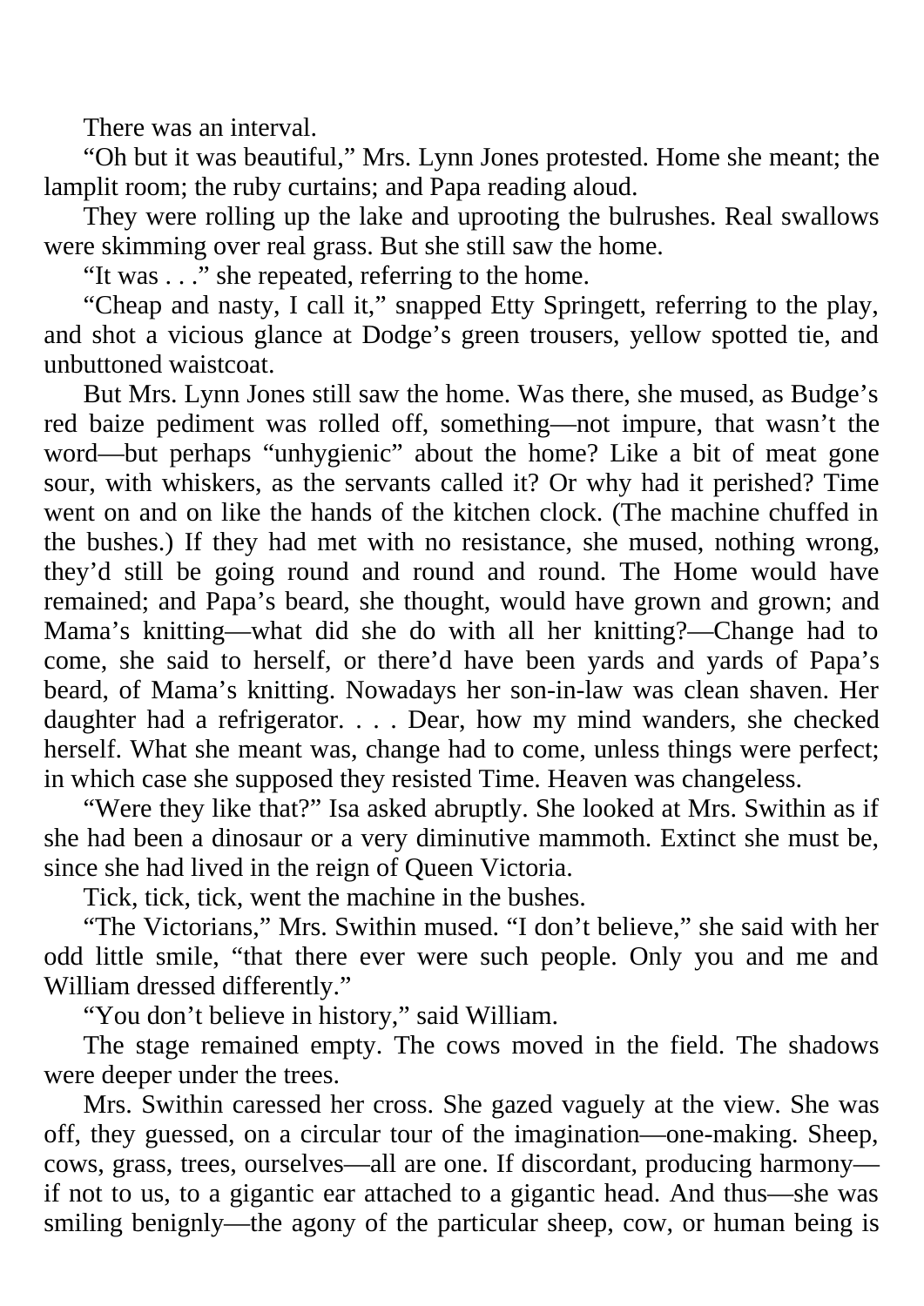There was an interval.

“Oh but it was beautiful,” Mrs. Lynn Jones protested. Home she meant; the lamplit room; the ruby curtains; and Papa reading aloud.

They were rolling up the lake and uprooting the bulrushes. Real swallows were skimming over real grass. But she still saw the home.

“It was . . .” she repeated, referring to the home.

“Cheap and nasty, I call it,” snapped Etty Springett, referring to the play, and shot a vicious glance at Dodge’s green trousers, yellow spotted tie, and unbuttoned waistcoat.

But Mrs. Lynn Jones still saw the home. Was there, she mused, as Budge’s red baize pediment was rolled off, something—not impure, that wasn’t the word—but perhaps “unhygienic” about the home? Like a bit of meat gone sour, with whiskers, as the servants called it? Or why had it perished? Time went on and on like the hands of the kitchen clock. (The machine chuffed in the bushes.) If they had met with no resistance, she mused, nothing wrong, they’d still be going round and round and round. The Home would have remained; and Papa’s beard, she thought, would have grown and grown; and Mama’s knitting—what did she do with all her knitting?—Change had to come, she said to herself, or there’d have been yards and yards of Papa’s beard, of Mama’s knitting. Nowadays her son-in-law was clean shaven. Her daughter had a refrigerator. . . . Dear, how my mind wanders, she checked herself. What she meant was, change had to come, unless things were perfect; in which case she supposed they resisted Time. Heaven was changeless.

“Were they like that?” Isa asked abruptly. She looked at Mrs. Swithin as if she had been a dinosaur or a very diminutive mammoth. Extinct she must be, since she had lived in the reign of Queen Victoria.

Tick, tick, tick, went the machine in the bushes.

“The Victorians,” Mrs. Swithin mused. “I don’t believe,” she said with her odd little smile, “that there ever were such people. Only you and me and William dressed differently.”

“You don’t believe in history,” said William.

The stage remained empty. The cows moved in the field. The shadows were deeper under the trees.

Mrs. Swithin caressed her cross. She gazed vaguely at the view. She was off, they guessed, on a circular tour of the imagination—one-making. Sheep, cows, grass, trees, ourselves—all are one. If discordant, producing harmony—if not to us, to a gigantic ear attached to a gigantic head. And thus—she was smiling benignly—the agony of the particular sheep, cow, or human being is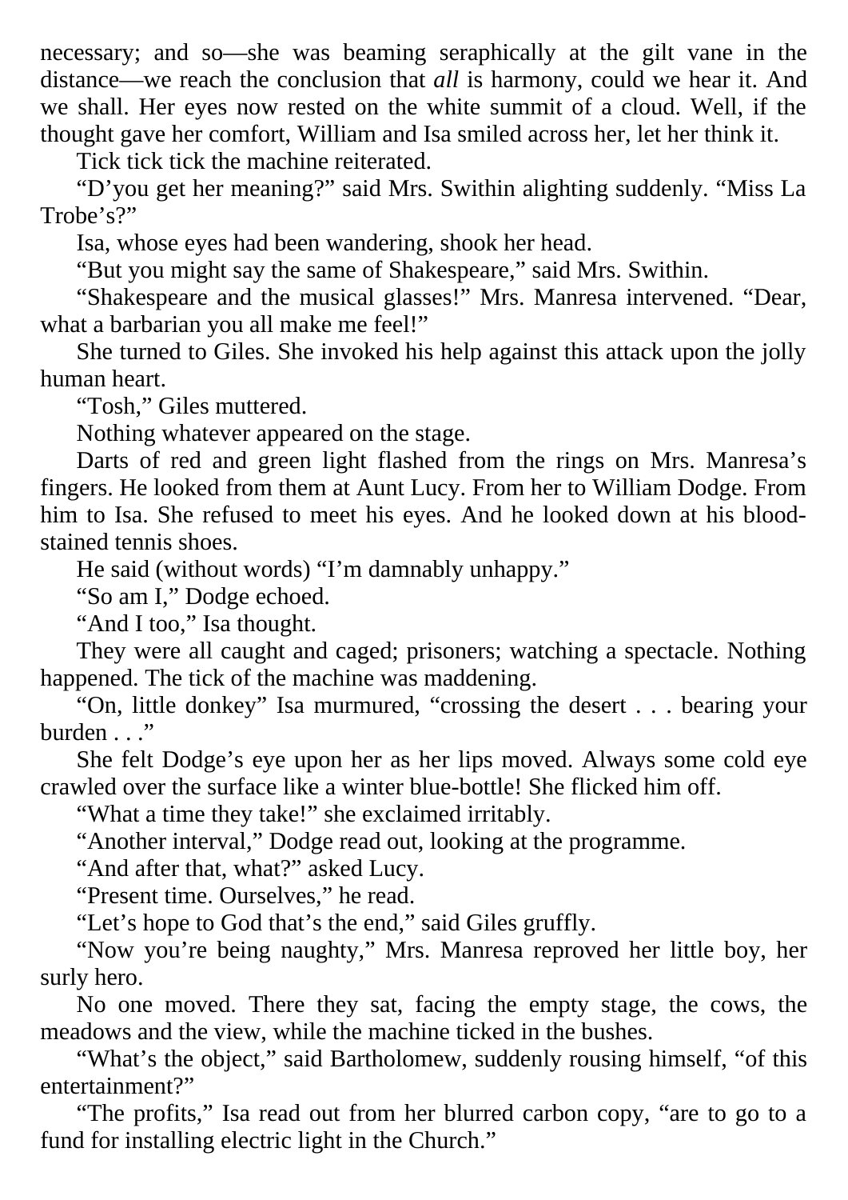necessary; and so—she was beaming seraphically at the gilt vane in the distance—we reach the conclusion that *all* is harmony, could we hear it. And we shall. Her eyes now rested on the white summit of a cloud. Well, if the thought gave her comfort, William and Isa smiled across her, let her think it.

Tick tick tick the machine reiterated.

"D'you get her meaning?" said Mrs. Swithin alighting suddenly. "Miss La Trobe's?"

Isa, whose eyes had been wandering, shook her head.

"But you might say the same of Shakespeare," said Mrs. Swithin.

"Shakespeare and the musical glasses!" Mrs. Manresa intervened. "Dear, what a barbarian you all make me feel!"

She turned to Giles. She invoked his help against this attack upon the jolly human heart.

"Tosh," Giles muttered.

Nothing whatever appeared on the stage.

Darts of red and green light flashed from the rings on Mrs. Manresa's fingers. He looked from them at Aunt Lucy. From her to William Dodge. From him to Isa. She refused to meet his eyes. And he looked down at his blood-stained tennis shoes.

He said (without words) "I'm damnably unhappy."

"So am I," Dodge echoed.

"And I too," Isa thought.

They were all caught and caged; prisoners; watching a spectacle. Nothing happened. The tick of the machine was maddening.

"On, little donkey" Isa murmured, "crossing the desert . . . bearing your burden . . ."

She felt Dodge's eye upon her as her lips moved. Always some cold eye crawled over the surface like a winter blue-bottle! She flicked him off.

"What a time they take!" she exclaimed irritably.

"Another interval," Dodge read out, looking at the programme.

"And after that, what?" asked Lucy.

"Present time. Ourselves," he read.

"Let's hope to God that's the end," said Giles gruffly.

"Now you're being naughty," Mrs. Manresa reproved her little boy, her surly hero.

No one moved. There they sat, facing the empty stage, the cows, the meadows and the view, while the machine ticked in the bushes.

"What's the object," said Bartholomew, suddenly rousing himself, "of this entertainment?"

"The profits," Isa read out from her blurred carbon copy, "are to go to a fund for installing electric light in the Church."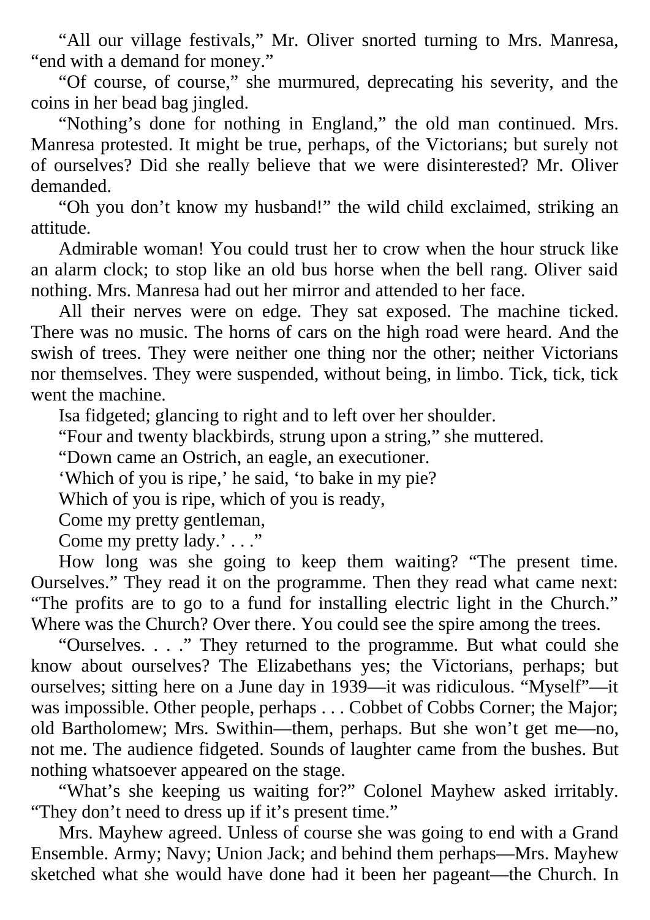"All our village festivals," Mr. Oliver snorted turning to Mrs. Manresa, "end with a demand for money."

"Of course, of course," she murmured, deprecating his severity, and the coins in her bead bag jingled.

"Nothing's done for nothing in England," the old man continued. Mrs. Manresa protested. It might be true, perhaps, of the Victorians; but surely not of ourselves? Did she really believe that we were disinterested? Mr. Oliver demanded.

"Oh you don't know my husband!" the wild child exclaimed, striking an attitude.

Admirable woman! You could trust her to crow when the hour struck like an alarm clock; to stop like an old bus horse when the bell rang. Oliver said nothing. Mrs. Manresa had out her mirror and attended to her face.

All their nerves were on edge. They sat exposed. The machine ticked. There was no music. The horns of cars on the high road were heard. And the swish of trees. They were neither one thing nor the other; neither Victorians nor themselves. They were suspended, without being, in limbo. Tick, tick, tick went the machine.

Isa fidgeted; glancing to right and to left over her shoulder.

"Four and twenty blackbirds, strung upon a string," she muttered.

"Down came an Ostrich, an eagle, an executioner.

'Which of you is ripe,' he said, 'to bake in my pie?

Which of you is ripe, which of you is ready,

Come my pretty gentleman,

Come my pretty lady.' . . ."

How long was she going to keep them waiting? "The present time. Ourselves." They read it on the programme. Then they read what came next: "The profits are to go to a fund for installing electric light in the Church." Where was the Church? Over there. You could see the spire among the trees.

"Ourselves. . . ." They returned to the programme. But what could she know about ourselves? The Elizabethans yes; the Victorians, perhaps; but ourselves; sitting here on a June day in 1939—it was ridiculous. "Myself"—it was impossible. Other people, perhaps . . . Cobbet of Cobbs Corner; the Major; old Bartholomew; Mrs. Swithin—them, perhaps. But she won't get me—no, not me. The audience fidgeted. Sounds of laughter came from the bushes. But nothing whatsoever appeared on the stage.

"What's she keeping us waiting for?" Colonel Mayhew asked irritably. "They don't need to dress up if it's present time."

Mrs. Mayhew agreed. Unless of course she was going to end with a Grand Ensemble. Army; Navy; Union Jack; and behind them perhaps—Mrs. Mayhew sketched what she would have done had it been her pageant—the Church. In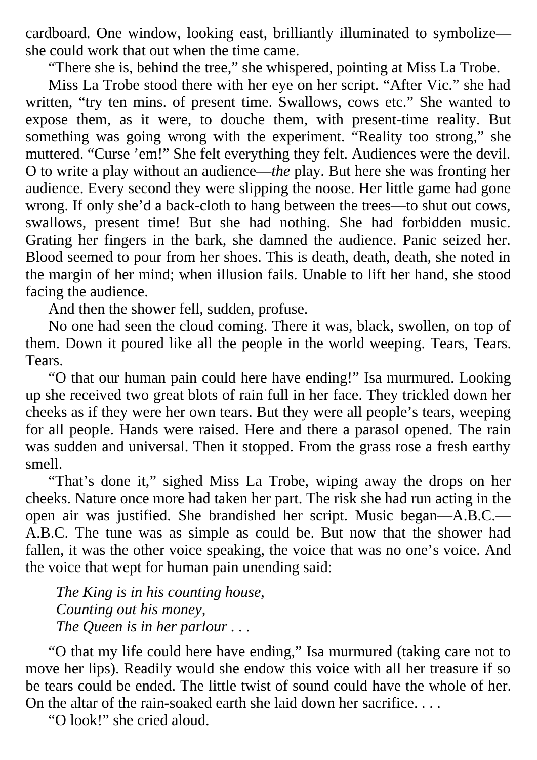cardboard. One window, looking east, brilliantly illuminated to symbolize—she could work that out when the time came.

"There she is, behind the tree," she whispered, pointing at Miss La Trobe.

Miss La Trobe stood there with her eye on her script. "After Vic." she had written, "try ten mins. of present time. Swallows, cows etc." She wanted to expose them, as it were, to douche them, with present-time reality. But something was going wrong with the experiment. "Reality too strong," she muttered. "Curse 'em!" She felt everything they felt. Audiences were the devil. O to write a play without an audience—*the* play. But here she was fronting her audience. Every second they were slipping the noose. Her little game had gone wrong. If only she'd a back-cloth to hang between the trees—to shut out cows, swallows, present time! But she had nothing. She had forbidden music. Grating her fingers in the bark, she damned the audience. Panic seized her. Blood seemed to pour from her shoes. This is death, death, death, she noted in the margin of her mind; when illusion fails. Unable to lift her hand, she stood facing the audience.

And then the shower fell, sudden, profuse.

No one had seen the cloud coming. There it was, black, swollen, on top of them. Down it poured like all the people in the world weeping. Tears, Tears. Tears.

"O that our human pain could here have ending!" Isa murmured. Looking up she received two great blots of rain full in her face. They trickled down her cheeks as if they were her own tears. But they were all people's tears, weeping for all people. Hands were raised. Here and there a parasol opened. The rain was sudden and universal. Then it stopped. From the grass rose a fresh earthy smell.

"That's done it," sighed Miss La Trobe, wiping away the drops on her cheeks. Nature once more had taken her part. The risk she had run acting in the open air was justified. She brandished her script. Music began—A.B.C.—A.B.C. The tune was as simple as could be. But now that the shower had fallen, it was the other voice speaking, the voice that was no one's voice. And the voice that wept for human pain unending said:

*The King is in his counting house,*
*Counting out his money,*
*The Queen is in her parlour . . .*

"O that my life could here have ending," Isa murmured (taking care not to move her lips). Readily would she endow this voice with all her treasure if so be tears could be ended. The little twist of sound could have the whole of her. On the altar of the rain-soaked earth she laid down her sacrifice. . . .

"O look!" she cried aloud.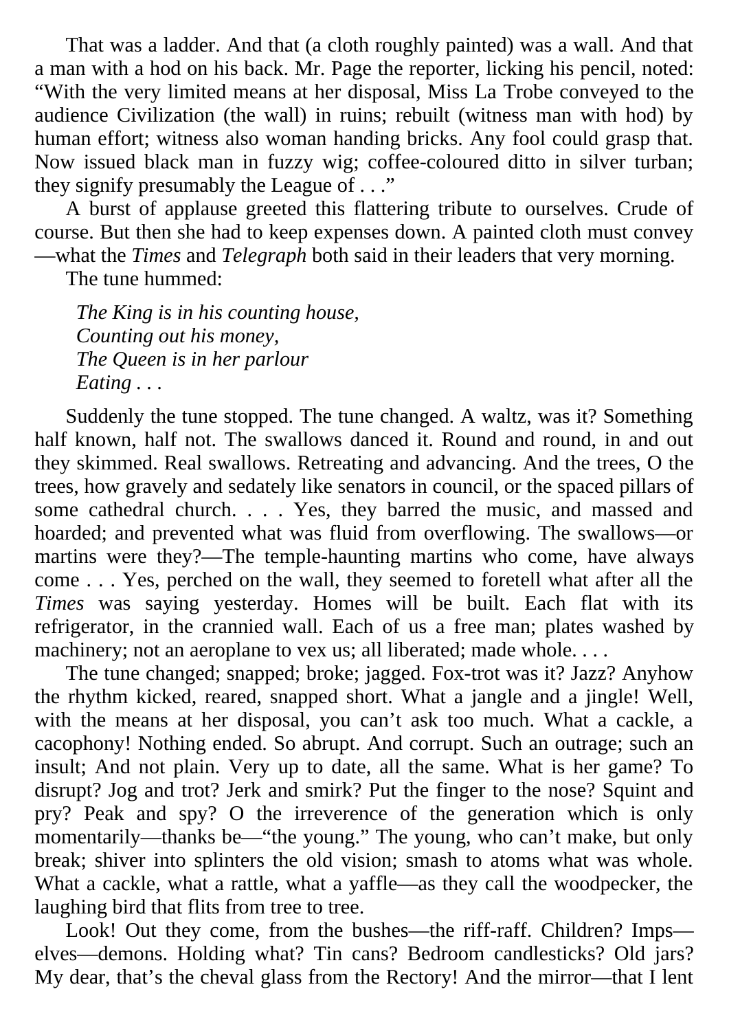That was a ladder. And that (a cloth roughly painted) was a wall. And that a man with a hod on his back. Mr. Page the reporter, licking his pencil, noted: "With the very limited means at her disposal, Miss La Trobe conveyed to the audience Civilization (the wall) in ruins; rebuilt (witness man with hod) by human effort; witness also woman handing bricks. Any fool could grasp that. Now issued black man in fuzzy wig; coffee-coloured ditto in silver turban; they signify presumably the League of . . ."

A burst of applause greeted this flattering tribute to ourselves. Crude of course. But then she had to keep expenses down. A painted cloth must convey—what the *Times* and *Telegraph* both said in their leaders that very morning.

The tune hummed:

> *The King is in his counting house,*
> *Counting out his money,*
> *The Queen is in her parlour*
> *Eating . . .*

Suddenly the tune stopped. The tune changed. A waltz, was it? Something half known, half not. The swallows danced it. Round and round, in and out they skimmed. Real swallows. Retreating and advancing. And the trees, O the trees, how gravely and sedately like senators in council, or the spaced pillars of some cathedral church. . . . Yes, they barred the music, and massed and hoarded; and prevented what was fluid from overflowing. The swallows—or martins were they?—The temple-haunting martins who come, have always come . . . Yes, perched on the wall, they seemed to foretell what after all the *Times* was saying yesterday. Homes will be built. Each flat with its refrigerator, in the crannied wall. Each of us a free man; plates washed by machinery; not an aeroplane to vex us; all liberated; made whole. . . .

The tune changed; snapped; broke; jagged. Fox-trot was it? Jazz? Anyhow the rhythm kicked, reared, snapped short. What a jangle and a jingle! Well, with the means at her disposal, you can't ask too much. What a cackle, a cacophony! Nothing ended. So abrupt. And corrupt. Such an outrage; such an insult; And not plain. Very up to date, all the same. What is her game? To disrupt? Jog and trot? Jerk and smirk? Put the finger to the nose? Squint and pry? Peak and spy? O the irreverence of the generation which is only momentarily—thanks be—"the young." The young, who can't make, but only break; shiver into splinters the old vision; smash to atoms what was whole. What a cackle, what a rattle, what a yaffle—as they call the woodpecker, the laughing bird that flits from tree to tree.

Look! Out they come, from the bushes—the riff-raff. Children? Imps—elves—demons. Holding what? Tin cans? Bedroom candlesticks? Old jars? My dear, that's the cheval glass from the Rectory! And the mirror—that I lent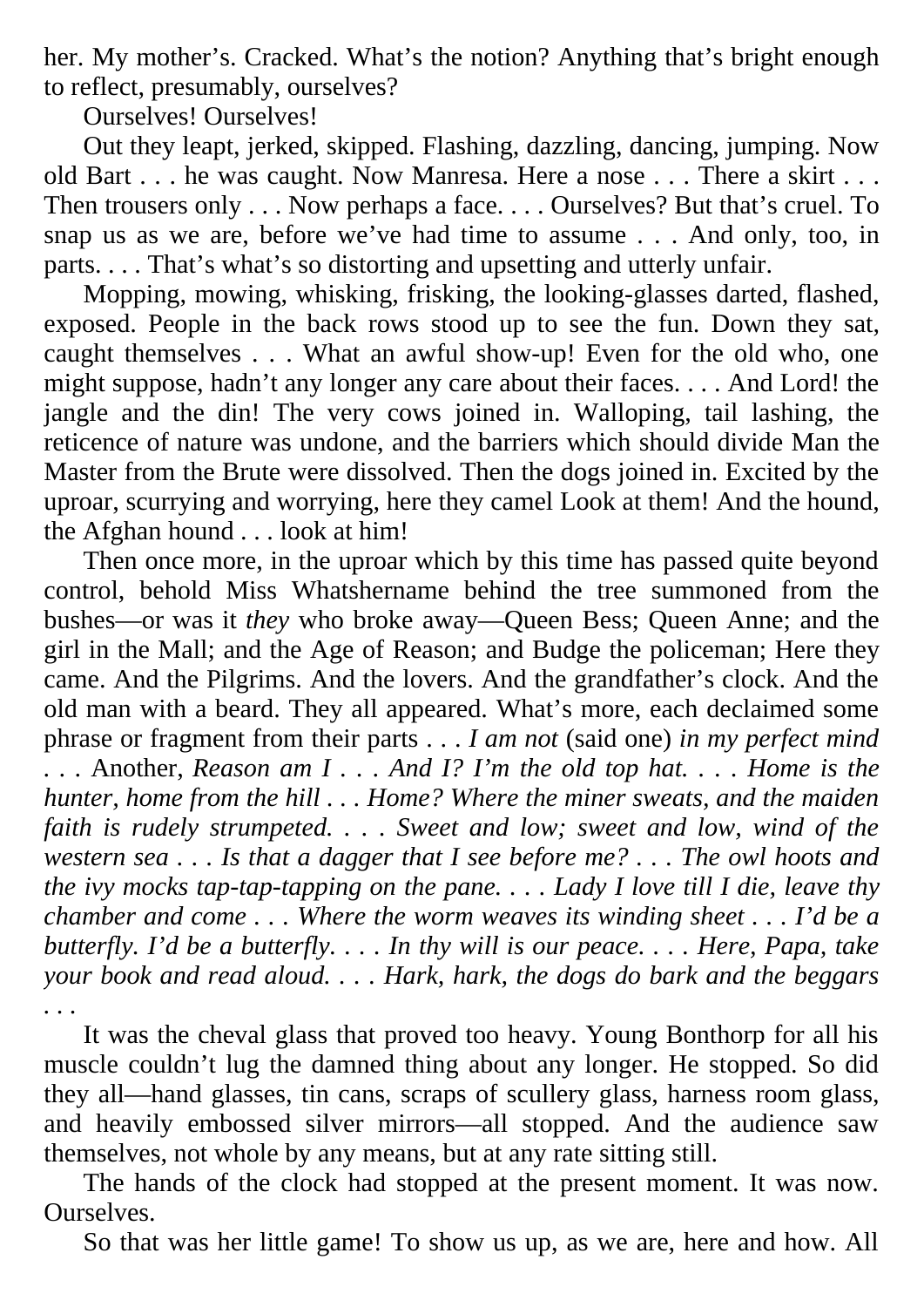her. My mother's. Cracked. What's the notion? Anything that's bright enough to reflect, presumably, ourselves?

Ourselves! Ourselves!

Out they leapt, jerked, skipped. Flashing, dazzling, dancing, jumping. Now old Bart . . . he was caught. Now Manresa. Here a nose . . . There a skirt . . . Then trousers only . . . Now perhaps a face. . . . Ourselves? But that's cruel. To snap us as we are, before we've had time to assume . . . And only, too, in parts. . . . That's what's so distorting and upsetting and utterly unfair.

Mopping, mowing, whisking, frisking, the looking-glasses darted, flashed, exposed. People in the back rows stood up to see the fun. Down they sat, caught themselves . . . What an awful show-up! Even for the old who, one might suppose, hadn't any longer any care about their faces. . . . And Lord! the jangle and the din! The very cows joined in. Walloping, tail lashing, the reticence of nature was undone, and the barriers which should divide Man the Master from the Brute were dissolved. Then the dogs joined in. Excited by the uproar, scurrying and worrying, here they camel Look at them! And the hound, the Afghan hound . . . look at him!

Then once more, in the uproar which by this time has passed quite beyond control, behold Miss Whatshername behind the tree summoned from the bushes—or was it *they* who broke away—Queen Bess; Queen Anne; and the girl in the Mall; and the Age of Reason; and Budge the policeman; Here they came. And the Pilgrims. And the lovers. And the grandfather's clock. And the old man with a beard. They all appeared. What's more, each declaimed some phrase or fragment from their parts . . . *I am not* (said one) *in my perfect mind* . . . Another, *Reason am I . . . And I? I'm the old top hat. . . . Home is the hunter, home from the hill . . . Home? Where the miner sweats, and the maiden faith is rudely strumpeted. . . . Sweet and low; sweet and low, wind of the western sea . . . Is that a dagger that I see before me? . . . The owl hoots and the ivy mocks tap-tap-tapping on the pane. . . . Lady I love till I die, leave thy chamber and come . . . Where the worm weaves its winding sheet . . . I'd be a butterfly. I'd be a butterfly. . . . In thy will is our peace. . . . Here, Papa, take your book and read aloud. . . . Hark, hark, the dogs do bark and the beggars . . .*

It was the cheval glass that proved too heavy. Young Bonthorp for all his muscle couldn't lug the damned thing about any longer. He stopped. So did they all—hand glasses, tin cans, scraps of scullery glass, harness room glass, and heavily embossed silver mirrors—all stopped. And the audience saw themselves, not whole by any means, but at any rate sitting still.

The hands of the clock had stopped at the present moment. It was now. Ourselves.

So that was her little game! To show us up, as we are, here and how. All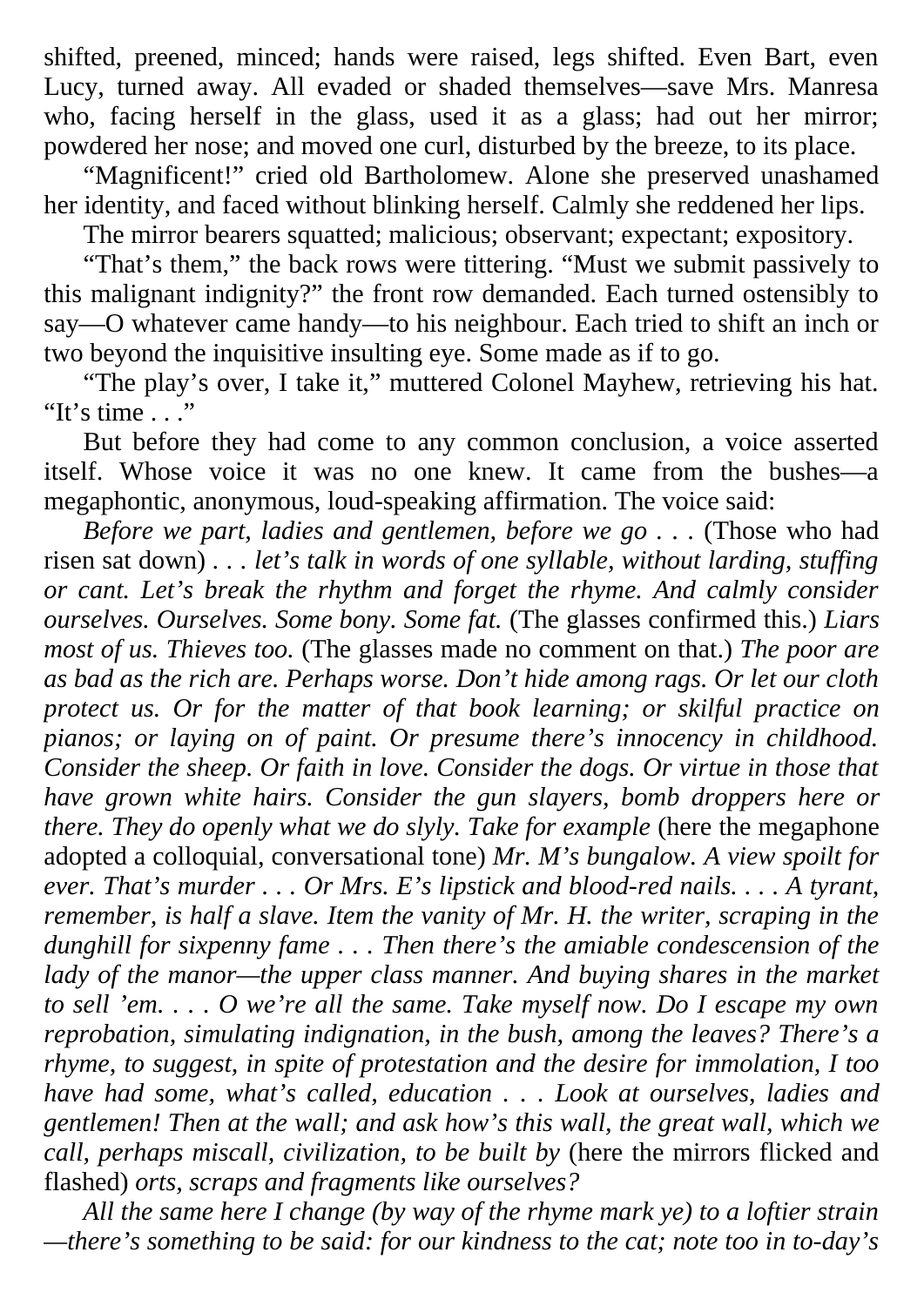shifted, preened, minced; hands were raised, legs shifted. Even Bart, even Lucy, turned away. All evaded or shaded themselves—save Mrs. Manresa who, facing herself in the glass, used it as a glass; had out her mirror; powdered her nose; and moved one curl, disturbed by the breeze, to its place.

"Magnificent!" cried old Bartholomew. Alone she preserved unashamed her identity, and faced without blinking herself. Calmly she reddened her lips.

The mirror bearers squatted; malicious; observant; expectant; expository.

"That's them," the back rows were tittering. "Must we submit passively to this malignant indignity?" the front row demanded. Each turned ostensibly to say—O whatever came handy—to his neighbour. Each tried to shift an inch or two beyond the inquisitive insulting eye. Some made as if to go.

"The play's over, I take it," muttered Colonel Mayhew, retrieving his hat. "It's time . . ."

But before they had come to any common conclusion, a voice asserted itself. Whose voice it was no one knew. It came from the bushes—a megaphontic, anonymous, loud-speaking affirmation. The voice said:

*Before we part, ladies and gentlemen, before we go . . .* (Those who had risen sat down) *. . . let's talk in words of one syllable, without larding, stuffing or cant. Let's break the rhythm and forget the rhyme. And calmly consider ourselves. Ourselves. Some bony. Some fat.* (The glasses confirmed this.) *Liars most of us. Thieves too.* (The glasses made no comment on that.) *The poor are as bad as the rich are. Perhaps worse. Don't hide among rags. Or let our cloth protect us. Or for the matter of that book learning; or skilful practice on pianos; or laying on of paint. Or presume there's innocency in childhood. Consider the sheep. Or faith in love. Consider the dogs. Or virtue in those that have grown white hairs. Consider the gun slayers, bomb droppers here or there. They do openly what we do slyly. Take for example* (here the megaphone adopted a colloquial, conversational tone) *Mr. M's bungalow. A view spoilt for ever. That's murder . . . Or Mrs. E's lipstick and blood-red nails. . . . A tyrant, remember, is half a slave. Item the vanity of Mr. H. the writer, scraping in the dunghill for sixpenny fame . . . Then there's the amiable condescension of the lady of the manor—the upper class manner. And buying shares in the market to sell 'em. . . . O we're all the same. Take myself now. Do I escape my own reprobation, simulating indignation, in the bush, among the leaves? There's a rhyme, to suggest, in spite of protestation and the desire for immolation, I too have had some, what's called, education . . . Look at ourselves, ladies and gentlemen! Then at the wall; and ask how's this wall, the great wall, which we call, perhaps miscall, civilization, to be built by* (here the mirrors flicked and flashed) *orts, scraps and fragments like ourselves?*

*All the same here I change (by way of the rhyme mark ye) to a loftier strain—there's something to be said: for our kindness to the cat; note too in to-day's*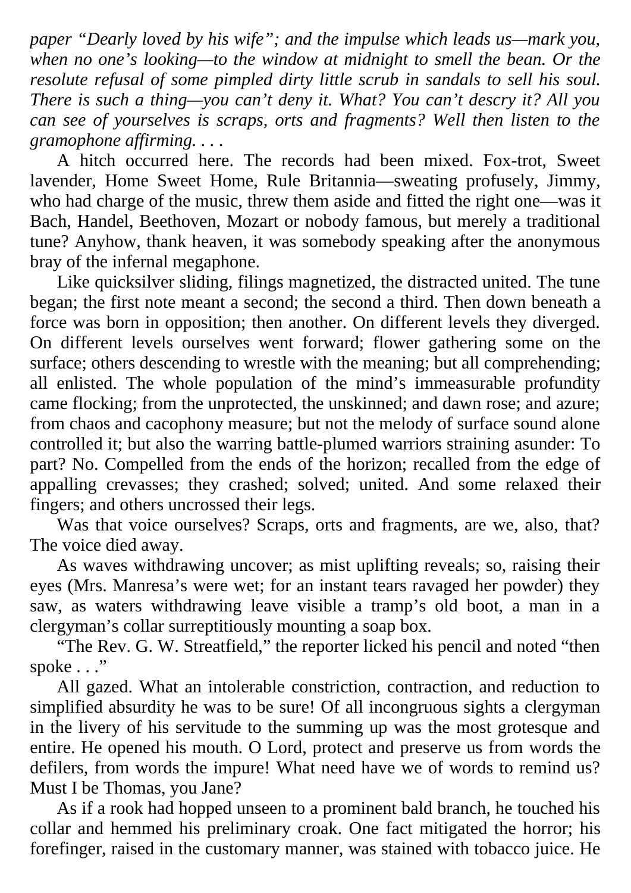*paper "Dearly loved by his wife"; and the impulse which leads us—mark you, when no one's looking—to the window at midnight to smell the bean. Or the resolute refusal of some pimpled dirty little scrub in sandals to sell his soul. There is such a thing—you can't deny it. What? You can't descry it? All you can see of yourselves is scraps, orts and fragments? Well then listen to the gramophone affirming. . . .*

A hitch occurred here. The records had been mixed. Fox-trot, Sweet lavender, Home Sweet Home, Rule Britannia—sweating profusely, Jimmy, who had charge of the music, threw them aside and fitted the right one—was it Bach, Handel, Beethoven, Mozart or nobody famous, but merely a traditional tune? Anyhow, thank heaven, it was somebody speaking after the anonymous bray of the infernal megaphone.

Like quicksilver sliding, filings magnetized, the distracted united. The tune began; the first note meant a second; the second a third. Then down beneath a force was born in opposition; then another. On different levels they diverged. On different levels ourselves went forward; flower gathering some on the surface; others descending to wrestle with the meaning; but all comprehending; all enlisted. The whole population of the mind's immeasurable profundity came flocking; from the unprotected, the unskinned; and dawn rose; and azure; from chaos and cacophony measure; but not the melody of surface sound alone controlled it; but also the warring battle-plumed warriors straining asunder: To part? No. Compelled from the ends of the horizon; recalled from the edge of appalling crevasses; they crashed; solved; united. And some relaxed their fingers; and others uncrossed their legs.

Was that voice ourselves? Scraps, orts and fragments, are we, also, that? The voice died away.

As waves withdrawing uncover; as mist uplifting reveals; so, raising their eyes (Mrs. Manresa's were wet; for an instant tears ravaged her powder) they saw, as waters withdrawing leave visible a tramp's old boot, a man in a clergyman's collar surreptitiously mounting a soap box.

"The Rev. G. W. Streatfield," the reporter licked his pencil and noted "then spoke . . ."

All gazed. What an intolerable constriction, contraction, and reduction to simplified absurdity he was to be sure! Of all incongruous sights a clergyman in the livery of his servitude to the summing up was the most grotesque and entire. He opened his mouth. O Lord, protect and preserve us from words the defilers, from words the impure! What need have we of words to remind us? Must I be Thomas, you Jane?

As if a rook had hopped unseen to a prominent bald branch, he touched his collar and hemmed his preliminary croak. One fact mitigated the horror; his forefinger, raised in the customary manner, was stained with tobacco juice. He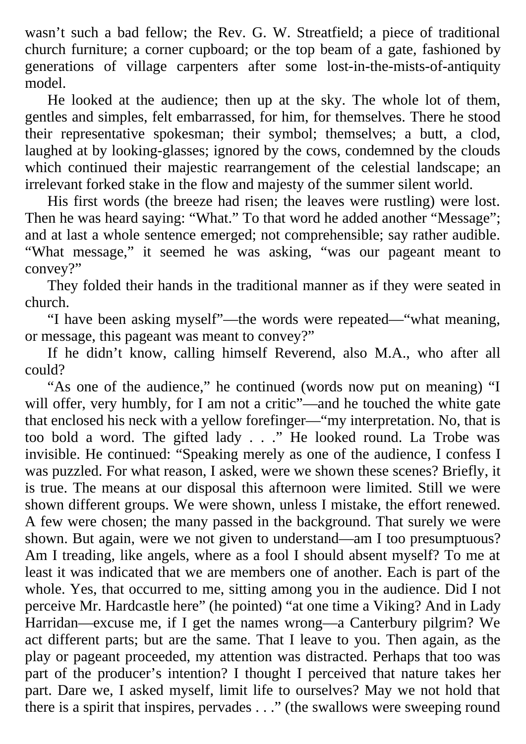wasn’t such a bad fellow; the Rev. G. W. Streatfield; a piece of traditional church furniture; a corner cupboard; or the top beam of a gate, fashioned by generations of village carpenters after some lost-in-the-mists-of-antiquity model.

He looked at the audience; then up at the sky. The whole lot of them, gentles and simples, felt embarrassed, for him, for themselves. There he stood their representative spokesman; their symbol; themselves; a butt, a clod, laughed at by looking-glasses; ignored by the cows, condemned by the clouds which continued their majestic rearrangement of the celestial landscape; an irrelevant forked stake in the flow and majesty of the summer silent world.

His first words (the breeze had risen; the leaves were rustling) were lost. Then he was heard saying: “What.” To that word he added another “Message”; and at last a whole sentence emerged; not comprehensible; say rather audible. “What message,” it seemed he was asking, “was our pageant meant to convey?”

They folded their hands in the traditional manner as if they were seated in church.

“I have been asking myself”—the words were repeated—“what meaning, or message, this pageant was meant to convey?”

If he didn’t know, calling himself Reverend, also M.A., who after all could?

“As one of the audience,” he continued (words now put on meaning) “I will offer, very humbly, for I am not a critic”—and he touched the white gate that enclosed his neck with a yellow forefinger—“my interpretation. No, that is too bold a word. The gifted lady . . .” He looked round. La Trobe was invisible. He continued: “Speaking merely as one of the audience, I confess I was puzzled. For what reason, I asked, were we shown these scenes? Briefly, it is true. The means at our disposal this afternoon were limited. Still we were shown different groups. We were shown, unless I mistake, the effort renewed. A few were chosen; the many passed in the background. That surely we were shown. But again, were we not given to understand—am I too presumptuous? Am I treading, like angels, where as a fool I should absent myself? To me at least it was indicated that we are members one of another. Each is part of the whole. Yes, that occurred to me, sitting among you in the audience. Did I not perceive Mr. Hardcastle here” (he pointed) “at one time a Viking? And in Lady Harridan—excuse me, if I get the names wrong—a Canterbury pilgrim? We act different parts; but are the same. That I leave to you. Then again, as the play or pageant proceeded, my attention was distracted. Perhaps that too was part of the producer’s intention? I thought I perceived that nature takes her part. Dare we, I asked myself, limit life to ourselves? May we not hold that there is a spirit that inspires, pervades . . .” (the swallows were sweeping round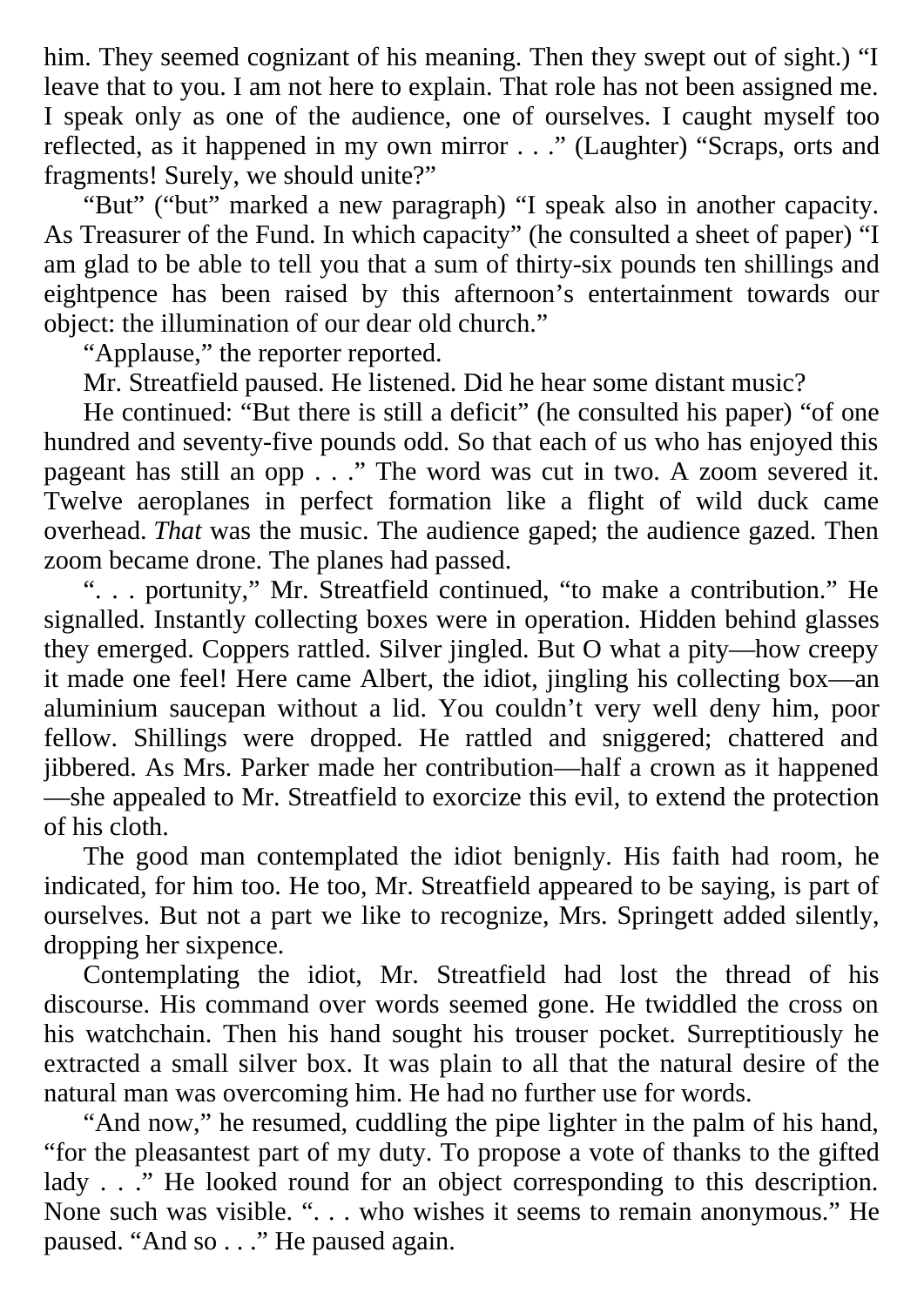him. They seemed cognizant of his meaning. Then they swept out of sight.) "I leave that to you. I am not here to explain. That role has not been assigned me. I speak only as one of the audience, one of ourselves. I caught myself too reflected, as it happened in my own mirror . . ." (Laughter) "Scraps, orts and fragments! Surely, we should unite?"

"But" ("but" marked a new paragraph) "I speak also in another capacity. As Treasurer of the Fund. In which capacity" (he consulted a sheet of paper) "I am glad to be able to tell you that a sum of thirty-six pounds ten shillings and eightpence has been raised by this afternoon's entertainment towards our object: the illumination of our dear old church."

"Applause," the reporter reported.

Mr. Streatfield paused. He listened. Did he hear some distant music?

He continued: "But there is still a deficit" (he consulted his paper) "of one hundred and seventy-five pounds odd. So that each of us who has enjoyed this pageant has still an opp . . ." The word was cut in two. A zoom severed it. Twelve aeroplanes in perfect formation like a flight of wild duck came overhead. *That* was the music. The audience gaped; the audience gazed. Then zoom became drone. The planes had passed.

". . . portunity," Mr. Streatfield continued, "to make a contribution." He signalled. Instantly collecting boxes were in operation. Hidden behind glasses they emerged. Coppers rattled. Silver jingled. But O what a pity—how creepy it made one feel! Here came Albert, the idiot, jingling his collecting box—an aluminium saucepan without a lid. You couldn't very well deny him, poor fellow. Shillings were dropped. He rattled and sniggered; chattered and jibbered. As Mrs. Parker made her contribution—half a crown as it happened—she appealed to Mr. Streatfield to exorcize this evil, to extend the protection of his cloth.

The good man contemplated the idiot benignly. His faith had room, he indicated, for him too. He too, Mr. Streatfield appeared to be saying, is part of ourselves. But not a part we like to recognize, Mrs. Springett added silently, dropping her sixpence.

Contemplating the idiot, Mr. Streatfield had lost the thread of his discourse. His command over words seemed gone. He twiddled the cross on his watchchain. Then his hand sought his trouser pocket. Surreptitiously he extracted a small silver box. It was plain to all that the natural desire of the natural man was overcoming him. He had no further use for words.

"And now," he resumed, cuddling the pipe lighter in the palm of his hand, "for the pleasantest part of my duty. To propose a vote of thanks to the gifted lady . . ." He looked round for an object corresponding to this description. None such was visible. ". . . who wishes it seems to remain anonymous." He paused. "And so . . ." He paused again.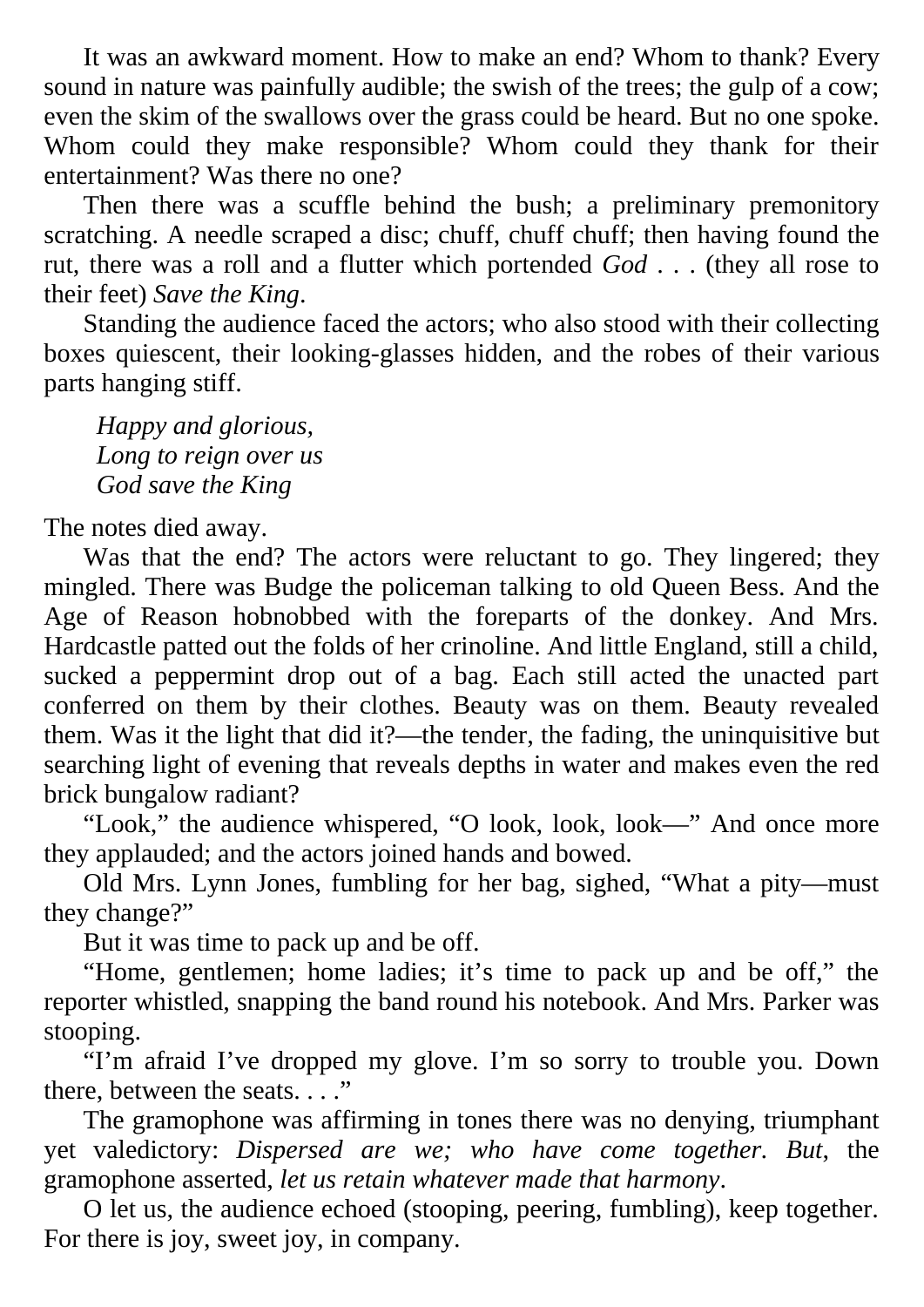It was an awkward moment. How to make an end? Whom to thank? Every sound in nature was painfully audible; the swish of the trees; the gulp of a cow; even the skim of the swallows over the grass could be heard. But no one spoke. Whom could they make responsible? Whom could they thank for their entertainment? Was there no one?

Then there was a scuffle behind the bush; a preliminary premonitory scratching. A needle scraped a disc; chuff, chuff chuff; then having found the rut, there was a roll and a flutter which portended *God* . . . (they all rose to their feet) *Save the King*.

Standing the audience faced the actors; who also stood with their collecting boxes quiescent, their looking-glasses hidden, and the robes of their various parts hanging stiff.

> *Happy and glorious,*
> *Long to reign over us*
> *God save the King*

The notes died away.

Was that the end? The actors were reluctant to go. They lingered; they mingled. There was Budge the policeman talking to old Queen Bess. And the Age of Reason hobnobbed with the foreparts of the donkey. And Mrs. Hardcastle patted out the folds of her crinoline. And little England, still a child, sucked a peppermint drop out of a bag. Each still acted the unacted part conferred on them by their clothes. Beauty was on them. Beauty revealed them. Was it the light that did it?—the tender, the fading, the uninquisitive but searching light of evening that reveals depths in water and makes even the red brick bungalow radiant?

"Look," the audience whispered, "O look, look, look—" And once more they applauded; and the actors joined hands and bowed.

Old Mrs. Lynn Jones, fumbling for her bag, sighed, "What a pity—must they change?"

But it was time to pack up and be off.

"Home, gentlemen; home ladies; it's time to pack up and be off," the reporter whistled, snapping the band round his notebook. And Mrs. Parker was stooping.

"I'm afraid I've dropped my glove. I'm so sorry to trouble you. Down there, between the seats. . . ."

The gramophone was affirming in tones there was no denying, triumphant yet valedictory: *Dispersed are we; who have come together. But*, the gramophone asserted, *let us retain whatever made that harmony*.

O let us, the audience echoed (stooping, peering, fumbling), keep together. For there is joy, sweet joy, in company.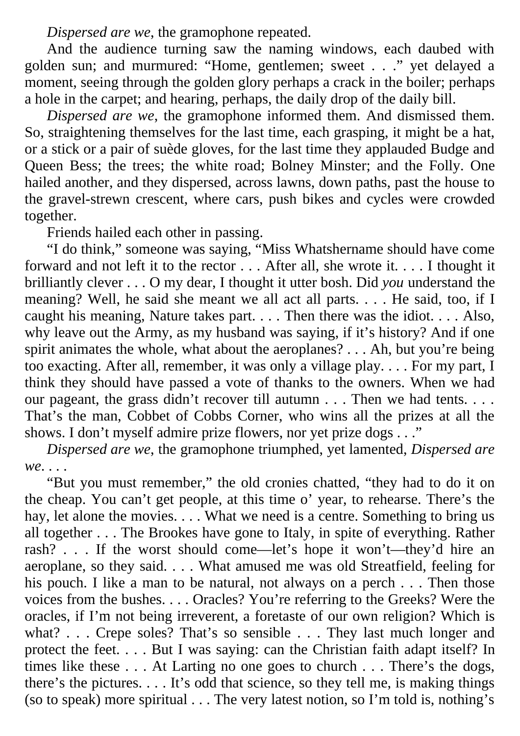*Dispersed are we*, the gramophone repeated.

And the audience turning saw the naming windows, each daubed with golden sun; and murmured: “Home, gentlemen; sweet . . .” yet delayed a moment, seeing through the golden glory perhaps a crack in the boiler; perhaps a hole in the carpet; and hearing, perhaps, the daily drop of the daily bill.

*Dispersed are we*, the gramophone informed them. And dismissed them. So, straightening themselves for the last time, each grasping, it might be a hat, or a stick or a pair of suède gloves, for the last time they applauded Budge and Queen Bess; the trees; the white road; Bolney Minster; and the Folly. One hailed another, and they dispersed, across lawns, down paths, past the house to the gravel-strewn crescent, where cars, push bikes and cycles were crowded together.

Friends hailed each other in passing.

“I do think,” someone was saying, “Miss Whatshername should have come forward and not left it to the rector . . . After all, she wrote it. . . . I thought it brilliantly clever . . . O my dear, I thought it utter bosh. Did *you* understand the meaning? Well, he said she meant we all act all parts. . . . He said, too, if I caught his meaning, Nature takes part. . . . Then there was the idiot. . . . Also, why leave out the Army, as my husband was saying, if it’s history? And if one spirit animates the whole, what about the aeroplanes? . . . Ah, but you’re being too exacting. After all, remember, it was only a village play. . . . For my part, I think they should have passed a vote of thanks to the owners. When we had our pageant, the grass didn’t recover till autumn . . . Then we had tents. . . . That’s the man, Cobbet of Cobbs Corner, who wins all the prizes at all the shows. I don’t myself admire prize flowers, nor yet prize dogs . . .”

*Dispersed are we*, the gramophone triumphed, yet lamented, *Dispersed are we*. . . .

“But you must remember,” the old cronies chatted, “they had to do it on the cheap. You can’t get people, at this time o’ year, to rehearse. There’s the hay, let alone the movies. . . . What we need is a centre. Something to bring us all together . . . The Brookes have gone to Italy, in spite of everything. Rather rash? . . . If the worst should come—let’s hope it won’t—they’d hire an aeroplane, so they said. . . . What amused me was old Streatfield, feeling for his pouch. I like a man to be natural, not always on a perch . . . Then those voices from the bushes. . . . Oracles? You’re referring to the Greeks? Were the oracles, if I’m not being irreverent, a foretaste of our own religion? Which is what? . . . Crepe soles? That’s so sensible . . . They last much longer and protect the feet. . . . But I was saying: can the Christian faith adapt itself? In times like these . . . At Larting no one goes to church . . . There’s the dogs, there’s the pictures. . . . It’s odd that science, so they tell me, is making things (so to speak) more spiritual . . . The very latest notion, so I’m told is, nothing’s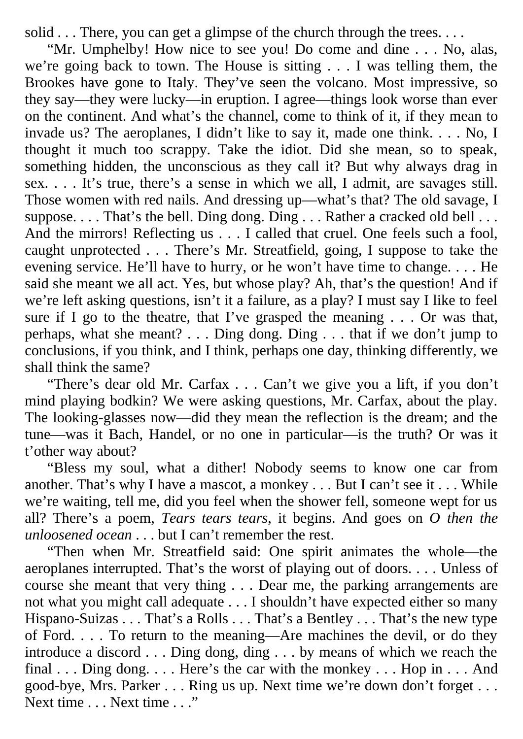solid . . . There, you can get a glimpse of the church through the trees. . . .

"Mr. Umphelby! How nice to see you! Do come and dine . . . No, alas, we're going back to town. The House is sitting . . . I was telling them, the Brookes have gone to Italy. They've seen the volcano. Most impressive, so they say—they were lucky—in eruption. I agree—things look worse than ever on the continent. And what's the channel, come to think of it, if they mean to invade us? The aeroplanes, I didn't like to say it, made one think. . . . No, I thought it much too scrappy. Take the idiot. Did she mean, so to speak, something hidden, the unconscious as they call it? But why always drag in sex. . . . It's true, there's a sense in which we all, I admit, are savages still. Those women with red nails. And dressing up—what's that? The old savage, I suppose. . . . That's the bell. Ding dong. Ding . . . Rather a cracked old bell . . . And the mirrors! Reflecting us . . . I called that cruel. One feels such a fool, caught unprotected . . . There's Mr. Streatfield, going, I suppose to take the evening service. He'll have to hurry, or he won't have time to change. . . . He said she meant we all act. Yes, but whose play? Ah, that's the question! And if we're left asking questions, isn't it a failure, as a play? I must say I like to feel sure if I go to the theatre, that I've grasped the meaning . . . Or was that, perhaps, what she meant? . . . Ding dong. Ding . . . that if we don't jump to conclusions, if you think, and I think, perhaps one day, thinking differently, we shall think the same?

"There's dear old Mr. Carfax . . . Can't we give you a lift, if you don't mind playing bodkin? We were asking questions, Mr. Carfax, about the play. The looking-glasses now—did they mean the reflection is the dream; and the tune—was it Bach, Handel, or no one in particular—is the truth? Or was it t'other way about?

"Bless my soul, what a dither! Nobody seems to know one car from another. That's why I have a mascot, a monkey . . . But I can't see it . . . While we're waiting, tell me, did you feel when the shower fell, someone wept for us all? There's a poem, *Tears tears tears*, it begins. And goes on *O then the unloosened ocean* . . . but I can't remember the rest.

"Then when Mr. Streatfield said: One spirit animates the whole—the aeroplanes interrupted. That's the worst of playing out of doors. . . . Unless of course she meant that very thing . . . Dear me, the parking arrangements are not what you might call adequate . . . I shouldn't have expected either so many Hispano-Suizas . . . That's a Rolls . . . That's a Bentley . . . That's the new type of Ford. . . . To return to the meaning—Are machines the devil, or do they introduce a discord . . . Ding dong, ding . . . by means of which we reach the final . . . Ding dong. . . . Here's the car with the monkey . . . Hop in . . . And good-bye, Mrs. Parker . . . Ring us up. Next time we're down don't forget . . . Next time . . . Next time . . ."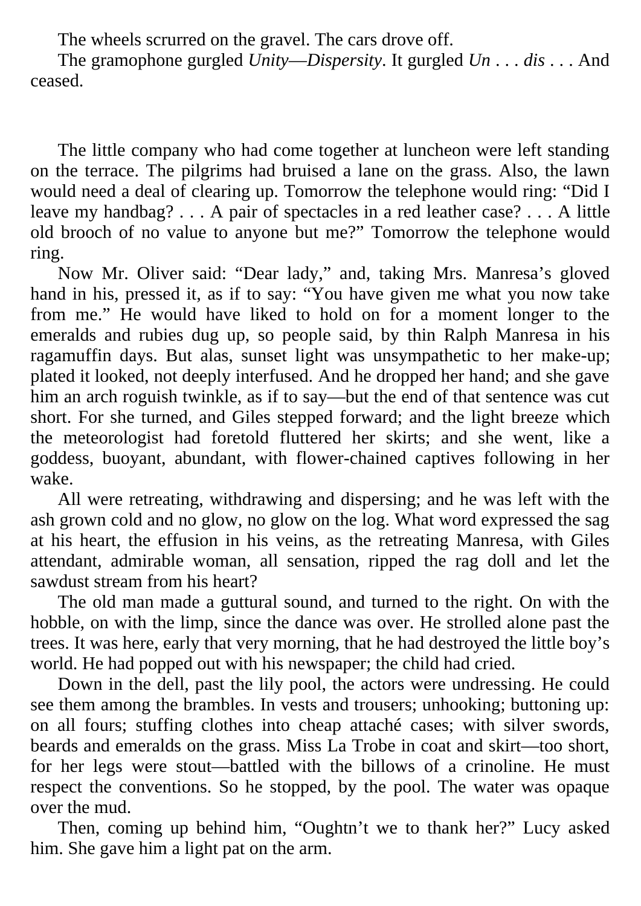The wheels scrurred on the gravel. The cars drove off.

The gramophone gurgled *Unity—Dispersity*. It gurgled *Un . . . dis . . .* And ceased.

The little company who had come together at luncheon were left standing on the terrace. The pilgrims had bruised a lane on the grass. Also, the lawn would need a deal of clearing up. Tomorrow the telephone would ring: "Did I leave my handbag? . . . A pair of spectacles in a red leather case? . . . A little old brooch of no value to anyone but me?" Tomorrow the telephone would ring.

Now Mr. Oliver said: "Dear lady," and, taking Mrs. Manresa's gloved hand in his, pressed it, as if to say: "You have given me what you now take from me." He would have liked to hold on for a moment longer to the emeralds and rubies dug up, so people said, by thin Ralph Manresa in his ragamuffin days. But alas, sunset light was unsympathetic to her make-up; plated it looked, not deeply interfused. And he dropped her hand; and she gave him an arch roguish twinkle, as if to say—but the end of that sentence was cut short. For she turned, and Giles stepped forward; and the light breeze which the meteorologist had foretold fluttered her skirts; and she went, like a goddess, buoyant, abundant, with flower-chained captives following in her wake.

All were retreating, withdrawing and dispersing; and he was left with the ash grown cold and no glow, no glow on the log. What word expressed the sag at his heart, the effusion in his veins, as the retreating Manresa, with Giles attendant, admirable woman, all sensation, ripped the rag doll and let the sawdust stream from his heart?

The old man made a guttural sound, and turned to the right. On with the hobble, on with the limp, since the dance was over. He strolled alone past the trees. It was here, early that very morning, that he had destroyed the little boy's world. He had popped out with his newspaper; the child had cried.

Down in the dell, past the lily pool, the actors were undressing. He could see them among the brambles. In vests and trousers; unhooking; buttoning up: on all fours; stuffing clothes into cheap attaché cases; with silver swords, beards and emeralds on the grass. Miss La Trobe in coat and skirt—too short, for her legs were stout—battled with the billows of a crinoline. He must respect the conventions. So he stopped, by the pool. The water was opaque over the mud.

Then, coming up behind him, "Oughtn't we to thank her?" Lucy asked him. She gave him a light pat on the arm.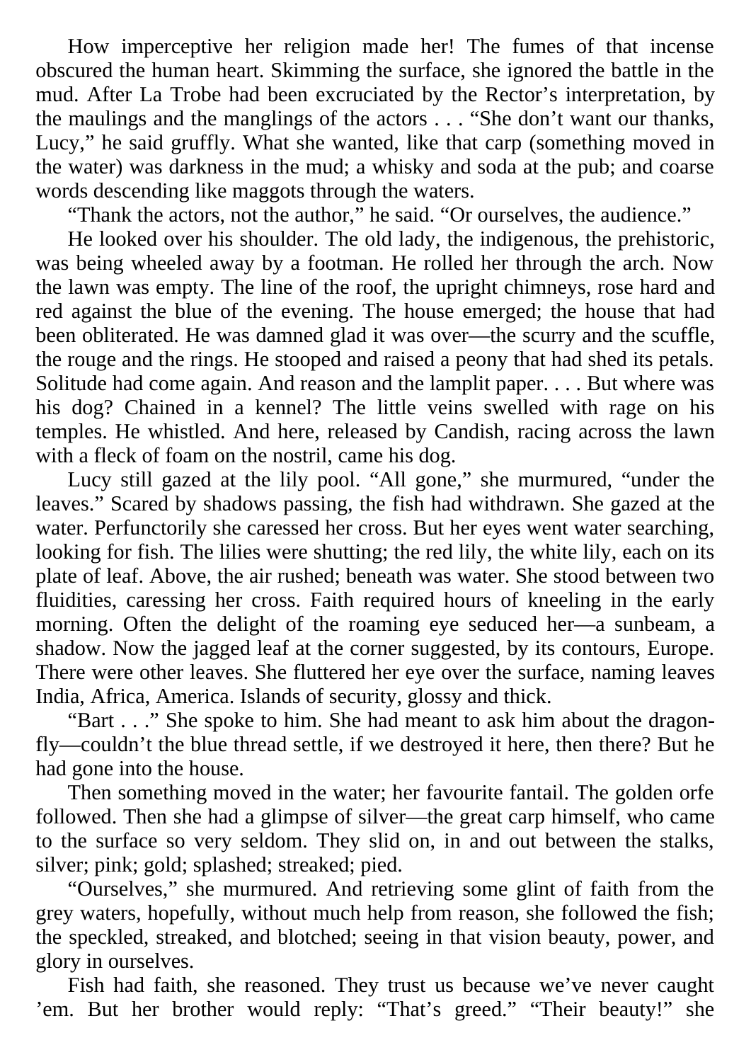How imperceptive her religion made her! The fumes of that incense obscured the human heart. Skimming the surface, she ignored the battle in the mud. After La Trobe had been excruciated by the Rector's interpretation, by the maulings and the manglings of the actors . . . "She don't want our thanks, Lucy," he said gruffly. What she wanted, like that carp (something moved in the water) was darkness in the mud; a whisky and soda at the pub; and coarse words descending like maggots through the waters.

"Thank the actors, not the author," he said. "Or ourselves, the audience."

He looked over his shoulder. The old lady, the indigenous, the prehistoric, was being wheeled away by a footman. He rolled her through the arch. Now the lawn was empty. The line of the roof, the upright chimneys, rose hard and red against the blue of the evening. The house emerged; the house that had been obliterated. He was damned glad it was over—the scurry and the scuffle, the rouge and the rings. He stooped and raised a peony that had shed its petals. Solitude had come again. And reason and the lamplit paper. . . . But where was his dog? Chained in a kennel? The little veins swelled with rage on his temples. He whistled. And here, released by Candish, racing across the lawn with a fleck of foam on the nostril, came his dog.

Lucy still gazed at the lily pool. "All gone," she murmured, "under the leaves." Scared by shadows passing, the fish had withdrawn. She gazed at the water. Perfunctorily she caressed her cross. But her eyes went water searching, looking for fish. The lilies were shutting; the red lily, the white lily, each on its plate of leaf. Above, the air rushed; beneath was water. She stood between two fluidities, caressing her cross. Faith required hours of kneeling in the early morning. Often the delight of the roaming eye seduced her—a sunbeam, a shadow. Now the jagged leaf at the corner suggested, by its contours, Europe. There were other leaves. She fluttered her eye over the surface, naming leaves India, Africa, America. Islands of security, glossy and thick.

"Bart . . ." She spoke to him. She had meant to ask him about the dragon-fly—couldn't the blue thread settle, if we destroyed it here, then there? But he had gone into the house.

Then something moved in the water; her favourite fantail. The golden orfe followed. Then she had a glimpse of silver—the great carp himself, who came to the surface so very seldom. They slid on, in and out between the stalks, silver; pink; gold; splashed; streaked; pied.

"Ourselves," she murmured. And retrieving some glint of faith from the grey waters, hopefully, without much help from reason, she followed the fish; the speckled, streaked, and blotched; seeing in that vision beauty, power, and glory in ourselves.

Fish had faith, she reasoned. They trust us because we've never caught 'em. But her brother would reply: "That's greed." "Their beauty!" she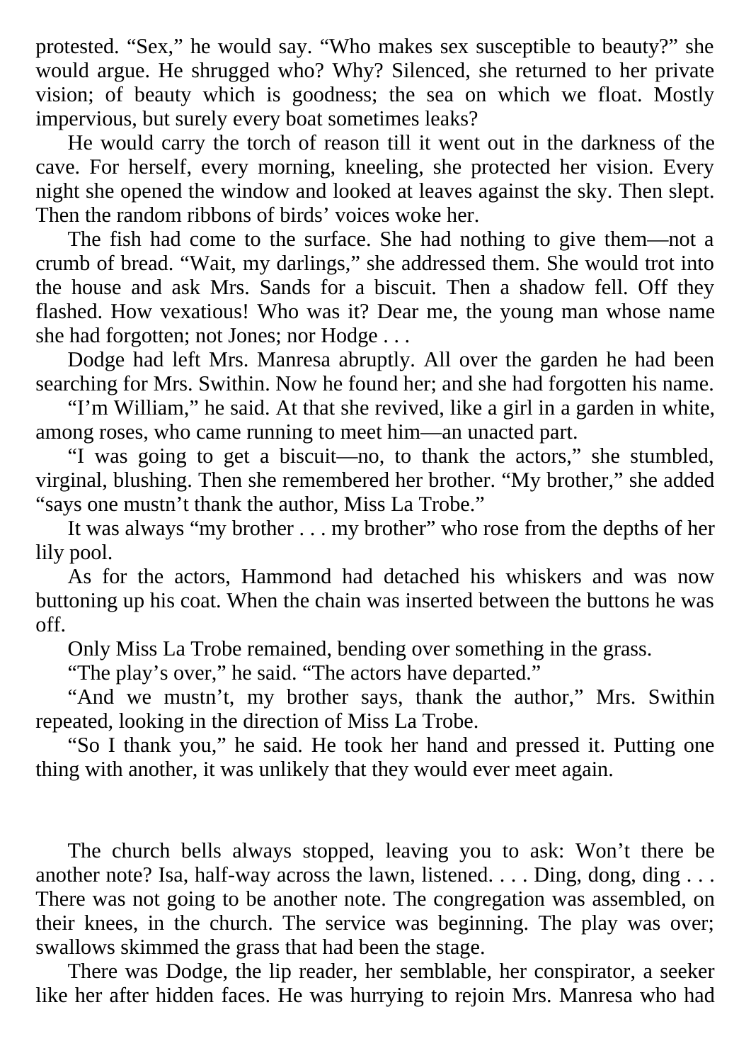protested. "Sex," he would say. "Who makes sex susceptible to beauty?" she would argue. He shrugged who? Why? Silenced, she returned to her private vision; of beauty which is goodness; the sea on which we float. Mostly impervious, but surely every boat sometimes leaks?

He would carry the torch of reason till it went out in the darkness of the cave. For herself, every morning, kneeling, she protected her vision. Every night she opened the window and looked at leaves against the sky. Then slept. Then the random ribbons of birds' voices woke her.

The fish had come to the surface. She had nothing to give them—not a crumb of bread. "Wait, my darlings," she addressed them. She would trot into the house and ask Mrs. Sands for a biscuit. Then a shadow fell. Off they flashed. How vexatious! Who was it? Dear me, the young man whose name she had forgotten; not Jones; nor Hodge . . .

Dodge had left Mrs. Manresa abruptly. All over the garden he had been searching for Mrs. Swithin. Now he found her; and she had forgotten his name.

"I'm William," he said. At that she revived, like a girl in a garden in white, among roses, who came running to meet him—an unacted part.

"I was going to get a biscuit—no, to thank the actors," she stumbled, virginal, blushing. Then she remembered her brother. "My brother," she added "says one mustn't thank the author, Miss La Trobe."

It was always "my brother . . . my brother" who rose from the depths of her lily pool.

As for the actors, Hammond had detached his whiskers and was now buttoning up his coat. When the chain was inserted between the buttons he was off.

Only Miss La Trobe remained, bending over something in the grass.

"The play's over," he said. "The actors have departed."

"And we mustn't, my brother says, thank the author," Mrs. Swithin repeated, looking in the direction of Miss La Trobe.

"So I thank you," he said. He took her hand and pressed it. Putting one thing with another, it was unlikely that they would ever meet again.

The church bells always stopped, leaving you to ask: Won't there be another note? Isa, half-way across the lawn, listened. . . . Ding, dong, ding . . . There was not going to be another note. The congregation was assembled, on their knees, in the church. The service was beginning. The play was over; swallows skimmed the grass that had been the stage.

There was Dodge, the lip reader, her semblable, her conspirator, a seeker like her after hidden faces. He was hurrying to rejoin Mrs. Manresa who had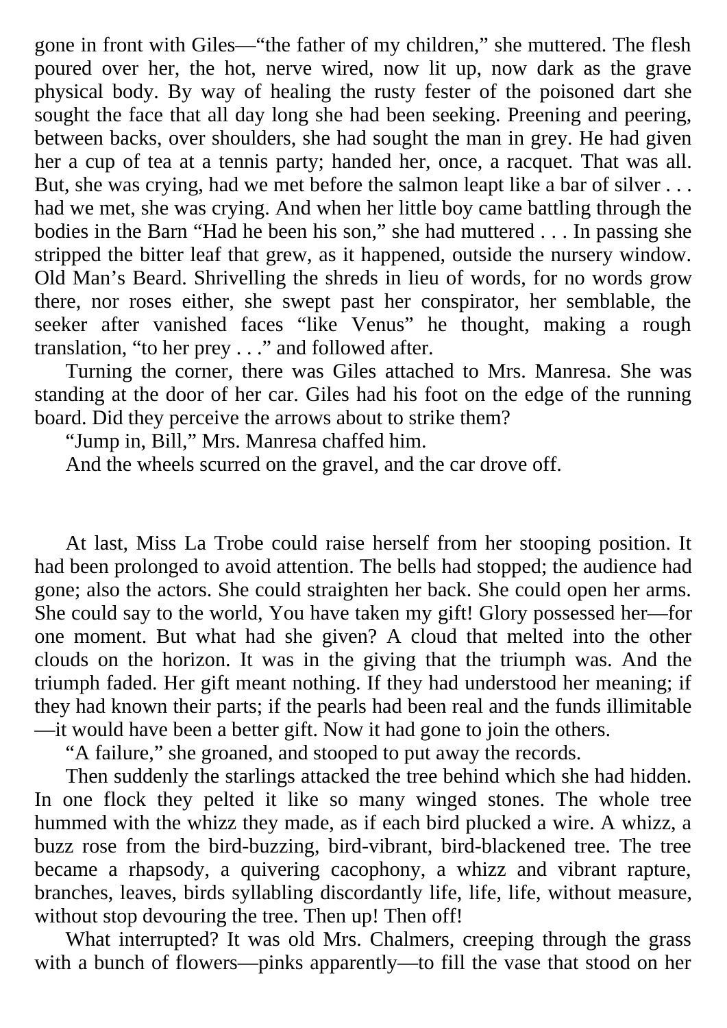gone in front with Giles—"the father of my children," she muttered. The flesh poured over her, the hot, nerve wired, now lit up, now dark as the grave physical body. By way of healing the rusty fester of the poisoned dart she sought the face that all day long she had been seeking. Preening and peering, between backs, over shoulders, she had sought the man in grey. He had given her a cup of tea at a tennis party; handed her, once, a racquet. That was all. But, she was crying, had we met before the salmon leapt like a bar of silver . . . had we met, she was crying. And when her little boy came battling through the bodies in the Barn "Had he been his son," she had muttered . . . In passing she stripped the bitter leaf that grew, as it happened, outside the nursery window. Old Man's Beard. Shrivelling the shreds in lieu of words, for no words grow there, nor roses either, she swept past her conspirator, her semblable, the seeker after vanished faces "like Venus" he thought, making a rough translation, "to her prey . . ." and followed after.

Turning the corner, there was Giles attached to Mrs. Manresa. She was standing at the door of her car. Giles had his foot on the edge of the running board. Did they perceive the arrows about to strike them?

"Jump in, Bill," Mrs. Manresa chaffed him.

And the wheels scurred on the gravel, and the car drove off.

At last, Miss La Trobe could raise herself from her stooping position. It had been prolonged to avoid attention. The bells had stopped; the audience had gone; also the actors. She could straighten her back. She could open her arms. She could say to the world, You have taken my gift! Glory possessed her—for one moment. But what had she given? A cloud that melted into the other clouds on the horizon. It was in the giving that the triumph was. And the triumph faded. Her gift meant nothing. If they had understood her meaning; if they had known their parts; if the pearls had been real and the funds illimitable—it would have been a better gift. Now it had gone to join the others.

"A failure," she groaned, and stooped to put away the records.

Then suddenly the starlings attacked the tree behind which she had hidden. In one flock they pelted it like so many winged stones. The whole tree hummed with the whizz they made, as if each bird plucked a wire. A whizz, a buzz rose from the bird-buzzing, bird-vibrant, bird-blackened tree. The tree became a rhapsody, a quivering cacophony, a whizz and vibrant rapture, branches, leaves, birds syllabling discordantly life, life, life, without measure, without stop devouring the tree. Then up! Then off!

What interrupted? It was old Mrs. Chalmers, creeping through the grass with a bunch of flowers—pinks apparently—to fill the vase that stood on her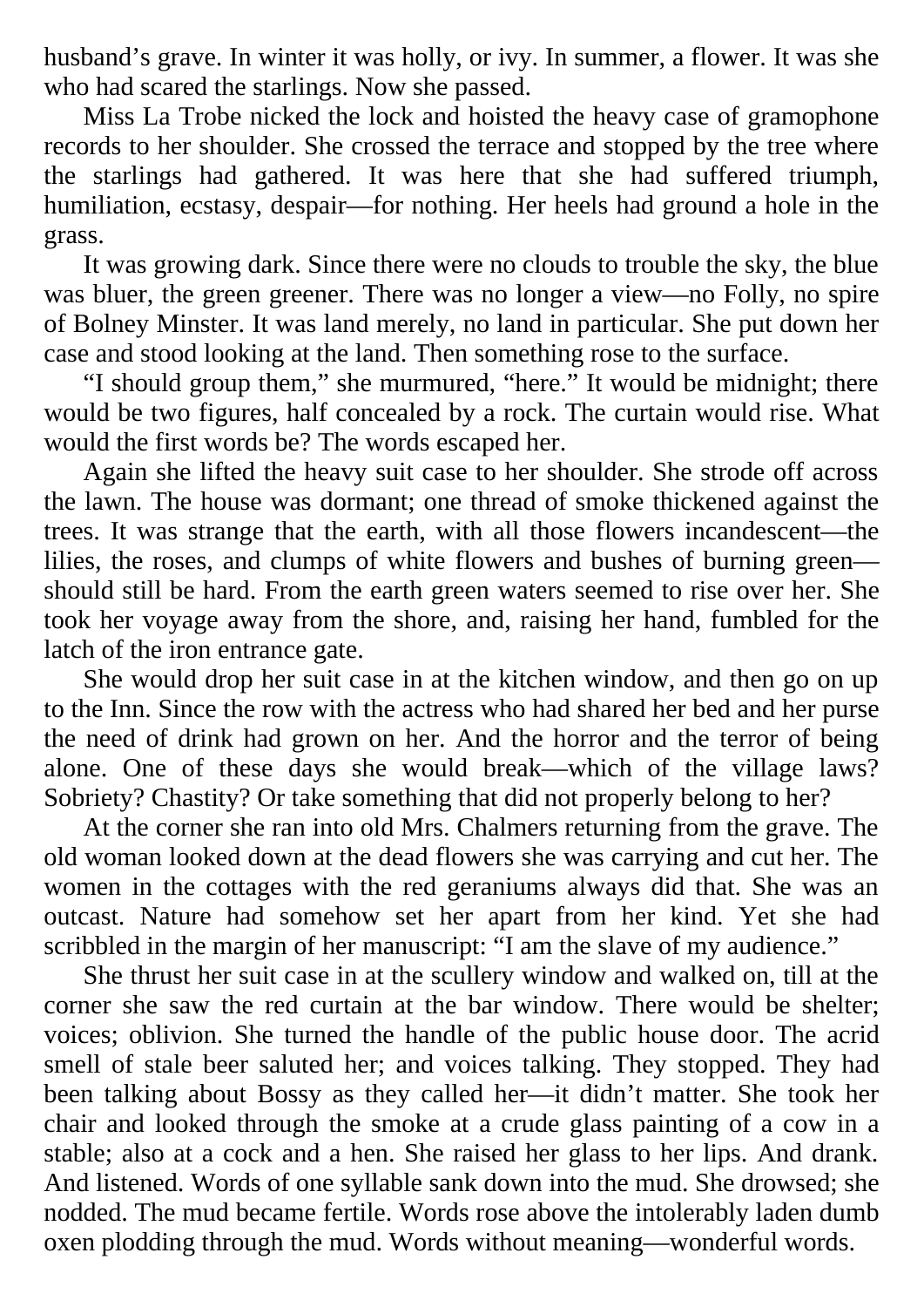husband's grave. In winter it was holly, or ivy. In summer, a flower. It was she who had scared the starlings. Now she passed.

Miss La Trobe nicked the lock and hoisted the heavy case of gramophone records to her shoulder. She crossed the terrace and stopped by the tree where the starlings had gathered. It was here that she had suffered triumph, humiliation, ecstasy, despair—for nothing. Her heels had ground a hole in the grass.

It was growing dark. Since there were no clouds to trouble the sky, the blue was bluer, the green greener. There was no longer a view—no Folly, no spire of Bolney Minster. It was land merely, no land in particular. She put down her case and stood looking at the land. Then something rose to the surface.

"I should group them," she murmured, "here." It would be midnight; there would be two figures, half concealed by a rock. The curtain would rise. What would the first words be? The words escaped her.

Again she lifted the heavy suit case to her shoulder. She strode off across the lawn. The house was dormant; one thread of smoke thickened against the trees. It was strange that the earth, with all those flowers incandescent—the lilies, the roses, and clumps of white flowers and bushes of burning green—should still be hard. From the earth green waters seemed to rise over her. She took her voyage away from the shore, and, raising her hand, fumbled for the latch of the iron entrance gate.

She would drop her suit case in at the kitchen window, and then go on up to the Inn. Since the row with the actress who had shared her bed and her purse the need of drink had grown on her. And the horror and the terror of being alone. One of these days she would break—which of the village laws? Sobriety? Chastity? Or take something that did not properly belong to her?

At the corner she ran into old Mrs. Chalmers returning from the grave. The old woman looked down at the dead flowers she was carrying and cut her. The women in the cottages with the red geraniums always did that. She was an outcast. Nature had somehow set her apart from her kind. Yet she had scribbled in the margin of her manuscript: "I am the slave of my audience."

She thrust her suit case in at the scullery window and walked on, till at the corner she saw the red curtain at the bar window. There would be shelter; voices; oblivion. She turned the handle of the public house door. The acrid smell of stale beer saluted her; and voices talking. They stopped. They had been talking about Bossy as they called her—it didn't matter. She took her chair and looked through the smoke at a crude glass painting of a cow in a stable; also at a cock and a hen. She raised her glass to her lips. And drank. And listened. Words of one syllable sank down into the mud. She drowsed; she nodded. The mud became fertile. Words rose above the intolerably laden dumb oxen plodding through the mud. Words without meaning—wonderful words.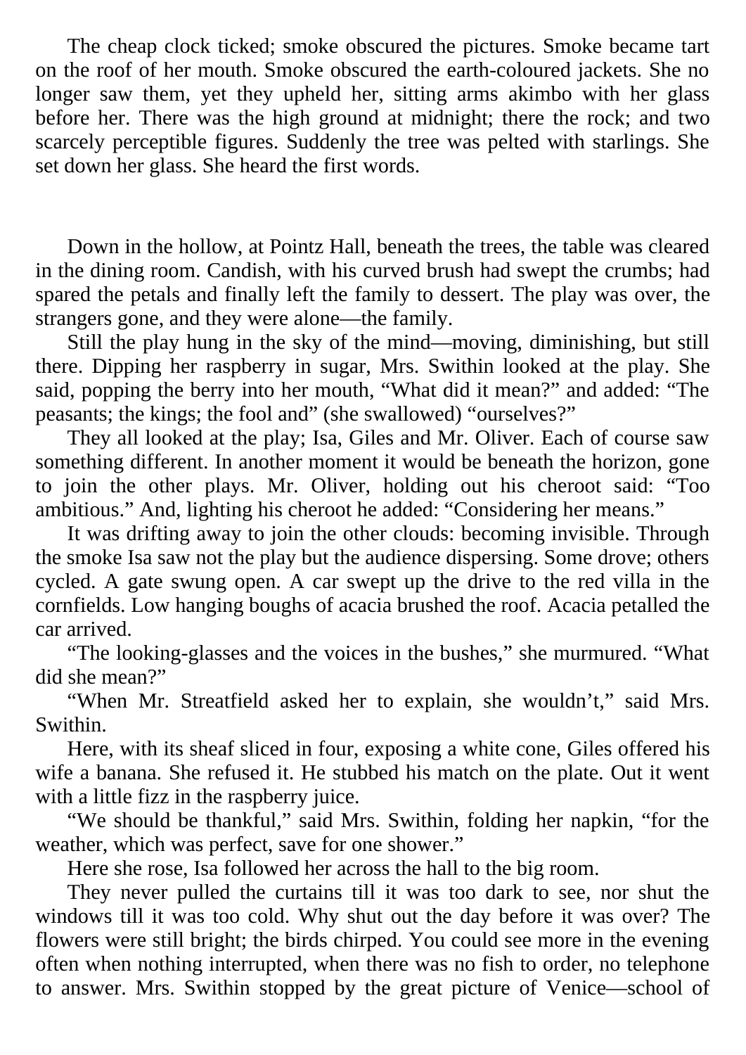The cheap clock ticked; smoke obscured the pictures. Smoke became tart on the roof of her mouth. Smoke obscured the earth-coloured jackets. She no longer saw them, yet they upheld her, sitting arms akimbo with her glass before her. There was the high ground at midnight; there the rock; and two scarcely perceptible figures. Suddenly the tree was pelted with starlings. She set down her glass. She heard the first words.

Down in the hollow, at Pointz Hall, beneath the trees, the table was cleared in the dining room. Candish, with his curved brush had swept the crumbs; had spared the petals and finally left the family to dessert. The play was over, the strangers gone, and they were alone—the family.

Still the play hung in the sky of the mind—moving, diminishing, but still there. Dipping her raspberry in sugar, Mrs. Swithin looked at the play. She said, popping the berry into her mouth, "What did it mean?" and added: "The peasants; the kings; the fool and" (she swallowed) "ourselves?"

They all looked at the play; Isa, Giles and Mr. Oliver. Each of course saw something different. In another moment it would be beneath the horizon, gone to join the other plays. Mr. Oliver, holding out his cheroot said: "Too ambitious." And, lighting his cheroot he added: "Considering her means."

It was drifting away to join the other clouds: becoming invisible. Through the smoke Isa saw not the play but the audience dispersing. Some drove; others cycled. A gate swung open. A car swept up the drive to the red villa in the cornfields. Low hanging boughs of acacia brushed the roof. Acacia petalled the car arrived.

"The looking-glasses and the voices in the bushes," she murmured. "What did she mean?"

"When Mr. Streatfield asked her to explain, she wouldn't," said Mrs. Swithin.

Here, with its sheaf sliced in four, exposing a white cone, Giles offered his wife a banana. She refused it. He stubbed his match on the plate. Out it went with a little fizz in the raspberry juice.

"We should be thankful," said Mrs. Swithin, folding her napkin, "for the weather, which was perfect, save for one shower."

Here she rose, Isa followed her across the hall to the big room.

They never pulled the curtains till it was too dark to see, nor shut the windows till it was too cold. Why shut out the day before it was over? The flowers were still bright; the birds chirped. You could see more in the evening often when nothing interrupted, when there was no fish to order, no telephone to answer. Mrs. Swithin stopped by the great picture of Venice—school of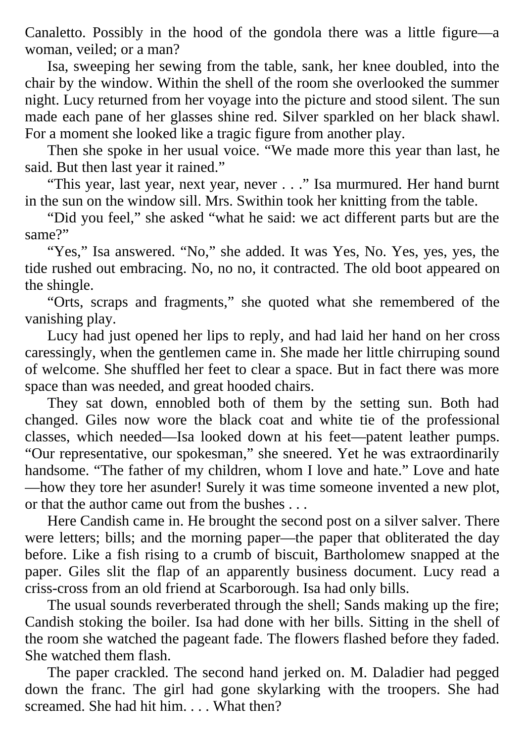Canaletto. Possibly in the hood of the gondola there was a little figure—a woman, veiled; or a man?

Isa, sweeping her sewing from the table, sank, her knee doubled, into the chair by the window. Within the shell of the room she overlooked the summer night. Lucy returned from her voyage into the picture and stood silent. The sun made each pane of her glasses shine red. Silver sparkled on her black shawl. For a moment she looked like a tragic figure from another play.

Then she spoke in her usual voice. "We made more this year than last, he said. But then last year it rained."

"This year, last year, next year, never . . ." Isa murmured. Her hand burnt in the sun on the window sill. Mrs. Swithin took her knitting from the table.

"Did you feel," she asked "what he said: we act different parts but are the same?"

"Yes," Isa answered. "No," she added. It was Yes, No. Yes, yes, yes, the tide rushed out embracing. No, no no, it contracted. The old boot appeared on the shingle.

"Orts, scraps and fragments," she quoted what she remembered of the vanishing play.

Lucy had just opened her lips to reply, and had laid her hand on her cross caressingly, when the gentlemen came in. She made her little chirruping sound of welcome. She shuffled her feet to clear a space. But in fact there was more space than was needed, and great hooded chairs.

They sat down, ennobled both of them by the setting sun. Both had changed. Giles now wore the black coat and white tie of the professional classes, which needed—Isa looked down at his feet—patent leather pumps. "Our representative, our spokesman," she sneered. Yet he was extraordinarily handsome. "The father of my children, whom I love and hate." Love and hate—how they tore her asunder! Surely it was time someone invented a new plot, or that the author came out from the bushes . . .

Here Candish came in. He brought the second post on a silver salver. There were letters; bills; and the morning paper—the paper that obliterated the day before. Like a fish rising to a crumb of biscuit, Bartholomew snapped at the paper. Giles slit the flap of an apparently business document. Lucy read a criss-cross from an old friend at Scarborough. Isa had only bills.

The usual sounds reverberated through the shell; Sands making up the fire; Candish stoking the boiler. Isa had done with her bills. Sitting in the shell of the room she watched the pageant fade. The flowers flashed before they faded. She watched them flash.

The paper crackled. The second hand jerked on. M. Daladier had pegged down the franc. The girl had gone skylarking with the troopers. She had screamed. She had hit him. . . . What then?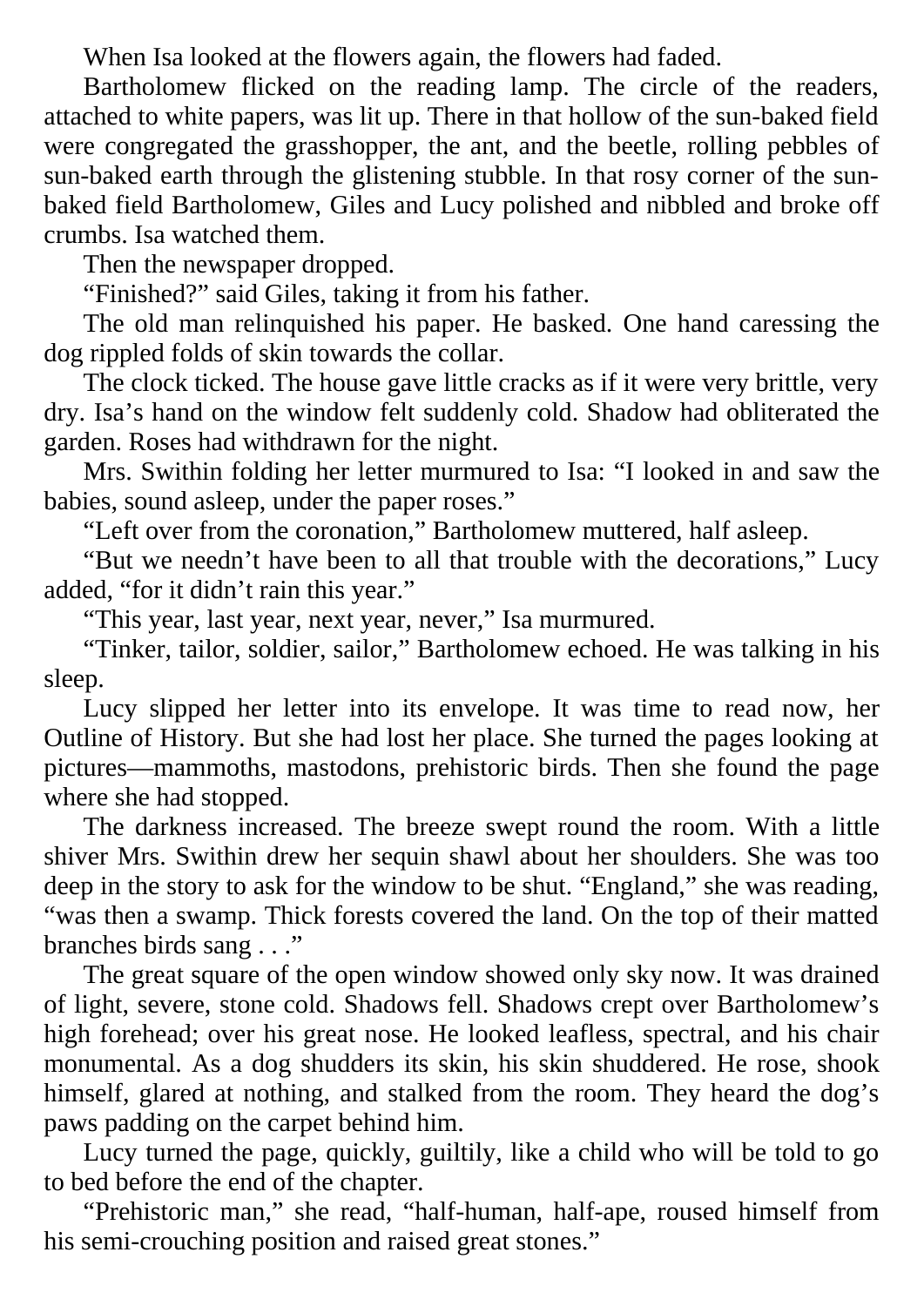When Isa looked at the flowers again, the flowers had faded.

Bartholomew flicked on the reading lamp. The circle of the readers, attached to white papers, was lit up. There in that hollow of the sun-baked field were congregated the grasshopper, the ant, and the beetle, rolling pebbles of sun-baked earth through the glistening stubble. In that rosy corner of the sun-baked field Bartholomew, Giles and Lucy polished and nibbled and broke off crumbs. Isa watched them.

Then the newspaper dropped.

"Finished?" said Giles, taking it from his father.

The old man relinquished his paper. He basked. One hand caressing the dog rippled folds of skin towards the collar.

The clock ticked. The house gave little cracks as if it were very brittle, very dry. Isa's hand on the window felt suddenly cold. Shadow had obliterated the garden. Roses had withdrawn for the night.

Mrs. Swithin folding her letter murmured to Isa: "I looked in and saw the babies, sound asleep, under the paper roses."

"Left over from the coronation," Bartholomew muttered, half asleep.

"But we needn't have been to all that trouble with the decorations," Lucy added, "for it didn't rain this year."

"This year, last year, next year, never," Isa murmured.

"Tinker, tailor, soldier, sailor," Bartholomew echoed. He was talking in his sleep.

Lucy slipped her letter into its envelope. It was time to read now, her Outline of History. But she had lost her place. She turned the pages looking at pictures—mammoths, mastodons, prehistoric birds. Then she found the page where she had stopped.

The darkness increased. The breeze swept round the room. With a little shiver Mrs. Swithin drew her sequin shawl about her shoulders. She was too deep in the story to ask for the window to be shut. "England," she was reading, "was then a swamp. Thick forests covered the land. On the top of their matted branches birds sang . . ."

The great square of the open window showed only sky now. It was drained of light, severe, stone cold. Shadows fell. Shadows crept over Bartholomew's high forehead; over his great nose. He looked leafless, spectral, and his chair monumental. As a dog shudders its skin, his skin shuddered. He rose, shook himself, glared at nothing, and stalked from the room. They heard the dog's paws padding on the carpet behind him.

Lucy turned the page, quickly, guiltily, like a child who will be told to go to bed before the end of the chapter.

"Prehistoric man," she read, "half-human, half-ape, roused himself from his semi-crouching position and raised great stones."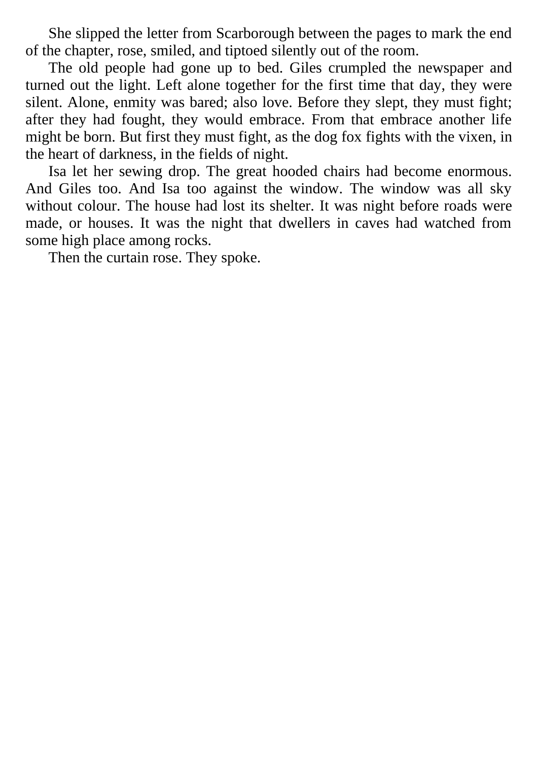She slipped the letter from Scarborough between the pages to mark the end of the chapter, rose, smiled, and tiptoed silently out of the room.

The old people had gone up to bed. Giles crumpled the newspaper and turned out the light. Left alone together for the first time that day, they were silent. Alone, enmity was bared; also love. Before they slept, they must fight; after they had fought, they would embrace. From that embrace another life might be born. But first they must fight, as the dog fox fights with the vixen, in the heart of darkness, in the fields of night.

Isa let her sewing drop. The great hooded chairs had become enormous. And Giles too. And Isa too against the window. The window was all sky without colour. The house had lost its shelter. It was night before roads were made, or houses. It was the night that dwellers in caves had watched from some high place among rocks.

Then the curtain rose. They spoke.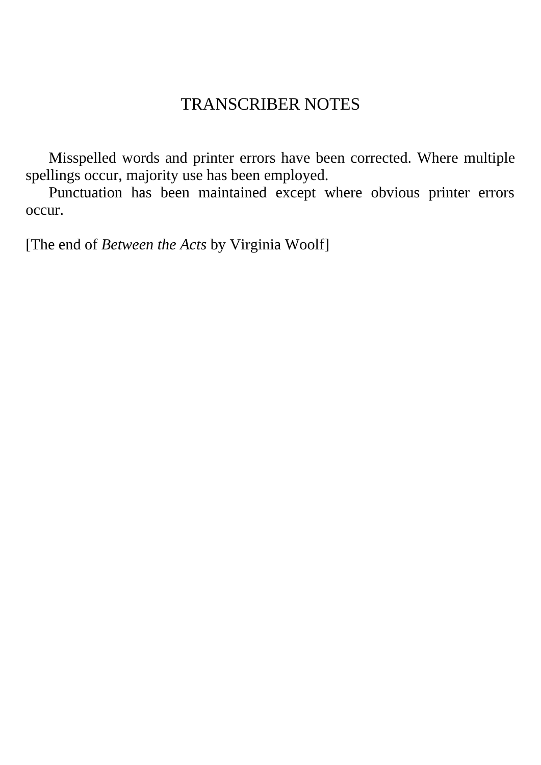## TRANSCRIBER NOTES

Misspelled words and printer errors have been corrected. Where multiple spellings occur, majority use has been employed.

Punctuation has been maintained except where obvious printer errors occur.

[The end of *Between the Acts* by Virginia Woolf]